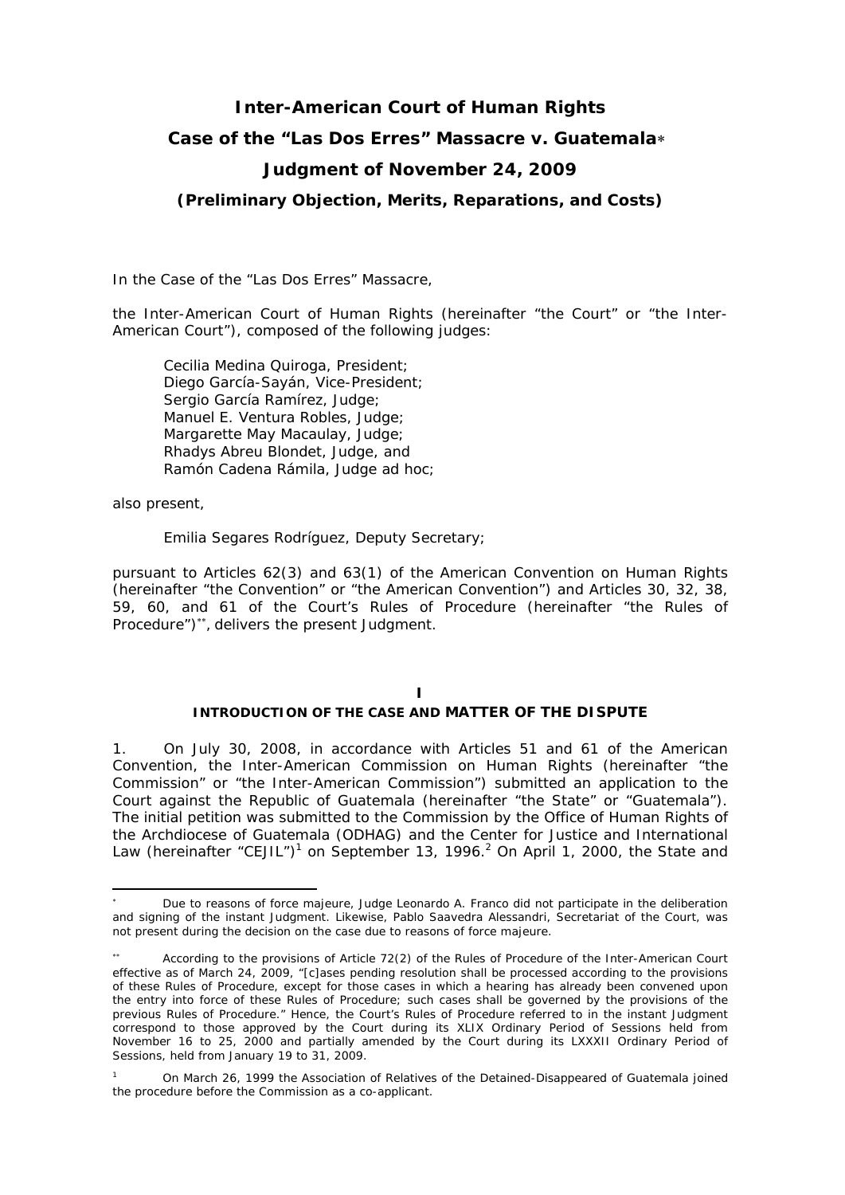# Inter-American Court of Human Rights

# Case of the "Las Dos Erres" Massacre v. Guatemala*

# Judgment of November 24, 2009

## (Preliminary Objection, Merits, Reparations, and Costs)

In the Case of the "Las Dos Erres" Massacre,

the Inter-American Court of Human Rights (hereinafter "the Court" or "the Inter-American Court"), composed of the following judges:

> Cecilia Medina Quiroga, President;
> Diego García-Sayán, Vice-President;
> Sergio García Ramírez, Judge;
> Manuel E. Ventura Robles, Judge;
> Margarette May Macaulay, Judge;
> Rhadys Abreu Blondet, Judge, and
> Ramón Cadena Rámila, Judge ad hoc;

also present,

> Emilia Segares Rodríguez, Deputy Secretary;

pursuant to Articles 62(3) and 63(1) of the American Convention on Human Rights (hereinafter "the Convention" or "the American Convention") and Articles 30, 32, 38, 59, 60, and 61 of the Court's Rules of Procedure (hereinafter "the Rules of Procedure")**, delivers the present Judgment.

## I
## INTRODUCTION OF THE CASE AND MATTER OF THE DISPUTE

1. On July 30, 2008, in accordance with Articles 51 and 61 of the American Convention, the Inter-American Commission on Human Rights (hereinafter "the Commission" or "the Inter-American Commission") submitted an application to the Court against the Republic of Guatemala (hereinafter "the State" or "Guatemala"). The initial petition was submitted to the Commission by the Office of Human Rights of the Archdiocese of Guatemala (ODHAG) and the Center for Justice and International Law (hereinafter "CEJIL")[1] on September 13, 1996.[2] On April 1, 2000, the State and

---

* Due to reasons of force majeure, Judge Leonardo A. Franco did not participate in the deliberation and signing of the instant Judgment. Likewise, Pablo Saavedra Alessandri, Secretariat of the Court, was not present during the decision on the case due to reasons of force majeure.

** According to the provisions of Article 72(2) of the Rules of Procedure of the Inter-American Court effective as of March 24, 2009, "[c]ases pending resolution shall be processed according to the provisions of these Rules of Procedure, except for those cases in which a hearing has already been convened upon the entry into force of these Rules of Procedure; such cases shall be governed by the provisions of the previous Rules of Procedure." Hence, the Court's Rules of Procedure referred to in the instant Judgment correspond to those approved by the Court during its XLIX Ordinary Period of Sessions held from November 16 to 25, 2000 and partially amended by the Court during its LXXXII Ordinary Period of Sessions, held from January 19 to 31, 2009.

[1] On March 26, 1999 the Association of Relatives of the Detained-Disappeared of Guatemala joined the procedure before the Commission as a co-applicant.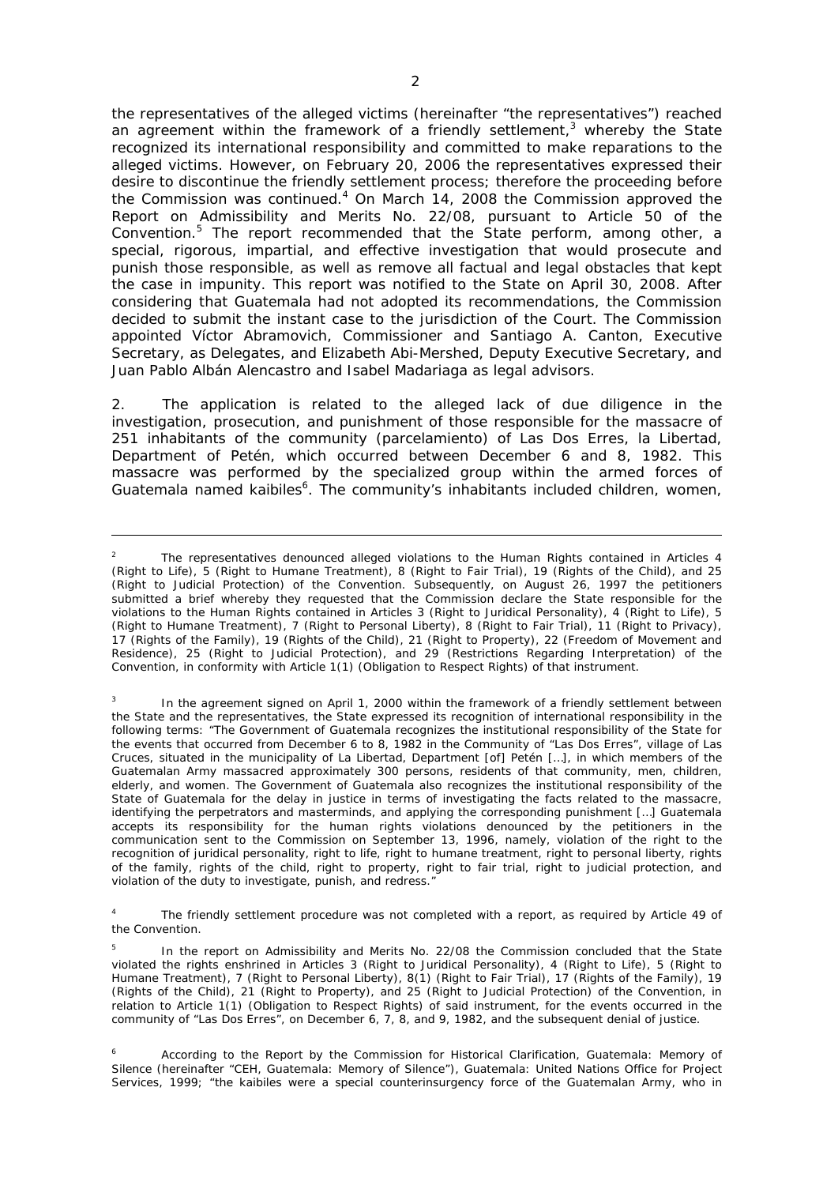the representatives of the alleged victims (hereinafter "the representatives") reached an agreement within the framework of a friendly settlement,[3] whereby the State recognized its international responsibility and committed to make reparations to the alleged victims. However, on February 20, 2006 the representatives expressed their desire to discontinue the friendly settlement process; therefore the proceeding before the Commission was continued.[4] On March 14, 2008 the Commission approved the Report on Admissibility and Merits No. 22/08, pursuant to Article 50 of the Convention.[5] The report recommended that the State perform, among other, a special, rigorous, impartial, and effective investigation that would prosecute and punish those responsible, as well as remove all factual and legal obstacles that kept the case in impunity. This report was notified to the State on April 30, 2008. After considering that Guatemala had not adopted its recommendations, the Commission decided to submit the instant case to the jurisdiction of the Court. The Commission appointed Víctor Abramovich, Commissioner and Santiago A. Canton, Executive Secretary, as Delegates, and Elizabeth Abi-Mershed, Deputy Executive Secretary, and Juan Pablo Albán Alencastro and Isabel Madariaga as legal advisors.

2. The application is related to the alleged lack of due diligence in the investigation, prosecution, and punishment of those responsible for the massacre of 251 inhabitants of the community (*parcelamiento*) of Las Dos Erres, la Libertad, Department of Petén, which occurred between December 6 and 8, 1982. This massacre was performed by the specialized group within the armed forces of Guatemala named *kaibiles*[6]. The community's inhabitants included children, women,

---

[2] The representatives denounced alleged violations to the Human Rights contained in Articles 4 (Right to Life), 5 (Right to Humane Treatment), 8 (Right to Fair Trial), 19 (Rights of the Child), and 25 (Right to Judicial Protection) of the Convention. Subsequently, on August 26, 1997 the petitioners submitted a brief whereby they requested that the Commission declare the State responsible for the violations to the Human Rights contained in Articles 3 (Right to Juridical Personality), 4 (Right to Life), 5 (Right to Humane Treatment), 7 (Right to Personal Liberty), 8 (Right to Fair Trial), 11 (Right to Privacy), 17 (Rights of the Family), 19 (Rights of the Child), 21 (Right to Property), 22 (Freedom of Movement and Residence), 25 (Right to Judicial Protection), and 29 (Restrictions Regarding Interpretation) of the Convention, in conformity with Article 1(1) (Obligation to Respect Rights) of that instrument.

[3] In the agreement signed on April 1, 2000 within the framework of a friendly settlement between the State and the representatives, the State expressed its recognition of international responsibility in the following terms: "The Government of Guatemala recognizes the institutional responsibility of the State for the events that occurred from December 6 to 8, 1982 in the Community of "Las Dos Erres", village of Las Cruces, situated in the municipality of La Libertad, Department [of] Petén […], in which members of the Guatemalan Army massacred approximately 300 persons, residents of that community, men, children, elderly, and women. The Government of Guatemala also recognizes the institutional responsibility of the State of Guatemala for the delay in justice in terms of investigating the facts related to the massacre, identifying the perpetrators and masterminds, and applying the corresponding punishment […] Guatemala accepts its responsibility for the human rights violations denounced by the petitioners in the communication sent to the Commission on September 13, 1996, namely, violation of the right to the recognition of juridical personality, right to life, right to humane treatment, right to personal liberty, rights of the family, rights of the child, right to property, right to fair trial, right to judicial protection, and violation of the duty to investigate, punish, and redress."

[4] The friendly settlement procedure was not completed with a report, as required by Article 49 of the Convention.

[5] In the report on Admissibility and Merits No. 22/08 the Commission concluded that the State violated the rights enshrined in Articles 3 (Right to Juridical Personality), 4 (Right to Life), 5 (Right to Humane Treatment), 7 (Right to Personal Liberty), 8(1) (Right to Fair Trial), 17 (Rights of the Family), 19 (Rights of the Child), 21 (Right to Property), and 25 (Right to Judicial Protection) of the Convention, in relation to Article 1(1) (Obligation to Respect Rights) of said instrument, for the events occurred in the community of "Las Dos Erres", on December 6, 7, 8, and 9, 1982, and the subsequent denial of justice.

[6] According to the Report by the Commission for Historical Clarification, *Guatemala: Memory of Silence* (hereinafter "CEH, *Guatemala: Memory of Silence*"), Guatemala: United Nations Office for Project Services, 1999; "the *kaibiles* were a special counterinsurgency force of the Guatemalan Army, who in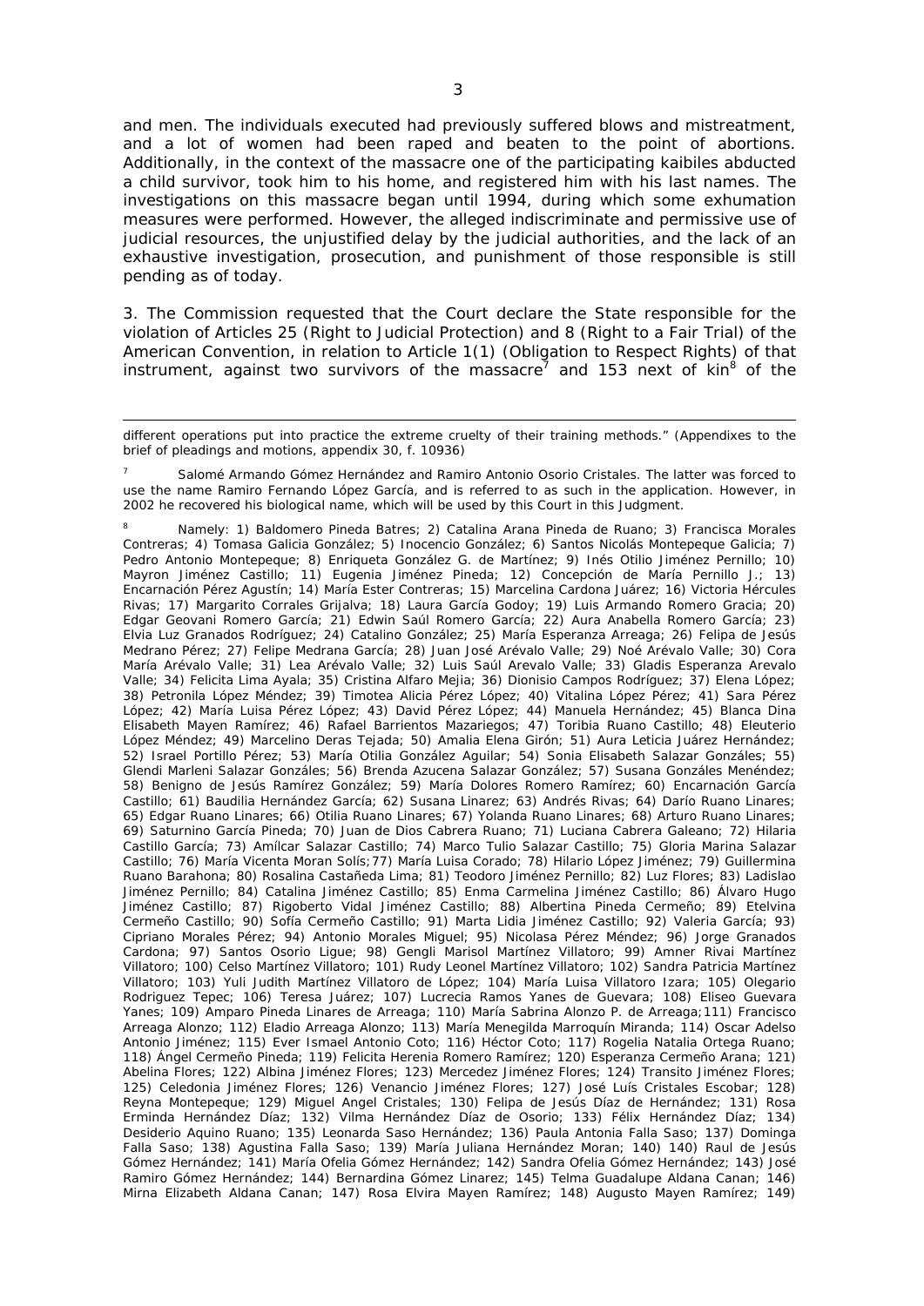and men. The individuals executed had previously suffered blows and mistreatment, and a lot of women had been raped and beaten to the point of abortions. Additionally, in the context of the massacre one of the participating kaibiles abducted a child survivor, took him to his home, and registered him with his last names. The investigations on this massacre began until 1994, during which some exhumation measures were performed. However, the alleged indiscriminate and permissive use of judicial resources, the unjustified delay by the judicial authorities, and the lack of an exhaustive investigation, prosecution, and punishment of those responsible is still pending as of today.

3. The Commission requested that the Court declare the State responsible for the violation of Articles 25 (Right to Judicial Protection) and 8 (Right to a Fair Trial) of the American Convention, in relation to Article 1(1) (Obligation to Respect Rights) of that instrument, against two survivors of the massacre[7] and 153 next of kin[8] of the

---

different operations put into practice the extreme cruelty of their training methods." (Appendixes to the brief of pleadings and motions, appendix 30, f. 10936)

[7] Salomé Armando Gómez Hernández and Ramiro Antonio Osorio Cristales. The latter was forced to use the name Ramiro Fernando López García, and is referred to as such in the application. However, in 2002 he recovered his biological name, which will be used by this Court in this Judgment.

[8] Namely: 1) Baldomero Pineda Batres; 2) Catalina Arana Pineda de Ruano; 3) Francisca Morales Contreras; 4) Tomasa Galicia González; 5) Inocencio González; 6) Santos Nicolás Montepeque Galicia; 7) Pedro Antonio Montepeque; 8) Enriqueta González G. de Martínez; 9) Inés Otilio Jiménez Pernillo; 10) Mayron Jiménez Castillo; 11) Eugenia Jiménez Pineda; 12) Concepción de María Pernillo J.; 13) Encarnación Pérez Agustín; 14) María Ester Contreras; 15) Marcelina Cardona Juárez; 16) Victoria Hércules Rivas; 17) Margarito Corrales Grijalva; 18) Laura García Godoy; 19) Luis Armando Romero Gracia; 20) Edgar Geovani Romero García; 21) Edwin Saúl Romero García; 22) Aura Anabella Romero García; 23) Elvia Luz Granados Rodríguez; 24) Catalino González; 25) María Esperanza Arreaga; 26) Felipa de Jesús Medrano Pérez; 27) Felipe Medrana García; 28) Juan José Arévalo Valle; 29) Noé Arévalo Valle; 30) Cora María Arévalo Valle; 31) Lea Arévalo Valle; 32) Luis Saúl Arevalo Valle; 33) Gladis Esperanza Arevalo Valle; 34) Felicita Lima Ayala; 35) Cristina Alfaro Mejia; 36) Dionisio Campos Rodríguez; 37) Elena López; 38) Petronila López Méndez; 39) Timotea Alicia Pérez López; 40) Vitalina López Pérez; 41) Sara Pérez López; 42) María Luisa Pérez López; 43) David Pérez López; 44) Manuela Hernández; 45) Blanca Dina Elisabeth Mayen Ramírez; 46) Rafael Barrientos Mazariegos; 47) Toribia Ruano Castillo; 48) Eleuterio López Méndez; 49) Marcelino Deras Tejada; 50) Amalia Elena Girón; 51) Aura Leticia Juárez Hernández; 52) Israel Portillo Pérez; 53) María Otilia González Aguilar; 54) Sonia Elisabeth Salazar Gonzáles; 55) Glendi Marleni Salazar Gonzáles; 56) Brenda Azucena Salazar González; 57) Susana Gonzáles Menéndez; 58) Benigno de Jesús Ramírez González; 59) María Dolores Romero Ramírez; 60) Encarnación García Castillo; 61) Baudilia Hernández García; 62) Susana Linarez; 63) Andrés Rivas; 64) Darío Ruano Linares; 65) Edgar Ruano Linares; 66) Otilia Ruano Linares; 67) Yolanda Ruano Linares; 68) Arturo Ruano Linares; 69) Saturnino García Pineda; 70) Juan de Dios Cabrera Ruano; 71) Luciana Cabrera Galeano; 72) Hilaria Castillo García; 73) Amílcar Salazar Castillo; 74) Marco Tulio Salazar Castillo; 75) Gloria Marina Salazar Castillo; 76) María Vicenta Moran Solís;77) María Luisa Corado; 78) Hilario López Jiménez; 79) Guillermina Ruano Barahona; 80) Rosalina Castañeda Lima; 81) Teodoro Jiménez Pernillo; 82) Luz Flores; 83) Ladislao Jiménez Pernillo; 84) Catalina Jiménez Castillo; 85) Enma Carmelina Jiménez Castillo; 86) Álvaro Hugo Jiménez Castillo; 87) Rigoberto Vidal Jiménez Castillo; 88) Albertina Pineda Cermeño; 89) Etelvina Cermeño Castillo; 90) Sofía Cermeño Castillo; 91) Marta Lidia Jiménez Castillo; 92) Valeria García; 93) Cipriano Morales Pérez; 94) Antonio Morales Miguel; 95) Nicolasa Pérez Méndez; 96) Jorge Granados Cardona; 97) Santos Osorio Ligue; 98) Gengli Marisol Martínez Villatoro; 99) Amner Rivai Martínez Villatoro; 100) Celso Martínez Villatoro; 101) Rudy Leonel Martínez Villatoro; 102) Sandra Patricia Martínez Villatoro; 103) Yuli Judith Martínez Villatoro de López; 104) María Luisa Villatoro Izara; 105) Olegario Rodriguez Tepec; 106) Teresa Juárez; 107) Lucrecia Ramos Yanes de Guevara; 108) Eliseo Guevara Yanes; 109) Amparo Pineda Linares de Arreaga; 110) María Sabrina Alonzo P. de Arreaga;111) Francisco Arreaga Alonzo; 112) Eladio Arreaga Alonzo; 113) María Menegilda Marroquín Miranda; 114) Oscar Adelso Antonio Jiménez; 115) Ever Ismael Antonio Coto; 116) Héctor Coto; 117) Rogelia Natalia Ortega Ruano; 118) Ángel Cermeño Pineda; 119) Felicita Herenia Romero Ramírez; 120) Esperanza Cermeño Arana; 121) Abelina Flores; 122) Albina Jiménez Flores; 123) Mercedez Jiménez Flores; 124) Transito Jiménez Flores; 125) Celedonia Jiménez Flores; 126) Venancio Jiménez Flores; 127) José Luís Cristales Escobar; 128) Reyna Montepeque; 129) Miguel Angel Cristales; 130) Felipa de Jesús Díaz de Hernández; 131) Rosa Erminda Hernández Díaz; 132) Vilma Hernández Díaz de Osorio; 133) Félix Hernández Díaz; 134) Desiderio Aquino Ruano; 135) Leonarda Saso Hernández; 136) Paula Antonia Falla Saso; 137) Dominga Falla Saso; 138) Agustina Falla Saso; 139) María Juliana Hernández Moran; 140) 140) Raul de Jesús Gómez Hernández; 141) María Ofelia Gómez Hernández; 142) Sandra Ofelia Gómez Hernández; 143) José Ramiro Gómez Hernández; 144) Bernardina Gómez Linarez; 145) Telma Guadalupe Aldana Canan; 146) Mirna Elizabeth Aldana Canan; 147) Rosa Elvira Mayen Ramírez; 148) Augusto Mayen Ramírez; 149)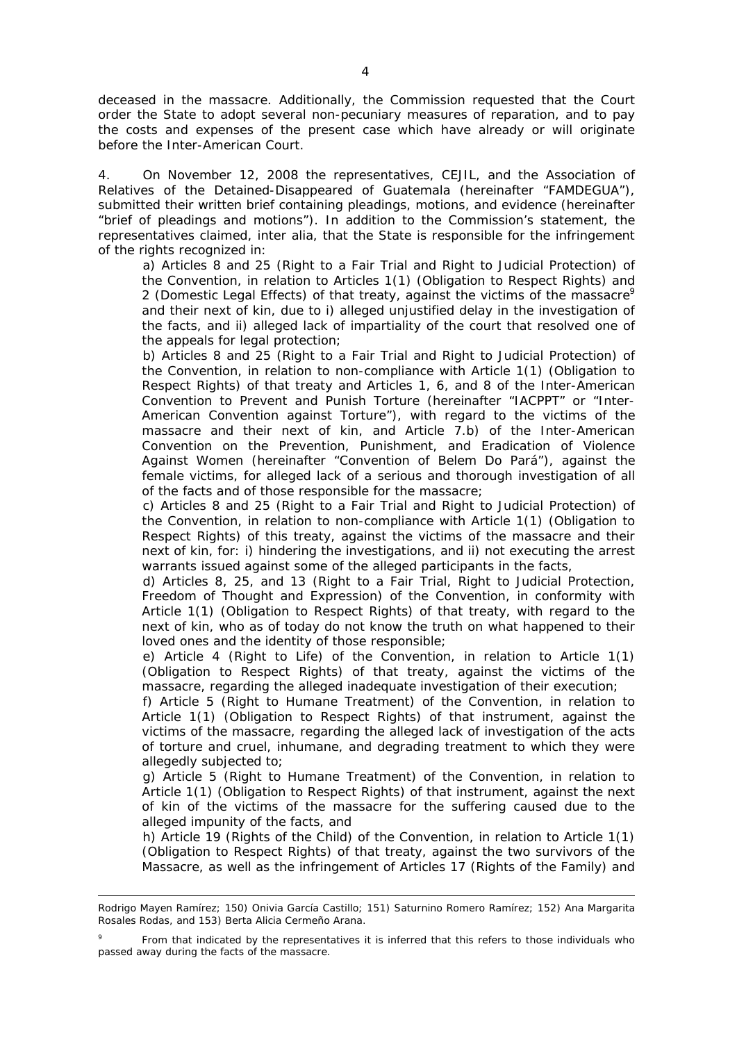deceased in the massacre. Additionally, the Commission requested that the Court order the State to adopt several non-pecuniary measures of reparation, and to pay the costs and expenses of the present case which have already or will originate before the Inter-American Court.

4. On November 12, 2008 the representatives, CEJIL, and the Association of Relatives of the Detained-Disappeared of Guatemala (hereinafter "FAMDEGUA"), submitted their written brief containing pleadings, motions, and evidence (hereinafter "brief of pleadings and motions"). In addition to the Commission's statement, the representatives claimed, inter alia, that the State is responsible for the infringement of the rights recognized in:

a) Articles 8 and 25 (Right to a Fair Trial and Right to Judicial Protection) of the Convention, in relation to Articles 1(1) (Obligation to Respect Rights) and 2 (Domestic Legal Effects) of that treaty, against the victims of the massacre[9] and their next of kin, due to i) alleged unjustified delay in the investigation of the facts, and ii) alleged lack of impartiality of the court that resolved one of the appeals for legal protection;

b) Articles 8 and 25 (Right to a Fair Trial and Right to Judicial Protection) of the Convention, in relation to non-compliance with Article 1(1) (Obligation to Respect Rights) of that treaty and Articles 1, 6, and 8 of the Inter-American Convention to Prevent and Punish Torture (hereinafter "IACPPT" or "Inter-American Convention against Torture"), with regard to the victims of the massacre and their next of kin, and Article 7.b) of the Inter-American Convention on the Prevention, Punishment, and Eradication of Violence Against Women (hereinafter "Convention of Belem Do Pará"), against the female victims, for alleged lack of a serious and thorough investigation of all of the facts and of those responsible for the massacre;

c) Articles 8 and 25 (Right to a Fair Trial and Right to Judicial Protection) of the Convention, in relation to non-compliance with Article 1(1) (Obligation to Respect Rights) of this treaty, against the victims of the massacre and their next of kin, for: i) hindering the investigations, and ii) not executing the arrest warrants issued against some of the alleged participants in the facts,

d) Articles 8, 25, and 13 (Right to a Fair Trial, Right to Judicial Protection, Freedom of Thought and Expression) of the Convention, in conformity with Article 1(1) (Obligation to Respect Rights) of that treaty, with regard to the next of kin, who as of today do not know the truth on what happened to their loved ones and the identity of those responsible;

e) Article 4 (Right to Life) of the Convention, in relation to Article 1(1) (Obligation to Respect Rights) of that treaty, against the victims of the massacre, regarding the alleged inadequate investigation of their execution;

f) Article 5 (Right to Humane Treatment) of the Convention, in relation to Article 1(1) (Obligation to Respect Rights) of that instrument, against the victims of the massacre, regarding the alleged lack of investigation of the acts of torture and cruel, inhumane, and degrading treatment to which they were allegedly subjected to;

g) Article 5 (Right to Humane Treatment) of the Convention, in relation to Article 1(1) (Obligation to Respect Rights) of that instrument, against the next of kin of the victims of the massacre for the suffering caused due to the alleged impunity of the facts, and

h) Article 19 (Rights of the Child) of the Convention, in relation to Article 1(1) (Obligation to Respect Rights) of that treaty, against the two survivors of the Massacre, as well as the infringement of Articles 17 (Rights of the Family) and

---

Rodrigo Mayen Ramírez; 150) Onivia García Castillo; 151) Saturnino Romero Ramírez; 152) Ana Margarita Rosales Rodas, and 153) Berta Alicia Cermeño Arana.

[9] From that indicated by the representatives it is inferred that this refers to those individuals who passed away during the facts of the massacre.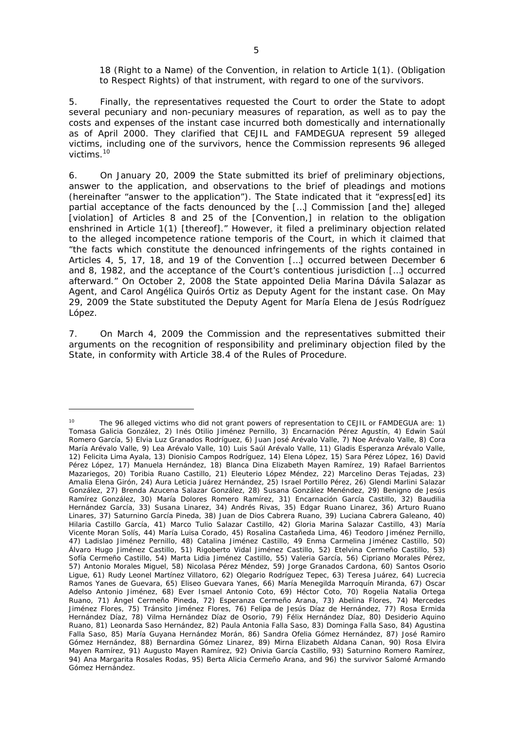18 (Right to a Name) of the Convention, in relation to Article 1(1). (Obligation to Respect Rights) of that instrument, with regard to one of the survivors.

5. Finally, the representatives requested the Court to order the State to adopt several pecuniary and non-pecuniary measures of reparation, as well as to pay the costs and expenses of the instant case incurred both domestically and internationally as of April 2000. They clarified that CEJIL and FAMDEGUA represent 59 alleged victims, including one of the survivors, hence the Commission represents 96 alleged victims.[10]

6. On January 20, 2009 the State submitted its brief of preliminary objections, answer to the application, and observations to the brief of pleadings and motions (hereinafter "answer to the application"). The State indicated that it "express[ed] its partial acceptance of the facts denounced by the […] Commission [and the] alleged [violation] of Articles 8 and 25 of the [Convention,] in relation to the obligation enshrined in Article 1(1) [thereof]." However, it filed a preliminary objection related to the alleged incompetence *ratione temporis* of the Court, in which it claimed that "the facts which constitute the denounced infringements of the rights contained in Articles 4, 5, 17, 18, and 19 of the Convention […] occurred between December 6 and 8, 1982, and the acceptance of the Court's contentious jurisdiction […] occurred afterward." On October 2, 2008 the State appointed Delia Marina Dávila Salazar as Agent, and Carol Angélica Quirós Ortiz as Deputy Agent for the instant case. On May 29, 2009 the State substituted the Deputy Agent for María Elena de Jesús Rodríguez López.

7. On March 4, 2009 the Commission and the representatives submitted their arguments on the recognition of responsibility and preliminary objection filed by the State, in conformity with Article 38.4 of the Rules of Procedure.

---

[10] The 96 alleged victims who did not grant powers of representation to CEJIL or FAMDEGUA are: 1) Tomasa Galicia González, 2) Inés Otilio Jiménez Pernillo, 3) Encarnación Pérez Agustín, 4) Edwin Saúl Romero García, 5) Elvia Luz Granados Rodríguez, 6) Juan José Arévalo Valle, 7) Noe Arévalo Valle, 8) Cora María Arévalo Valle, 9) Lea Arévalo Valle, 10) Luis Saúl Arévalo Valle, 11) Gladis Esperanza Arévalo Valle, 12) Felicita Lima Ayala, 13) Dionisio Campos Rodríguez, 14) Elena López, 15) Sara Pérez López, 16) David Pérez López, 17) Manuela Hernández, 18) Blanca Dina Elizabeth Mayen Ramírez, 19) Rafael Barrientos Mazariegos, 20) Toribia Ruano Castillo, 21) Eleuterio López Méndez, 22) Marcelino Deras Tejadas, 23) Amalia Elena Girón, 24) Aura Leticia Juárez Hernández, 25) Israel Portillo Pérez, 26) Glendi Marlini Salazar González, 27) Brenda Azucena Salazar González, 28) Susana González Menéndez, 29) Benigno de Jesús Ramírez González, 30) María Dolores Romero Ramírez, 31) Encarnación García Castillo, 32) Baudilia Hernández García, 33) Susana Linarez, 34) Andrés Rivas, 35) Edgar Ruano Linarez, 36) Arturo Ruano Linares, 37) Saturnino García Pineda, 38) Juan de Dios Cabrera Ruano, 39) Luciana Cabrera Galeano, 40) Hilaria Castillo García, 41) Marco Tulio Salazar Castillo, 42) Gloria Marina Salazar Castillo, 43) María Vicente Moran Solís, 44) María Luisa Corado, 45) Rosalina Castañeda Lima, 46) Teodoro Jiménez Pernillo, 47) Ladislao Jiménez Pernillo, 48) Catalina Jiménez Castillo, 49 Enma Carmelina Jiménez Castillo, 50) Álvaro Hugo Jiménez Castillo, 51) Rigoberto Vidal Jiménez Castillo, 52) Etelvina Cermeño Castillo, 53) Sofía Cermeño Castillo, 54) Marta Lidia Jiménez Castillo, 55) Valeria García, 56) Cipriano Morales Pérez, 57) Antonio Morales Miguel, 58) Nicolasa Pérez Méndez, 59) Jorge Granados Cardona, 60) Santos Osorio Ligue, 61) Rudy Leonel Martínez Villatoro, 62) Olegario Rodríguez Tepec, 63) Teresa Juárez, 64) Lucrecia Ramos Yanes de Guevara, 65) Eliseo Guevara Yanes, 66) María Menegilda Marroquín Miranda, 67) Oscar Adelso Antonio Jiménez, 68) Ever Ismael Antonio Coto, 69) Héctor Coto, 70) Rogelia Natalia Ortega Ruano, 71) Ángel Cermeño Pineda, 72) Esperanza Cermeño Arana, 73) Abelina Flores, 74) Mercedes Jiménez Flores, 75) Tránsito Jiménez Flores, 76) Felipa de Jesús Díaz de Hernández, 77) Rosa Ermida Hernández Díaz, 78) Vilma Hernández Díaz de Osorio, 79) Félix Hernández Díaz, 80) Desiderio Aquino Ruano, 81) Leonarda Saso Hernández, 82) Paula Antonia Falla Saso, 83) Dominga Falla Saso, 84) Agustina Falla Saso, 85) María Guyana Hernández Morán, 86) Sandra Ofelia Gómez Hernández, 87) José Ramiro Gómez Hernández, 88) Bernardina Gómez Linarez, 89) Mirna Elizabeth Aldana Canan, 90) Rosa Elvira Mayen Ramírez, 91) Augusto Mayen Ramírez, 92) Onivia García Castillo, 93) Saturnino Romero Ramírez, 94) Ana Margarita Rosales Rodas, 95) Berta Alicia Cermeño Arana, and 96) the survivor Salomé Armando Gómez Hernández.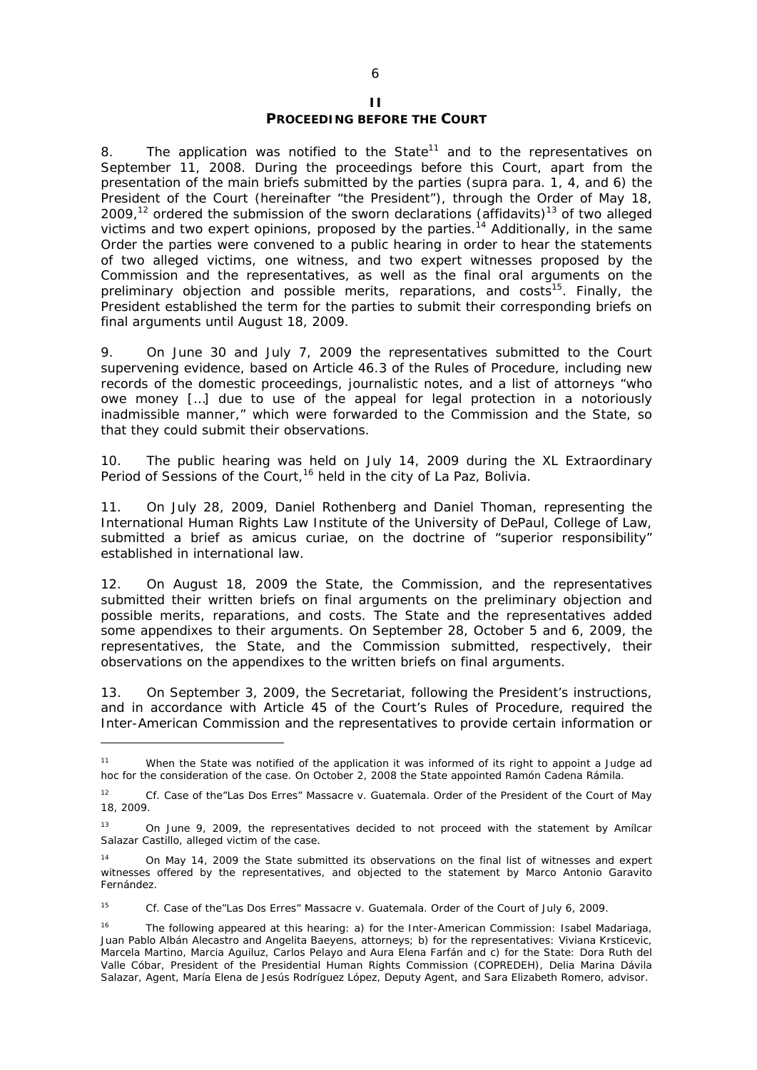# II
## PROCEEDING BEFORE THE COURT

8. The application was notified to the State[11] and to the representatives on September 11, 2008. During the proceedings before this Court, apart from the presentation of the main briefs submitted by the parties (supra para. 1, 4, and 6) the President of the Court (hereinafter "the President"), through the Order of May 18, 2009,[12] ordered the submission of the sworn declarations (affidavits)[13] of two alleged victims and two expert opinions, proposed by the parties.[14] Additionally, in the same Order the parties were convened to a public hearing in order to hear the statements of two alleged victims, one witness, and two expert witnesses proposed by the Commission and the representatives, as well as the final oral arguments on the preliminary objection and possible merits, reparations, and costs[15]. Finally, the President established the term for the parties to submit their corresponding briefs on final arguments until August 18, 2009.

9. On June 30 and July 7, 2009 the representatives submitted to the Court supervening evidence, based on Article 46.3 of the Rules of Procedure, including new records of the domestic proceedings, journalistic notes, and a list of attorneys "who owe money […] due to use of the appeal for legal protection in a notoriously inadmissible manner," which were forwarded to the Commission and the State, so that they could submit their observations.

10. The public hearing was held on July 14, 2009 during the XL Extraordinary Period of Sessions of the Court,[16] held in the city of La Paz, Bolivia.

11. On July 28, 2009, Daniel Rothenberg and Daniel Thoman, representing the International Human Rights Law Institute of the University of DePaul, College of Law, submitted a brief as amicus curiae, on the doctrine of "superior responsibility" established in international law.

12. On August 18, 2009 the State, the Commission, and the representatives submitted their written briefs on final arguments on the preliminary objection and possible merits, reparations, and costs. The State and the representatives added some appendixes to their arguments. On September 28, October 5 and 6, 2009, the representatives, the State, and the Commission submitted, respectively, their observations on the appendixes to the written briefs on final arguments.

13. On September 3, 2009, the Secretariat, following the President's instructions, and in accordance with Article 45 of the Court's Rules of Procedure, required the Inter-American Commission and the representatives to provide certain information or

---

[11] When the State was notified of the application it was informed of its right to appoint a Judge ad hoc for the consideration of the case. On October 2, 2008 the State appointed Ramón Cadena Rámila.

[12] *Cf. Case of the"Las Dos Erres" Massacre v. Guatemala.* Order of the President of the Court of May 18, 2009.

[13] On June 9, 2009, the representatives decided to not proceed with the statement by Amílcar Salazar Castillo, alleged victim of the case.

[14] On May 14, 2009 the State submitted its observations on the final list of witnesses and expert witnesses offered by the representatives, and objected to the statement by Marco Antonio Garavito Fernández.

[15] *Cf. Case of the"Las Dos Erres" Massacre v. Guatemala.* Order of the Court of July 6, 2009.

[16] The following appeared at this hearing: a) for the Inter-American Commission: Isabel Madariaga, Juan Pablo Albán Alecastro and Angelita Baeyens, attorneys; b) for the representatives: Viviana Krsticevic, Marcela Martino, Marcia Aguiluz, Carlos Pelayo and Aura Elena Farfán and c) for the State: Dora Ruth del Valle Cóbar, President of the Presidential Human Rights Commission (COPREDEH), Delia Marina Dávila Salazar, Agent, María Elena de Jesús Rodríguez López, Deputy Agent, and Sara Elizabeth Romero, advisor.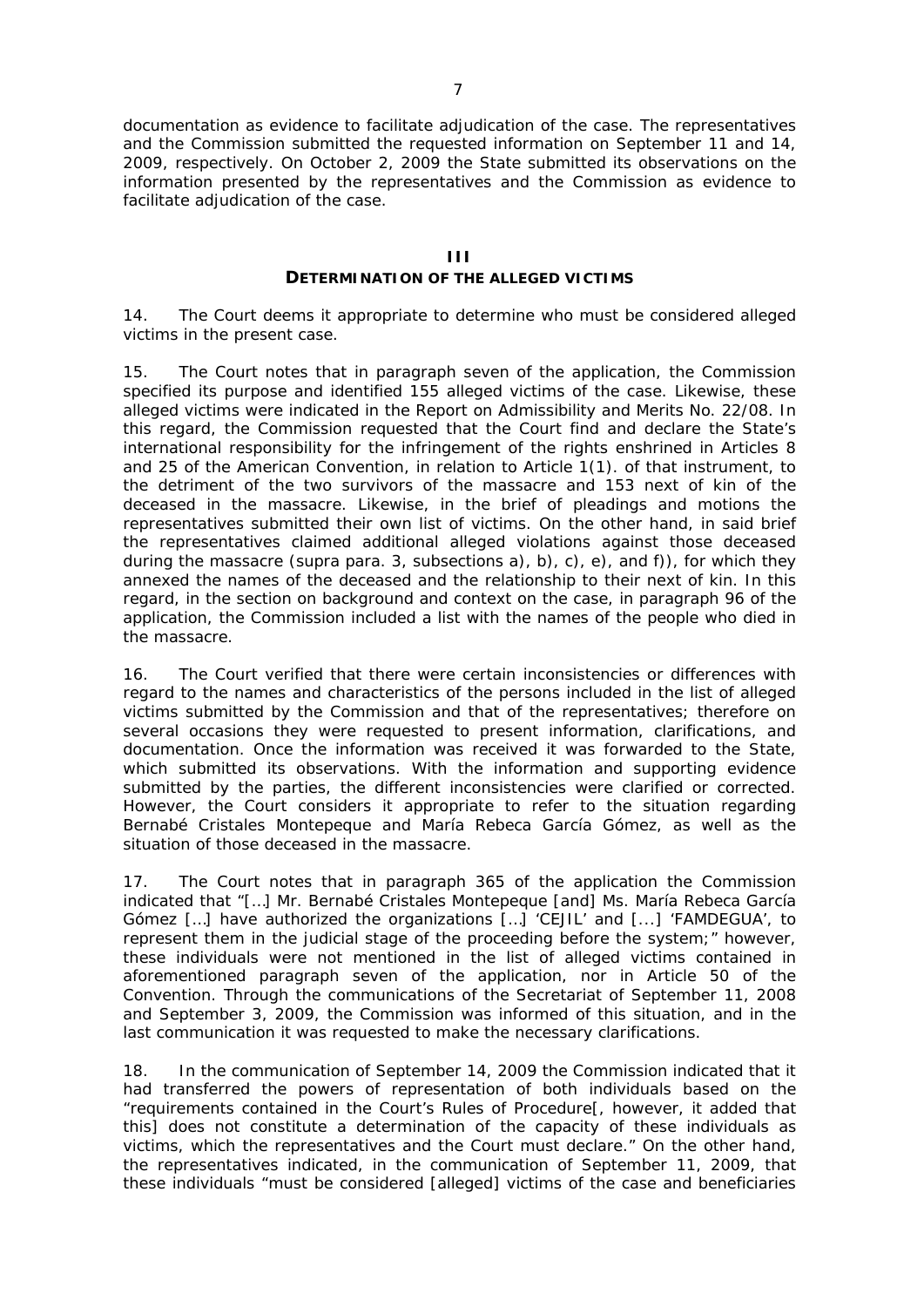documentation as evidence to facilitate adjudication of the case. The representatives and the Commission submitted the requested information on September 11 and 14, 2009, respectively. On October 2, 2009 the State submitted its observations on the information presented by the representatives and the Commission as evidence to facilitate adjudication of the case.

## III
## DETERMINATION OF THE ALLEGED VICTIMS

14. The Court deems it appropriate to determine who must be considered alleged victims in the present case.

15. The Court notes that in paragraph seven of the application, the Commission specified its purpose and identified 155 alleged victims of the case. Likewise, these alleged victims were indicated in the Report on Admissibility and Merits No. 22/08. In this regard, the Commission requested that the Court find and declare the State's international responsibility for the infringement of the rights enshrined in Articles 8 and 25 of the American Convention, in relation to Article 1(1). of that instrument, to the detriment of the two survivors of the massacre and 153 next of kin of the deceased in the massacre. Likewise, in the brief of pleadings and motions the representatives submitted their own list of victims. On the other hand, in said brief the representatives claimed additional alleged violations against those deceased during the massacre (*supra* para. 3, subsections a), b), c), e), and f)), for which they annexed the names of the deceased and the relationship to their next of kin. In this regard, in the section on background and context on the case, in paragraph 96 of the application, the Commission included a list with the names of the people who died in the massacre.

16. The Court verified that there were certain inconsistencies or differences with regard to the names and characteristics of the persons included in the list of alleged victims submitted by the Commission and that of the representatives; therefore on several occasions they were requested to present information, clarifications, and documentation. Once the information was received it was forwarded to the State, which submitted its observations. With the information and supporting evidence submitted by the parties, the different inconsistencies were clarified or corrected. However, the Court considers it appropriate to refer to the situation regarding Bernabé Cristales Montepeque and María Rebeca García Gómez, as well as the situation of those deceased in the massacre.

17. The Court notes that in paragraph 365 of the application the Commission indicated that "[…] Mr. Bernabé Cristales Montepeque [and] Ms. María Rebeca García Gómez […] have authorized the organizations […] 'CEJIL' and [...] 'FAMDEGUA', to represent them in the judicial stage of the proceeding before the system;" however, these individuals were not mentioned in the list of alleged victims contained in aforementioned paragraph seven of the application, nor in Article 50 of the Convention. Through the communications of the Secretariat of September 11, 2008 and September 3, 2009, the Commission was informed of this situation, and in the last communication it was requested to make the necessary clarifications.

18. In the communication of September 14, 2009 the Commission indicated that it had transferred the powers of representation of both individuals based on the "requirements contained in the Court's Rules of Procedure[, however, it added that this] does not constitute a determination of the capacity of these individuals as victims, which the representatives and the Court must declare." On the other hand, the representatives indicated, in the communication of September 11, 2009, that these individuals "must be considered [alleged] victims of the case and beneficiaries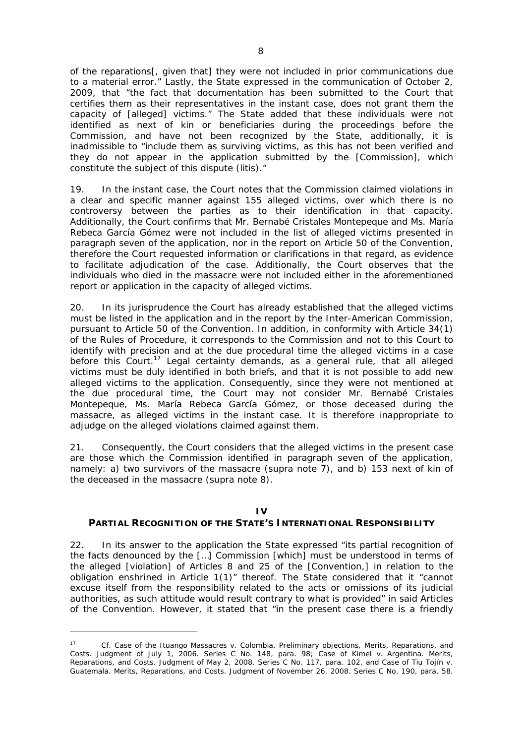of the reparations[, given that] they were not included in prior communications due to a material error." Lastly, the State expressed in the communication of October 2, 2009, that "the fact that documentation has been submitted to the Court that certifies them as their representatives in the instant case, does not grant them the capacity of [alleged] victims." The State added that these individuals were not identified as next of kin or beneficiaries during the proceedings before the Commission, and have not been recognized by the State, additionally, it is inadmissible to "include them as surviving victims, as this has not been verified and they do not appear in the application submitted by the [Commission], which constitute the subject of this dispute (*litis*)."

19. In the instant case, the Court notes that the Commission claimed violations in a clear and specific manner against 155 alleged victims, over which there is no controversy between the parties as to their identification in that capacity. Additionally, the Court confirms that Mr. Bernabé Cristales Montepeque and Ms. María Rebeca García Gómez were not included in the list of alleged victims presented in paragraph seven of the application, nor in the report on Article 50 of the Convention, therefore the Court requested information or clarifications in that regard, as evidence to facilitate adjudication of the case. Additionally, the Court observes that the individuals who died in the massacre were not included either in the aforementioned report or application in the capacity of alleged victims.

20. In its jurisprudence the Court has already established that the alleged victims must be listed in the application and in the report by the Inter-American Commission, pursuant to Article 50 of the Convention. In addition, in conformity with Article 34(1) of the Rules of Procedure, it corresponds to the Commission and not to this Court to identify with precision and at the due procedural time the alleged victims in a case before this Court.[17] Legal certainty demands, as a general rule, that all alleged victims must be duly identified in both briefs, and that it is not possible to add new alleged victims to the application. Consequently, since they were not mentioned at the due procedural time, the Court may not consider Mr. Bernabé Cristales Montepeque, Ms. María Rebeca García Gómez, or those deceased during the massacre, as alleged victims in the instant case. It is therefore inappropriate to adjudge on the alleged violations claimed against them.

21. Consequently, the Court considers that the alleged victims in the present case are those which the Commission identified in paragraph seven of the application, namely: a) two survivors of the massacre (*supra* note 7), and b) 153 next of kin of the deceased in the massacre (*supra* note 8).

## IV
## PARTIAL RECOGNITION OF THE STATE'S INTERNATIONAL RESPONSIBILITY

22. In its answer to the application the State expressed "its partial recognition of the facts denounced by the […] Commission [which] must be understood in terms of the alleged [violation] of Articles 8 and 25 of the [Convention,] in relation to the obligation enshrined in Article 1(1)" thereof. The State considered that it "cannot excuse itself from the responsibility related to the acts or omissions of its judicial authorities, as such attitude would result contrary to what is provided" in said Articles of the Convention. However, it stated that "in the present case there is a friendly

---

[17] *Cf. Case of the Ituango Massacres v. Colombia. Preliminary objections, Merits, Reparations, and Costs.* Judgment of July 1, 2006. Series C No. 148, para. 98; *Case of Kimel v. Argentina. Merits, Reparations, and Costs.* Judgment of May 2, 2008. Series C No. 117, para. 102, and *Case of Tiu Tojín v. Guatemala. Merits, Reparations, and Costs.* Judgment of November 26, 2008. Series C No. 190, para. 58.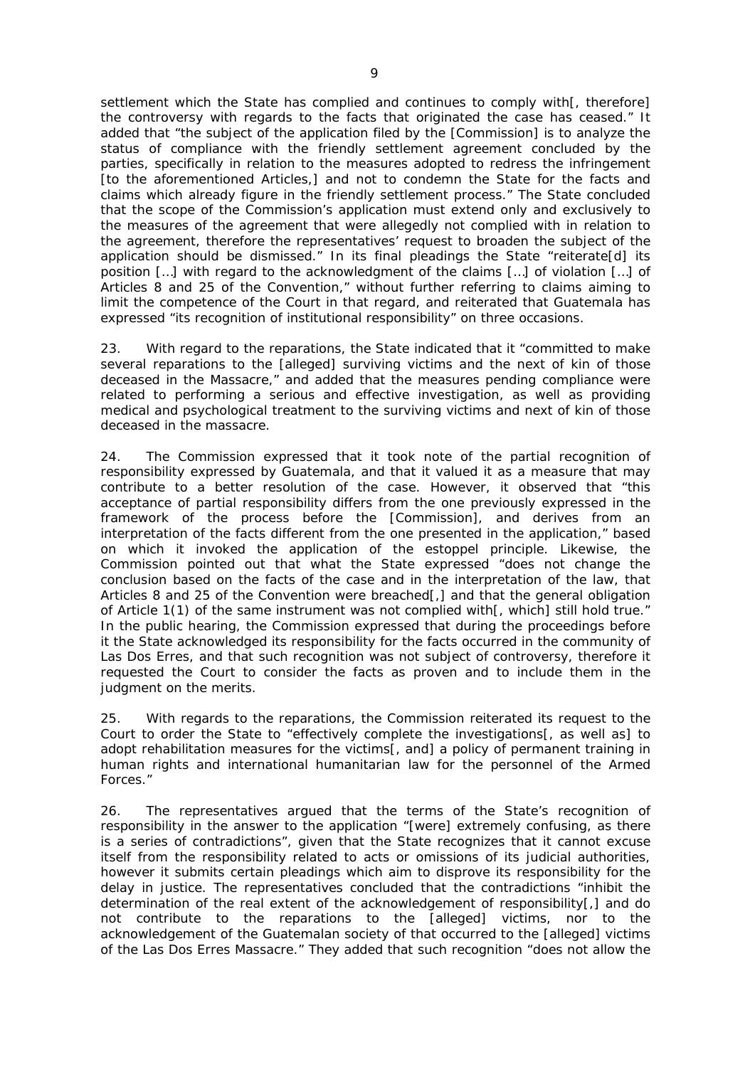settlement which the State has complied and continues to comply with[, therefore] the controversy with regards to the facts that originated the case has ceased." It added that "the subject of the application filed by the [Commission] is to analyze the status of compliance with the friendly settlement agreement concluded by the parties, specifically in relation to the measures adopted to redress the infringement [to the aforementioned Articles,] and not to condemn the State for the facts and claims which already figure in the friendly settlement process." The State concluded that the scope of the Commission's application must extend only and exclusively to the measures of the agreement that were allegedly not complied with in relation to the agreement, therefore the representatives' request to broaden the subject of the application should be dismissed." In its final pleadings the State "reiterate[d] its position […] with regard to the acknowledgment of the claims […] of violation […] of Articles 8 and 25 of the Convention," without further referring to claims aiming to limit the competence of the Court in that regard, and reiterated that Guatemala has expressed "its recognition of institutional responsibility" on three occasions.

23. With regard to the reparations, the State indicated that it "committed to make several reparations to the [alleged] surviving victims and the next of kin of those deceased in the Massacre," and added that the measures pending compliance were related to performing a serious and effective investigation, as well as providing medical and psychological treatment to the surviving victims and next of kin of those deceased in the massacre.

24. The Commission expressed that it took note of the partial recognition of responsibility expressed by Guatemala, and that it valued it as a measure that may contribute to a better resolution of the case. However, it observed that "this acceptance of partial responsibility differs from the one previously expressed in the framework of the process before the [Commission], and derives from an interpretation of the facts different from the one presented in the application," based on which it invoked the application of the estoppel principle. Likewise, the Commission pointed out that what the State expressed "does not change the conclusion based on the facts of the case and in the interpretation of the law, that Articles 8 and 25 of the Convention were breached[,] and that the general obligation of Article 1(1) of the same instrument was not complied with[, which] still hold true." In the public hearing, the Commission expressed that during the proceedings before it the State acknowledged its responsibility for the facts occurred in the community of Las Dos Erres, and that such recognition was not subject of controversy, therefore it requested the Court to consider the facts as proven and to include them in the judgment on the merits.

25. With regards to the reparations, the Commission reiterated its request to the Court to order the State to "effectively complete the investigations[, as well as] to adopt rehabilitation measures for the victims[, and] a policy of permanent training in human rights and international humanitarian law for the personnel of the Armed Forces."

26. The representatives argued that the terms of the State's recognition of responsibility in the answer to the application "[were] extremely confusing, as there is a series of contradictions", given that the State recognizes that it cannot excuse itself from the responsibility related to acts or omissions of its judicial authorities, however it submits certain pleadings which aim to disprove its responsibility for the delay in justice. The representatives concluded that the contradictions "inhibit the determination of the real extent of the acknowledgement of responsibility[,] and do not contribute to the reparations to the [alleged] victims, nor to the acknowledgement of the Guatemalan society of that occurred to the [alleged] victims of the Las Dos Erres Massacre." They added that such recognition "does not allow the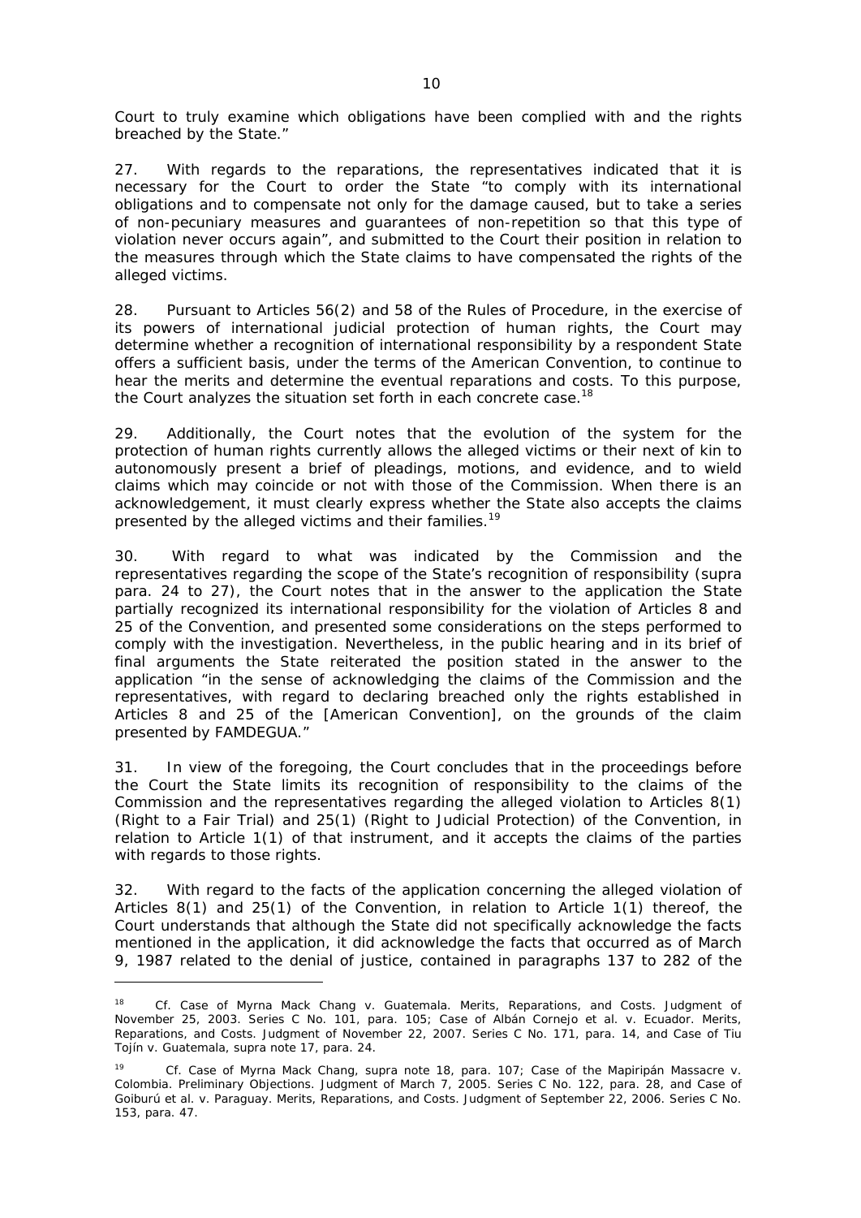Court to truly examine which obligations have been complied with and the rights breached by the State."

27. With regards to the reparations, the representatives indicated that it is necessary for the Court to order the State "to comply with its international obligations and to compensate not only for the damage caused, but to take a series of non-pecuniary measures and guarantees of non-repetition so that this type of violation never occurs again", and submitted to the Court their position in relation to the measures through which the State claims to have compensated the rights of the alleged victims.

28. Pursuant to Articles 56(2) and 58 of the Rules of Procedure, in the exercise of its powers of international judicial protection of human rights, the Court may determine whether a recognition of international responsibility by a respondent State offers a sufficient basis, under the terms of the American Convention, to continue to hear the merits and determine the eventual reparations and costs. To this purpose, the Court analyzes the situation set forth in each concrete case.[18]

29. Additionally, the Court notes that the evolution of the system for the protection of human rights currently allows the alleged victims or their next of kin to autonomously present a brief of pleadings, motions, and evidence, and to wield claims which may coincide or not with those of the Commission. When there is an acknowledgement, it must clearly express whether the State also accepts the claims presented by the alleged victims and their families.[19]

30. With regard to what was indicated by the Commission and the representatives regarding the scope of the State's recognition of responsibility (*supra* para. 24 to 27), the Court notes that in the answer to the application the State partially recognized its international responsibility for the violation of Articles 8 and 25 of the Convention, and presented some considerations on the steps performed to comply with the investigation. Nevertheless, in the public hearing and in its brief of final arguments the State reiterated the position stated in the answer to the application "in the sense of acknowledging the claims of the Commission and the representatives, with regard to declaring breached only the rights established in Articles 8 and 25 of the [American Convention], on the grounds of the claim presented by FAMDEGUA."

31. In view of the foregoing, the Court concludes that in the proceedings before the Court the State limits its recognition of responsibility to the claims of the Commission and the representatives regarding the alleged violation to Articles 8(1) (Right to a Fair Trial) and 25(1) (Right to Judicial Protection) of the Convention, in relation to Article 1(1) of that instrument, and it accepts the claims of the parties with regards to those rights.

32. With regard to the facts of the application concerning the alleged violation of Articles 8(1) and 25(1) of the Convention, in relation to Article 1(1) thereof, the Court understands that although the State did not specifically acknowledge the facts mentioned in the application, it did acknowledge the facts that occurred as of March 9, 1987 related to the denial of justice, contained in paragraphs 137 to 282 of the

---

[18] Cf. *Case of Myrna Mack Chang v. Guatemala. Merits, Reparations, and Costs.* Judgment of November 25, 2003. Series C No. 101, para. 105; *Case of Albán Cornejo et al. v. Ecuador. Merits, Reparations, and Costs.* Judgment of November 22, 2007. Series C No. 171, para. 14, and *Case of Tiu Tojín v. Guatemala*, *supra* note 17, para. 24.

[19] Cf. *Case of Myrna Mack Chang*, *supra* note 18, para. 107; *Case of the Mapiripán Massacre v. Colombia. Preliminary Objections.* Judgment of March 7, 2005. Series C No. 122, para. 28, and *Case of Goiburú et al. v. Paraguay. Merits, Reparations, and Costs.* Judgment of September 22, 2006. Series C No. 153, para. 47.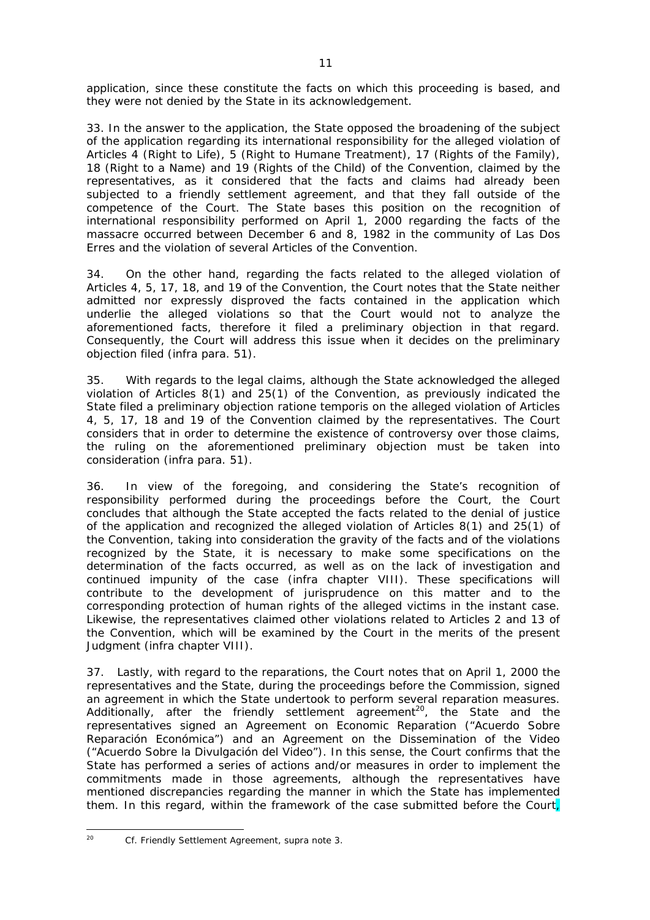application, since these constitute the facts on which this proceeding is based, and they were not denied by the State in its acknowledgement.

33. In the answer to the application, the State opposed the broadening of the subject of the application regarding its international responsibility for the alleged violation of Articles 4 (Right to Life), 5 (Right to Humane Treatment), 17 (Rights of the Family), 18 (Right to a Name) and 19 (Rights of the Child) of the Convention, claimed by the representatives, as it considered that the facts and claims had already been subjected to a friendly settlement agreement, and that they fall outside of the competence of the Court. The State bases this position on the recognition of international responsibility performed on April 1, 2000 regarding the facts of the massacre occurred between December 6 and 8, 1982 in the community of Las Dos Erres and the violation of several Articles of the Convention.

34. On the other hand, regarding the facts related to the alleged violation of Articles 4, 5, 17, 18, and 19 of the Convention, the Court notes that the State neither admitted nor expressly disproved the facts contained in the application which underlie the alleged violations so that the Court would not to analyze the aforementioned facts, therefore it filed a preliminary objection in that regard. Consequently, the Court will address this issue when it decides on the preliminary objection filed (*infra* para. 51).

35. With regards to the legal claims, although the State acknowledged the alleged violation of Articles 8(1) and 25(1) of the Convention, as previously indicated the State filed a preliminary objection *ratione temporis* on the alleged violation of Articles 4, 5, 17, 18 and 19 of the Convention claimed by the representatives. The Court considers that in order to determine the existence of controversy over those claims, the ruling on the aforementioned preliminary objection must be taken into consideration (*infra* para. 51).

36. In view of the foregoing, and considering the State's recognition of responsibility performed during the proceedings before the Court, the Court concludes that although the State accepted the facts related to the denial of justice of the application and recognized the alleged violation of Articles 8(1) and 25(1) of the Convention, taking into consideration the gravity of the facts and of the violations recognized by the State, it is necessary to make some specifications on the determination of the facts occurred, as well as on the lack of investigation and continued impunity of the case (*infra* chapter VIII). These specifications will contribute to the development of jurisprudence on this matter and to the corresponding protection of human rights of the alleged victims in the instant case. Likewise, the representatives claimed other violations related to Articles 2 and 13 of the Convention, which will be examined by the Court in the merits of the present Judgment (*infra* chapter VIII).

37. Lastly, with regard to the reparations, the Court notes that on April 1, 2000 the representatives and the State, during the proceedings before the Commission, signed an agreement in which the State undertook to perform several reparation measures. Additionally, after the friendly settlement agreement[20], the State and the representatives signed an Agreement on Economic Reparation ("Acuerdo Sobre Reparación Económica") and an Agreement on the Dissemination of the Video ("Acuerdo Sobre la Divulgación del Video"). In this sense, the Court confirms that the State has performed a series of actions and/or measures in order to implement the commitments made in those agreements, although the representatives have mentioned discrepancies regarding the manner in which the State has implemented them. In this regard, within the framework of the case submitted before the Court,

---

[20] *Cf.* Friendly Settlement Agreement, *supra* note 3.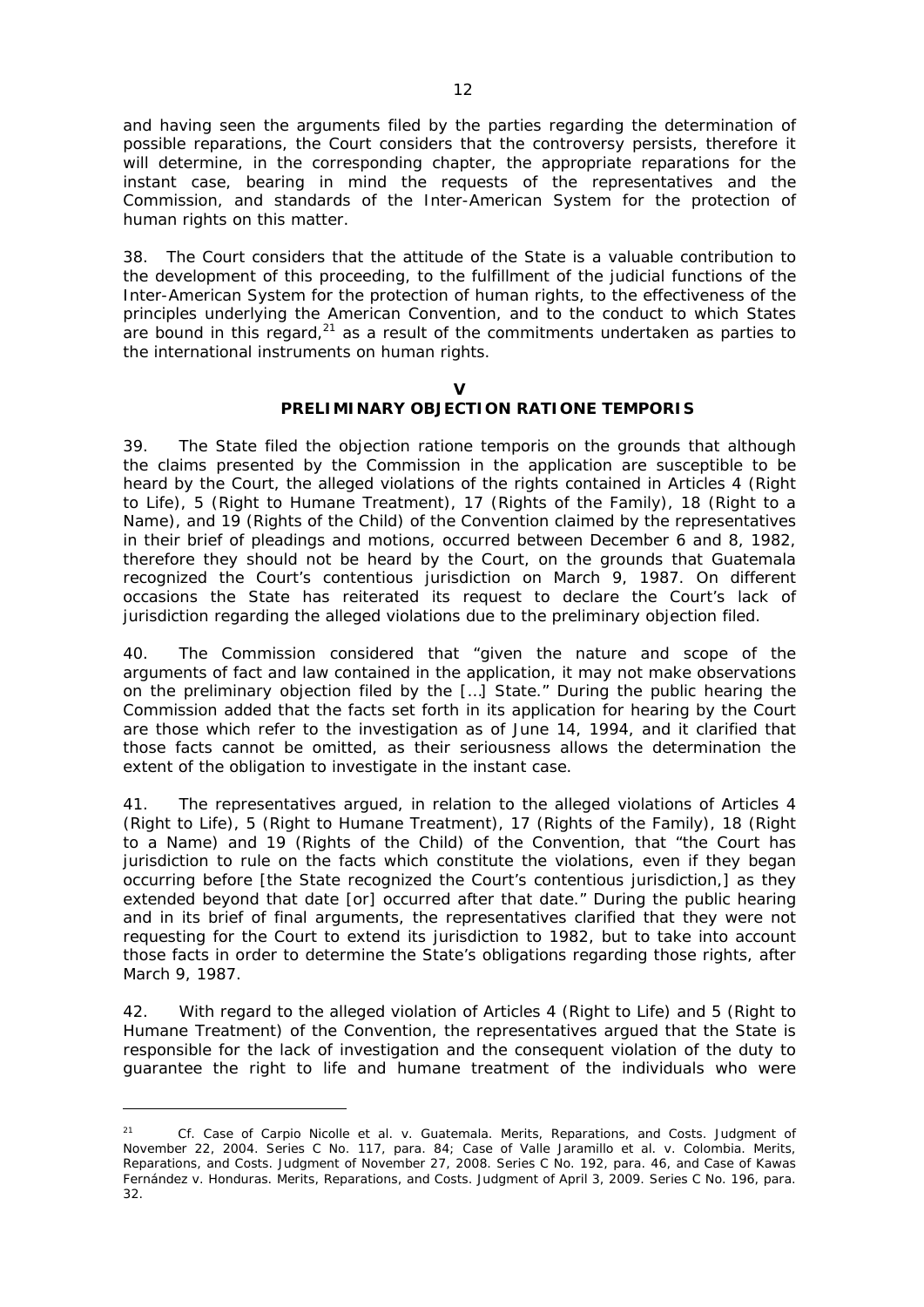and having seen the arguments filed by the parties regarding the determination of possible reparations, the Court considers that the controversy persists, therefore it will determine, in the corresponding chapter, the appropriate reparations for the instant case, bearing in mind the requests of the representatives and the Commission, and standards of the Inter-American System for the protection of human rights on this matter.

38. The Court considers that the attitude of the State is a valuable contribution to the development of this proceeding, to the fulfillment of the judicial functions of the Inter-American System for the protection of human rights, to the effectiveness of the principles underlying the American Convention, and to the conduct to which States are bound in this regard,[21] as a result of the commitments undertaken as parties to the international instruments on human rights.

## V
## PRELIMINARY OBJECTION *RATIONE TEMPORIS*

39. The State filed the objection *ratione temporis* on the grounds that although the claims presented by the Commission in the application are susceptible to be heard by the Court, the alleged violations of the rights contained in Articles 4 (Right to Life), 5 (Right to Humane Treatment), 17 (Rights of the Family), 18 (Right to a Name), and 19 (Rights of the Child) of the Convention claimed by the representatives in their brief of pleadings and motions, occurred between December 6 and 8, 1982, therefore they should not be heard by the Court, on the grounds that Guatemala recognized the Court's contentious jurisdiction on March 9, 1987. On different occasions the State has reiterated its request to declare the Court's lack of jurisdiction regarding the alleged violations due to the preliminary objection filed.

40. The Commission considered that "given the nature and scope of the arguments of fact and law contained in the application, it may not make observations on the preliminary objection filed by the […] State." During the public hearing the Commission added that the facts set forth in its application for hearing by the Court are those which refer to the investigation as of June 14, 1994, and it clarified that those facts cannot be omitted, as their seriousness allows the determination the extent of the obligation to investigate in the instant case.

41. The representatives argued, in relation to the alleged violations of Articles 4 (Right to Life), 5 (Right to Humane Treatment), 17 (Rights of the Family), 18 (Right to a Name) and 19 (Rights of the Child) of the Convention, that "the Court has jurisdiction to rule on the facts which constitute the violations, even if they began occurring before [the State recognized the Court's contentious jurisdiction,] as they extended beyond that date [or] occurred after that date." During the public hearing and in its brief of final arguments, the representatives clarified that they were not requesting for the Court to extend its jurisdiction to 1982, but to take into account those facts in order to determine the State's obligations regarding those rights, after March 9, 1987.

42. With regard to the alleged violation of Articles 4 (Right to Life) and 5 (Right to Humane Treatment) of the Convention, the representatives argued that the State is responsible for the lack of investigation and the consequent violation of the duty to guarantee the right to life and humane treatment of the individuals who were

---

[21] *Cf. Case of Carpio Nicolle et al. v. Guatemala. Merits, Reparations, and Costs.* Judgment of November 22, 2004. Series C No. 117, para. 84; *Case of Valle Jaramillo et al. v. Colombia. Merits, Reparations, and Costs.* Judgment of November 27, 2008. Series C No. 192, para. 46, and *Case of Kawas Fernández v. Honduras. Merits, Reparations, and Costs.* Judgment of April 3, 2009. Series C No. 196, para. 32.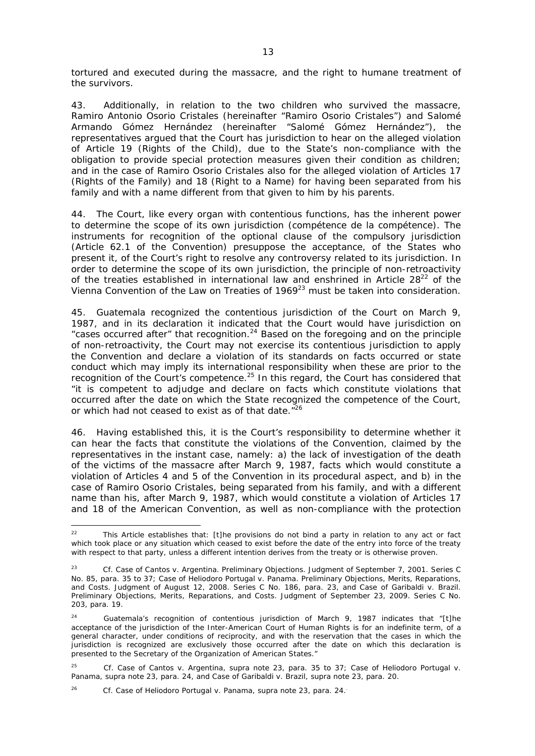tortured and executed during the massacre, and the right to humane treatment of the survivors.

43. Additionally, in relation to the two children who survived the massacre, Ramiro Antonio Osorio Cristales (hereinafter "Ramiro Osorio Cristales") and Salomé Armando Gómez Hernández (hereinafter "Salomé Gómez Hernández"), the representatives argued that the Court has jurisdiction to hear on the alleged violation of Article 19 (Rights of the Child), due to the State's non-compliance with the obligation to provide special protection measures given their condition as children; and in the case of Ramiro Osorio Cristales also for the alleged violation of Articles 17 (Rights of the Family) and 18 (Right to a Name) for having been separated from his family and with a name different from that given to him by his parents.

44. The Court, like every organ with contentious functions, has the inherent power to determine the scope of its own jurisdiction (*compétence de la compétence*). The instruments for recognition of the optional clause of the compulsory jurisdiction (Article 62.1 of the Convention) presuppose the acceptance, of the States who present it, of the Court's right to resolve any controversy related to its jurisdiction. In order to determine the scope of its own jurisdiction, the principle of non-retroactivity of the treaties established in international law and enshrined in Article 28[22] of the Vienna Convention of the Law on Treaties of 1969[23] must be taken into consideration.

45. Guatemala recognized the contentious jurisdiction of the Court on March 9, 1987, and in its declaration it indicated that the Court would have jurisdiction on "cases occurred after" that recognition.[24] Based on the foregoing and on the principle of non-retroactivity, the Court may not exercise its contentious jurisdiction to apply the Convention and declare a violation of its standards on facts occurred or state conduct which may imply its international responsibility when these are prior to the recognition of the Court's competence.[25] In this regard, the Court has considered that "it is competent to adjudge and declare on facts which constitute violations that occurred after the date on which the State recognized the competence of the Court, or which had not ceased to exist as of that date."[26]

46. Having established this, it is the Court's responsibility to determine whether it can hear the facts that constitute the violations of the Convention, claimed by the representatives in the instant case, namely: a) the lack of investigation of the death of the victims of the massacre after March 9, 1987, facts which would constitute a violation of Articles 4 and 5 of the Convention in its procedural aspect, and b) in the case of Ramiro Osorio Cristales, being separated from his family, and with a different name than his, after March 9, 1987, which would constitute a violation of Articles 17 and 18 of the American Convention, as well as non-compliance with the protection

---

[22] This Article establishes that: [t]he provisions do not bind a party in relation to any act or fact which took place or any situation which ceased to exist before the date of the entry into force of the treaty with respect to that party, unless a different intention derives from the treaty or is otherwise proven.

[23] *Cf. Case of Cantos v. Argentina. Preliminary Objections.* Judgment of September 7, 2001. Series C No. 85, para. 35 to 37; *Case of Heliodoro Portugal v. Panama. Preliminary Objections, Merits, Reparations, and Costs.* Judgment of August 12, 2008. Series C No. 186, para. 23, and *Case of Garibaldi v. Brazil. Preliminary Objections, Merits, Reparations, and Costs.* Judgment of September 23, 2009. Series C No. 203, para. 19.

[24] Guatemala's recognition of contentious jurisdiction of March 9, 1987 indicates that "[t]he acceptance of the jurisdiction of the Inter-American Court of Human Rights is for an indefinite term, of a general character, under conditions of reciprocity, and with the reservation that the cases in which the jurisdiction is recognized are exclusively those occurred after the date on which this declaration is presented to the Secretary of the Organization of American States."

[25] *Cf. Case of Cantos v. Argentina, supra* note 23, para. 35 to 37; *Case of Heliodoro Portugal v. Panama, supra* note 23, para. 24, and *Case of Garibaldi v. Brazil, supra* note 23, para. 20.

[26] *Cf. Case of Heliodoro Portugal v. Panama, supra* note 23, para. 24.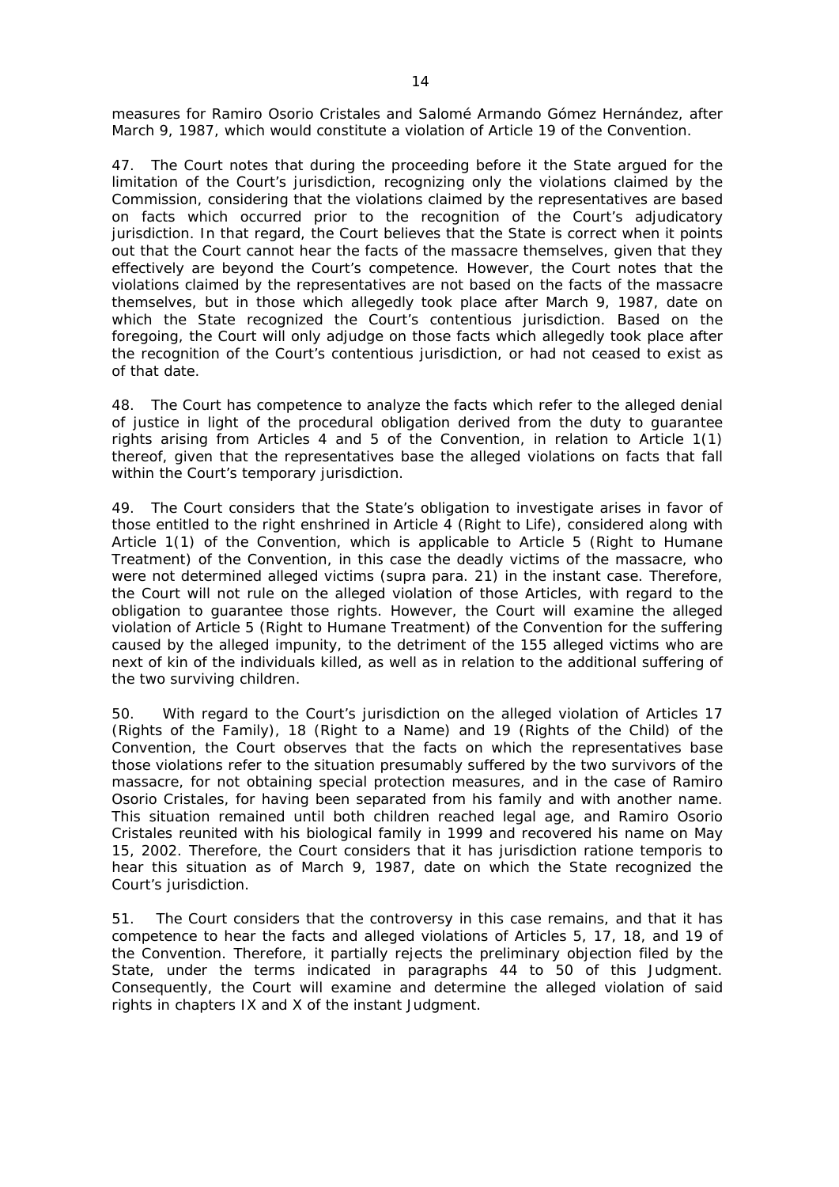measures for Ramiro Osorio Cristales and Salomé Armando Gómez Hernández, after March 9, 1987, which would constitute a violation of Article 19 of the Convention.

47. The Court notes that during the proceeding before it the State argued for the limitation of the Court's jurisdiction, recognizing only the violations claimed by the Commission, considering that the violations claimed by the representatives are based on facts which occurred prior to the recognition of the Court's adjudicatory jurisdiction. In that regard, the Court believes that the State is correct when it points out that the Court cannot hear the facts of the massacre themselves, given that they effectively are beyond the Court's competence. However, the Court notes that the violations claimed by the representatives are not based on the facts of the massacre themselves, but in those which allegedly took place after March 9, 1987, date on which the State recognized the Court's contentious jurisdiction. Based on the foregoing, the Court will only adjudge on those facts which allegedly took place after the recognition of the Court's contentious jurisdiction, or had not ceased to exist as of that date.

48. The Court has competence to analyze the facts which refer to the alleged denial of justice in light of the procedural obligation derived from the duty to guarantee rights arising from Articles 4 and 5 of the Convention, in relation to Article 1(1) thereof, given that the representatives base the alleged violations on facts that fall within the Court's temporary jurisdiction.

49. The Court considers that the State's obligation to investigate arises in favor of those entitled to the right enshrined in Article 4 (Right to Life), considered along with Article 1(1) of the Convention, which is applicable to Article 5 (Right to Humane Treatment) of the Convention, in this case the deadly victims of the massacre, who were not determined alleged victims (supra para. 21) in the instant case. Therefore, the Court will not rule on the alleged violation of those Articles, with regard to the obligation to guarantee those rights. However, the Court will examine the alleged violation of Article 5 (Right to Humane Treatment) of the Convention for the suffering caused by the alleged impunity, to the detriment of the 155 alleged victims who are next of kin of the individuals killed, as well as in relation to the additional suffering of the two surviving children.

50. With regard to the Court's jurisdiction on the alleged violation of Articles 17 (Rights of the Family), 18 (Right to a Name) and 19 (Rights of the Child) of the Convention, the Court observes that the facts on which the representatives base those violations refer to the situation presumably suffered by the two survivors of the massacre, for not obtaining special protection measures, and in the case of Ramiro Osorio Cristales, for having been separated from his family and with another name. This situation remained until both children reached legal age, and Ramiro Osorio Cristales reunited with his biological family in 1999 and recovered his name on May 15, 2002. Therefore, the Court considers that it has jurisdiction ratione temporis to hear this situation as of March 9, 1987, date on which the State recognized the Court's jurisdiction.

51. The Court considers that the controversy in this case remains, and that it has competence to hear the facts and alleged violations of Articles 5, 17, 18, and 19 of the Convention. Therefore, it partially rejects the preliminary objection filed by the State, under the terms indicated in paragraphs 44 to 50 of this Judgment. Consequently, the Court will examine and determine the alleged violation of said rights in chapters IX and X of the instant Judgment.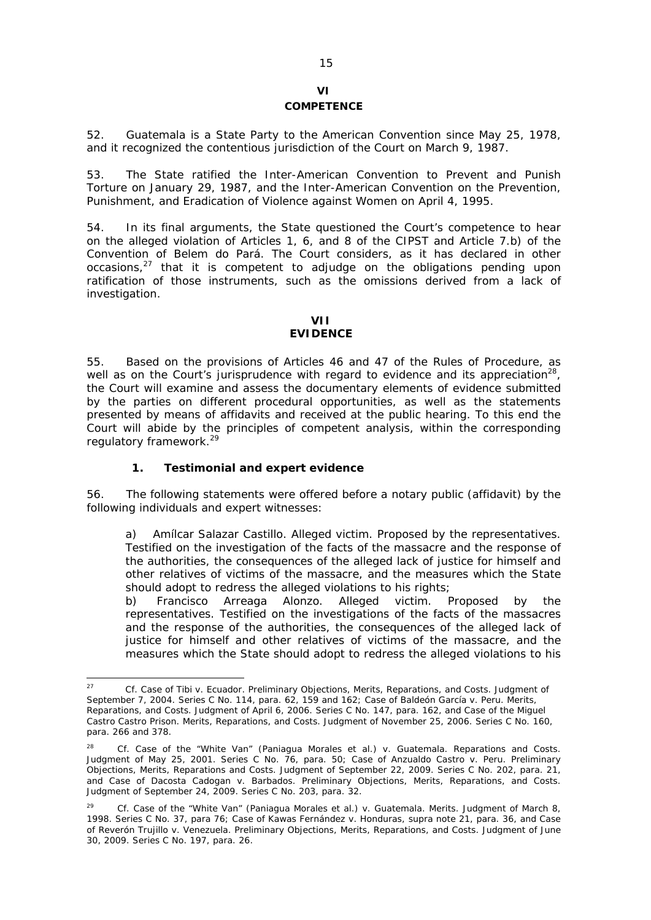## VI
## COMPETENCE

52. Guatemala is a State Party to the American Convention since May 25, 1978, and it recognized the contentious jurisdiction of the Court on March 9, 1987.

53. The State ratified the Inter-American Convention to Prevent and Punish Torture on January 29, 1987, and the Inter-American Convention on the Prevention, Punishment, and Eradication of Violence against Women on April 4, 1995.

54. In its final arguments, the State questioned the Court's competence to hear on the alleged violation of Articles 1, 6, and 8 of the CIPST and Article 7.b) of the Convention of Belem do Pará. The Court considers, as it has declared in other occasions,[27] that it is competent to adjudge on the obligations pending upon ratification of those instruments, such as the omissions derived from a lack of investigation.

## VII
## EVIDENCE

55. Based on the provisions of Articles 46 and 47 of the Rules of Procedure, as well as on the Court's jurisprudence with regard to evidence and its appreciation[28], the Court will examine and assess the documentary elements of evidence submitted by the parties on different procedural opportunities, as well as the statements presented by means of affidavits and received at the public hearing. To this end the Court will abide by the principles of competent analysis, within the corresponding regulatory framework.[29]

### 1. Testimonial and expert evidence

56. The following statements were offered before a notary public (affidavit) by the following individuals and expert witnesses:

a) Amílcar Salazar Castillo. Alleged victim. Proposed by the representatives. Testified on the investigation of the facts of the massacre and the response of the authorities, the consequences of the alleged lack of justice for himself and other relatives of victims of the massacre, and the measures which the State should adopt to redress the alleged violations to his rights;

b) Francisco Arreaga Alonzo. Alleged victim. Proposed by the representatives. Testified on the investigations of the facts of the massacres and the response of the authorities, the consequences of the alleged lack of justice for himself and other relatives of victims of the massacre, and the measures which the State should adopt to redress the alleged violations to his

---

[27] *Cf. Case of Tibi v. Ecuador. Preliminary Objections, Merits, Reparations, and Costs.* Judgment of September 7, 2004. Series C No. 114, para. 62, 159 and 162; *Case of Baldeón García v. Peru. Merits, Reparations, and Costs.* Judgment of April 6, 2006. Series C No. 147, para. 162, and *Case of the Miguel Castro Castro Prison. Merits, Reparations, and Costs.* Judgment of November 25, 2006. Series C No. 160, para. 266 and 378.

[28] *Cf. Case of the "White Van" (Paniagua Morales et al.) v. Guatemala. Reparations and Costs.* Judgment of May 25, 2001. Series C No. 76, para. 50; *Case of Anzualdo Castro v. Peru. Preliminary Objections, Merits, Reparations and Costs.* Judgment of September 22, 2009. Series C No. 202, para. 21, and *Case of Dacosta Cadogan v. Barbados. Preliminary Objections, Merits, Reparations, and Costs.* Judgment of September 24, 2009. Series C No. 203, para. 32.

[29] *Cf. Case of the "White Van" (Paniagua Morales et al.) v. Guatemala. Merits.* Judgment of March 8, 1998. Series C No. 37, para 76; *Case of Kawas Fernández v. Honduras, supra* note 21, para. 36, and *Case of Reverón Trujillo v. Venezuela. Preliminary Objections, Merits, Reparations, and Costs.* Judgment of June 30, 2009. Series C No. 197, para. 26.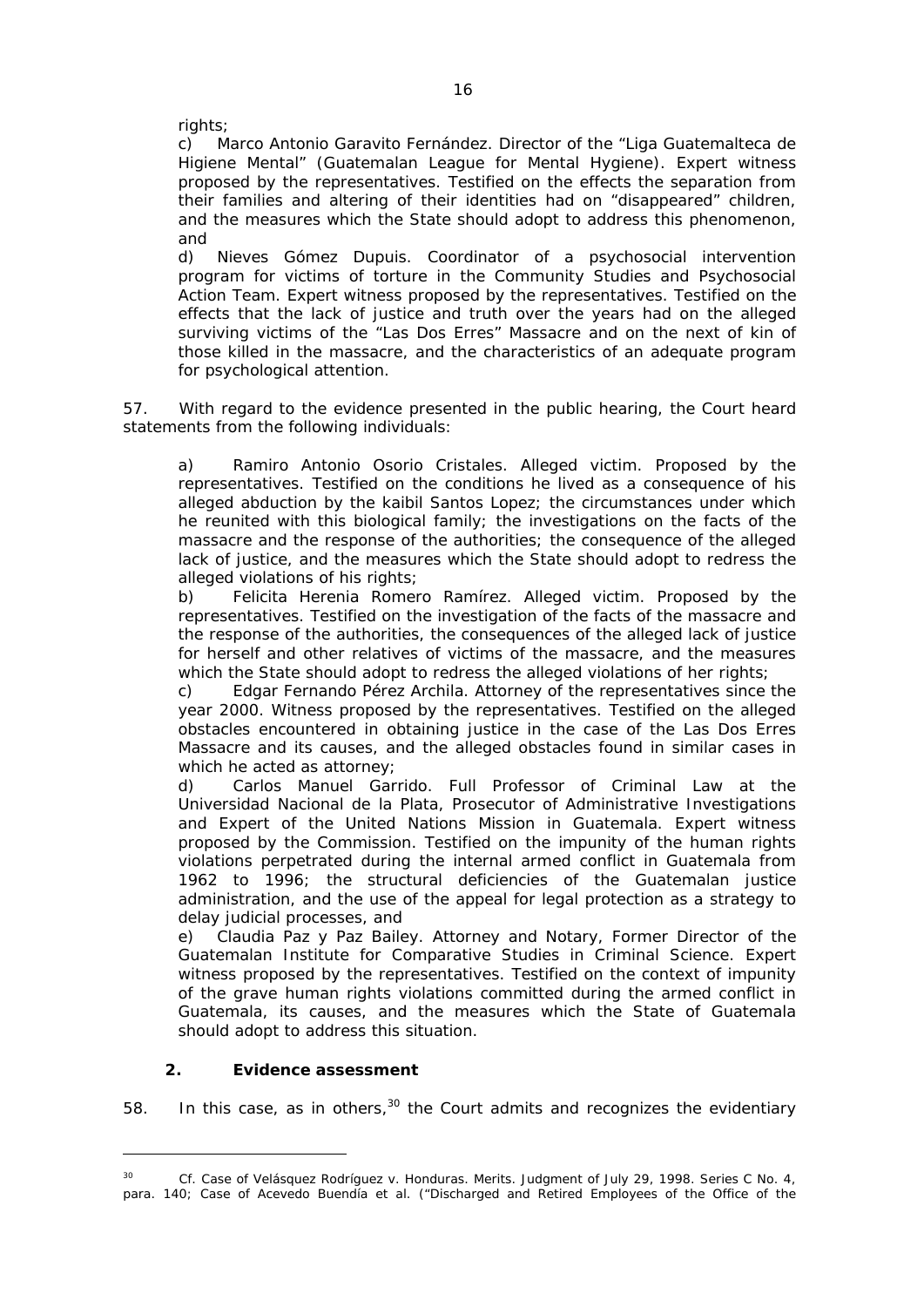rights;

c) Marco Antonio Garavito Fernández. Director of the "Liga Guatemalteca de Higiene Mental" (Guatemalan League for Mental Hygiene). Expert witness proposed by the representatives. Testified on the effects the separation from their families and altering of their identities had on "disappeared" children, and the measures which the State should adopt to address this phenomenon, and

d) Nieves Gómez Dupuis. Coordinator of a psychosocial intervention program for victims of torture in the Community Studies and Psychosocial Action Team. Expert witness proposed by the representatives. Testified on the effects that the lack of justice and truth over the years had on the alleged surviving victims of the "Las Dos Erres" Massacre and on the next of kin of those killed in the massacre, and the characteristics of an adequate program for psychological attention.

57. With regard to the evidence presented in the public hearing, the Court heard statements from the following individuals:

a) Ramiro Antonio Osorio Cristales. Alleged victim. Proposed by the representatives. Testified on the conditions he lived as a consequence of his alleged abduction by the kaibil Santos Lopez; the circumstances under which he reunited with this biological family; the investigations on the facts of the massacre and the response of the authorities; the consequence of the alleged lack of justice, and the measures which the State should adopt to redress the alleged violations of his rights;

b) Felicita Herenia Romero Ramírez. Alleged victim. Proposed by the representatives. Testified on the investigation of the facts of the massacre and the response of the authorities, the consequences of the alleged lack of justice for herself and other relatives of victims of the massacre, and the measures which the State should adopt to redress the alleged violations of her rights;

c) Edgar Fernando Pérez Archila. Attorney of the representatives since the year 2000. Witness proposed by the representatives. Testified on the alleged obstacles encountered in obtaining justice in the case of the Las Dos Erres Massacre and its causes, and the alleged obstacles found in similar cases in which he acted as attorney;

d) Carlos Manuel Garrido. Full Professor of Criminal Law at the Universidad Nacional de la Plata, Prosecutor of Administrative Investigations and Expert of the United Nations Mission in Guatemala. Expert witness proposed by the Commission. Testified on the impunity of the human rights violations perpetrated during the internal armed conflict in Guatemala from 1962 to 1996; the structural deficiencies of the Guatemalan justice administration, and the use of the appeal for legal protection as a strategy to delay judicial processes, and

e) Claudia Paz y Paz Bailey. Attorney and Notary, Former Director of the Guatemalan Institute for Comparative Studies in Criminal Science. Expert witness proposed by the representatives. Testified on the context of impunity of the grave human rights violations committed during the armed conflict in Guatemala, its causes, and the measures which the State of Guatemala should adopt to address this situation.

### 2. Evidence assessment

58. In this case, as in others,[30] the Court admits and recognizes the evidentiary

---

[30] *Cf. Case of Velásquez Rodríguez v. Honduras. Merits*. Judgment of July 29, 1998. Series C No. 4, para. 140; *Case of Acevedo Buendía et al. ("Discharged and Retired Employees of the Office of the*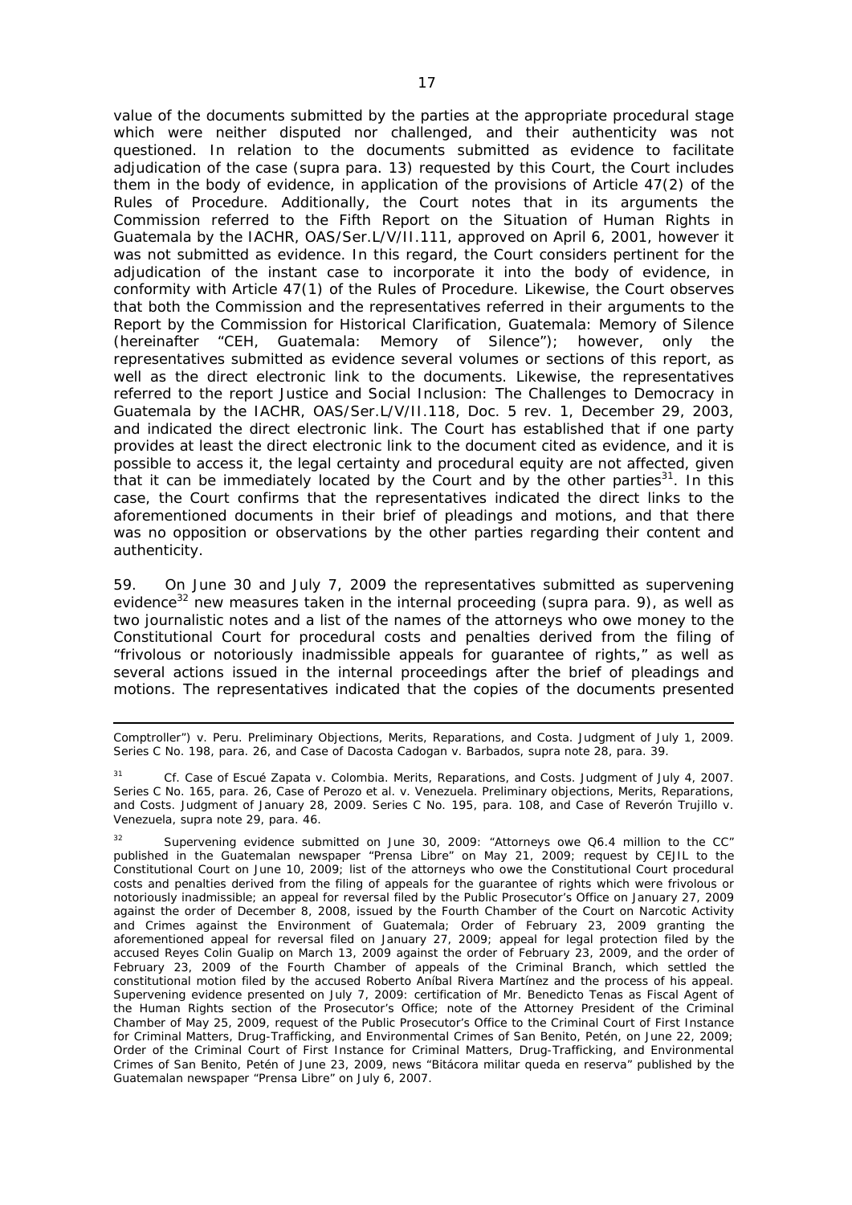value of the documents submitted by the parties at the appropriate procedural stage which were neither disputed nor challenged, and their authenticity was not questioned. In relation to the documents submitted as evidence to facilitate adjudication of the case (*supra* para. 13) requested by this Court, the Court includes them in the body of evidence, in application of the provisions of Article 47(2) of the Rules of Procedure. Additionally, the Court notes that in its arguments the Commission referred to the Fifth Report on the Situation of Human Rights in Guatemala by the IACHR, OAS/Ser.L/V/II.111, approved on April 6, 2001, however it was not submitted as evidence. In this regard, the Court considers pertinent for the adjudication of the instant case to incorporate it into the body of evidence, in conformity with Article 47(1) of the Rules of Procedure. Likewise, the Court observes that both the Commission and the representatives referred in their arguments to the Report by the Commission for Historical Clarification, Guatemala: Memory of Silence (hereinafter "CEH, Guatemala: Memory of Silence"); however, only the representatives submitted as evidence several volumes or sections of this report, as well as the direct electronic link to the documents. Likewise, the representatives referred to the report Justice and Social Inclusion: The Challenges to Democracy in Guatemala by the IACHR, OAS/Ser.L/V/II.118, Doc. 5 rev. 1, December 29, 2003, and indicated the direct electronic link. The Court has established that if one party provides at least the direct electronic link to the document cited as evidence, and it is possible to access it, the legal certainty and procedural equity are not affected, given that it can be immediately located by the Court and by the other parties[31]. In this case, the Court confirms that the representatives indicated the direct links to the aforementioned documents in their brief of pleadings and motions, and that there was no opposition or observations by the other parties regarding their content and authenticity.

59. On June 30 and July 7, 2009 the representatives submitted as supervening evidence[32] new measures taken in the internal proceeding (*supra* para. 9), as well as two journalistic notes and a list of the names of the attorneys who owe money to the Constitutional Court for procedural costs and penalties derived from the filing of "frivolous or notoriously inadmissible appeals for guarantee of rights," as well as several actions issued in the internal proceedings after the brief of pleadings and motions. The representatives indicated that the copies of the documents presented

---

Comptroller") v. Peru. Preliminary Objections, Merits, Reparations, and Costa. Judgment of July 1, 2009. Series C No. 198, para. 26, and *Case of Dacosta Cadogan v. Barbados*, *supra* note 28, para. 39.

[31] *Cf. Case of Escué Zapata v. Colombia*. Merits, Reparations, and Costs. Judgment of July 4, 2007. Series C No. 165, para. 26, *Case of Perozo et al. v. Venezuela*. Preliminary objections, Merits, Reparations, and Costs. Judgment of January 28, 2009. Series C No. 195, para. 108, and *Case of Reverón Trujillo v. Venezuela*, *supra* note 29, para. 46.

[32] Supervening evidence submitted on June 30, 2009: "Attorneys owe Q6.4 million to the CC" published in the Guatemalan newspaper "Prensa Libre" on May 21, 2009; request by CEJIL to the Constitutional Court on June 10, 2009; list of the attorneys who owe the Constitutional Court procedural costs and penalties derived from the filing of appeals for the guarantee of rights which were frivolous or notoriously inadmissible; an appeal for reversal filed by the Public Prosecutor's Office on January 27, 2009 against the order of December 8, 2008, issued by the Fourth Chamber of the Court on Narcotic Activity and Crimes against the Environment of Guatemala; Order of February 23, 2009 granting the aforementioned appeal for reversal filed on January 27, 2009; appeal for legal protection filed by the accused Reyes Colin Gualip on March 13, 2009 against the order of February 23, 2009, and the order of February 23, 2009 of the Fourth Chamber of appeals of the Criminal Branch, which settled the constitutional motion filed by the accused Roberto Aníbal Rivera Martínez and the process of his appeal. Supervening evidence presented on July 7, 2009: certification of Mr. Benedicto Tenas as Fiscal Agent of the Human Rights section of the Prosecutor's Office; note of the Attorney President of the Criminal Chamber of May 25, 2009, request of the Public Prosecutor's Office to the Criminal Court of First Instance for Criminal Matters, Drug-Trafficking, and Environmental Crimes of San Benito, Petén, on June 22, 2009; Order of the Criminal Court of First Instance for Criminal Matters, Drug-Trafficking, and Environmental Crimes of San Benito, Petén of June 23, 2009, news "Bitácora militar queda en reserva" published by the Guatemalan newspaper "Prensa Libre" on July 6, 2007.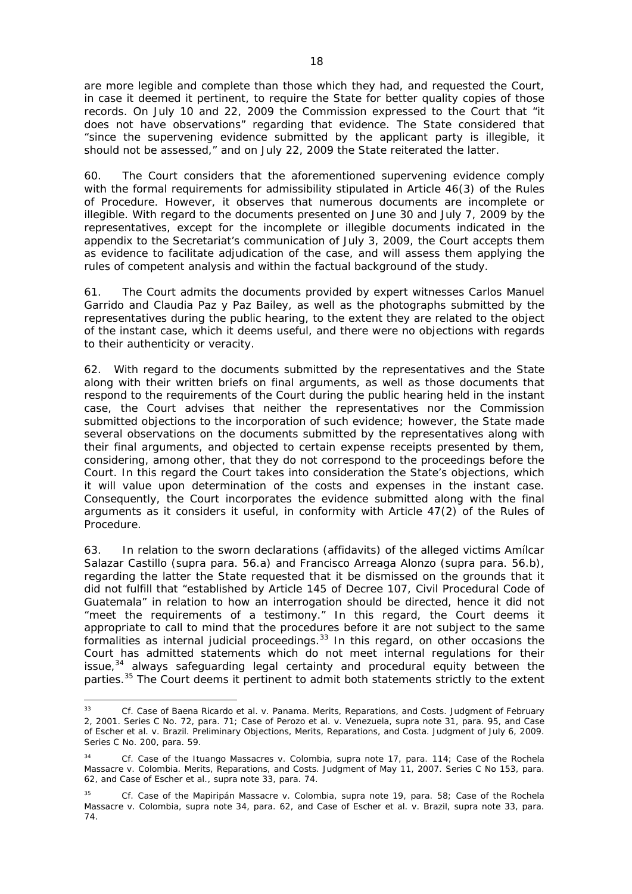are more legible and complete than those which they had, and requested the Court, in case it deemed it pertinent, to require the State for better quality copies of those records. On July 10 and 22, 2009 the Commission expressed to the Court that "it does not have observations" regarding that evidence. The State considered that "since the supervening evidence submitted by the applicant party is illegible, it should not be assessed," and on July 22, 2009 the State reiterated the latter.

60. The Court considers that the aforementioned supervening evidence comply with the formal requirements for admissibility stipulated in Article 46(3) of the Rules of Procedure. However, it observes that numerous documents are incomplete or illegible. With regard to the documents presented on June 30 and July 7, 2009 by the representatives, except for the incomplete or illegible documents indicated in the appendix to the Secretariat's communication of July 3, 2009, the Court accepts them as evidence to facilitate adjudication of the case, and will assess them applying the rules of competent analysis and within the factual background of the study.

61. The Court admits the documents provided by expert witnesses Carlos Manuel Garrido and Claudia Paz y Paz Bailey, as well as the photographs submitted by the representatives during the public hearing, to the extent they are related to the object of the instant case, which it deems useful, and there were no objections with regards to their authenticity or veracity.

62. With regard to the documents submitted by the representatives and the State along with their written briefs on final arguments, as well as those documents that respond to the requirements of the Court during the public hearing held in the instant case, the Court advises that neither the representatives nor the Commission submitted objections to the incorporation of such evidence; however, the State made several observations on the documents submitted by the representatives along with their final arguments, and objected to certain expense receipts presented by them, considering, among other, that they do not correspond to the proceedings before the Court. In this regard the Court takes into consideration the State's objections, which it will value upon determination of the costs and expenses in the instant case. Consequently, the Court incorporates the evidence submitted along with the final arguments as it considers it useful, in conformity with Article 47(2) of the Rules of Procedure.

63. In relation to the sworn declarations (affidavits) of the alleged victims Amílcar Salazar Castillo (*supra* para. 56.a) and Francisco Arreaga Alonzo (*supra* para. 56.b), regarding the latter the State requested that it be dismissed on the grounds that it did not fulfill that "established by Article 145 of Decree 107, Civil Procedural Code of Guatemala" in relation to how an interrogation should be directed, hence it did not "meet the requirements of a testimony." In this regard, the Court deems it appropriate to call to mind that the procedures before it are not subject to the same formalities as internal judicial proceedings.[33] In this regard, on other occasions the Court has admitted statements which do not meet internal regulations for their issue,[34] always safeguarding legal certainty and procedural equity between the parties.[35] The Court deems it pertinent to admit both statements strictly to the extent

---

[33] *Cf. Case of Baena Ricardo et al. v. Panama. Merits, Reparations, and Costs.* Judgment of February 2, 2001. Series C No. 72, para. 71; *Case of Perozo et al. v. Venezuela, supra* note 31, para. 95, and *Case of Escher et al. v. Brazil. Preliminary Objections, Merits, Reparations, and Costa.* Judgment of July 6, 2009. Series C No. 200, para. 59.

[34] *Cf. Case of the Ituango Massacres v. Colombia, supra* note 17, para. 114; *Case of the Rochela Massacre v. Colombia. Merits, Reparations, and Costs.* Judgment of May 11, 2007. Series C No 153, para. 62, and *Case of Escher et al., supra* note 33, para. 74.

[35] *Cf. Case of the Mapiripán Massacre v. Colombia, supra* note 19, para. 58; *Case of the Rochela Massacre v. Colombia, supra* note 34, para. 62, and *Case of Escher et al. v. Brazil, supra* note 33, para. 74.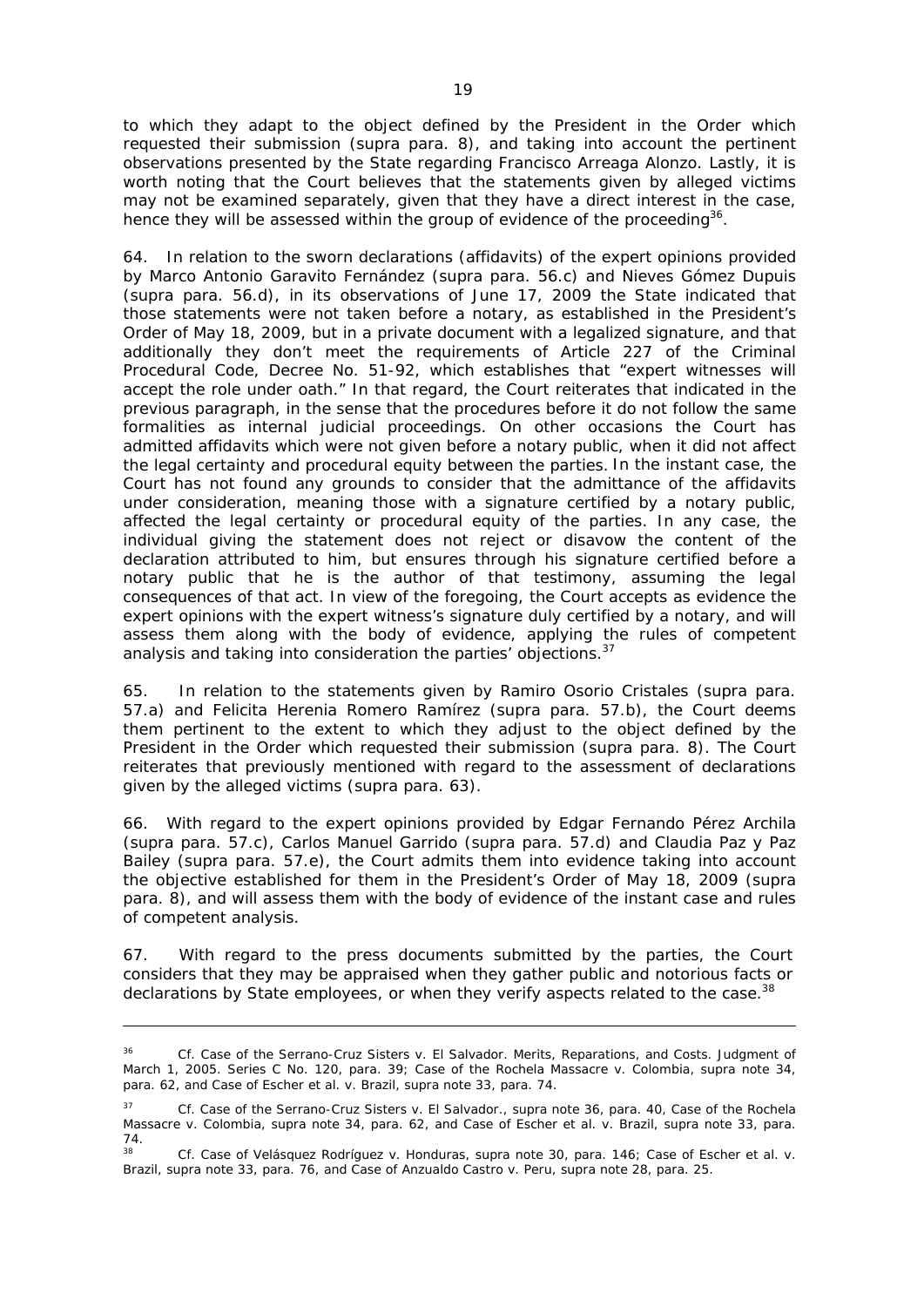to which they adapt to the object defined by the President in the Order which requested their submission (supra para. 8), and taking into account the pertinent observations presented by the State regarding Francisco Arreaga Alonzo. Lastly, it is worth noting that the Court believes that the statements given by alleged victims may not be examined separately, given that they have a direct interest in the case, hence they will be assessed within the group of evidence of the proceeding[36].

64. In relation to the sworn declarations (affidavits) of the expert opinions provided by Marco Antonio Garavito Fernández (*supra* para. 56.c) and Nieves Gómez Dupuis (*supra* para. 56.d), in its observations of June 17, 2009 the State indicated that those statements were not taken before a notary, as established in the President's Order of May 18, 2009, but in a private document with a legalized signature, and that additionally they don't meet the requirements of Article 227 of the Criminal Procedural Code, Decree No. 51-92, which establishes that "expert witnesses will accept the role under oath." In that regard, the Court reiterates that indicated in the previous paragraph, in the sense that the procedures before it do not follow the same formalities as internal judicial proceedings. On other occasions the Court has admitted affidavits which were not given before a notary public, when it did not affect the legal certainty and procedural equity between the parties. In the instant case, the Court has not found any grounds to consider that the admittance of the affidavits under consideration, meaning those with a signature certified by a notary public, affected the legal certainty or procedural equity of the parties. In any case, the individual giving the statement does not reject or disavow the content of the declaration attributed to him, but ensures through his signature certified before a notary public that he is the author of that testimony, assuming the legal consequences of that act. In view of the foregoing, the Court accepts as evidence the expert opinions with the expert witness's signature duly certified by a notary, and will assess them along with the body of evidence, applying the rules of competent analysis and taking into consideration the parties' objections.[37]

65. In relation to the statements given by Ramiro Osorio Cristales (*supra* para. 57.a) and Felicita Herenia Romero Ramírez (*supra* para. 57.b), the Court deems them pertinent to the extent to which they adjust to the object defined by the President in the Order which requested their submission (*supra* para. 8). The Court reiterates that previously mentioned with regard to the assessment of declarations given by the alleged victims (*supra* para. 63).

66. With regard to the expert opinions provided by Edgar Fernando Pérez Archila (*supra* para. 57.c), Carlos Manuel Garrido (*supra* para. 57.d) and Claudia Paz y Paz Bailey (*supra* para. 57.e), the Court admits them into evidence taking into account the objective established for them in the President's Order of May 18, 2009 (*supra* para. 8), and will assess them with the body of evidence of the instant case and rules of competent analysis.

67. With regard to the press documents submitted by the parties, the Court considers that they may be appraised when they gather public and notorious facts or declarations by State employees, or when they verify aspects related to the case.[38]

---

[36] *Cf. Case of the Serrano-Cruz Sisters v. El Salvador. Merits, Reparations, and Costs.* Judgment of March 1, 2005. Series C No. 120, para. 39; *Case of the Rochela Massacre v. Colombia, supra* note 34, para. 62, and *Case of Escher et al. v. Brazil, supra* note 33, para. 74.

[37] *Cf. Case of the Serrano-Cruz Sisters v. El Salvador., supra* note 36, para. 40, *Case of the Rochela Massacre v. Colombia, supra* note 34, para. 62, and *Case of Escher et al. v. Brazil, supra* note 33, para. 74.

[38] *Cf. Case of Velásquez Rodríguez v. Honduras, supra* note 30, para. 146; *Case of Escher et al. v. Brazil, supra* note 33, para. 76, and *Case of Anzualdo Castro v. Peru, supra* note 28, para. 25.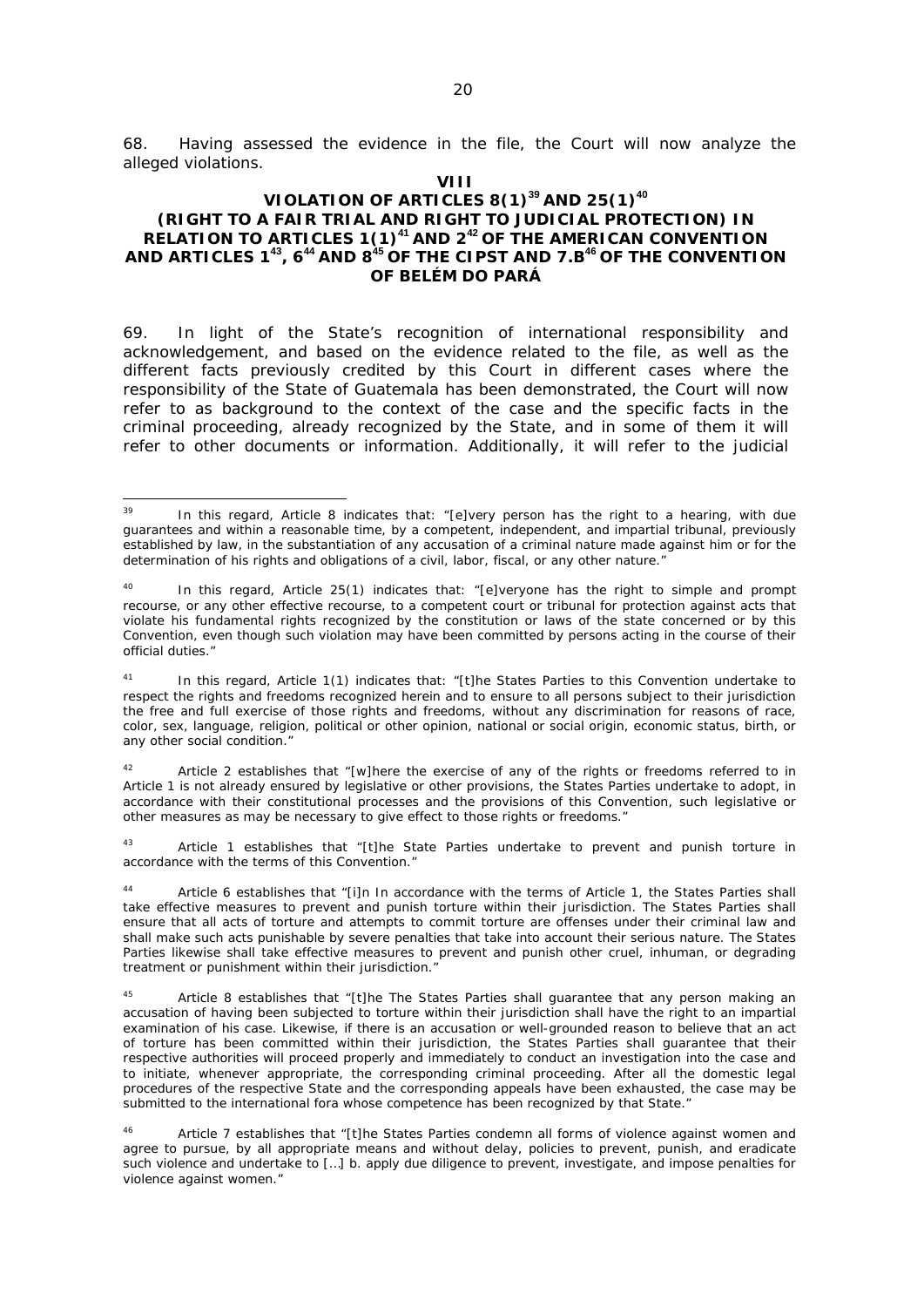68. Having assessed the evidence in the file, the Court will now analyze the alleged violations.

## VIII
## VIOLATION OF ARTICLES 8(1)[39] AND 25(1)[40] (RIGHT TO A FAIR TRIAL AND RIGHT TO JUDICIAL PROTECTION) IN RELATION TO ARTICLES 1(1)[41] AND 2[42] OF THE AMERICAN CONVENTION AND ARTICLES 1[43], 6[44] AND 8[45] OF THE CIPST AND 7.B[46] OF THE CONVENTION OF BELÉM DO PARÁ

69. In light of the State's recognition of international responsibility and acknowledgement, and based on the evidence related to the file, as well as the different facts previously credited by this Court in different cases where the responsibility of the State of Guatemala has been demonstrated, the Court will now refer to as background to the context of the case and the specific facts in the criminal proceeding, already recognized by the State, and in some of them it will refer to other documents or information. Additionally, it will refer to the judicial

---

[39] In this regard, Article 8 indicates that: "[e]very person has the right to a hearing, with due guarantees and within a reasonable time, by a competent, independent, and impartial tribunal, previously established by law, in the substantiation of any accusation of a criminal nature made against him or for the determination of his rights and obligations of a civil, labor, fiscal, or any other nature."

[40] In this regard, Article 25(1) indicates that: "[e]veryone has the right to simple and prompt recourse, or any other effective recourse, to a competent court or tribunal for protection against acts that violate his fundamental rights recognized by the constitution or laws of the state concerned or by this Convention, even though such violation may have been committed by persons acting in the course of their official duties."

[41] In this regard, Article 1(1) indicates that: "[t]he States Parties to this Convention undertake to respect the rights and freedoms recognized herein and to ensure to all persons subject to their jurisdiction the free and full exercise of those rights and freedoms, without any discrimination for reasons of race, color, sex, language, religion, political or other opinion, national or social origin, economic status, birth, or any other social condition."

[42] Article 2 establishes that "[w]here the exercise of any of the rights or freedoms referred to in Article 1 is not already ensured by legislative or other provisions, the States Parties undertake to adopt, in accordance with their constitutional processes and the provisions of this Convention, such legislative or other measures as may be necessary to give effect to those rights or freedoms."

[43] Article 1 establishes that "[t]he State Parties undertake to prevent and punish torture in accordance with the terms of this Convention."

[44] Article 6 establishes that "[i]n In accordance with the terms of Article 1, the States Parties shall take effective measures to prevent and punish torture within their jurisdiction. The States Parties shall ensure that all acts of torture and attempts to commit torture are offenses under their criminal law and shall make such acts punishable by severe penalties that take into account their serious nature. The States Parties likewise shall take effective measures to prevent and punish other cruel, inhuman, or degrading treatment or punishment within their jurisdiction."

[45] Article 8 establishes that "[t]he The States Parties shall guarantee that any person making an accusation of having been subjected to torture within their jurisdiction shall have the right to an impartial examination of his case. Likewise, if there is an accusation or well-grounded reason to believe that an act of torture has been committed within their jurisdiction, the States Parties shall guarantee that their respective authorities will proceed properly and immediately to conduct an investigation into the case and to initiate, whenever appropriate, the corresponding criminal proceeding. After all the domestic legal procedures of the respective State and the corresponding appeals have been exhausted, the case may be submitted to the international fora whose competence has been recognized by that State."

[46] Article 7 establishes that "[t]he States Parties condemn all forms of violence against women and agree to pursue, by all appropriate means and without delay, policies to prevent, punish, and eradicate such violence and undertake to […] b. apply due diligence to prevent, investigate, and impose penalties for violence against women."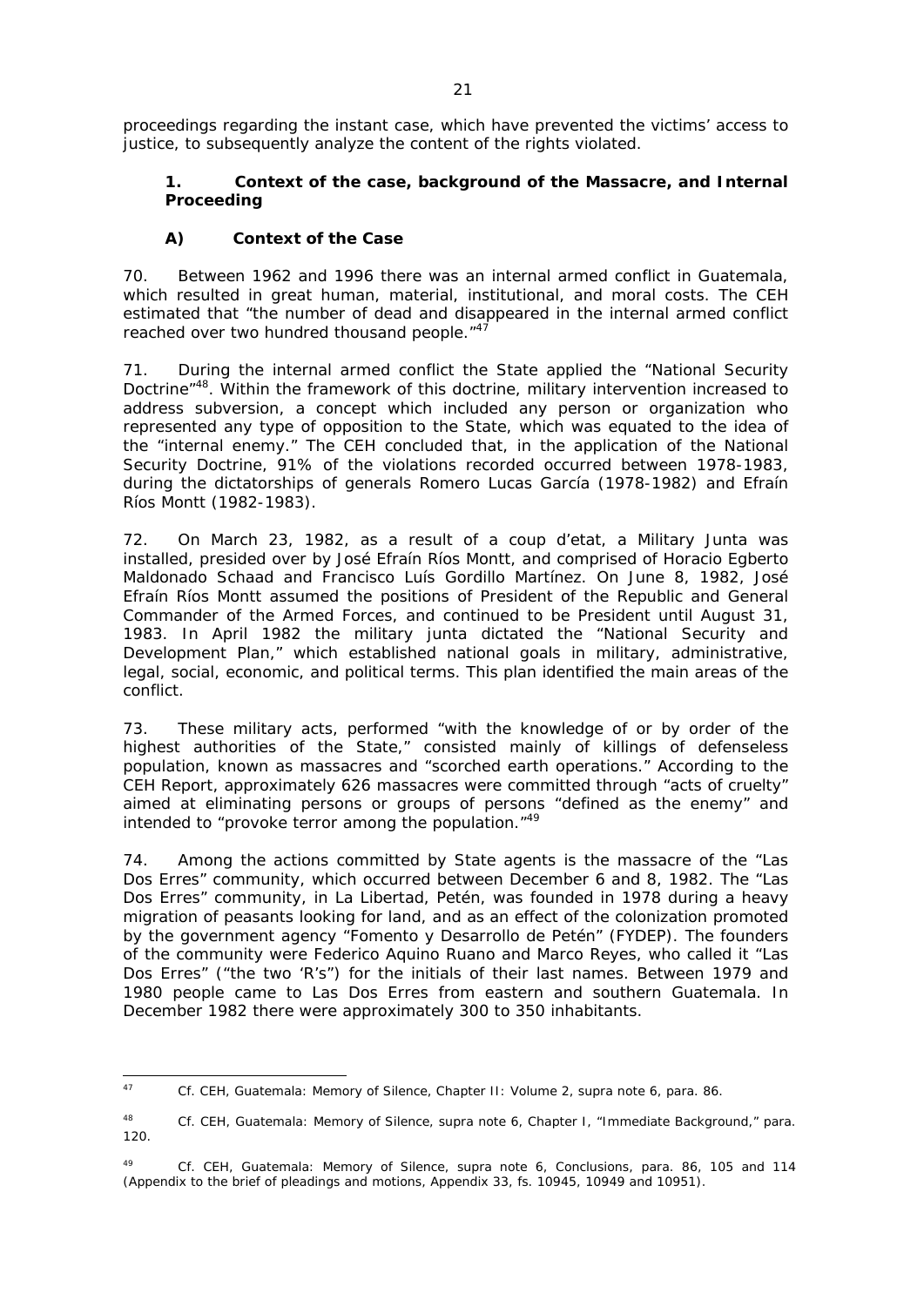proceedings regarding the instant case, which have prevented the victims' access to justice, to subsequently analyze the content of the rights violated.

### 1. Context of the case, background of the Massacre, and Internal Proceeding

#### A) Context of the Case

70. Between 1962 and 1996 there was an internal armed conflict in Guatemala, which resulted in great human, material, institutional, and moral costs. The CEH estimated that "the number of dead and disappeared in the internal armed conflict reached over two hundred thousand people."[47]

71. During the internal armed conflict the State applied the "National Security Doctrine"[48]. Within the framework of this doctrine, military intervention increased to address subversion, a concept which included any person or organization who represented any type of opposition to the State, which was equated to the idea of the "internal enemy." The CEH concluded that, in the application of the National Security Doctrine, 91% of the violations recorded occurred between 1978-1983, during the dictatorships of generals Romero Lucas García (1978-1982) and Efraín Ríos Montt (1982-1983).

72. On March 23, 1982, as a result of a coup d'etat, a Military Junta was installed, presided over by José Efraín Ríos Montt, and comprised of Horacio Egberto Maldonado Schaad and Francisco Luís Gordillo Martínez. On June 8, 1982, José Efraín Ríos Montt assumed the positions of President of the Republic and General Commander of the Armed Forces, and continued to be President until August 31, 1983. In April 1982 the military junta dictated the "National Security and Development Plan," which established national goals in military, administrative, legal, social, economic, and political terms. This plan identified the main areas of the conflict.

73. These military acts, performed "with the knowledge of or by order of the highest authorities of the State," consisted mainly of killings of defenseless population, known as massacres and "scorched earth operations." According to the CEH Report, approximately 626 massacres were committed through "acts of cruelty" aimed at eliminating persons or groups of persons "defined as the enemy" and intended to "provoke terror among the population."[49]

74. Among the actions committed by State agents is the massacre of the "Las Dos Erres" community, which occurred between December 6 and 8, 1982. The "Las Dos Erres" community, in La Libertad, Petén, was founded in 1978 during a heavy migration of peasants looking for land, and as an effect of the colonization promoted by the government agency "Fomento y Desarrollo de Petén" (FYDEP). The founders of the community were Federico Aquino Ruano and Marco Reyes, who called it "Las Dos Erres" ("the two 'R's") for the initials of their last names. Between 1979 and 1980 people came to Las Dos Erres from eastern and southern Guatemala. In December 1982 there were approximately 300 to 350 inhabitants.

---

[47] *Cf.* CEH, *Guatemala: Memory of Silence*, Chapter II: Volume 2, *supra* note 6, para. 86.

[48] *Cf.* CEH, *Guatemala: Memory of Silence*, *supra* note 6, Chapter I, "Immediate Background," para. 120.

[49] *Cf.* CEH, *Guatemala: Memory of Silence*, *supra* note 6, Conclusions, para. 86, 105 and 114 (Appendix to the brief of pleadings and motions, Appendix 33, fs. 10945, 10949 and 10951).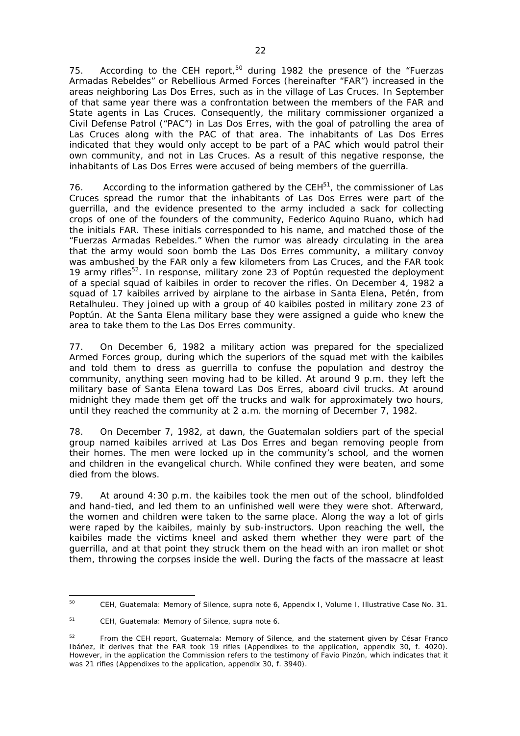75. According to the CEH report,[50] during 1982 the presence of the "Fuerzas Armadas Rebeldes" or Rebellious Armed Forces (hereinafter "FAR") increased in the areas neighboring Las Dos Erres, such as in the village of Las Cruces. In September of that same year there was a confrontation between the members of the FAR and State agents in Las Cruces. Consequently, the military commissioner organized a Civil Defense Patrol ("PAC") in Las Dos Erres, with the goal of patrolling the area of Las Cruces along with the PAC of that area. The inhabitants of Las Dos Erres indicated that they would only accept to be part of a PAC which would patrol their own community, and not in Las Cruces. As a result of this negative response, the inhabitants of Las Dos Erres were accused of being members of the guerrilla.

76. According to the information gathered by the CEH[51], the commissioner of Las Cruces spread the rumor that the inhabitants of Las Dos Erres were part of the guerrilla, and the evidence presented to the army included a sack for collecting crops of one of the founders of the community, Federico Aquino Ruano, which had the initials FAR. These initials corresponded to his name, and matched those of the "Fuerzas Armadas Rebeldes." When the rumor was already circulating in the area that the army would soon bomb the Las Dos Erres community, a military convoy was ambushed by the FAR only a few kilometers from Las Cruces, and the FAR took 19 army rifles[52]. In response, military zone 23 of Poptún requested the deployment of a special squad of kaibiles in order to recover the rifles. On December 4, 1982 a squad of 17 kaibiles arrived by airplane to the airbase in Santa Elena, Petén, from Retalhuleu. They joined up with a group of 40 kaibiles posted in military zone 23 of Poptún. At the Santa Elena military base they were assigned a guide who knew the area to take them to the Las Dos Erres community.

77. On December 6, 1982 a military action was prepared for the specialized Armed Forces group, during which the superiors of the squad met with the kaibiles and told them to dress as guerrilla to confuse the population and destroy the community, anything seen moving had to be killed. At around 9 p.m. they left the military base of Santa Elena toward Las Dos Erres, aboard civil trucks. At around midnight they made them get off the trucks and walk for approximately two hours, until they reached the community at 2 a.m. the morning of December 7, 1982.

78. On December 7, 1982, at dawn, the Guatemalan soldiers part of the special group named kaibiles arrived at Las Dos Erres and began removing people from their homes. The men were locked up in the community's school, and the women and children in the evangelical church. While confined they were beaten, and some died from the blows.

79. At around 4:30 p.m. the kaibiles took the men out of the school, blindfolded and hand-tied, and led them to an unfinished well were they were shot. Afterward, the women and children were taken to the same place. Along the way a lot of girls were raped by the kaibiles, mainly by sub-instructors. Upon reaching the well, the kaibiles made the victims kneel and asked them whether they were part of the guerrilla, and at that point they struck them on the head with an iron mallet or shot them, throwing the corpses inside the well. During the facts of the massacre at least

---

[50] CEH, *Guatemala: Memory of Silence*, *supra* note 6, Appendix I, Volume I, Illustrative Case No. 31.

[51] CEH, *Guatemala: Memory of Silence*, *supra* note 6.

[52] From the CEH report, *Guatemala: Memory of Silence*, and the statement given by César Franco Ibáñez, it derives that the FAR took 19 rifles (Appendixes to the application, appendix 30, f. 4020). However, in the application the Commission refers to the testimony of Favio Pinzón, which indicates that it was 21 rifles (Appendixes to the application, appendix 30, f. 3940).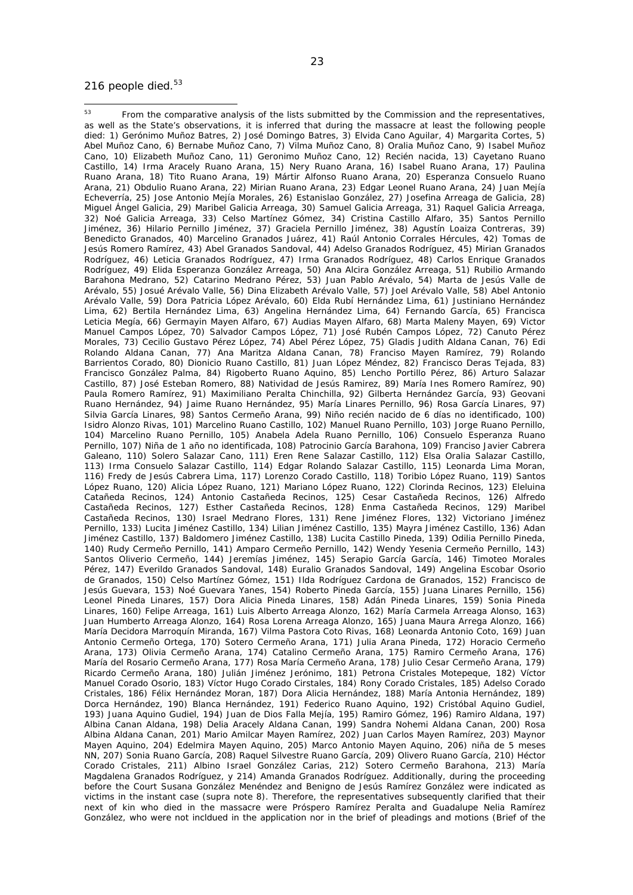216 people died.[53]

---

[53] From the comparative analysis of the lists submitted by the Commission and the representatives, as well as the State's observations, it is inferred that during the massacre at least the following people died: 1) Gerónimo Muñoz Batres, 2) José Domingo Batres, 3) Elvida Cano Aguilar, 4) Margarita Cortes, 5) Abel Muñoz Cano, 6) Bernabe Muñoz Cano, 7) Vilma Muñoz Cano, 8) Oralia Muñoz Cano, 9) Isabel Muñoz Cano, 10) Elizabeth Muñoz Cano, 11) Geronimo Muñoz Cano, 12) Recién nacida, 13) Cayetano Ruano Castillo, 14) Irma Aracely Ruano Arana, 15) Nery Ruano Arana, 16) Isabel Ruano Arana, 17) Paulina Ruano Arana, 18) Tito Ruano Arana, 19) Mártir Alfonso Ruano Arana, 20) Esperanza Consuelo Ruano Arana, 21) Obdulio Ruano Arana, 22) Mirian Ruano Arana, 23) Edgar Leonel Ruano Arana, 24) Juan Mejía Echeverría, 25) Jose Antonio Mejía Morales, 26) Estanislao González, 27) Josefina Arreaga de Galicia, 28) Miguel Ángel Galicia, 29) Maribel Galicia Arreaga, 30) Samuel Galicia Arreaga, 31) Raquel Galicia Arreaga, 32) Noé Galicia Arreaga, 33) Celso Martínez Gómez, 34) Cristina Castillo Alfaro, 35) Santos Pernillo Jiménez, 36) Hilario Pernillo Jiménez, 37) Graciela Pernillo Jiménez, 38) Agustín Loaiza Contreras, 39) Benedicto Granados, 40) Marcelino Granados Juárez, 41) Raúl Antonio Corrales Hércules, 42) Tomas de Jesús Romero Ramírez, 43) Abel Granados Sandoval, 44) Adelso Granados Rodríguez, 45) Mirian Granados Rodríguez, 46) Leticia Granados Rodríguez, 47) Irma Granados Rodríguez, 48) Carlos Enrique Granados Rodríguez, 49) Elida Esperanza González Arreaga, 50) Ana Alcira González Arreaga, 51) Rubilio Armando Barahona Medrano, 52) Catarino Medrano Pérez, 53) Juan Pablo Arévalo, 54) Marta de Jesús Valle de Arévalo, 55) Josué Arévalo Valle, 56) Dina Elizabeth Arévalo Valle, 57) Joel Arévalo Valle, 58) Abel Antonio Arévalo Valle, 59) Dora Patricia López Arévalo, 60) Elda Rubí Hernández Lima, 61) Justiniano Hernández Lima, 62) Bertila Hernández Lima, 63) Angelina Hernández Lima, 64) Fernando García, 65) Francisca Leticia Megía, 66) Germayin Mayen Alfaro, 67) Audias Mayen Alfaro, 68) Marta Maleny Mayen, 69) Victor Manuel Campos López, 70) Salvador Campos López, 71) José Rubén Campos López, 72) Canuto Pérez Morales, 73) Cecilio Gustavo Pérez López, 74) Abel Pérez López, 75) Gladis Judith Aldana Canan, 76) Edi Rolando Aldana Canan, 77) Ana Maritza Aldana Canan, 78) Franciso Mayen Ramírez, 79) Rolando Barrientos Corado, 80) Dionicio Ruano Castillo, 81) Juan López Méndez, 82) Francisco Deras Tejada, 83) Francisco González Palma, 84) Rigoberto Ruano Aquino, 85) Lencho Portillo Pérez, 86) Arturo Salazar Castillo, 87) José Esteban Romero, 88) Natividad de Jesús Ramirez, 89) María Ines Romero Ramírez, 90) Paula Romero Ramírez, 91) Maximiliano Peralta Chinchilla, 92) Gilberta Hernández García, 93) Geovani Ruano Hernández, 94) Jaime Ruano Hernández, 95) María Linares Pernillo, 96) Rosa García Linares, 97) Silvia García Linares, 98) Santos Cermeño Arana, 99) Niño recién nacido de 6 días no identificado, 100) Isidro Alonzo Rivas, 101) Marcelino Ruano Castillo, 102) Manuel Ruano Pernillo, 103) Jorge Ruano Pernillo, 104) Marcelino Ruano Pernillo, 105) Anabela Adela Ruano Pernillo, 106) Consuelo Esperanza Ruano Pernillo, 107) Niña de 1 año no identificada, 108) Patrocinio García Barahona, 109) Franciso Javier Cabrera Galeano, 110) Solero Salazar Cano, 111) Eren Rene Salazar Castillo, 112) Elsa Oralia Salazar Castillo, 113) Irma Consuelo Salazar Castillo, 114) Edgar Rolando Salazar Castillo, 115) Leonarda Lima Moran, 116) Fredy de Jesús Cabrera Lima, 117) Lorenzo Corado Castillo, 118) Toribio López Ruano, 119) Santos López Ruano, 120) Alicia López Ruano, 121) Mariano López Ruano, 122) Clorinda Recinos, 123) Eleluina Catañeda Recinos, 124) Antonio Castañeda Recinos, 125) Cesar Castañeda Recinos, 126) Alfredo Castañeda Recinos, 127) Esther Castañeda Recinos, 128) Enma Castañeda Recinos, 129) Maribel Castañeda Recinos, 130) Israel Medrano Flores, 131) Rene Jiménez Flores, 132) Victoriano Jiménez Pernillo, 133) Lucita Jiménez Castillo, 134) Lilian Jiménez Castillo, 135) Mayra Jiménez Castillo, 136) Adan Jiménez Castillo, 137) Baldomero Jiménez Castillo, 138) Lucita Castillo Pineda, 139) Odilia Pernillo Pineda, 140) Rudy Cermeño Pernillo, 141) Amparo Cermeño Pernillo, 142) Wendy Yesenia Cermeño Pernillo, 143) Santos Oliverio Cermeño, 144) Jeremías Jiménez, 145) Serapio García García, 146) Timoteo Morales Pérez, 147) Everildo Granados Sandoval, 148) Euralio Granados Sandoval, 149) Angelina Escobar Osorio de Granados, 150) Celso Martínez Gómez, 151) Ilda Rodríguez Cardona de Granados, 152) Francisco de Jesús Guevara, 153) Noé Guevara Yanes, 154) Roberto Pineda García, 155) Juana Linares Pernillo, 156) Leonel Pineda Linares, 157) Dora Alicia Pineda Linares, 158) Adán Pineda Linares, 159) Sonia Pineda Linares, 160) Felipe Arreaga, 161) Luis Alberto Arreaga Alonzo, 162) María Carmela Arreaga Alonso, 163) Juan Humberto Arreaga Alonzo, 164) Rosa Lorena Arreaga Alonzo, 165) Juana Maura Arrega Alonzo, 166) María Decidora Marroquín Miranda, 167) Vilma Pastora Coto Rivas, 168) Leonarda Antonio Coto, 169) Juan Antonio Cermeño Ortega, 170) Sotero Cermeño Arana, 171) Julia Arana Pineda, 172) Horacio Cermeño Arana, 173) Olivia Cermeño Arana, 174) Catalino Cermeño Arana, 175) Ramiro Cermeño Arana, 176) María del Rosario Cermeño Arana, 177) Rosa María Cermeño Arana, 178) Julio Cesar Cermeño Arana, 179) Ricardo Cermeño Arana, 180) Julián Jiménez Jerónimo, 181) Petrona Cristales Motepeque, 182) Víctor Manuel Corado Osorio, 183) Víctor Hugo Corado Cirstales, 184) Rony Corado Cristales, 185) Adelso Corado Cristales, 186) Félix Hernández Moran, 187) Dora Alicia Hernández, 188) María Antonia Hernández, 189) Dorca Hernández, 190) Blanca Hernández, 191) Federico Ruano Aquino, 192) Cristóbal Aquino Gudiel, 193) Juana Aquino Gudiel, 194) Juan de Dios Falla Mejía, 195) Ramiro Gómez, 196) Ramiro Aldana, 197) Albina Canan Aldana, 198) Delia Aracely Aldana Canan, 199) Sandra Nohemi Aldana Canan, 200) Rosa Albina Aldana Canan, 201) Mario Amilcar Mayen Ramírez, 202) Juan Carlos Mayen Ramírez, 203) Maynor Mayen Aquino, 204) Edelmira Mayen Aquino, 205) Marco Antonio Mayen Aquino, 206) niña de 5 meses NN, 207) Sonia Ruano García, 208) Raquel Silvestre Ruano García, 209) Olivero Ruano García, 210) Héctor Corado Cristales, 211) Albino Israel González Carias, 212) Sotero Cermeño Barahona, 213) María Magdalena Granados Rodríguez, y 214) Amanda Granados Rodríguez. Additionally, during the proceeding before the Court Susana González Menéndez and Benigno de Jesús Ramírez González were indicated as victims in the instant case (supra note 8). Therefore, the representatives subsequently clarified that their next of kin who died in the massacre were Próspero Ramírez Peralta and Guadalupe Nelia Ramírez González, who were not incldued in the application nor in the brief of pleadings and motions (Brief of the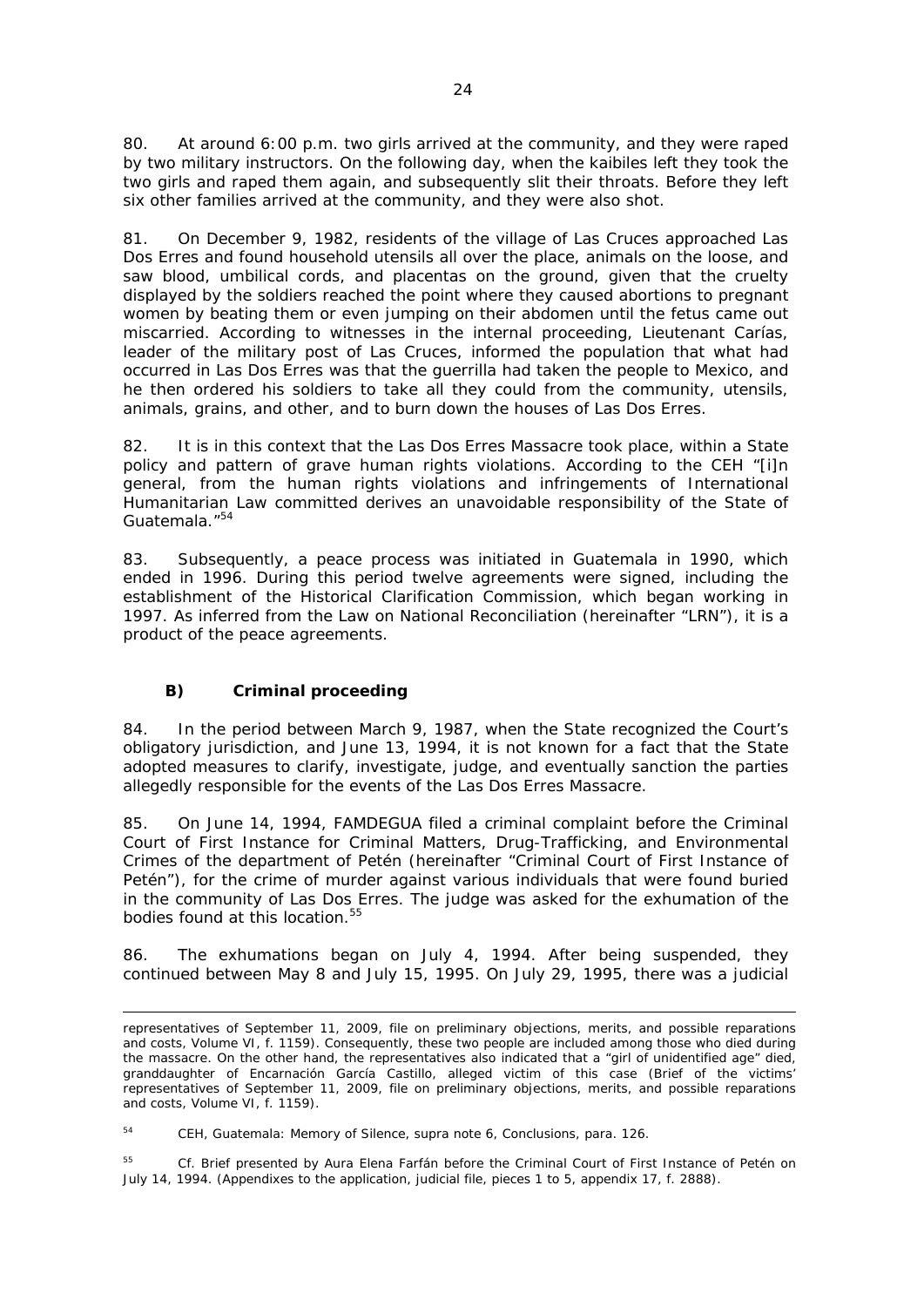80. At around 6:00 p.m. two girls arrived at the community, and they were raped by two military instructors. On the following day, when the kaibiles left they took the two girls and raped them again, and subsequently slit their throats. Before they left six other families arrived at the community, and they were also shot.

81. On December 9, 1982, residents of the village of Las Cruces approached Las Dos Erres and found household utensils all over the place, animals on the loose, and saw blood, umbilical cords, and placentas on the ground, given that the cruelty displayed by the soldiers reached the point where they caused abortions to pregnant women by beating them or even jumping on their abdomen until the fetus came out miscarried. According to witnesses in the internal proceeding, Lieutenant Carías, leader of the military post of Las Cruces, informed the population that what had occurred in Las Dos Erres was that the guerrilla had taken the people to Mexico, and he then ordered his soldiers to take all they could from the community, utensils, animals, grains, and other, and to burn down the houses of Las Dos Erres.

82. It is in this context that the Las Dos Erres Massacre took place, within a State policy and pattern of grave human rights violations. According to the CEH "[i]n general, from the human rights violations and infringements of International Humanitarian Law committed derives an unavoidable responsibility of the State of Guatemala."[54]

83. Subsequently, a peace process was initiated in Guatemala in 1990, which ended in 1996. During this period twelve agreements were signed, including the establishment of the Historical Clarification Commission, which began working in 1997. As inferred from the Law on National Reconciliation (hereinafter "LRN"), it is a product of the peace agreements.

### B) Criminal proceeding

84. In the period between March 9, 1987, when the State recognized the Court's obligatory jurisdiction, and June 13, 1994, it is not known for a fact that the State adopted measures to clarify, investigate, judge, and eventually sanction the parties allegedly responsible for the events of the Las Dos Erres Massacre.

85. On June 14, 1994, FAMDEGUA filed a criminal complaint before the Criminal Court of First Instance for Criminal Matters, Drug-Trafficking, and Environmental Crimes of the department of Petén (hereinafter "Criminal Court of First Instance of Petén"), for the crime of murder against various individuals that were found buried in the community of Las Dos Erres. The judge was asked for the exhumation of the bodies found at this location.[55]

86. The exhumations began on July 4, 1994. After being suspended, they continued between May 8 and July 15, 1995. On July 29, 1995, there was a judicial

---

representatives of September 11, 2009, file on preliminary objections, merits, and possible reparations and costs, Volume VI, f. 1159). Consequently, these two people are included among those who died during the massacre. On the other hand, the representatives also indicated that a "girl of unidentified age" died, granddaughter of Encarnación García Castillo, alleged victim of this case (Brief of the victims' representatives of September 11, 2009, file on preliminary objections, merits, and possible reparations and costs, Volume VI, f. 1159).

[54] CEH, *Guatemala: Memory of Silence*, *supra* note 6, Conclusions, para. 126.

[55] *Cf.* Brief presented by Aura Elena Farfán before the Criminal Court of First Instance of Petén on July 14, 1994. (Appendixes to the application, judicial file, pieces 1 to 5, appendix 17, f. 2888).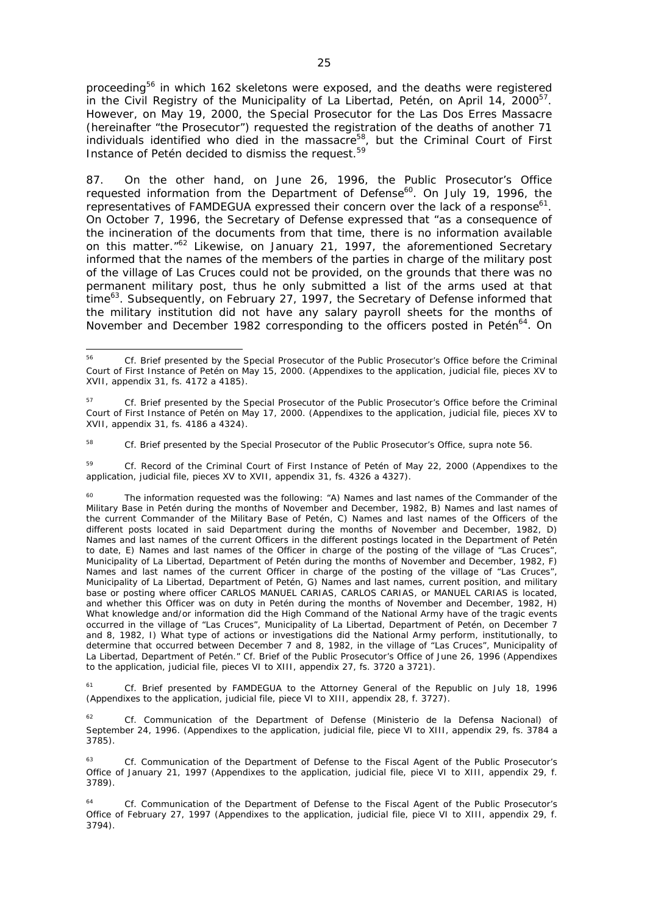proceeding[56] in which 162 skeletons were exposed, and the deaths were registered in the Civil Registry of the Municipality of La Libertad, Petén, on April 14, 2000[57]. However, on May 19, 2000, the Special Prosecutor for the Las Dos Erres Massacre (hereinafter "the Prosecutor") requested the registration of the deaths of another 71 individuals identified who died in the massacre[58], but the Criminal Court of First Instance of Petén decided to dismiss the request.[59]

87. On the other hand, on June 26, 1996, the Public Prosecutor's Office requested information from the Department of Defense[60]. On July 19, 1996, the representatives of FAMDEGUA expressed their concern over the lack of a response[61]. On October 7, 1996, the Secretary of Defense expressed that "as a consequence of the incineration of the documents from that time, there is no information available on this matter."[62] Likewise, on January 21, 1997, the aforementioned Secretary informed that the names of the members of the parties in charge of the military post of the village of Las Cruces could not be provided, on the grounds that there was no permanent military post, thus he only submitted a list of the arms used at that time[63]. Subsequently, on February 27, 1997, the Secretary of Defense informed that the military institution did not have any salary payroll sheets for the months of November and December 1982 corresponding to the officers posted in Petén[64]. On

---

[56] *Cf.* Brief presented by the Special Prosecutor of the Public Prosecutor's Office before the Criminal Court of First Instance of Petén on May 15, 2000. (Appendixes to the application, judicial file, pieces XV to XVII, appendix 31, fs. 4172 a 4185).

[57] *Cf.* Brief presented by the Special Prosecutor of the Public Prosecutor's Office before the Criminal Court of First Instance of Petén on May 17, 2000. (Appendixes to the application, judicial file, pieces XV to XVII, appendix 31, fs. 4186 a 4324).

[58] *Cf.* Brief presented by the Special Prosecutor of the Public Prosecutor's Office, *supra* note 56.

[59] *Cf.* Record of the Criminal Court of First Instance of Petén of May 22, 2000 (Appendixes to the application, judicial file, pieces XV to XVII, appendix 31, fs. 4326 a 4327).

[60] The information requested was the following: "A) Names and last names of the Commander of the Military Base in Petén during the months of November and December, 1982, B) Names and last names of the current Commander of the Military Base of Petén, C) Names and last names of the Officers of the different posts located in said Department during the months of November and December, 1982, D) Names and last names of the current Officers in the different postings located in the Department of Petén to date, E) Names and last names of the Officer in charge of the posting of the village of "Las Cruces", Municipality of La Libertad, Department of Petén during the months of November and December, 1982, F) Names and last names of the current Officer in charge of the posting of the village of "Las Cruces", Municipality of La Libertad, Department of Petén, G) Names and last names, current position, and military base or posting where officer CARLOS MANUEL CARIAS, CARLOS CARIAS, or MANUEL CARIAS is located, and whether this Officer was on duty in Petén during the months of November and December, 1982, H) What knowledge and/or information did the High Command of the National Army have of the tragic events occurred in the village of "Las Cruces", Municipality of La Libertad, Department of Petén, on December 7 and 8, 1982, I) What type of actions or investigations did the National Army perform, institutionally, to determine that occurred between December 7 and 8, 1982, in the village of "Las Cruces", Municipality of La Libertad, Department of Petén." *Cf.* Brief of the Public Prosecutor's Office of June 26, 1996 (Appendixes to the application, judicial file, pieces VI to XIII, appendix 27, fs. 3720 a 3721).

[61] *Cf.* Brief presented by FAMDEGUA to the Attorney General of the Republic on July 18, 1996 (Appendixes to the application, judicial file, piece VI to XIII, appendix 28, f. 3727).

[62] *Cf.* Communication of the Department of Defense (*Ministerio de la Defensa Nacional*) of September 24, 1996. (Appendixes to the application, judicial file, piece VI to XIII, appendix 29, fs. 3784 a 3785).

[63] *Cf.* Communication of the Department of Defense to the Fiscal Agent of the Public Prosecutor's Office of January 21, 1997 (Appendixes to the application, judicial file, piece VI to XIII, appendix 29, f. 3789).

[64] *Cf.* Communication of the Department of Defense to the Fiscal Agent of the Public Prosecutor's Office of February 27, 1997 (Appendixes to the application, judicial file, piece VI to XIII, appendix 29, f. 3794).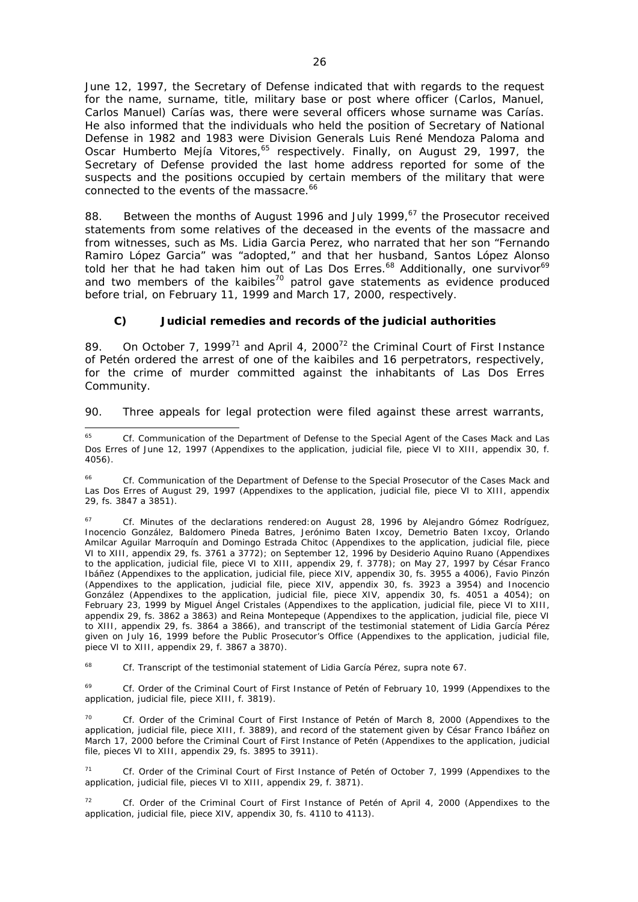June 12, 1997, the Secretary of Defense indicated that with regards to the request for the name, surname, title, military base or post where officer (Carlos, Manuel, Carlos Manuel) Carías was, there were several officers whose surname was Carías. He also informed that the individuals who held the position of Secretary of National Defense in 1982 and 1983 were Division Generals Luis René Mendoza Paloma and Oscar Humberto Mejía Vitores,[65] respectively. Finally, on August 29, 1997, the Secretary of Defense provided the last home address reported for some of the suspects and the positions occupied by certain members of the military that were connected to the events of the massacre.[66]

88. Between the months of August 1996 and July 1999,[67] the Prosecutor received statements from some relatives of the deceased in the events of the massacre and from witnesses, such as Ms. Lidia Garcia Perez, who narrated that her son "Fernando Ramiro López Garcia" was "adopted," and that her husband, Santos López Alonso told her that he had taken him out of Las Dos Erres.[68] Additionally, one survivor[69] and two members of the kaibiles[70] patrol gave statements as evidence produced before trial, on February 11, 1999 and March 17, 2000, respectively.

### C) Judicial remedies and records of the judicial authorities

89. On October 7, 1999[71] and April 4, 2000[72] the Criminal Court of First Instance of Petén ordered the arrest of one of the kaibiles and 16 perpetrators, respectively, for the crime of murder committed against the inhabitants of Las Dos Erres Community.

90. Three appeals for legal protection were filed against these arrest warrants,

---

[65] *Cf.* Communication of the Department of Defense to the Special Agent of the Cases Mack and Las Dos Erres of June 12, 1997 (Appendixes to the application, judicial file, piece VI to XIII, appendix 30, f. 4056).

[66] *Cf.* Communication of the Department of Defense to the Special Prosecutor of the Cases Mack and Las Dos Erres of August 29, 1997 (Appendixes to the application, judicial file, piece VI to XIII, appendix 29, fs. 3847 a 3851).

[67] *Cf.* Minutes of the declarations rendered:on August 28, 1996 by Alejandro Gómez Rodríguez, Inocencio González, Baldomero Pineda Batres, Jerónimo Baten Ixcoy, Demetrio Baten Ixcoy, Orlando Amilcar Aguilar Marroquín and Domingo Estrada Chitoc (Appendixes to the application, judicial file, piece VI to XIII, appendix 29, fs. 3761 a 3772); on September 12, 1996 by Desiderio Aquino Ruano (Appendixes to the application, judicial file, piece VI to XIII, appendix 29, f. 3778); on May 27, 1997 by César Franco Ibáñez (Appendixes to the application, judicial file, piece XIV, appendix 30, fs. 3955 a 4006), Favio Pinzón (Appendixes to the application, judicial file, piece XIV, appendix 30, fs. 3923 a 3954) and Inocencio González (Appendixes to the application, judicial file, piece XIV, appendix 30, fs. 4051 a 4054); on February 23, 1999 by Miguel Ángel Cristales (Appendixes to the application, judicial file, piece VI to XIII, appendix 29, fs. 3862 a 3863) and Reina Montepeque (Appendixes to the application, judicial file, piece VI to XIII, appendix 29, fs. 3864 a 3866), and transcript of the testimonial statement of Lidia García Pérez given on July 16, 1999 before the Public Prosecutor's Office (Appendixes to the application, judicial file, piece VI to XIII, appendix 29, f. 3867 a 3870).

[68] *Cf.* Transcript of the testimonial statement of Lidia García Pérez, *supra* note 67.

[69] *Cf.* Order of the Criminal Court of First Instance of Petén of February 10, 1999 (Appendixes to the application, judicial file, piece XIII, f. 3819).

[70] *Cf.* Order of the Criminal Court of First Instance of Petén of March 8, 2000 (Appendixes to the application, judicial file, piece XIII, f. 3889), and record of the statement given by César Franco Ibáñez on March 17, 2000 before the Criminal Court of First Instance of Petén (Appendixes to the application, judicial file, pieces VI to XIII, appendix 29, fs. 3895 to 3911).

[71] *Cf.* Order of the Criminal Court of First Instance of Petén of October 7, 1999 (Appendixes to the application, judicial file, pieces VI to XIII, appendix 29, f. 3871).

[72] *Cf.* Order of the Criminal Court of First Instance of Petén of April 4, 2000 (Appendixes to the application, judicial file, piece XIV, appendix 30, fs. 4110 to 4113).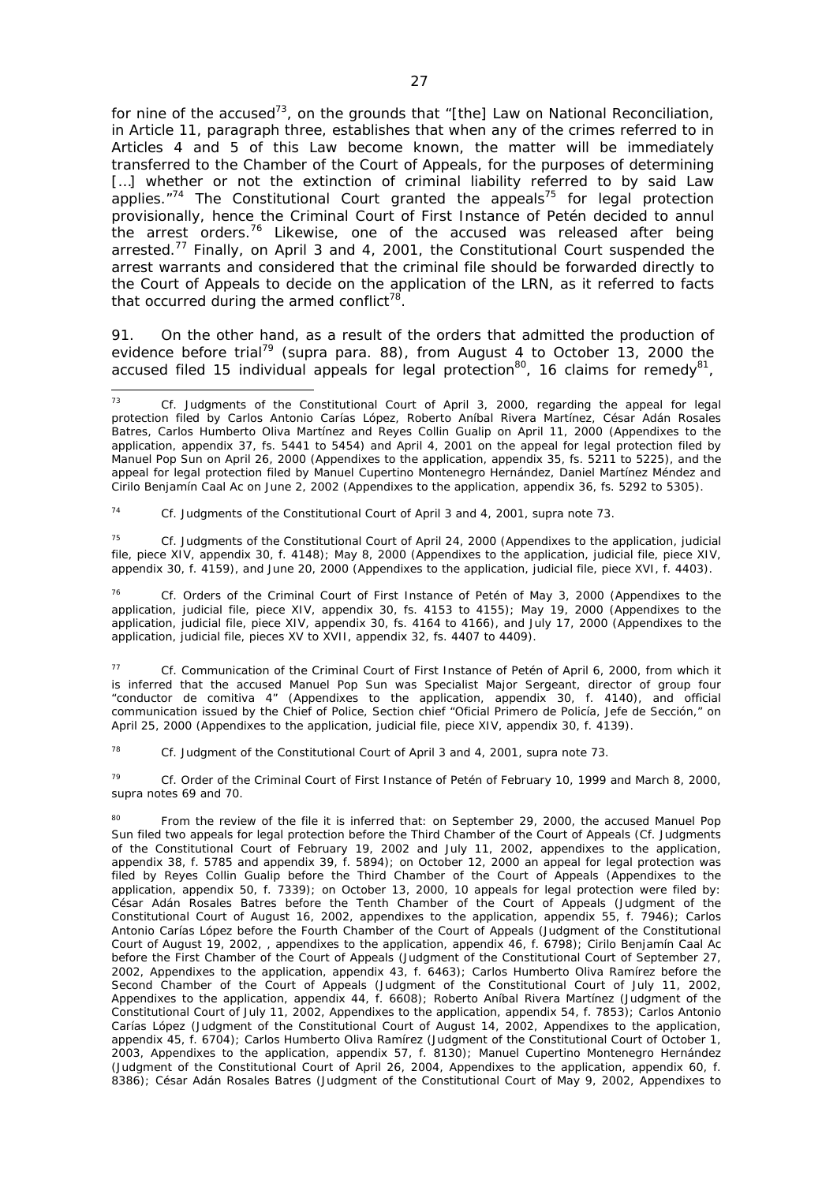for nine of the accused[73], on the grounds that "[the] Law on National Reconciliation, in Article 11, paragraph three, establishes that when any of the crimes referred to in Articles 4 and 5 of this Law become known, the matter will be immediately transferred to the Chamber of the Court of Appeals, for the purposes of determining […] whether or not the extinction of criminal liability referred to by said Law applies."[74] The Constitutional Court granted the appeals[75] for legal protection provisionally, hence the Criminal Court of First Instance of Petén decided to annul the arrest orders.[76] Likewise, one of the accused was released after being arrested.[77] Finally, on April 3 and 4, 2001, the Constitutional Court suspended the arrest warrants and considered that the criminal file should be forwarded directly to the Court of Appeals to decide on the application of the LRN, as it referred to facts that occurred during the armed conflict[78].

91. On the other hand, as a result of the orders that admitted the production of evidence before trial[79] (*supra* para. 88), from August 4 to October 13, 2000 the accused filed 15 individual appeals for legal protection[80], 16 claims for remedy[81],

---

[73] *Cf.* Judgments of the Constitutional Court of April 3, 2000, regarding the appeal for legal protection filed by Carlos Antonio Carías López, Roberto Aníbal Rivera Martínez, César Adán Rosales Batres, Carlos Humberto Oliva Martínez and Reyes Collin Gualip on April 11, 2000 (Appendixes to the application, appendix 37, fs. 5441 to 5454) and April 4, 2001 on the appeal for legal protection filed by Manuel Pop Sun on April 26, 2000 (Appendixes to the application, appendix 35, fs. 5211 to 5225), and the appeal for legal protection filed by Manuel Cupertino Montenegro Hernández, Daniel Martínez Méndez and Cirilo Benjamín Caal Ac on June 2, 2002 (Appendixes to the application, appendix 36, fs. 5292 to 5305).

[74] *Cf.* Judgments of the Constitutional Court of April 3 and 4, 2001, *supra* note 73.

[75] *Cf.* Judgments of the Constitutional Court of April 24, 2000 (Appendixes to the application, judicial file, piece XIV, appendix 30, f. 4148); May 8, 2000 (Appendixes to the application, judicial file, piece XIV, appendix 30, f. 4159), and June 20, 2000 (Appendixes to the application, judicial file, piece XVI, f. 4403).

[76] *Cf.* Orders of the Criminal Court of First Instance of Petén of May 3, 2000 (Appendixes to the application, judicial file, piece XIV, appendix 30, fs. 4153 to 4155); May 19, 2000 (Appendixes to the application, judicial file, piece XIV, appendix 30, fs. 4164 to 4166), and July 17, 2000 (Appendixes to the application, judicial file, pieces XV to XVII, appendix 32, fs. 4407 to 4409).

[77] *Cf.* Communication of the Criminal Court of First Instance of Petén of April 6, 2000, from which it is inferred that the accused Manuel Pop Sun was Specialist Major Sergeant, director of group four "conductor de comitiva 4" (Appendixes to the application, appendix 30, f. 4140), and official communication issued by the Chief of Police, Section chief "Oficial Primero de Policía, Jefe de Sección," on April 25, 2000 (Appendixes to the application, judicial file, piece XIV, appendix 30, f. 4139).

[78] *Cf.* Judgment of the Constitutional Court of April 3 and 4, 2001, *supra* note 73.

[79] *Cf.* Order of the Criminal Court of First Instance of Petén of February 10, 1999 and March 8, 2000, *supra* notes 69 and 70.

[80] From the review of the file it is inferred that: on September 29, 2000, the accused Manuel Pop Sun filed two appeals for legal protection before the Third Chamber of the Court of Appeals (*Cf.* Judgments of the Constitutional Court of February 19, 2002 and July 11, 2002, appendixes to the application, appendix 38, f. 5785 and appendix 39, f. 5894); on October 12, 2000 an appeal for legal protection was filed by Reyes Collin Gualip before the Third Chamber of the Court of Appeals (Appendixes to the application, appendix 50, f. 7339); on October 13, 2000, 10 appeals for legal protection were filed by: César Adán Rosales Batres before the Tenth Chamber of the Court of Appeals (Judgment of the Constitutional Court of August 16, 2002, appendixes to the application, appendix 55, f. 7946); Carlos Antonio Carías López before the Fourth Chamber of the Court of Appeals (Judgment of the Constitutional Court of August 19, 2002, , appendixes to the application, appendix 46, f. 6798); Cirilo Benjamín Caal Ac before the First Chamber of the Court of Appeals (Judgment of the Constitutional Court of September 27, 2002, Appendixes to the application, appendix 43, f. 6463); Carlos Humberto Oliva Ramírez before the Second Chamber of the Court of Appeals (Judgment of the Constitutional Court of July 11, 2002, Appendixes to the application, appendix 44, f. 6608); Roberto Aníbal Rivera Martínez (Judgment of the Constitutional Court of July 11, 2002, Appendixes to the application, appendix 54, f. 7853); Carlos Antonio Carías López (Judgment of the Constitutional Court of August 14, 2002, Appendixes to the application, appendix 45, f. 6704); Carlos Humberto Oliva Ramírez (Judgment of the Constitutional Court of October 1, 2003, Appendixes to the application, appendix 57, f. 8130); Manuel Cupertino Montenegro Hernández (Judgment of the Constitutional Court of April 26, 2004, Appendixes to the application, appendix 60, f. 8386); César Adán Rosales Batres (Judgment of the Constitutional Court of May 9, 2002, Appendixes to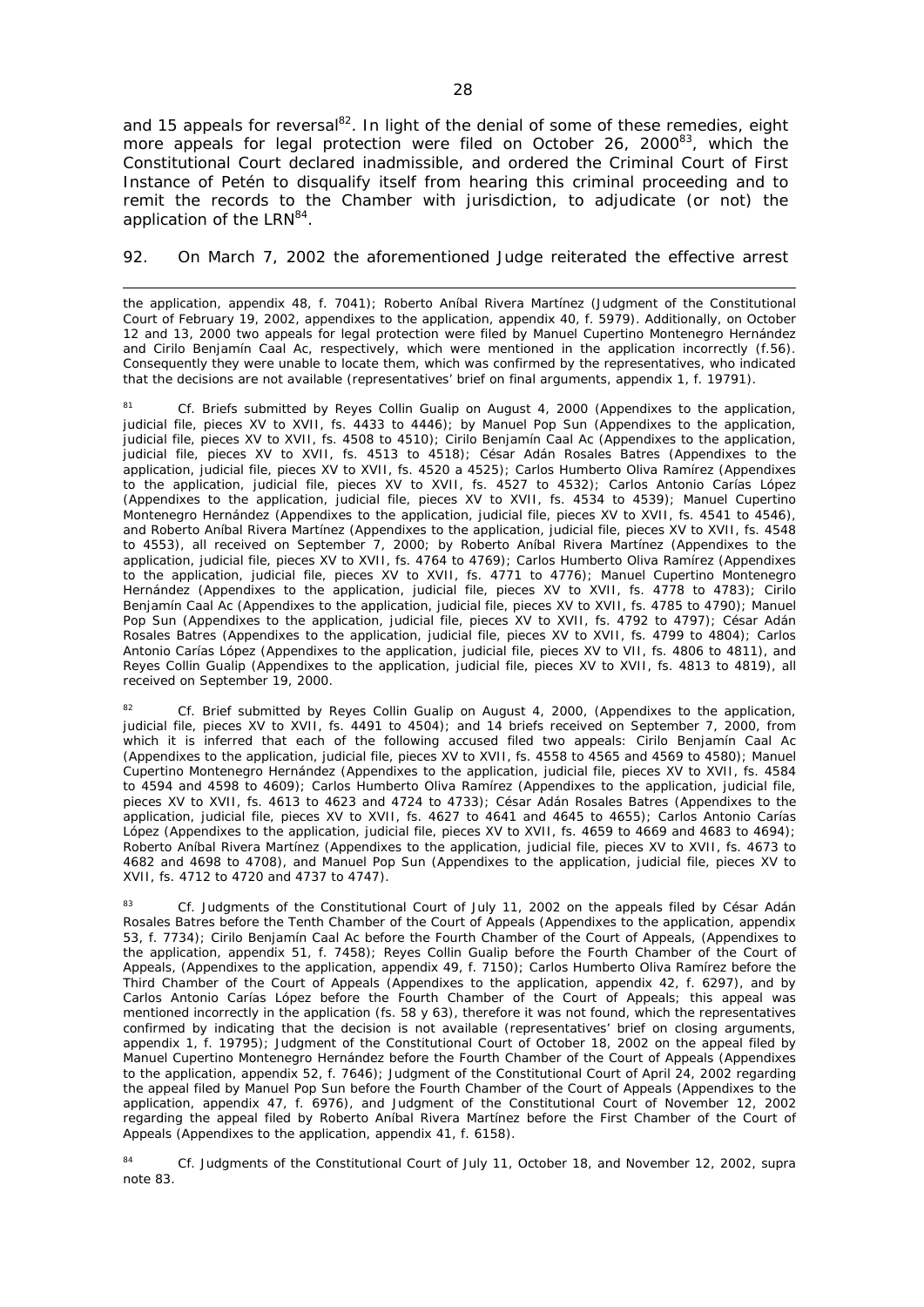and 15 appeals for reversal[82]. In light of the denial of some of these remedies, eight more appeals for legal protection were filed on October 26, 2000[83], which the Constitutional Court declared inadmissible, and ordered the Criminal Court of First Instance of Petén to disqualify itself from hearing this criminal proceeding and to remit the records to the Chamber with jurisdiction, to adjudicate (or not) the application of the LRN[84].

92. On March 7, 2002 the aforementioned Judge reiterated the effective arrest

---

the application, appendix 48, f. 7041); Roberto Aníbal Rivera Martínez (Judgment of the Constitutional Court of February 19, 2002, appendixes to the application, appendix 40, f. 5979). Additionally, on October 12 and 13, 2000 two appeals for legal protection were filed by Manuel Cupertino Montenegro Hernández and Cirilo Benjamín Caal Ac, respectively, which were mentioned in the application incorrectly (f.56). Consequently they were unable to locate them, which was confirmed by the representatives, who indicated that the decisions are not available (representatives' brief on final arguments, appendix 1, f. 19791).

[81] *Cf.* Briefs submitted by Reyes Collin Gualip on August 4, 2000 (Appendixes to the application, judicial file, pieces XV to XVII, fs. 4433 to 4446); by Manuel Pop Sun (Appendixes to the application, judicial file, pieces XV to XVII, fs. 4508 to 4510); Cirilo Benjamín Caal Ac (Appendixes to the application, judicial file, pieces XV to XVII, fs. 4513 to 4518); César Adán Rosales Batres (Appendixes to the application, judicial file, pieces XV to XVII, fs. 4520 a 4525); Carlos Humberto Oliva Ramírez (Appendixes to the application, judicial file, pieces XV to XVII, fs. 4527 to 4532); Carlos Antonio Carías López (Appendixes to the application, judicial file, pieces XV to XVII, fs. 4534 to 4539); Manuel Cupertino Montenegro Hernández (Appendixes to the application, judicial file, pieces XV to XVII, fs. 4541 to 4546), and Roberto Aníbal Rivera Martínez (Appendixes to the application, judicial file, pieces XV to XVII, fs. 4548 to 4553), all received on September 7, 2000; by Roberto Aníbal Rivera Martínez (Appendixes to the application, judicial file, pieces XV to XVII, fs. 4764 to 4769); Carlos Humberto Oliva Ramírez (Appendixes to the application, judicial file, pieces XV to XVII, fs. 4771 to 4776); Manuel Cupertino Montenegro Hernández (Appendixes to the application, judicial file, pieces XV to XVII, fs. 4778 to 4783); Cirilo Benjamín Caal Ac (Appendixes to the application, judicial file, pieces XV to XVII, fs. 4785 to 4790); Manuel Pop Sun (Appendixes to the application, judicial file, pieces XV to XVII, fs. 4792 to 4797); César Adán Rosales Batres (Appendixes to the application, judicial file, pieces XV to XVII, fs. 4799 to 4804); Carlos Antonio Carías López (Appendixes to the application, judicial file, pieces XV to VII, fs. 4806 to 4811), and Reyes Collin Gualip (Appendixes to the application, judicial file, pieces XV to XVII, fs. 4813 to 4819), all received on September 19, 2000.

[82] *Cf.* Brief submitted by Reyes Collin Gualip on August 4, 2000, (Appendixes to the application, judicial file, pieces XV to XVII, fs. 4491 to 4504); and 14 briefs received on September 7, 2000, from which it is inferred that each of the following accused filed two appeals: Cirilo Benjamín Caal Ac (Appendixes to the application, judicial file, pieces XV to XVII, fs. 4558 to 4565 and 4569 to 4580); Manuel Cupertino Montenegro Hernández (Appendixes to the application, judicial file, pieces XV to XVII, fs. 4584 to 4594 and 4598 to 4609); Carlos Humberto Oliva Ramírez (Appendixes to the application, judicial file, pieces XV to XVII, fs. 4613 to 4623 and 4724 to 4733); César Adán Rosales Batres (Appendixes to the application, judicial file, pieces XV to XVII, fs. 4627 to 4641 and 4645 to 4655); Carlos Antonio Carías López (Appendixes to the application, judicial file, pieces XV to XVII, fs. 4659 to 4669 and 4683 to 4694); Roberto Aníbal Rivera Martínez (Appendixes to the application, judicial file, pieces XV to XVII, fs. 4673 to 4682 and 4698 to 4708), and Manuel Pop Sun (Appendixes to the application, judicial file, pieces XV to XVII, fs. 4712 to 4720 and 4737 to 4747).

[83] *Cf.* Judgments of the Constitutional Court of July 11, 2002 on the appeals filed by César Adán Rosales Batres before the Tenth Chamber of the Court of Appeals (Appendixes to the application, appendix 53, f. 7734); Cirilo Benjamín Caal Ac before the Fourth Chamber of the Court of Appeals, (Appendixes to the application, appendix 51, f. 7458); Reyes Collin Gualip before the Fourth Chamber of the Court of Appeals, (Appendixes to the application, appendix 49, f. 7150); Carlos Humberto Oliva Ramírez before the Third Chamber of the Court of Appeals (Appendixes to the application, appendix 42, f. 6297), and by Carlos Antonio Carías López before the Fourth Chamber of the Court of Appeals; this appeal was mentioned incorrectly in the application (fs. 58 y 63), therefore it was not found, which the representatives confirmed by indicating that the decision is not available (representatives' brief on closing arguments, appendix 1, f. 19795); Judgment of the Constitutional Court of October 18, 2002 on the appeal filed by Manuel Cupertino Montenegro Hernández before the Fourth Chamber of the Court of Appeals (Appendixes to the application, appendix 52, f. 7646); Judgment of the Constitutional Court of April 24, 2002 regarding the appeal filed by Manuel Pop Sun before the Fourth Chamber of the Court of Appeals (Appendixes to the application, appendix 47, f. 6976), and Judgment of the Constitutional Court of November 12, 2002 regarding the appeal filed by Roberto Aníbal Rivera Martínez before the First Chamber of the Court of Appeals (Appendixes to the application, appendix 41, f. 6158).

[84] *Cf.* Judgments of the Constitutional Court of July 11, October 18, and November 12, 2002, *supra* note 83.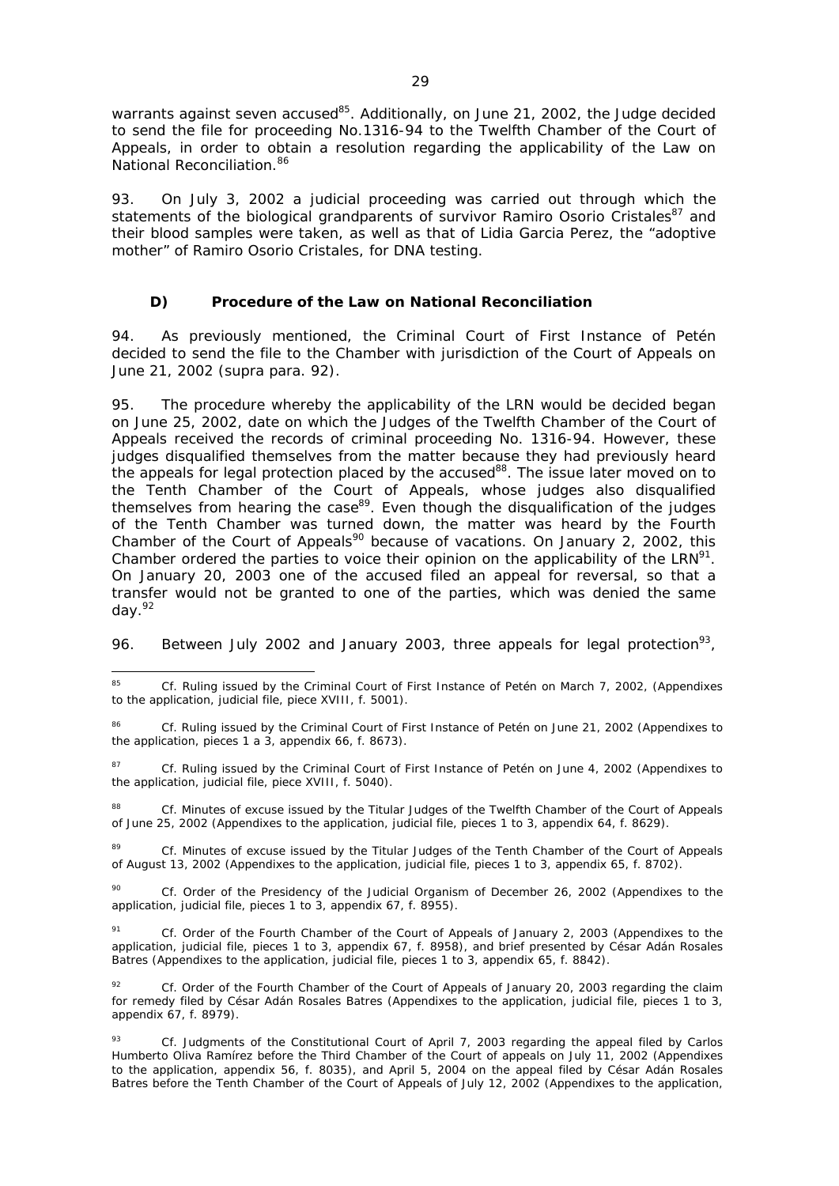warrants against seven accused[85]. Additionally, on June 21, 2002, the Judge decided to send the file for proceeding No.1316-94 to the Twelfth Chamber of the Court of Appeals, in order to obtain a resolution regarding the applicability of the Law on National Reconciliation.[86]

93. On July 3, 2002 a judicial proceeding was carried out through which the statements of the biological grandparents of survivor Ramiro Osorio Cristales[87] and their blood samples were taken, as well as that of Lidia Garcia Perez, the "adoptive mother" of Ramiro Osorio Cristales, for DNA testing.

### D) Procedure of the Law on National Reconciliation

94. As previously mentioned, the Criminal Court of First Instance of Petén decided to send the file to the Chamber with jurisdiction of the Court of Appeals on June 21, 2002 (supra para. 92).

95. The procedure whereby the applicability of the LRN would be decided began on June 25, 2002, date on which the Judges of the Twelfth Chamber of the Court of Appeals received the records of criminal proceeding No. 1316-94. However, these judges disqualified themselves from the matter because they had previously heard the appeals for legal protection placed by the accused[88]. The issue later moved on to the Tenth Chamber of the Court of Appeals, whose judges also disqualified themselves from hearing the case[89]. Even though the disqualification of the judges of the Tenth Chamber was turned down, the matter was heard by the Fourth Chamber of the Court of Appeals[90] because of vacations. On January 2, 2002, this Chamber ordered the parties to voice their opinion on the applicability of the LRN[91]. On January 20, 2003 one of the accused filed an appeal for reversal, so that a transfer would not be granted to one of the parties, which was denied the same day.[92]

96. Between July 2002 and January 2003, three appeals for legal protection[93],

---

[85] Cf. Ruling issued by the Criminal Court of First Instance of Petén on March 7, 2002, (Appendixes to the application, judicial file, piece XVIII, f. 5001).

[86] Cf. Ruling issued by the Criminal Court of First Instance of Petén on June 21, 2002 (Appendixes to the application, pieces 1 a 3, appendix 66, f. 8673).

[87] Cf. Ruling issued by the Criminal Court of First Instance of Petén on June 4, 2002 (Appendixes to the application, judicial file, piece XVIII, f. 5040).

[88] Cf. Minutes of excuse issued by the Titular Judges of the Twelfth Chamber of the Court of Appeals of June 25, 2002 (Appendixes to the application, judicial file, pieces 1 to 3, appendix 64, f. 8629).

[89] Cf. Minutes of excuse issued by the Titular Judges of the Tenth Chamber of the Court of Appeals of August 13, 2002 (Appendixes to the application, judicial file, pieces 1 to 3, appendix 65, f. 8702).

[90] Cf. Order of the Presidency of the Judicial Organism of December 26, 2002 (Appendixes to the application, judicial file, pieces 1 to 3, appendix 67, f. 8955).

[91] Cf. Order of the Fourth Chamber of the Court of Appeals of January 2, 2003 (Appendixes to the application, judicial file, pieces 1 to 3, appendix 67, f. 8958), and brief presented by César Adán Rosales Batres (Appendixes to the application, judicial file, pieces 1 to 3, appendix 65, f. 8842).

[92] Cf. Order of the Fourth Chamber of the Court of Appeals of January 20, 2003 regarding the claim for remedy filed by César Adán Rosales Batres (Appendixes to the application, judicial file, pieces 1 to 3, appendix 67, f. 8979).

[93] Cf. Judgments of the Constitutional Court of April 7, 2003 regarding the appeal filed by Carlos Humberto Oliva Ramírez before the Third Chamber of the Court of appeals on July 11, 2002 (Appendixes to the application, appendix 56, f. 8035), and April 5, 2004 on the appeal filed by César Adán Rosales Batres before the Tenth Chamber of the Court of Appeals of July 12, 2002 (Appendixes to the application,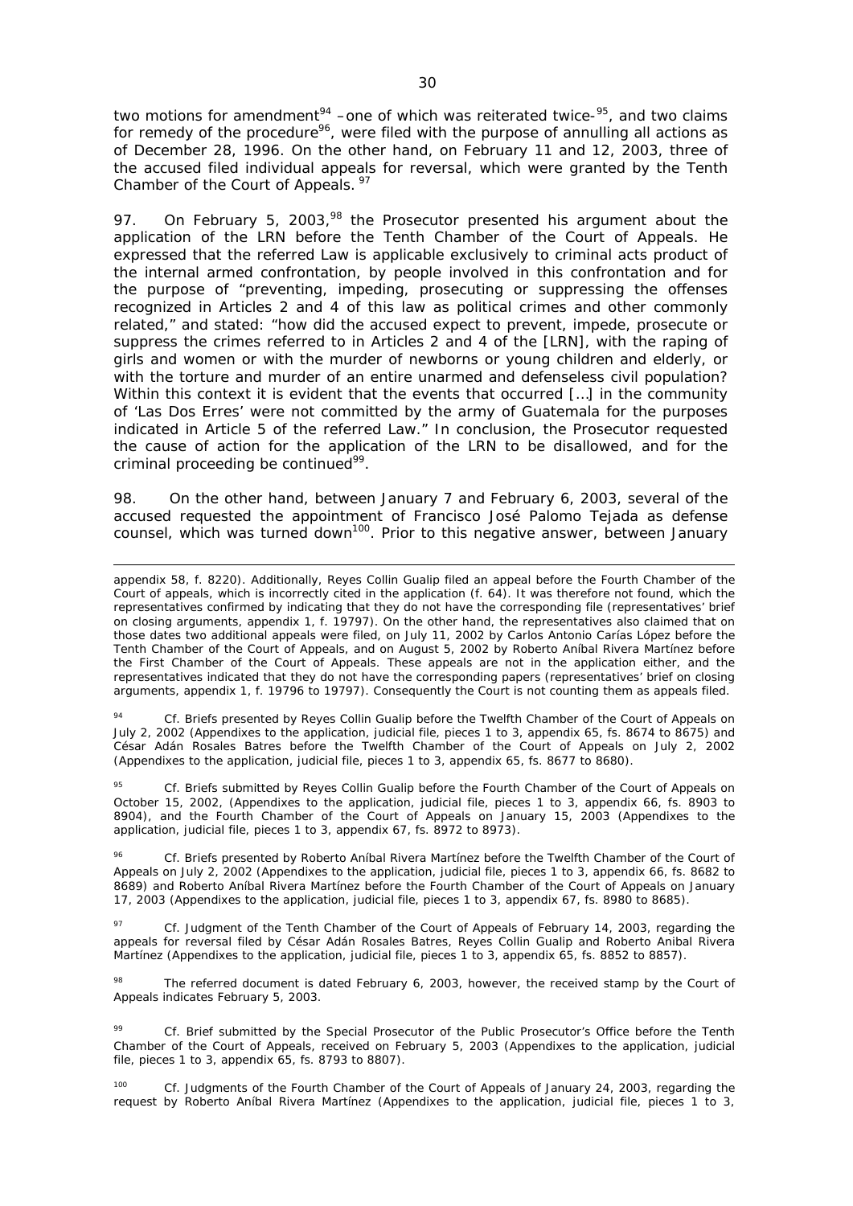two motions for amendment[94] –one of which was reiterated twice-[95], and two claims for remedy of the procedure[96], were filed with the purpose of annulling all actions as of December 28, 1996. On the other hand, on February 11 and 12, 2003, three of the accused filed individual appeals for reversal, which were granted by the Tenth Chamber of the Court of Appeals.[97]

97. On February 5, 2003,[98] the Prosecutor presented his argument about the application of the LRN before the Tenth Chamber of the Court of Appeals. He expressed that the referred Law is applicable exclusively to criminal acts product of the internal armed confrontation, by people involved in this confrontation and for the purpose of "preventing, impeding, prosecuting or suppressing the offenses recognized in Articles 2 and 4 of this law as political crimes and other commonly related," and stated: "how did the accused expect to prevent, impede, prosecute or suppress the crimes referred to in Articles 2 and 4 of the [LRN], with the raping of girls and women or with the murder of newborns or young children and elderly, or with the torture and murder of an entire unarmed and defenseless civil population? Within this context it is evident that the events that occurred […] in the community of 'Las Dos Erres' were not committed by the army of Guatemala for the purposes indicated in Article 5 of the referred Law." In conclusion, the Prosecutor requested the cause of action for the application of the LRN to be disallowed, and for the criminal proceeding be continued[99].

98. On the other hand, between January 7 and February 6, 2003, several of the accused requested the appointment of Francisco José Palomo Tejada as defense counsel, which was turned down[100]. Prior to this negative answer, between January

---

appendix 58, f. 8220). Additionally, Reyes Collin Gualip filed an appeal before the Fourth Chamber of the Court of appeals, which is incorrectly cited in the application (f. 64). It was therefore not found, which the representatives confirmed by indicating that they do not have the corresponding file (representatives' brief on closing arguments, appendix 1, f. 19797). On the other hand, the representatives also claimed that on those dates two additional appeals were filed, on July 11, 2002 by Carlos Antonio Carías López before the Tenth Chamber of the Court of Appeals, and on August 5, 2002 by Roberto Aníbal Rivera Martínez before the First Chamber of the Court of Appeals. These appeals are not in the application either, and the representatives indicated that they do not have the corresponding papers (representatives' brief on closing arguments, appendix 1, f. 19796 to 19797). Consequently the Court is not counting them as appeals filed.

[94] *Cf.* Briefs presented by Reyes Collin Gualip before the Twelfth Chamber of the Court of Appeals on July 2, 2002 (Appendixes to the application, judicial file, pieces 1 to 3, appendix 65, fs. 8674 to 8675) and César Adán Rosales Batres before the Twelfth Chamber of the Court of Appeals on July 2, 2002 (Appendixes to the application, judicial file, pieces 1 to 3, appendix 65, fs. 8677 to 8680).

[95] *Cf.* Briefs submitted by Reyes Collin Gualip before the Fourth Chamber of the Court of Appeals on October 15, 2002, (Appendixes to the application, judicial file, pieces 1 to 3, appendix 66, fs. 8903 to 8904), and the Fourth Chamber of the Court of Appeals on January 15, 2003 (Appendixes to the application, judicial file, pieces 1 to 3, appendix 67, fs. 8972 to 8973).

[96] *Cf.* Briefs presented by Roberto Aníbal Rivera Martínez before the Twelfth Chamber of the Court of Appeals on July 2, 2002 (Appendixes to the application, judicial file, pieces 1 to 3, appendix 66, fs. 8682 to 8689) and Roberto Aníbal Rivera Martínez before the Fourth Chamber of the Court of Appeals on January 17, 2003 (Appendixes to the application, judicial file, pieces 1 to 3, appendix 67, fs. 8980 to 8685).

[97] *Cf.* Judgment of the Tenth Chamber of the Court of Appeals of February 14, 2003, regarding the appeals for reversal filed by César Adán Rosales Batres, Reyes Collin Gualip and Roberto Anibal Rivera Martínez (Appendixes to the application, judicial file, pieces 1 to 3, appendix 65, fs. 8852 to 8857).

[98] The referred document is dated February 6, 2003, however, the received stamp by the Court of Appeals indicates February 5, 2003.

[99] *Cf.* Brief submitted by the Special Prosecutor of the Public Prosecutor's Office before the Tenth Chamber of the Court of Appeals, received on February 5, 2003 (Appendixes to the application, judicial file, pieces 1 to 3, appendix 65, fs. 8793 to 8807).

[100] *Cf.* Judgments of the Fourth Chamber of the Court of Appeals of January 24, 2003, regarding the request by Roberto Aníbal Rivera Martínez (Appendixes to the application, judicial file, pieces 1 to 3,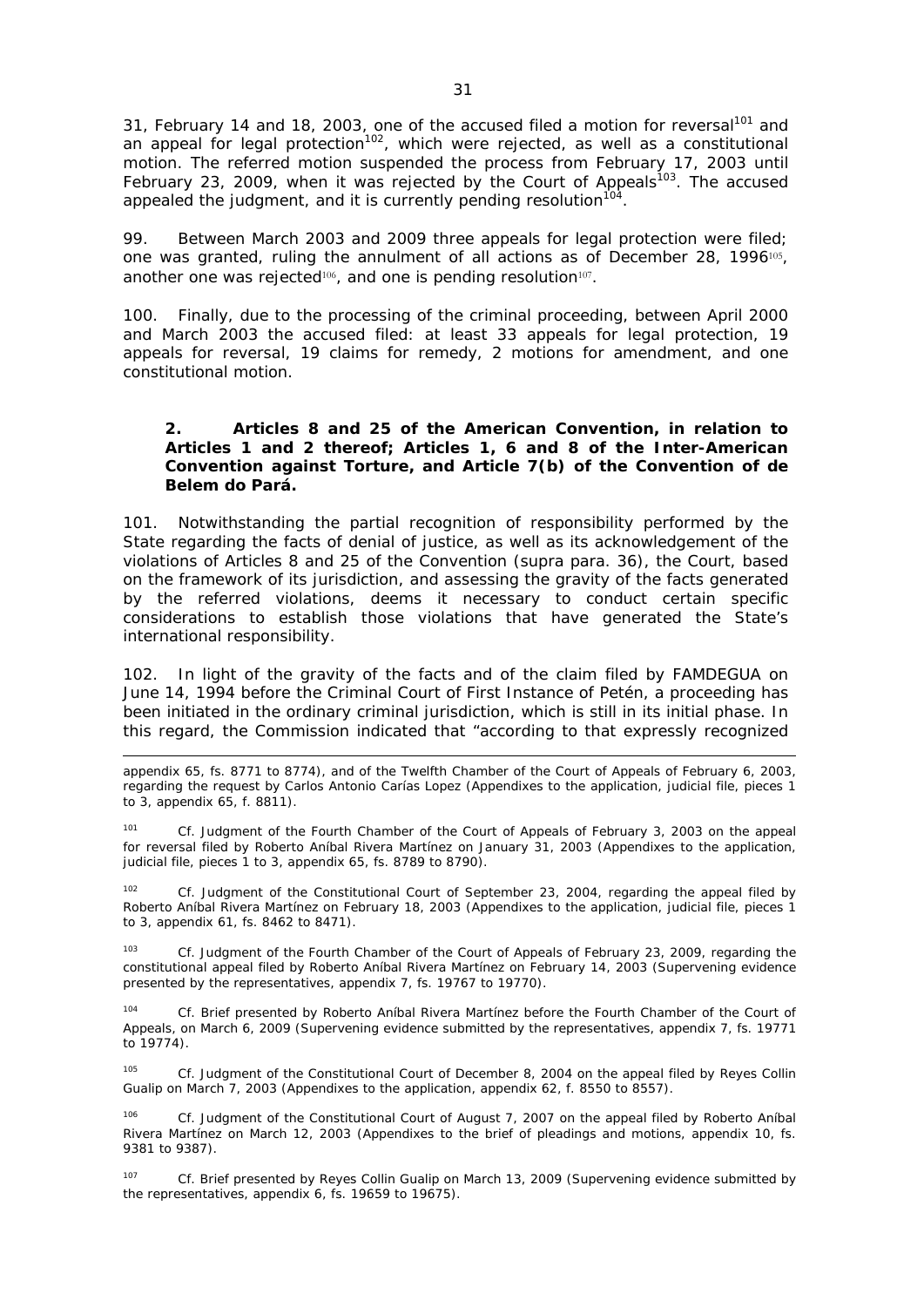31, February 14 and 18, 2003, one of the accused filed a motion for reversal[101] and an appeal for legal protection[102], which were rejected, as well as a constitutional motion. The referred motion suspended the process from February 17, 2003 until February 23, 2009, when it was rejected by the Court of Appeals[103]. The accused appealed the judgment, and it is currently pending resolution[104].

99. Between March 2003 and 2009 three appeals for legal protection were filed; one was granted, ruling the annulment of all actions as of December 28, 1996[105], another one was rejected[106], and one is pending resolution[107].

100. Finally, due to the processing of the criminal proceeding, between April 2000 and March 2003 the accused filed: at least 33 appeals for legal protection, 19 appeals for reversal, 19 claims for remedy, 2 motions for amendment, and one constitutional motion.

**2. Articles 8 and 25 of the American Convention, in relation to Articles 1 and 2 thereof; Articles 1, 6 and 8 of the Inter-American Convention against Torture, and Article 7(b) of the Convention of de Belem do Pará.**

101. Notwithstanding the partial recognition of responsibility performed by the State regarding the facts of denial of justice, as well as its acknowledgement of the violations of Articles 8 and 25 of the Convention (*supra* para. 36), the Court, based on the framework of its jurisdiction, and assessing the gravity of the facts generated by the referred violations, deems it necessary to conduct certain specific considerations to establish those violations that have generated the State's international responsibility.

102. In light of the gravity of the facts and of the claim filed by FAMDEGUA on June 14, 1994 before the Criminal Court of First Instance of Petén, a proceeding has been initiated in the ordinary criminal jurisdiction, which is still in its initial phase. In this regard, the Commission indicated that "according to that expressly recognized

---

appendix 65, fs. 8771 to 8774), and of the Twelfth Chamber of the Court of Appeals of February 6, 2003, regarding the request by Carlos Antonio Carías Lopez (Appendixes to the application, judicial file, pieces 1 to 3, appendix 65, f. 8811).

[101] *Cf.* Judgment of the Fourth Chamber of the Court of Appeals of February 3, 2003 on the appeal for reversal filed by Roberto Aníbal Rivera Martínez on January 31, 2003 (Appendixes to the application, judicial file, pieces 1 to 3, appendix 65, fs. 8789 to 8790).

[102] *Cf.* Judgment of the Constitutional Court of September 23, 2004, regarding the appeal filed by Roberto Aníbal Rivera Martínez on February 18, 2003 (Appendixes to the application, judicial file, pieces 1 to 3, appendix 61, fs. 8462 to 8471).

[103] *Cf.* Judgment of the Fourth Chamber of the Court of Appeals of February 23, 2009, regarding the constitutional appeal filed by Roberto Aníbal Rivera Martínez on February 14, 2003 (Supervening evidence presented by the representatives, appendix 7, fs. 19767 to 19770).

[104] *Cf.* Brief presented by Roberto Aníbal Rivera Martínez before the Fourth Chamber of the Court of Appeals, on March 6, 2009 (Supervening evidence submitted by the representatives, appendix 7, fs. 19771 to 19774).

[105] *Cf.* Judgment of the Constitutional Court of December 8, 2004 on the appeal filed by Reyes Collin Gualip on March 7, 2003 (Appendixes to the application, appendix 62, f. 8550 to 8557).

[106] *Cf.* Judgment of the Constitutional Court of August 7, 2007 on the appeal filed by Roberto Aníbal Rivera Martínez on March 12, 2003 (Appendixes to the brief of pleadings and motions, appendix 10, fs. 9381 to 9387).

[107] *Cf.* Brief presented by Reyes Collin Gualip on March 13, 2009 (Supervening evidence submitted by the representatives, appendix 6, fs. 19659 to 19675).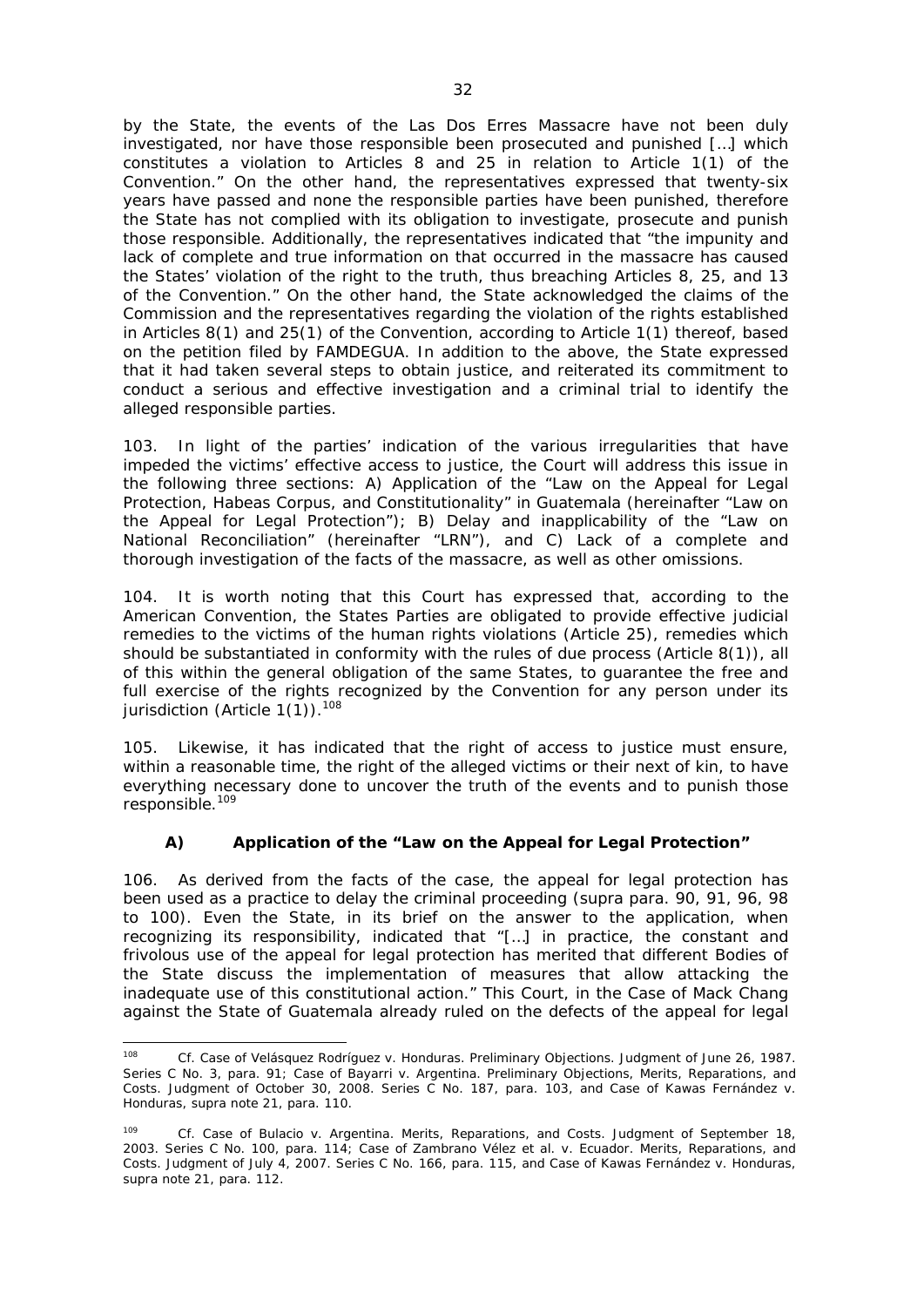by the State, the events of the Las Dos Erres Massacre have not been duly investigated, nor have those responsible been prosecuted and punished […] which constitutes a violation to Articles 8 and 25 in relation to Article 1(1) of the Convention." On the other hand, the representatives expressed that twenty-six years have passed and none the responsible parties have been punished, therefore the State has not complied with its obligation to investigate, prosecute and punish those responsible. Additionally, the representatives indicated that "the impunity and lack of complete and true information on that occurred in the massacre has caused the States' violation of the right to the truth, thus breaching Articles 8, 25, and 13 of the Convention." On the other hand, the State acknowledged the claims of the Commission and the representatives regarding the violation of the rights established in Articles 8(1) and 25(1) of the Convention, according to Article 1(1) thereof, based on the petition filed by FAMDEGUA. In addition to the above, the State expressed that it had taken several steps to obtain justice, and reiterated its commitment to conduct a serious and effective investigation and a criminal trial to identify the alleged responsible parties.

103. In light of the parties' indication of the various irregularities that have impeded the victims' effective access to justice, the Court will address this issue in the following three sections: A) Application of the "Law on the Appeal for Legal Protection, Habeas Corpus, and Constitutionality" in Guatemala (hereinafter "Law on the Appeal for Legal Protection"); B) Delay and inapplicability of the "Law on National Reconciliation" (hereinafter "LRN"), and C) Lack of a complete and thorough investigation of the facts of the massacre, as well as other omissions.

104. It is worth noting that this Court has expressed that, according to the American Convention, the States Parties are obligated to provide effective judicial remedies to the victims of the human rights violations (Article 25), remedies which should be substantiated in conformity with the rules of due process (Article 8(1)), all of this within the general obligation of the same States, to guarantee the free and full exercise of the rights recognized by the Convention for any person under its jurisdiction (Article 1(1)).[108]

105. Likewise, it has indicated that the right of access to justice must ensure, within a reasonable time, the right of the alleged victims or their next of kin, to have everything necessary done to uncover the truth of the events and to punish those responsible.[109]

### A) Application of the "Law on the Appeal for Legal Protection"

106. As derived from the facts of the case, the appeal for legal protection has been used as a practice to delay the criminal proceeding (*supra* para. 90, 91, 96, 98 to 100). Even the State, in its brief on the answer to the application, when recognizing its responsibility, indicated that "[…] in practice, the constant and frivolous use of the appeal for legal protection has merited that different Bodies of the State discuss the implementation of measures that allow attacking the inadequate use of this constitutional action." This Court, in the Case of Mack Chang against the State of Guatemala already ruled on the defects of the appeal for legal

---

[108] *Cf. Case of Velásquez Rodríguez v. Honduras. Preliminary Objections*. Judgment of June 26, 1987. Series C No. 3, para. 91; *Case of Bayarri v. Argentina. Preliminary Objections, Merits, Reparations, and Costs*. Judgment of October 30, 2008. Series C No. 187, para. 103, and *Case of Kawas Fernández v. Honduras*, *supra* note 21, para. 110.

[109] *Cf. Case of Bulacio v. Argentina. Merits, Reparations, and Costs*. Judgment of September 18, 2003. Series C No. 100, para. 114; *Case of Zambrano Vélez et al. v. Ecuador. Merits, Reparations, and Costs*. Judgment of July 4, 2007. Series C No. 166, para. 115, and *Case of Kawas Fernández v. Honduras*, *supra* note 21, para. 112.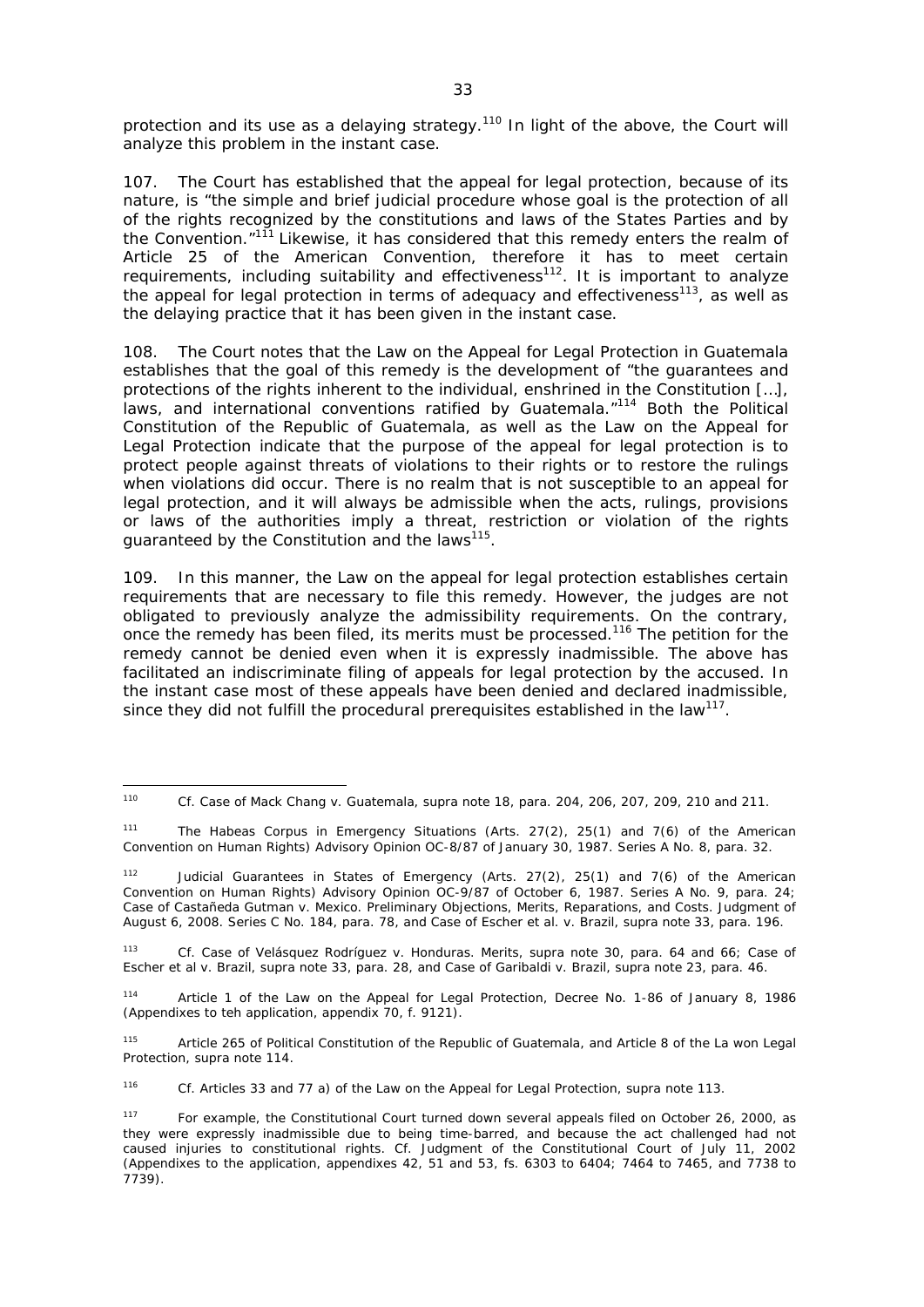protection and its use as a delaying strategy.[110] In light of the above, the Court will analyze this problem in the instant case.

107. The Court has established that the appeal for legal protection, because of its nature, is "the simple and brief judicial procedure whose goal is the protection of all of the rights recognized by the constitutions and laws of the States Parties and by the Convention."[111] Likewise, it has considered that this remedy enters the realm of Article 25 of the American Convention, therefore it has to meet certain requirements, including suitability and effectiveness[112]. It is important to analyze the appeal for legal protection in terms of adequacy and effectiveness[113], as well as the delaying practice that it has been given in the instant case.

108. The Court notes that the Law on the Appeal for Legal Protection in Guatemala establishes that the goal of this remedy is the development of "the guarantees and protections of the rights inherent to the individual, enshrined in the Constitution […], laws, and international conventions ratified by Guatemala."[114] Both the Political Constitution of the Republic of Guatemala, as well as the Law on the Appeal for Legal Protection indicate that the purpose of the appeal for legal protection is to protect people against threats of violations to their rights or to restore the rulings when violations did occur. There is no realm that is not susceptible to an appeal for legal protection, and it will always be admissible when the acts, rulings, provisions or laws of the authorities imply a threat, restriction or violation of the rights guaranteed by the Constitution and the laws[115].

109. In this manner, the Law on the appeal for legal protection establishes certain requirements that are necessary to file this remedy. However, the judges are not obligated to previously analyze the admissibility requirements. On the contrary, once the remedy has been filed, its merits must be processed.[116] The petition for the remedy cannot be denied even when it is expressly inadmissible. The above has facilitated an indiscriminate filing of appeals for legal protection by the accused. In the instant case most of these appeals have been denied and declared inadmissible, since they did not fulfill the procedural prerequisites established in the law[117].

---

[110] Cf. *Case of Mack Chang v. Guatemala*, supra note 18, para. 204, 206, 207, 209, 210 and 211.

[111] *The Habeas Corpus in Emergency Situations (Arts. 27(2), 25(1) and 7(6) of the American Convention on Human Rights)* Advisory Opinion OC-8/87 of January 30, 1987. Series A No. 8, para. 32.

[112] *Judicial Guarantees in States of Emergency (Arts. 27(2), 25(1) and 7(6) of the American Convention on Human Rights)* Advisory Opinion OC-9/87 of October 6, 1987. Series A No. 9, para. 24; *Case of Castañeda Gutman v. Mexico. Preliminary Objections, Merits, Reparations, and Costs.* Judgment of August 6, 2008. Series C No. 184, para. 78, and *Case of Escher et al. v. Brazil*, supra note 33, para. 196.

[113] Cf. *Case of Velásquez Rodríguez v. Honduras. Merits*, supra note 30, para. 64 and 66; *Case of Escher et al v. Brazil*, supra note 33, para. 28, and *Case of Garibaldi v. Brazil*, supra note 23, para. 46.

[114] Article 1 of the Law on the Appeal for Legal Protection, Decree No. 1-86 of January 8, 1986 (Appendixes to teh application, appendix 70, f. 9121).

[115] Article 265 of Political Constitution of the Republic of Guatemala, and Article 8 of the La won Legal Protection, supra note 114.

[116] Cf. Articles 33 and 77 a) of the Law on the Appeal for Legal Protection, supra note 113.

[117] For example, the Constitutional Court turned down several appeals filed on October 26, 2000, as they were expressly inadmissible due to being time-barred, and because the act challenged had not caused injuries to constitutional rights. Cf. Judgment of the Constitutional Court of July 11, 2002 (Appendixes to the application, appendixes 42, 51 and 53, fs. 6303 to 6404; 7464 to 7465, and 7738 to 7739).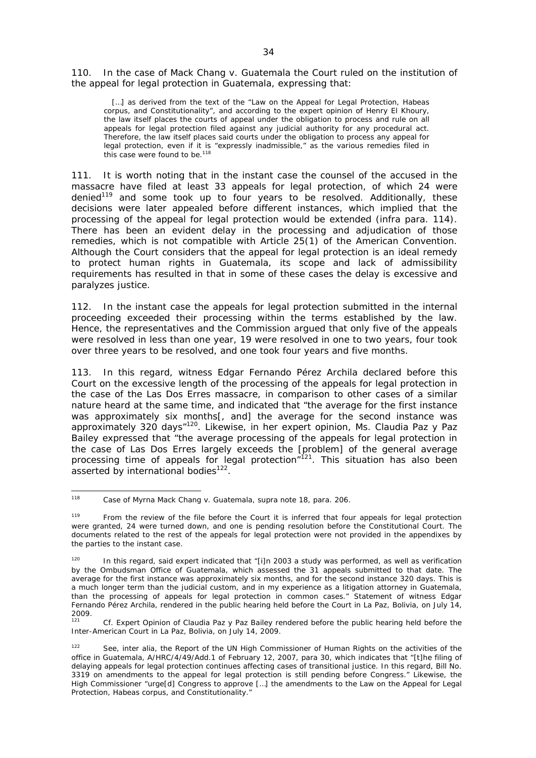110. In the case of *Mack Chang v. Guatemala* the Court ruled on the institution of the appeal for legal protection in Guatemala, expressing that:

> […] as derived from the text of the "Law on the Appeal for Legal Protection, Habeas corpus, and Constitutionality", and according to the expert opinion of Henry El Khoury, the law itself places the courts of appeal under the obligation to process and rule on all appeals for legal protection filed against any judicial authority for any procedural act. Therefore, the law itself places said courts under the obligation to process any appeal for legal protection, even if it is "expressly inadmissible," as the various remedies filed in this case were found to be.[118]

111. It is worth noting that in the instant case the counsel of the accused in the massacre have filed at least 33 appeals for legal protection, of which 24 were denied[119] and some took up to four years to be resolved. Additionally, these decisions were later appealed before different instances, which implied that the processing of the appeal for legal protection would be extended (*infra* para. 114). There has been an evident delay in the processing and adjudication of those remedies, which is not compatible with Article 25(1) of the American Convention. Although the Court considers that the appeal for legal protection is an ideal remedy to protect human rights in Guatemala, its scope and lack of admissibility requirements has resulted in that in some of these cases the delay is excessive and paralyzes justice.

112. In the instant case the appeals for legal protection submitted in the internal proceeding exceeded their processing within the terms established by the law. Hence, the representatives and the Commission argued that only five of the appeals were resolved in less than one year, 19 were resolved in one to two years, four took over three years to be resolved, and one took four years and five months.

113. In this regard, witness Edgar Fernando Pérez Archila declared before this Court on the excessive length of the processing of the appeals for legal protection in the case of the Las Dos Erres massacre, in comparison to other cases of a similar nature heard at the same time, and indicated that "the average for the first instance was approximately six months[, and] the average for the second instance was approximately 320 days"[120]. Likewise, in her expert opinion, Ms. Claudia Paz y Paz Bailey expressed that "the average processing of the appeals for legal protection in the case of Las Dos Erres largely exceeds the [problem] of the general average processing time of appeals for legal protection"[121]. This situation has also been asserted by international bodies[122].

---

[118] *Case of Myrna Mack Chang v. Guatemala*, *supra* note 18, para. 206.

[119] From the review of the file before the Court it is inferred that four appeals for legal protection were granted, 24 were turned down, and one is pending resolution before the Constitutional Court. The documents related to the rest of the appeals for legal protection were not provided in the appendixes by the parties to the instant case.

[120] In this regard, said expert indicated that "[i]n 2003 a study was performed, as well as verification by the Ombudsman Office of Guatemala, which assessed the 31 appeals submitted to that date. The average for the first instance was approximately six months, and for the second instance 320 days. This is a much longer term than the judicial custom, and in my experience as a litigation attorney in Guatemala, than the processing of appeals for legal protection in common cases." Statement of witness Edgar Fernando Pérez Archila, rendered in the public hearing held before the Court in La Paz, Bolivia, on July 14, 2009.

[121] *Cf.* Expert Opinion of Claudia Paz y Paz Bailey rendered before the public hearing held before the Inter-American Court in La Paz, Bolivia, on July 14, 2009.

[122] See, *inter alia*, the Report of the UN High Commissioner of Human Rights on the activities of the office in Guatemala, A/HRC/4/49/Add.1 of February 12, 2007, para 30, which indicates that "[t]he filing of delaying appeals for legal protection continues affecting cases of transitional justice. In this regard, Bill No. 3319 on amendments to the appeal for legal protection is still pending before Congress." Likewise, the High Commissioner "urge[d] Congress to approve […] the amendments to the Law on the Appeal for Legal Protection, Habeas corpus, and Constitutionality."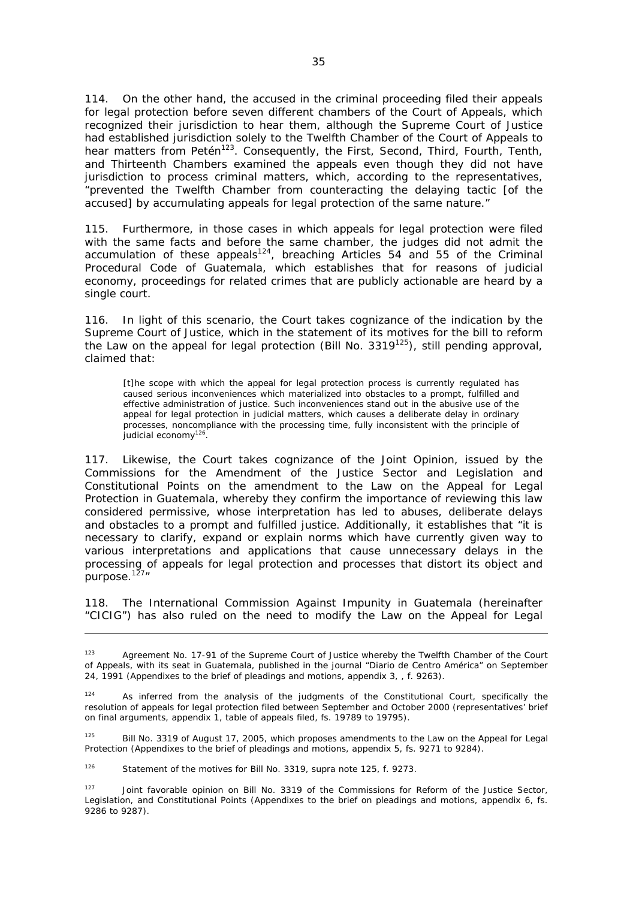114. On the other hand, the accused in the criminal proceeding filed their appeals for legal protection before seven different chambers of the Court of Appeals, which recognized their jurisdiction to hear them, although the Supreme Court of Justice had established jurisdiction solely to the Twelfth Chamber of the Court of Appeals to hear matters from Petén[123]. Consequently, the First, Second, Third, Fourth, Tenth, and Thirteenth Chambers examined the appeals even though they did not have jurisdiction to process criminal matters, which, according to the representatives, "prevented the Twelfth Chamber from counteracting the delaying tactic [of the accused] by accumulating appeals for legal protection of the same nature."

115. Furthermore, in those cases in which appeals for legal protection were filed with the same facts and before the same chamber, the judges did not admit the accumulation of these appeals[124], breaching Articles 54 and 55 of the Criminal Procedural Code of Guatemala, which establishes that for reasons of judicial economy, proceedings for related crimes that are publicly actionable are heard by a single court.

116. In light of this scenario, the Court takes cognizance of the indication by the Supreme Court of Justice, which in the statement of its motives for the bill to reform the Law on the appeal for legal protection (Bill No. 3319[125]), still pending approval, claimed that:

> [t]he scope with which the appeal for legal protection process is currently regulated has caused serious inconveniences which materialized into obstacles to a prompt, fulfilled and effective administration of justice. Such inconveniences stand out in the abusive use of the appeal for legal protection in judicial matters, which causes a deliberate delay in ordinary processes, noncompliance with the processing time, fully inconsistent with the principle of judicial economy[126].

117. Likewise, the Court takes cognizance of the Joint Opinion, issued by the Commissions for the Amendment of the Justice Sector and Legislation and Constitutional Points on the amendment to the Law on the Appeal for Legal Protection in Guatemala, whereby they confirm the importance of reviewing this law considered permissive, whose interpretation has led to abuses, deliberate delays and obstacles to a prompt and fulfilled justice. Additionally, it establishes that "it is necessary to clarify, expand or explain norms which have currently given way to various interpretations and applications that cause unnecessary delays in the processing of appeals for legal protection and processes that distort its object and purpose.[127]"

118. The International Commission Against Impunity in Guatemala (hereinafter "CICIG") has also ruled on the need to modify the Law on the Appeal for Legal

---

[123] Agreement No. 17-91 of the Supreme Court of Justice whereby the Twelfth Chamber of the Court of Appeals, with its seat in Guatemala, published in the journal "Diario de Centro América" on September 24, 1991 (Appendixes to the brief of pleadings and motions, appendix 3, , f. 9263).

[124] As inferred from the analysis of the judgments of the Constitutional Court, specifically the resolution of appeals for legal protection filed between September and October 2000 (representatives' brief on final arguments, appendix 1, table of appeals filed, fs. 19789 to 19795).

[125] Bill No. 3319 of August 17, 2005, which proposes amendments to the Law on the Appeal for Legal Protection (Appendixes to the brief of pleadings and motions, appendix 5, fs. 9271 to 9284).

[126] Statement of the motives for Bill No. 3319, supra note 125, f. 9273.

[127] Joint favorable opinion on Bill No. 3319 of the Commissions for Reform of the Justice Sector, Legislation, and Constitutional Points (Appendixes to the brief on pleadings and motions, appendix 6, fs. 9286 to 9287).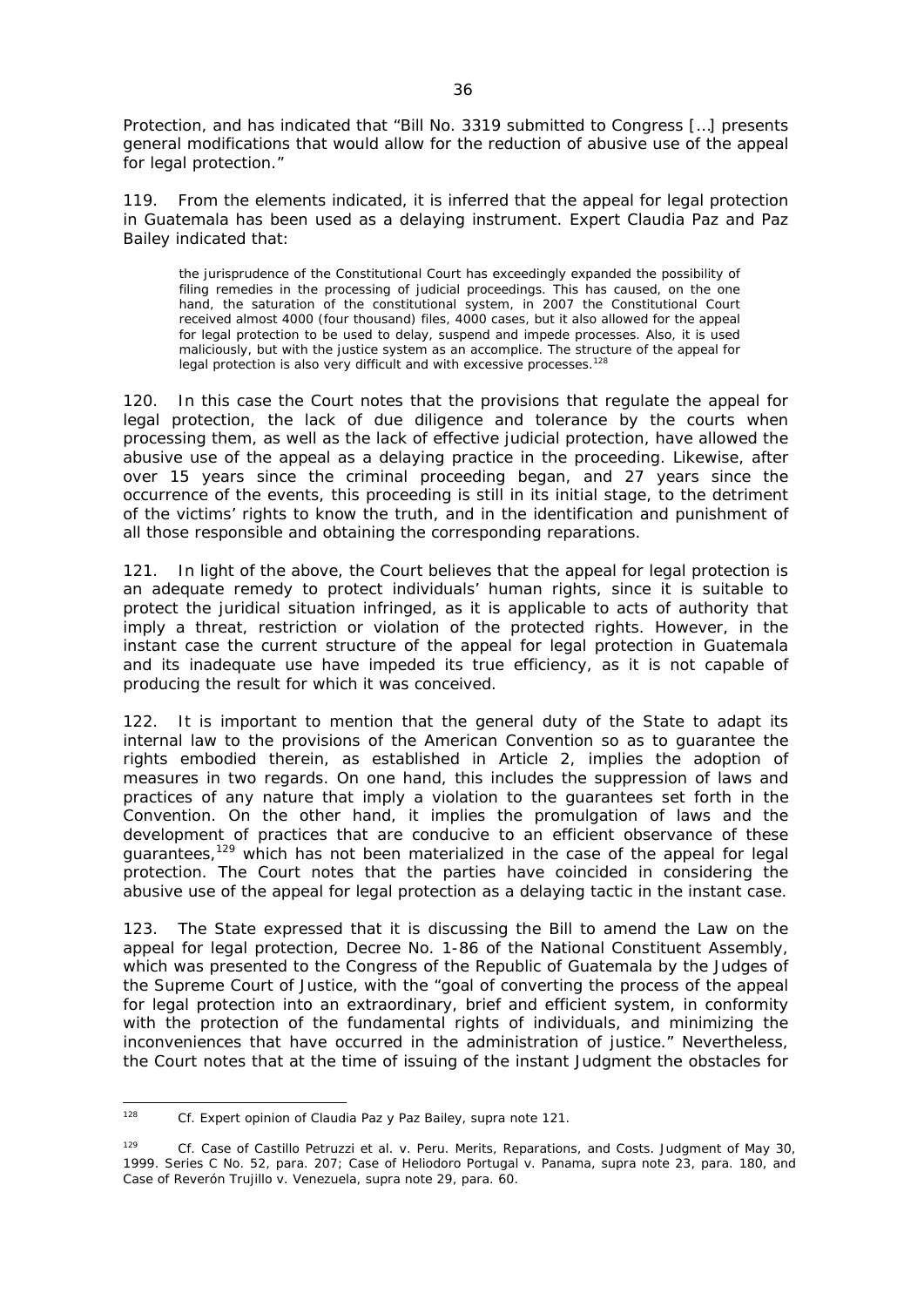Protection, and has indicated that "Bill No. 3319 submitted to Congress […] presents general modifications that would allow for the reduction of abusive use of the appeal for legal protection."

119. From the elements indicated, it is inferred that the appeal for legal protection in Guatemala has been used as a delaying instrument. Expert Claudia Paz and Paz Bailey indicated that:

> the jurisprudence of the Constitutional Court has exceedingly expanded the possibility of filing remedies in the processing of judicial proceedings. This has caused, on the one hand, the saturation of the constitutional system, in 2007 the Constitutional Court received almost 4000 (four thousand) files, 4000 cases, but it also allowed for the appeal for legal protection to be used to delay, suspend and impede processes. Also, it is used maliciously, but with the justice system as an accomplice. The structure of the appeal for legal protection is also very difficult and with excessive processes.[128]

120. In this case the Court notes that the provisions that regulate the appeal for legal protection, the lack of due diligence and tolerance by the courts when processing them, as well as the lack of effective judicial protection, have allowed the abusive use of the appeal as a delaying practice in the proceeding. Likewise, after over 15 years since the criminal proceeding began, and 27 years since the occurrence of the events, this proceeding is still in its initial stage, to the detriment of the victims' rights to know the truth, and in the identification and punishment of all those responsible and obtaining the corresponding reparations.

121. In light of the above, the Court believes that the appeal for legal protection is an adequate remedy to protect individuals' human rights, since it is suitable to protect the juridical situation infringed, as it is applicable to acts of authority that imply a threat, restriction or violation of the protected rights. However, in the instant case the current structure of the appeal for legal protection in Guatemala and its inadequate use have impeded its true efficiency, as it is not capable of producing the result for which it was conceived.

122. It is important to mention that the general duty of the State to adapt its internal law to the provisions of the American Convention so as to guarantee the rights embodied therein, as established in Article 2, implies the adoption of measures in two regards. On one hand, this includes the suppression of laws and practices of any nature that imply a violation to the guarantees set forth in the Convention. On the other hand, it implies the promulgation of laws and the development of practices that are conducive to an efficient observance of these guarantees,[129] which has not been materialized in the case of the appeal for legal protection. The Court notes that the parties have coincided in considering the abusive use of the appeal for legal protection as a delaying tactic in the instant case.

123. The State expressed that it is discussing the Bill to amend the Law on the appeal for legal protection, Decree No. 1-86 of the National Constituent Assembly, which was presented to the Congress of the Republic of Guatemala by the Judges of the Supreme Court of Justice, with the "goal of converting the process of the appeal for legal protection into an extraordinary, brief and efficient system, in conformity with the protection of the fundamental rights of individuals, and minimizing the inconveniences that have occurred in the administration of justice." Nevertheless, the Court notes that at the time of issuing of the instant Judgment the obstacles for

---

[128] *Cf.* Expert opinion of Claudia Paz y Paz Bailey, *supra* note 121.

[129] *Cf. Case of Castillo Petruzzi et al. v. Peru. Merits, Reparations, and Costs.* Judgment of May 30, 1999. Series C No. 52, para. 207; *Case of Heliodoro Portugal v. Panama*, *supra* note 23, para. 180, and *Case of Reverón Trujillo v. Venezuela*, *supra* note 29, para. 60.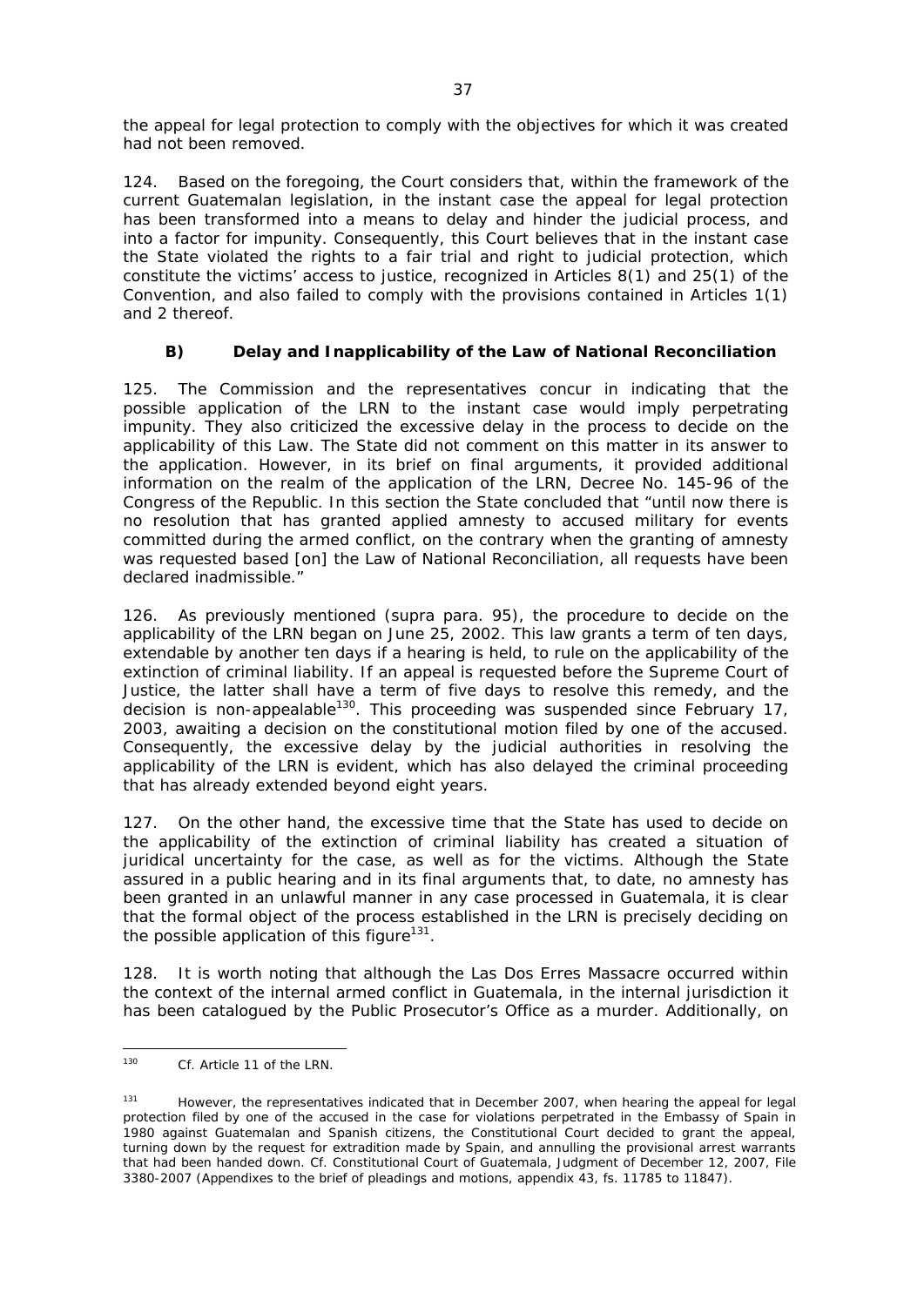the appeal for legal protection to comply with the objectives for which it was created had not been removed.

124. Based on the foregoing, the Court considers that, within the framework of the current Guatemalan legislation, in the instant case the appeal for legal protection has been transformed into a means to delay and hinder the judicial process, and into a factor for impunity. Consequently, this Court believes that in the instant case the State violated the rights to a fair trial and right to judicial protection, which constitute the victims' access to justice, recognized in Articles 8(1) and 25(1) of the Convention, and also failed to comply with the provisions contained in Articles 1(1) and 2 thereof.

### B) Delay and Inapplicability of the Law of National Reconciliation

125. The Commission and the representatives concur in indicating that the possible application of the LRN to the instant case would imply perpetrating impunity. They also criticized the excessive delay in the process to decide on the applicability of this Law. The State did not comment on this matter in its answer to the application. However, in its brief on final arguments, it provided additional information on the realm of the application of the LRN, Decree No. 145-96 of the Congress of the Republic. In this section the State concluded that "until now there is no resolution that has granted applied amnesty to accused military for events committed during the armed conflict, on the contrary when the granting of amnesty was requested based [on] the Law of National Reconciliation, all requests have been declared inadmissible."

126. As previously mentioned (*supra* para. 95), the procedure to decide on the applicability of the LRN began on June 25, 2002. This law grants a term of ten days, extendable by another ten days if a hearing is held, to rule on the applicability of the extinction of criminal liability. If an appeal is requested before the Supreme Court of Justice, the latter shall have a term of five days to resolve this remedy, and the decision is non-appealable[130]. This proceeding was suspended since February 17, 2003, awaiting a decision on the constitutional motion filed by one of the accused. Consequently, the excessive delay by the judicial authorities in resolving the applicability of the LRN is evident, which has also delayed the criminal proceeding that has already extended beyond eight years.

127. On the other hand, the excessive time that the State has used to decide on the applicability of the extinction of criminal liability has created a situation of juridical uncertainty for the case, as well as for the victims. Although the State assured in a public hearing and in its final arguments that, to date, no amnesty has been granted in an unlawful manner in any case processed in Guatemala, it is clear that the formal object of the process established in the LRN is precisely deciding on the possible application of this figure[131].

128. It is worth noting that although the Las Dos Erres Massacre occurred within the context of the internal armed conflict in Guatemala, in the internal jurisdiction it has been catalogued by the Public Prosecutor's Office as a murder. Additionally, on

---

[130] *Cf.* Article 11 of the LRN.

[131] However, the representatives indicated that in December 2007, when hearing the appeal for legal protection filed by one of the accused in the case for violations perpetrated in the Embassy of Spain in 1980 against Guatemalan and Spanish citizens, the Constitutional Court decided to grant the appeal, turning down by the request for extradition made by Spain, and annulling the provisional arrest warrants that had been handed down. *Cf.* Constitutional Court of Guatemala, Judgment of December 12, 2007, File 3380-2007 (Appendixes to the brief of pleadings and motions, appendix 43, fs. 11785 to 11847).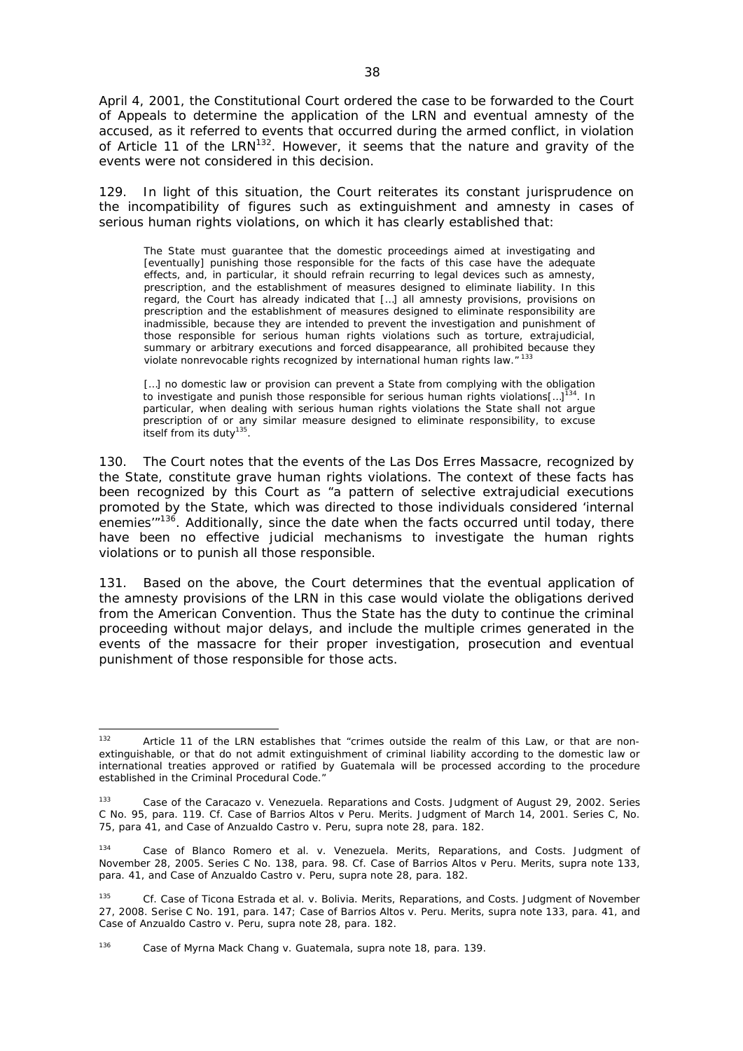April 4, 2001, the Constitutional Court ordered the case to be forwarded to the Court of Appeals to determine the application of the LRN and eventual amnesty of the accused, as it referred to events that occurred during the armed conflict, in violation of Article 11 of the LRN[132]. However, it seems that the nature and gravity of the events were not considered in this decision.

129. In light of this situation, the Court reiterates its constant jurisprudence on the incompatibility of figures such as extinguishment and amnesty in cases of serious human rights violations, on which it has clearly established that:

> The State must guarantee that the domestic proceedings aimed at investigating and [eventually] punishing those responsible for the facts of this case have the adequate effects, and, in particular, it should refrain recurring to legal devices such as amnesty, prescription, and the establishment of measures designed to eliminate liability. In this regard, the Court has already indicated that […] all amnesty provisions, provisions on prescription and the establishment of measures designed to eliminate responsibility are inadmissible, because they are intended to prevent the investigation and punishment of those responsible for serious human rights violations such as torture, extrajudicial, summary or arbitrary executions and forced disappearance, all prohibited because they violate nonrevocable rights recognized by international human rights law."[133]
>
> […] no domestic law or provision can prevent a State from complying with the obligation to investigate and punish those responsible for serious human rights violations[…][134]. In particular, when dealing with serious human rights violations the State shall not argue prescription of or any similar measure designed to eliminate responsibility, to excuse itself from its duty[135].

130. The Court notes that the events of the Las Dos Erres Massacre, recognized by the State, constitute grave human rights violations. The context of these facts has been recognized by this Court as "a pattern of selective extrajudicial executions promoted by the State, which was directed to those individuals considered 'internal enemies'"[136]. Additionally, since the date when the facts occurred until today, there have been no effective judicial mechanisms to investigate the human rights violations or to punish all those responsible.

131. Based on the above, the Court determines that the eventual application of the amnesty provisions of the LRN in this case would violate the obligations derived from the American Convention. Thus the State has the duty to continue the criminal proceeding without major delays, and include the multiple crimes generated in the events of the massacre for their proper investigation, prosecution and eventual punishment of those responsible for those acts.

---

[132] Article 11 of the LRN establishes that "crimes outside the realm of this Law, or that are non-extinguishable, or that do not admit extinguishment of criminal liability according to the domestic law or international treaties approved or ratified by Guatemala will be processed according to the procedure established in the Criminal Procedural Code."

[133] *Case of the Caracazo v. Venezuela. Reparations and Costs.* Judgment of August 29, 2002. Series C No. 95, para. 119. *Cf. Case of Barrios Altos v Peru. Merits.* Judgment of March 14, 2001. Series C, No. 75, para 41, and *Case of Anzualdo Castro v. Peru, supra* note 28, para. 182.

[134] *Case of Blanco Romero et al. v. Venezuela. Merits, Reparations, and Costs.* Judgment of November 28, 2005. Series C No. 138, para. 98. *Cf. Case of Barrios Altos v Peru. Merits, supra* note 133, para. 41, and *Case of Anzualdo Castro v. Peru, supra* note 28, para. 182.

[135] *Cf. Case of Ticona Estrada et al. v. Bolivia. Merits, Reparations, and Costs.* Judgment of November 27, 2008. Serise C No. 191, para. 147; *Case of Barrios Altos v. Peru. Merits, supra* note 133, para. 41, and *Case of Anzualdo Castro v. Peru, supra* note 28, para. 182.

[136] *Case of Myrna Mack Chang v. Guatemala, supra* note 18, para. 139.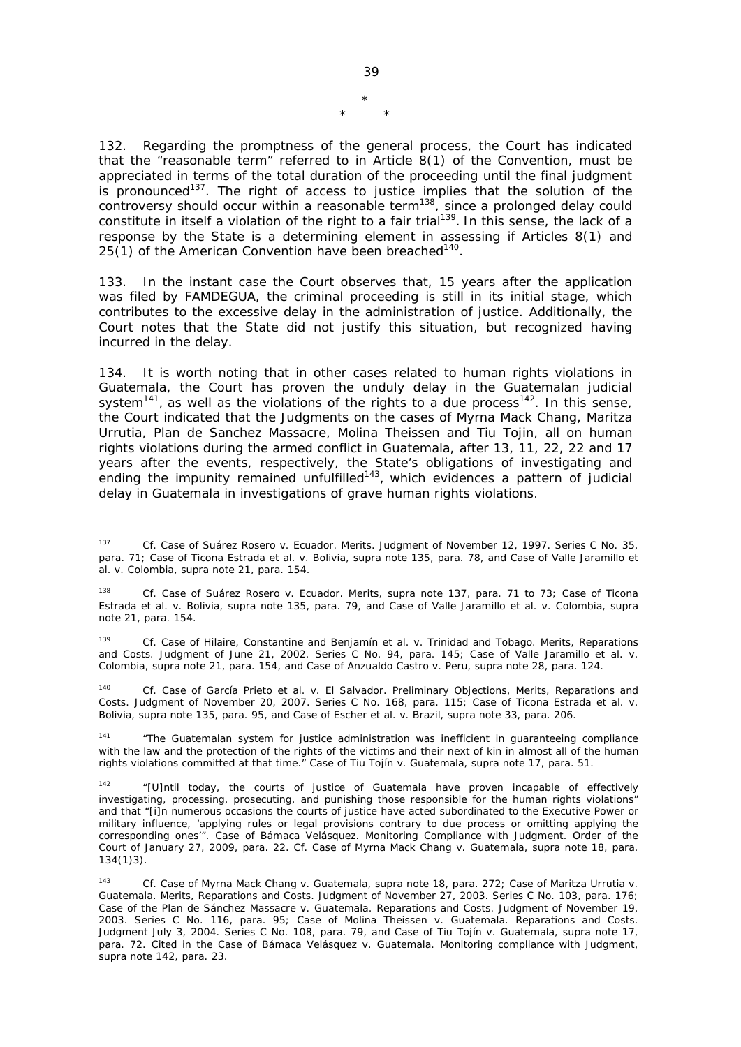\*

\* \*

132. Regarding the promptness of the general process, the Court has indicated that the "reasonable term" referred to in Article 8(1) of the Convention, must be appreciated in terms of the total duration of the proceeding until the final judgment is pronounced[137]. The right of access to justice implies that the solution of the controversy should occur within a reasonable term[138], since a prolonged delay could constitute in itself a violation of the right to a fair trial[139]. In this sense, the lack of a response by the State is a determining element in assessing if Articles 8(1) and 25(1) of the American Convention have been breached[140].

133. In the instant case the Court observes that, 15 years after the application was filed by FAMDEGUA, the criminal proceeding is still in its initial stage, which contributes to the excessive delay in the administration of justice. Additionally, the Court notes that the State did not justify this situation, but recognized having incurred in the delay.

134. It is worth noting that in other cases related to human rights violations in Guatemala, the Court has proven the unduly delay in the Guatemalan judicial system[141], as well as the violations of the rights to a due process[142]. In this sense, the Court indicated that the Judgments on the cases of Myrna Mack Chang, Maritza Urrutia, Plan de Sanchez Massacre, Molina Theissen and Tiu Tojin, all on human rights violations during the armed conflict in Guatemala, after 13, 11, 22, 22 and 17 years after the events, respectively, the State's obligations of investigating and ending the impunity remained unfulfilled[143], which evidences a pattern of judicial delay in Guatemala in investigations of grave human rights violations.

---

[137] *Cf. Case of Suárez Rosero v. Ecuador. Merits.* Judgment of November 12, 1997. Series C No. 35, para. 71; *Case of Ticona Estrada et al. v. Bolivia, supra* note 135, para. 78, and *Case of Valle Jaramillo et al. v. Colombia, supra* note 21, para. 154.

[138] *Cf. Case of Suárez Rosero v. Ecuador. Merits, supra* note 137, para. 71 to 73; *Case of Ticona Estrada et al. v. Bolivia, supra* note 135, para. 79, and *Case of Valle Jaramillo et al. v. Colombia, supra* note 21, para. 154.

[139] *Cf. Case of Hilaire, Constantine and Benjamín et al. v. Trinidad and Tobago. Merits, Reparations and Costs.* Judgment of June 21, 2002. Series C No. 94, para. 145; *Case of Valle Jaramillo et al. v. Colombia, supra* note 21, para. 154, and *Case of Anzualdo Castro v. Peru, supra* note 28, para. 124.

[140] *Cf. Case of García Prieto et al. v. El Salvador. Preliminary Objections, Merits, Reparations and Costs.* Judgment of November 20, 2007. Series C No. 168, para. 115; *Case of Ticona Estrada et al. v. Bolivia, supra* note 135, para. 95, and *Case of Escher et al. v. Brazil, supra* note 33, para. 206.

[141] "The Guatemalan system for justice administration was inefficient in guaranteeing compliance with the law and the protection of the rights of the victims and their next of kin in almost all of the human rights violations committed at that time." *Case of Tiu Tojín v. Guatemala, supra* note 17, para. 51.

[142] "[U]ntil today, the courts of justice of Guatemala have proven incapable of effectively investigating, processing, prosecuting, and punishing those responsible for the human rights violations" and that "[i]n numerous occasions the courts of justice have acted subordinated to the Executive Power or military influence, 'applying rules or legal provisions contrary to due process or omitting applying the corresponding ones'". *Case of Bámaca Velásquez. Monitoring Compliance with Judgment.* Order of the Court of January 27, 2009, para. 22. *Cf. Case of Myrna Mack Chang v. Guatemala, supra* note 18, para. 134(1)3).

[143] *Cf. Case of Myrna Mack Chang v. Guatemala, supra* note 18, para. 272; *Case of Maritza Urrutia v. Guatemala. Merits, Reparations and Costs.* Judgment of November 27, 2003. Series C No. 103, para. 176; *Case of the Plan de Sánchez Massacre v. Guatemala. Reparations and Costs.* Judgment of November 19, 2003. Series C No. 116, para. 95; *Case of Molina Theissen v. Guatemala. Reparations and Costs.* Judgment July 3, 2004. Series C No. 108, para. 79, and *Case of Tiu Tojín v. Guatemala, supra* note 17, para. 72. Cited in the *Case of Bámaca Velásquez v. Guatemala. Monitoring compliance with Judgment, supra* note 142, para. 23.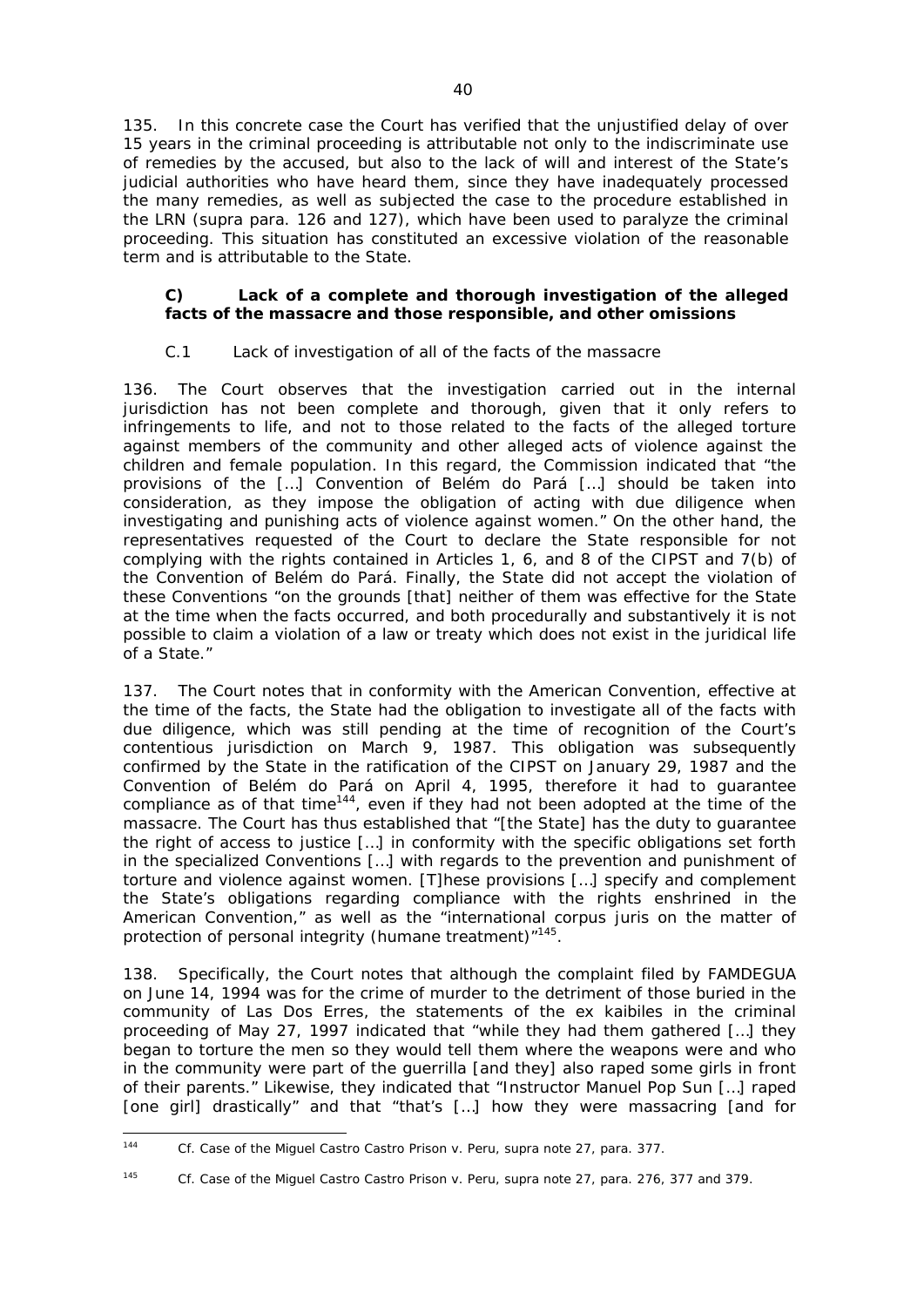135. In this concrete case the Court has verified that the unjustified delay of over 15 years in the criminal proceeding is attributable not only to the indiscriminate use of remedies by the accused, but also to the lack of will and interest of the State's judicial authorities who have heard them, since they have inadequately processed the many remedies, as well as subjected the case to the procedure established in the LRN (*supra* para. 126 and 127), which have been used to paralyze the criminal proceeding. This situation has constituted an excessive violation of the reasonable term and is attributable to the State.

### C) Lack of a complete and thorough investigation of the alleged facts of the massacre and those responsible, and other omissions

#### C.1 Lack of investigation of all of the facts of the massacre

136. The Court observes that the investigation carried out in the internal jurisdiction has not been complete and thorough, given that it only refers to infringements to life, and not to those related to the facts of the alleged torture against members of the community and other alleged acts of violence against the children and female population. In this regard, the Commission indicated that "the provisions of the […] Convention of Belém do Pará […] should be taken into consideration, as they impose the obligation of acting with due diligence when investigating and punishing acts of violence against women." On the other hand, the representatives requested of the Court to declare the State responsible for not complying with the rights contained in Articles 1, 6, and 8 of the CIPST and 7(b) of the Convention of Belém do Pará. Finally, the State did not accept the violation of these Conventions "on the grounds [that] neither of them was effective for the State at the time when the facts occurred, and both procedurally and substantively it is not possible to claim a violation of a law or treaty which does not exist in the juridical life of a State."

137. The Court notes that in conformity with the American Convention, effective at the time of the facts, the State had the obligation to investigate all of the facts with due diligence, which was still pending at the time of recognition of the Court's contentious jurisdiction on March 9, 1987. This obligation was subsequently confirmed by the State in the ratification of the CIPST on January 29, 1987 and the Convention of Belém do Pará on April 4, 1995, therefore it had to guarantee compliance as of that time[144], even if they had not been adopted at the time of the massacre. The Court has thus established that "[the State] has the duty to guarantee the right of access to justice […] in conformity with the specific obligations set forth in the specialized Conventions […] with regards to the prevention and punishment of torture and violence against women. [T]hese provisions […] specify and complement the State's obligations regarding compliance with the rights enshrined in the American Convention," as well as the "international *corpus juris* on the matter of protection of personal integrity (humane treatment)"[145].

138. Specifically, the Court notes that although the complaint filed by FAMDEGUA on June 14, 1994 was for the crime of murder to the detriment of those buried in the community of Las Dos Erres, the statements of the ex kaibiles in the criminal proceeding of May 27, 1997 indicated that "while they had them gathered […] they began to torture the men so they would tell them where the weapons were and who in the community were part of the guerrilla [and they] also raped some girls in front of their parents." Likewise, they indicated that "Instructor Manuel Pop Sun […] raped [one girl] drastically" and that "that's […] how they were massacring [and for

---

[144] *Cf. Case of the Miguel Castro Castro Prison v. Peru, supra* note 27, para. 377.

[145] *Cf. Case of the Miguel Castro Castro Prison v. Peru, supra* note 27, para. 276, 377 and 379.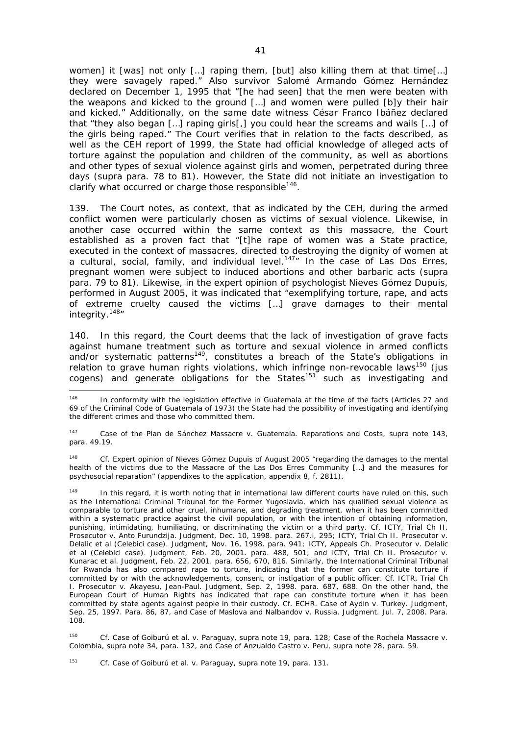women] it [was] not only […] raping them, [but] also killing them at that time[…] they were savagely raped." Also survivor Salomé Armando Gómez Hernández declared on December 1, 1995 that "[he had seen] that the men were beaten with the weapons and kicked to the ground […] and women were pulled [b]y their hair and kicked." Additionally, on the same date witness César Franco Ibáñez declared that "they also began […] raping girls[,] you could hear the screams and wails […] of the girls being raped." The Court verifies that in relation to the facts described, as well as the CEH report of 1999, the State had official knowledge of alleged acts of torture against the population and children of the community, as well as abortions and other types of sexual violence against girls and women, perpetrated during three days (*supra* para. 78 to 81). However, the State did not initiate an investigation to clarify what occurred or charge those responsible[146].

139. The Court notes, as context, that as indicated by the CEH, during the armed conflict women were particularly chosen as victims of sexual violence. Likewise, in another case occurred within the same context as this massacre, the Court established as a proven fact that "[t]he rape of women was a State practice, executed in the context of massacres, directed to destroying the dignity of women at a cultural, social, family, and individual level.[147]" In the case of Las Dos Erres, pregnant women were subject to induced abortions and other barbaric acts (*supra* para. 79 to 81). Likewise, in the expert opinion of psychologist Nieves Gómez Dupuis, performed in August 2005, it was indicated that "exemplifying torture, rape, and acts of extreme cruelty caused the victims […] grave damages to their mental integrity.[148]"

140. In this regard, the Court deems that the lack of investigation of grave facts against humane treatment such as torture and sexual violence in armed conflicts and/or systematic patterns[149], constitutes a breach of the State's obligations in relation to grave human rights violations, which infringe non-revocable laws[150] (*jus cogens*) and generate obligations for the States[151] such as investigating and

---

[146] In conformity with the legislation effective in Guatemala at the time of the facts (Articles 27 and 69 of the Criminal Code of Guatemala of 1973) the State had the possibility of investigating and identifying the different crimes and those who committed them.

[147] *Case of the Plan de Sánchez Massacre v. Guatemala. Reparations and Costs, supra* note 143, para. 49.19.

[148] *Cf.* Expert opinion of Nieves Gómez Dupuis of August 2005 "regarding the damages to the mental health of the victims due to the Massacre of the Las Dos Erres Community […] and the measures for psychosocial reparation" (appendixes to the application, appendix 8, f. 2811).

[149] In this regard, it is worth noting that in international law different courts have ruled on this, such as the International Criminal Tribunal for the Former Yugoslavia, which has qualified sexual violence as comparable to torture and other cruel, inhumane, and degrading treatment, when it has been committed within a systematic practice against the civil population, or with the intention of obtaining information, punishing, intimidating, humiliating, or discriminating the victim or a third party. *Cf.* ICTY, Trial Ch II. *Prosecutor v. Anto Furundzija.* Judgment, Dec. 10, 1998. para. 267.i, 295; ICTY, Trial Ch II. *Prosecutor v. Delalic et al (Celebici case).* Judgment, Nov. 16, 1998. para. 941; ICTY, Appeals Ch. *Prosecutor v. Delalic et al (Celebici case).* Judgment, Feb. 20, 2001. para. 488, 501; and ICTY, Trial Ch II. *Prosecutor v. Kunarac et al.* Judgment, Feb. 22, 2001. para. 656, 670, 816. Similarly, the International Criminal Tribunal for Rwanda has also compared rape to torture, indicating that the former can constitute torture if committed by or with the acknowledgements, consent, or instigation of a public officer. *Cf.* ICTR, Trial Ch I. *Prosecutor v. Akayesu, Jean-Paul.* Judgment, Sep. 2, 1998. para. 687, 688. On the other hand, the European Court of Human Rights has indicated that rape can constitute torture when it has been committed by state agents against people in their custody. *Cf.* ECHR. *Case of Aydin v. Turkey.* Judgment, Sep. 25, 1997. Para. 86, 87, and *Case of Maslova and Nalbandov v. Russia.* Judgment. Jul. 7, 2008. Para. 108.

[150] *Cf. Case of Goiburú et al. v. Paraguay, supra* note 19, para. 128; *Case of the Rochela Massacre v. Colombia, supra* note 34, para. 132, and *Case of Anzualdo Castro v. Peru, supra* note 28, para. 59.

[151] *Cf. Case of Goiburú et al. v. Paraguay, supra* note 19, para. 131.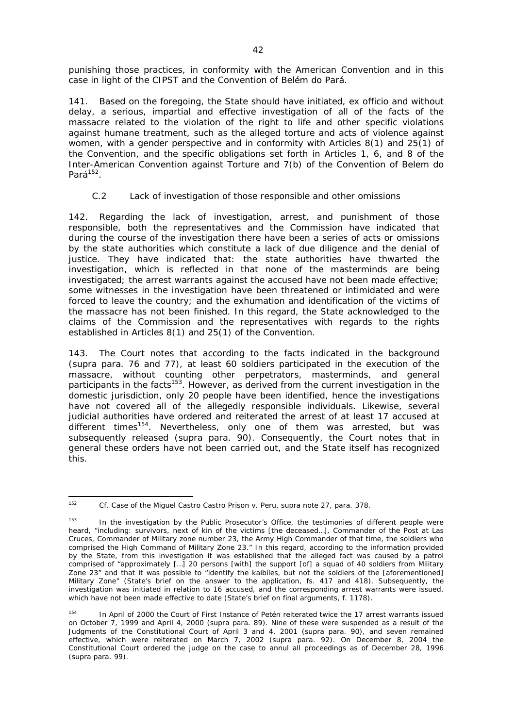punishing those practices, in conformity with the American Convention and in this case in light of the CIPST and the Convention of Belém do Pará.

141. Based on the foregoing, the State should have initiated, ex officio and without delay, a serious, impartial and effective investigation of all of the facts of the massacre related to the violation of the right to life and other specific violations against humane treatment, such as the alleged torture and acts of violence against women, with a gender perspective and in conformity with Articles 8(1) and 25(1) of the Convention, and the specific obligations set forth in Articles 1, 6, and 8 of the Inter-American Convention against Torture and 7(b) of the Convention of Belem do Pará[152].

### C.2 Lack of investigation of those responsible and other omissions

142. Regarding the lack of investigation, arrest, and punishment of those responsible, both the representatives and the Commission have indicated that during the course of the investigation there have been a series of acts or omissions by the state authorities which constitute a lack of due diligence and the denial of justice. They have indicated that: the state authorities have thwarted the investigation, which is reflected in that none of the masterminds are being investigated; the arrest warrants against the accused have not been made effective; some witnesses in the investigation have been threatened or intimidated and were forced to leave the country; and the exhumation and identification of the victims of the massacre has not been finished. In this regard, the State acknowledged to the claims of the Commission and the representatives with regards to the rights established in Articles 8(1) and 25(1) of the Convention.

143. The Court notes that according to the facts indicated in the background (supra para. 76 and 77), at least 60 soldiers participated in the execution of the massacre, without counting other perpetrators, masterminds, and general participants in the facts[153]. However, as derived from the current investigation in the domestic jurisdiction, only 20 people have been identified, hence the investigations have not covered all of the allegedly responsible individuals. Likewise, several judicial authorities have ordered and reiterated the arrest of at least 17 accused at different times[154]. Nevertheless, only one of them was arrested, but was subsequently released (supra para. 90). Consequently, the Court notes that in general these orders have not been carried out, and the State itself has recognized this.

---

[152] Cf. *Case of the Miguel Castro Castro Prison v. Peru, supra* note 27, para. 378.

[153] In the investigation by the Public Prosecutor's Office, the testimonies of different people were heard, "including: survivors, next of kin of the victims [the deceased…], Commander of the Post at Las Cruces, Commander of Military zone number 23, the Army High Commander of that time, the soldiers who comprised the High Command of Military Zone 23." In this regard, according to the information provided by the State, from this investigation it was established that the alleged fact was caused by a patrol comprised of "approximately […] 20 persons [with] the support [of] a squad of 40 soldiers from Military Zone 23" and that it was possible to "identify the kaibiles, but not the soldiers of the [aforementioned] Military Zone" (State's brief on the answer to the application, fs. 417 and 418). Subsequently, the investigation was initiated in relation to 16 accused, and the corresponding arrest warrants were issued, which have not been made effective to date (State's brief on final arguments, f. 1178).

[154] In April of 2000 the Court of First Instance of Petén reiterated twice the 17 arrest warrants issued on October 7, 1999 and April 4, 2000 (*supra* para. 89). Nine of these were suspended as a result of the Judgments of the Constitutional Court of April 3 and 4, 2001 (*supra* para. 90), and seven remained effective, which were reiterated on March 7, 2002 (*supra* para. 92). On December 8, 2004 the Constitutional Court ordered the judge on the case to annul all proceedings as of December 28, 1996 (*supra* para. 99).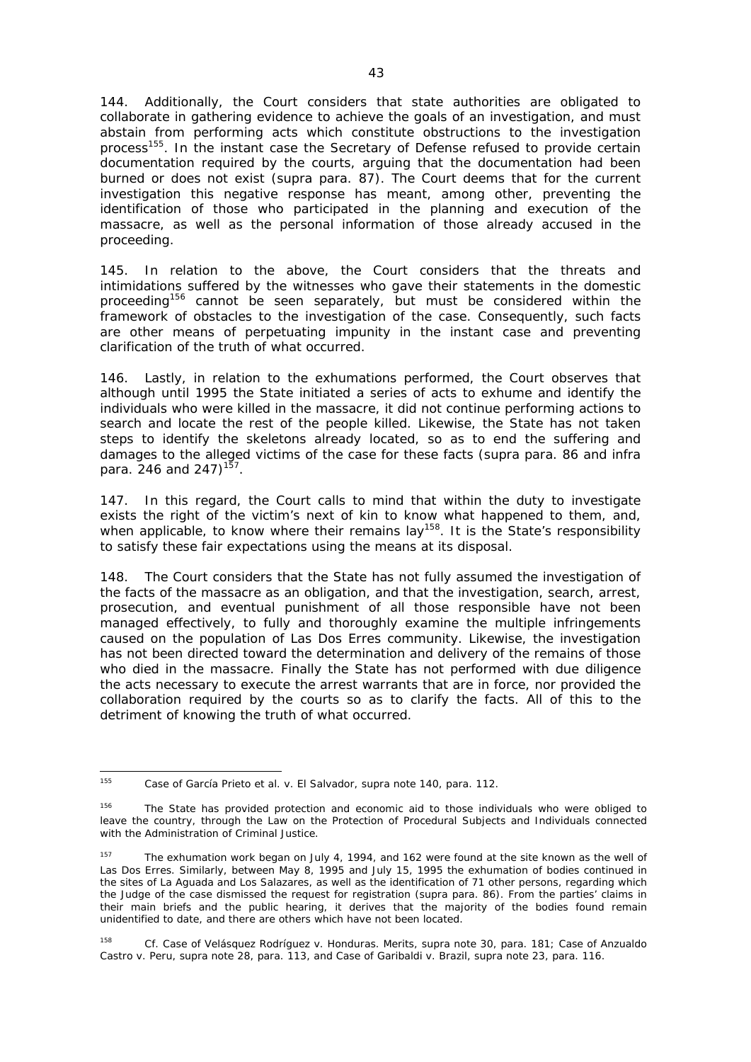144. Additionally, the Court considers that state authorities are obligated to collaborate in gathering evidence to achieve the goals of an investigation, and must abstain from performing acts which constitute obstructions to the investigation process[155]. In the instant case the Secretary of Defense refused to provide certain documentation required by the courts, arguing that the documentation had been burned or does not exist (supra para. 87). The Court deems that for the current investigation this negative response has meant, among other, preventing the identification of those who participated in the planning and execution of the massacre, as well as the personal information of those already accused in the proceeding.

145. In relation to the above, the Court considers that the threats and intimidations suffered by the witnesses who gave their statements in the domestic proceeding[156] cannot be seen separately, but must be considered within the framework of obstacles to the investigation of the case. Consequently, such facts are other means of perpetuating impunity in the instant case and preventing clarification of the truth of what occurred.

146. Lastly, in relation to the exhumations performed, the Court observes that although until 1995 the State initiated a series of acts to exhume and identify the individuals who were killed in the massacre, it did not continue performing actions to search and locate the rest of the people killed. Likewise, the State has not taken steps to identify the skeletons already located, so as to end the suffering and damages to the alleged victims of the case for these facts (supra para. 86 and infra para. 246 and 247)[157].

147. In this regard, the Court calls to mind that within the duty to investigate exists the right of the victim's next of kin to know what happened to them, and, when applicable, to know where their remains lay[158]. It is the State's responsibility to satisfy these fair expectations using the means at its disposal.

148. The Court considers that the State has not fully assumed the investigation of the facts of the massacre as an obligation, and that the investigation, search, arrest, prosecution, and eventual punishment of all those responsible have not been managed effectively, to fully and thoroughly examine the multiple infringements caused on the population of Las Dos Erres community. Likewise, the investigation has not been directed toward the determination and delivery of the remains of those who died in the massacre. Finally the State has not performed with due diligence the acts necessary to execute the arrest warrants that are in force, nor provided the collaboration required by the courts so as to clarify the facts. All of this to the detriment of knowing the truth of what occurred.

---

[155] *Case of García Prieto et al. v. El Salvador, supra* note 140, para. 112.

[156] The State has provided protection and economic aid to those individuals who were obliged to leave the country, through the Law on the Protection of Procedural Subjects and Individuals connected with the Administration of Criminal Justice.

[157] The exhumation work began on July 4, 1994, and 162 were found at the site known as the well of Las Dos Erres. Similarly, between May 8, 1995 and July 15, 1995 the exhumation of bodies continued in the sites of La Aguada and Los Salazares, as well as the identification of 71 other persons, regarding which the Judge of the case dismissed the request for registration (*supra* para. 86). From the parties' claims in their main briefs and the public hearing, it derives that the majority of the bodies found remain unidentified to date, and there are others which have not been located.

[158] *Cf. Case of Velásquez Rodríguez v. Honduras. Merits, supra* note 30, para. 181; *Case of Anzualdo Castro v. Peru, supra* note 28, para. 113, and *Case of Garibaldi v. Brazil, supra* note 23, para. 116.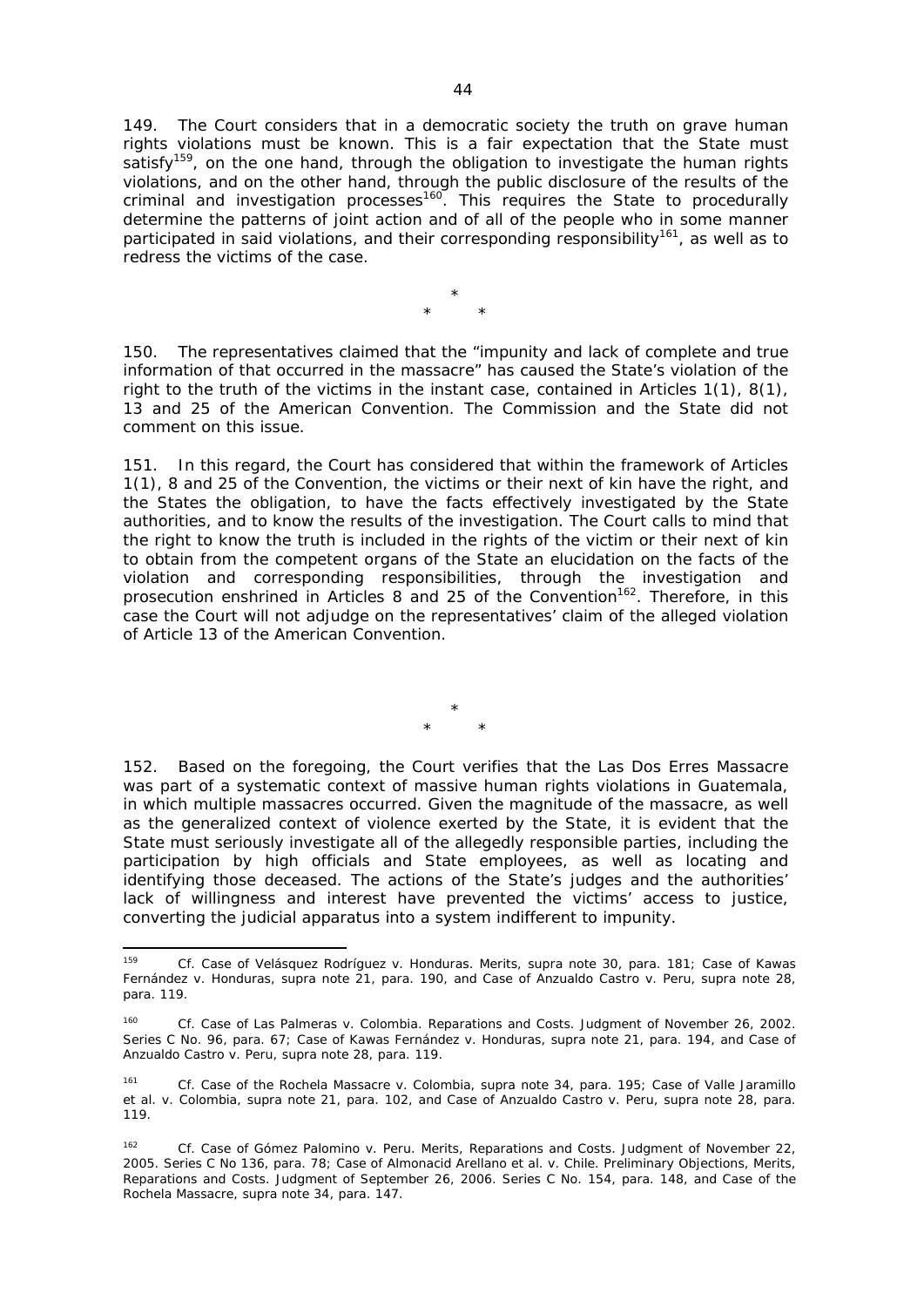149. The Court considers that in a democratic society the truth on grave human rights violations must be known. This is a fair expectation that the State must satisfy[159], on the one hand, through the obligation to investigate the human rights violations, and on the other hand, through the public disclosure of the results of the criminal and investigation processes[160]. This requires the State to procedurally determine the patterns of joint action and of all of the people who in some manner participated in said violations, and their corresponding responsibility[161], as well as to redress the victims of the case.

*
\*      *

150. The representatives claimed that the "impunity and lack of complete and true information of that occurred in the massacre" has caused the State's violation of the right to the truth of the victims in the instant case, contained in Articles 1(1), 8(1), 13 and 25 of the American Convention. The Commission and the State did not comment on this issue.

151. In this regard, the Court has considered that within the framework of Articles 1(1), 8 and 25 of the Convention, the victims or their next of kin have the right, and the States the obligation, to have the facts effectively investigated by the State authorities, and to know the results of the investigation. The Court calls to mind that the right to know the truth is included in the rights of the victim or their next of kin to obtain from the competent organs of the State an elucidation on the facts of the violation and corresponding responsibilities, through the investigation and prosecution enshrined in Articles 8 and 25 of the Convention[162]. Therefore, in this case the Court will not adjudge on the representatives' claim of the alleged violation of Article 13 of the American Convention.

*
\*      *

152. Based on the foregoing, the Court verifies that the Las Dos Erres Massacre was part of a systematic context of massive human rights violations in Guatemala, in which multiple massacres occurred. Given the magnitude of the massacre, as well as the generalized context of violence exerted by the State, it is evident that the State must seriously investigate all of the allegedly responsible parties, including the participation by high officials and State employees, as well as locating and identifying those deceased. The actions of the State's judges and the authorities' lack of willingness and interest have prevented the victims' access to justice, converting the judicial apparatus into a system indifferent to impunity.

---

[159] *Cf. Case of Velásquez Rodríguez v. Honduras. Merits, supra* note 30, para. 181; *Case of Kawas Fernández v. Honduras, supra* note 21, para. 190, and *Case of Anzualdo Castro v. Peru, supra* note 28, para. 119.

[160] *Cf. Case of Las Palmeras v. Colombia. Reparations and Costs.* Judgment of November 26, 2002. Series C No. 96, para. 67; *Case of Kawas Fernández v. Honduras, supra* note 21, para. 194, and *Case of Anzualdo Castro v. Peru, supra* note 28, para. 119.

[161] *Cf. Case of the Rochela Massacre v. Colombia, supra* note 34, para. 195; *Case of Valle Jaramillo et al. v. Colombia, supra* note 21, para. 102, and *Case of Anzualdo Castro v. Peru, supra* note 28, para. 119.

[162] *Cf. Case of Gómez Palomino v. Peru. Merits, Reparations and Costs.* Judgment of November 22, 2005. Series C No 136, para. 78; *Case of Almonacid Arellano et al. v. Chile. Preliminary Objections, Merits, Reparations and Costs.* Judgment of September 26, 2006. Series C No. 154, para. 148, and *Case of the Rochela Massacre, supra* note 34, para. 147.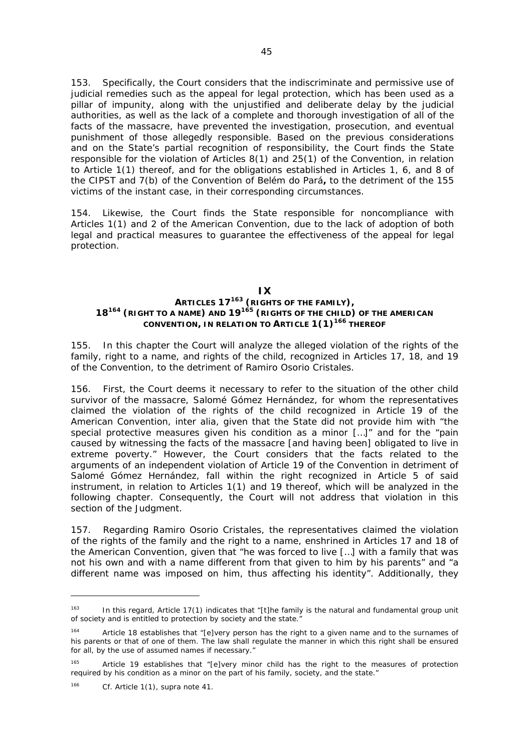153. Specifically, the Court considers that the indiscriminate and permissive use of judicial remedies such as the appeal for legal protection, which has been used as a pillar of impunity, along with the unjustified and deliberate delay by the judicial authorities, as well as the lack of a complete and thorough investigation of all of the facts of the massacre, have prevented the investigation, prosecution, and eventual punishment of those allegedly responsible. Based on the previous considerations and on the State's partial recognition of responsibility, the Court finds the State responsible for the violation of Articles 8(1) and 25(1) of the Convention, in relation to Article 1(1) thereof, and for the obligations established in Articles 1, 6, and 8 of the CIPST and 7(b) of the Convention of Belém do Pará**,** to the detriment of the 155 victims of the instant case, in their corresponding circumstances.

154. Likewise, the Court finds the State responsible for noncompliance with Articles 1(1) and 2 of the American Convention, due to the lack of adoption of both legal and practical measures to guarantee the effectiveness of the appeal for legal protection.

## IX
## ARTICLES 17[163] (RIGHTS OF THE FAMILY), 18[164] (RIGHT TO A NAME) AND 19[165] (RIGHTS OF THE CHILD) OF THE AMERICAN CONVENTION, IN RELATION TO ARTICLE 1(1)[166] THEREOF

155. In this chapter the Court will analyze the alleged violation of the rights of the family, right to a name, and rights of the child, recognized in Articles 17, 18, and 19 of the Convention, to the detriment of Ramiro Osorio Cristales.

156. First, the Court deems it necessary to refer to the situation of the other child survivor of the massacre, Salomé Gómez Hernández, for whom the representatives claimed the violation of the rights of the child recognized in Article 19 of the American Convention, inter alia, given that the State did not provide him with "the special protective measures given his condition as a minor […]" and for the "pain caused by witnessing the facts of the massacre [and having been] obligated to live in extreme poverty." However, the Court considers that the facts related to the arguments of an independent violation of Article 19 of the Convention in detriment of Salomé Gómez Hernández, fall within the right recognized in Article 5 of said instrument, in relation to Articles 1(1) and 19 thereof, which will be analyzed in the following chapter. Consequently, the Court will not address that violation in this section of the Judgment.

157. Regarding Ramiro Osorio Cristales, the representatives claimed the violation of the rights of the family and the right to a name, enshrined in Articles 17 and 18 of the American Convention, given that "he was forced to live […] with a family that was not his own and with a name different from that given to him by his parents" and "a different name was imposed on him, thus affecting his identity". Additionally, they

---

[163] In this regard, Article 17(1) indicates that "[t]he family is the natural and fundamental group unit of society and is entitled to protection by society and the state."

[164] Article 18 establishes that "[e]very person has the right to a given name and to the surnames of his parents or that of one of them. The law shall regulate the manner in which this right shall be ensured for all, by the use of assumed names if necessary."

[165] Article 19 establishes that "[e]very minor child has the right to the measures of protection required by his condition as a minor on the part of his family, society, and the state."

[166] *Cf.* Article 1(1), *supra* note 41.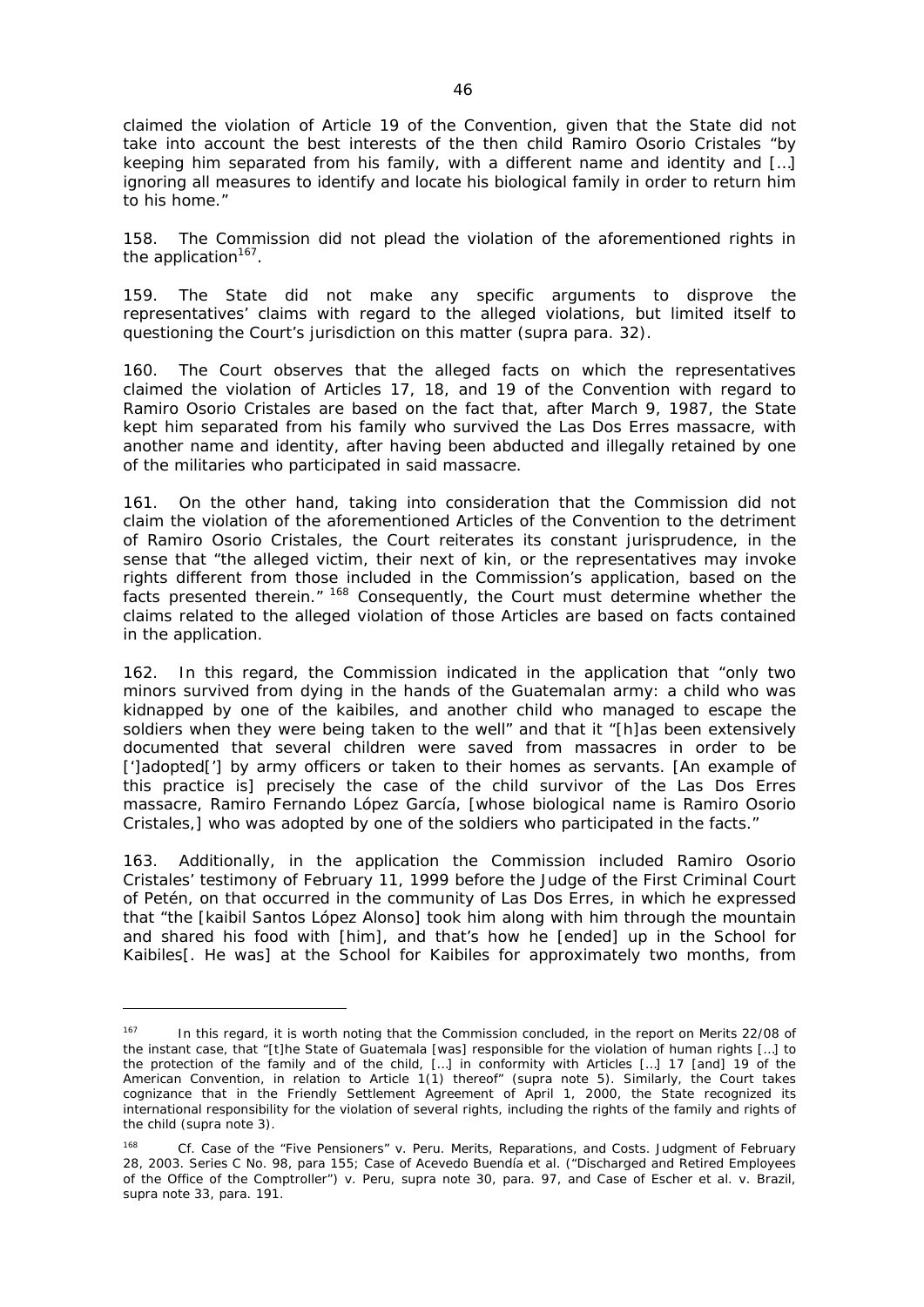claimed the violation of Article 19 of the Convention, given that the State did not take into account the best interests of the then child Ramiro Osorio Cristales "by keeping him separated from his family, with a different name and identity and […] ignoring all measures to identify and locate his biological family in order to return him to his home."

158. The Commission did not plead the violation of the aforementioned rights in the application[167].

159. The State did not make any specific arguments to disprove the representatives' claims with regard to the alleged violations, but limited itself to questioning the Court's jurisdiction on this matter (*supra* para. 32).

160. The Court observes that the alleged facts on which the representatives claimed the violation of Articles 17, 18, and 19 of the Convention with regard to Ramiro Osorio Cristales are based on the fact that, after March 9, 1987, the State kept him separated from his family who survived the Las Dos Erres massacre, with another name and identity, after having been abducted and illegally retained by one of the militaries who participated in said massacre.

161. On the other hand, taking into consideration that the Commission did not claim the violation of the aforementioned Articles of the Convention to the detriment of Ramiro Osorio Cristales, the Court reiterates its constant jurisprudence, in the sense that "the alleged victim, their next of kin, or the representatives may invoke rights different from those included in the Commission's application, based on the facts presented therein." [168] Consequently, the Court must determine whether the claims related to the alleged violation of those Articles are based on facts contained in the application.

162. In this regard, the Commission indicated in the application that "only two minors survived from dying in the hands of the Guatemalan army: a child who was kidnapped by one of the kaibiles, and another child who managed to escape the soldiers when they were being taken to the well" and that it "[h]as been extensively documented that several children were saved from massacres in order to be [']adopted['] by army officers or taken to their homes as servants. [An example of this practice is] precisely the case of the child survivor of the Las Dos Erres massacre, Ramiro Fernando López García, [whose biological name is Ramiro Osorio Cristales,] who was adopted by one of the soldiers who participated in the facts."

163. Additionally, in the application the Commission included Ramiro Osorio Cristales' testimony of February 11, 1999 before the Judge of the First Criminal Court of Petén, on that occurred in the community of Las Dos Erres, in which he expressed that "the [kaibil Santos López Alonso] took him along with him through the mountain and shared his food with [him], and that's how he [ended] up in the School for Kaibiles[. He was] at the School for Kaibiles for approximately two months, from

---

[167] In this regard, it is worth noting that the Commission concluded, in the report on Merits 22/08 of the instant case, that "[t]he State of Guatemala [was] responsible for the violation of human rights […] to the protection of the family and of the child, […] in conformity with Articles […] 17 [and] 19 of the American Convention, in relation to Article 1(1) thereof" (*supra* note 5). Similarly, the Court takes cognizance that in the Friendly Settlement Agreement of April 1, 2000, the State recognized its international responsibility for the violation of several rights, including the rights of the family and rights of the child (*supra* note 3).

[168] *Cf. Case of the "Five Pensioners" v. Peru. Merits, Reparations, and Costs*. Judgment of February 28, 2003. Series C No. 98, para 155; *Case of Acevedo Buendía et al. ("Discharged and Retired Employees of the Office of the Comptroller") v. Peru*, *supra* note 30, para. 97, and *Case of Escher et al. v. Brazil*, *supra* note 33, para. 191.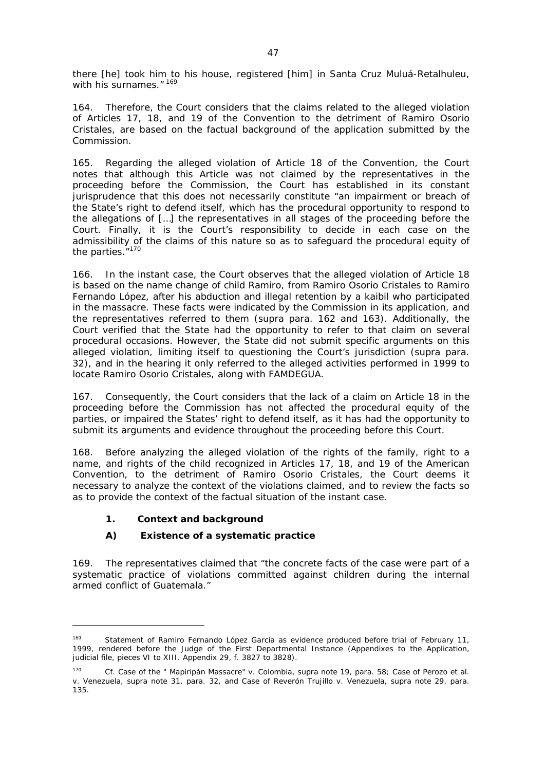there [he] took him to his house, registered [him] in Santa Cruz Muluá-Retalhuleu, with his surnames." [169]

164. Therefore, the Court considers that the claims related to the alleged violation of Articles 17, 18, and 19 of the Convention to the detriment of Ramiro Osorio Cristales, are based on the factual background of the application submitted by the Commission.

165. Regarding the alleged violation of Article 18 of the Convention, the Court notes that although this Article was not claimed by the representatives in the proceeding before the Commission, the Court has established in its constant jurisprudence that this does not necessarily constitute "an impairment or breach of the State's right to defend itself, which has the procedural opportunity to respond to the allegations of […] the representatives in all stages of the proceeding before the Court. Finally, it is the Court's responsibility to decide in each case on the admissibility of the claims of this nature so as to safeguard the procedural equity of the parties."[170]

166. In the instant case, the Court observes that the alleged violation of Article 18 is based on the name change of child Ramiro, from Ramiro Osorio Cristales to Ramiro Fernando López, after his abduction and illegal retention by a kaibil who participated in the massacre. These facts were indicated by the Commission in its application, and the representatives referred to them (*supra* para. 162 and 163). Additionally, the Court verified that the State had the opportunity to refer to that claim on several procedural occasions. However, the State did not submit specific arguments on this alleged violation, limiting itself to questioning the Court's jurisdiction (*supra* para. 32), and in the hearing it only referred to the alleged activities performed in 1999 to locate Ramiro Osorio Cristales, along with FAMDEGUA.

167. Consequently, the Court considers that the lack of a claim on Article 18 in the proceeding before the Commission has not affected the procedural equity of the parties, or impaired the States' right to defend itself, as it has had the opportunity to submit its arguments and evidence throughout the proceeding before this Court.

168. Before analyzing the alleged violation of the rights of the family, right to a name, and rights of the child recognized in Articles 17, 18, and 19 of the American Convention, to the detriment of Ramiro Osorio Cristales, the Court deems it necessary to analyze the context of the violations claimed, and to review the facts so as to provide the context of the factual situation of the instant case.

### 1. Context and background

#### A) Existence of a systematic practice

169. The representatives claimed that "the concrete facts of the case were part of a systematic practice of violations committed against children during the internal armed conflict of Guatemala."

---

[169] Statement of Ramiro Fernando López García as evidence produced before trial of February 11, 1999, rendered before the Judge of the First Departmental Instance (Appendixes to the Application, judicial file, pieces VI to XIII. Appendix 29, f. 3827 to 3828).

[170] *Cf. Case of the " Mapiripán Massacre" v. Colombia, supra* note 19, para. 58; *Case of Perozo et al. v. Venezuela, supra* note 31, para. 32, and *Case of Reverón Trujillo v. Venezuela, supra* note 29, para. 135.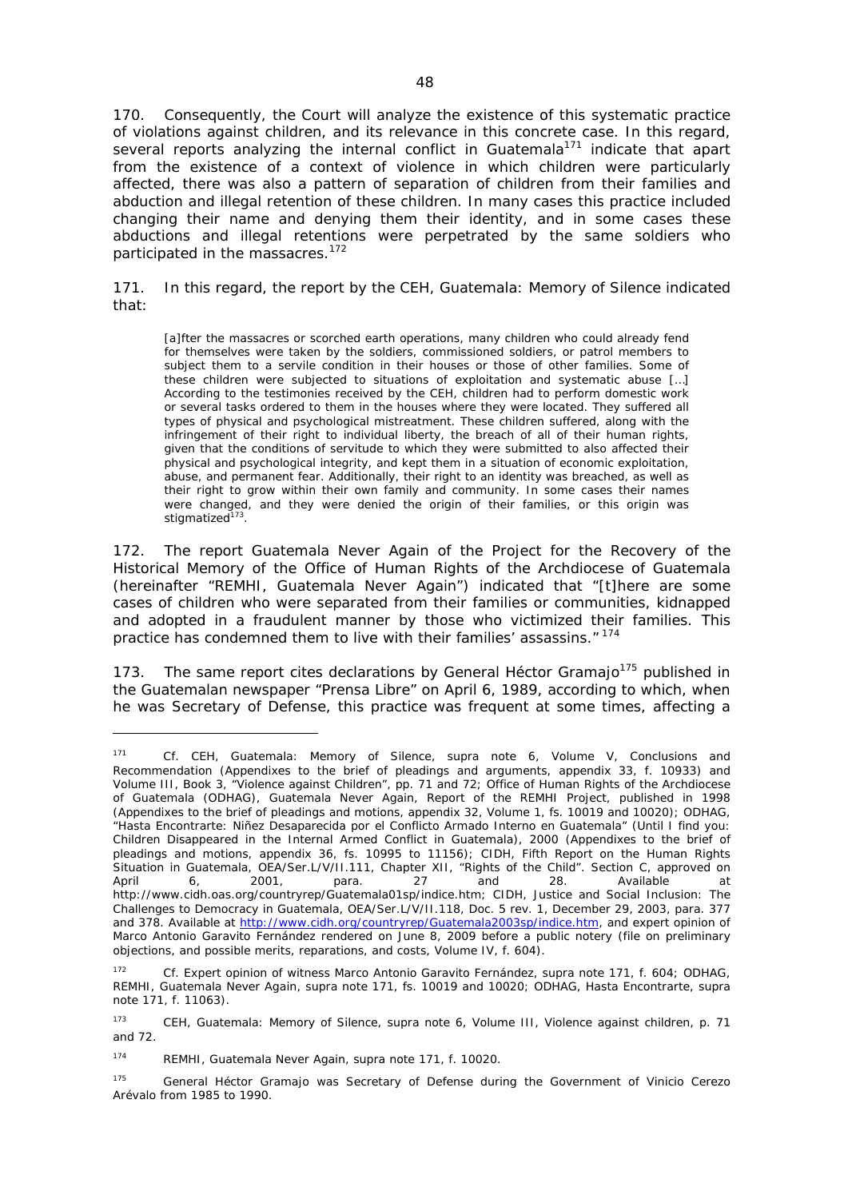170. Consequently, the Court will analyze the existence of this systematic practice of violations against children, and its relevance in this concrete case. In this regard, several reports analyzing the internal conflict in Guatemala[171] indicate that apart from the existence of a context of violence in which children were particularly affected, there was also a pattern of separation of children from their families and abduction and illegal retention of these children. In many cases this practice included changing their name and denying them their identity, and in some cases these abductions and illegal retentions were perpetrated by the same soldiers who participated in the massacres.[172]

171. In this regard, the report by the CEH, *Guatemala: Memory of Silence* indicated that:

> [a]fter the massacres or scorched earth operations, many children who could already fend for themselves were taken by the soldiers, commissioned soldiers, or patrol members to subject them to a servile condition in their houses or those of other families. Some of these children were subjected to situations of exploitation and systematic abuse […] According to the testimonies received by the CEH, children had to perform domestic work or several tasks ordered to them in the houses where they were located. They suffered all types of physical and psychological mistreatment. These children suffered, along with the infringement of their right to individual liberty, the breach of all of their human rights, given that the conditions of servitude to which they were submitted to also affected their physical and psychological integrity, and kept them in a situation of economic exploitation, abuse, and permanent fear. Additionally, their right to an identity was breached, as well as their right to grow within their own family and community. In some cases their names were changed, and they were denied the origin of their families, or this origin was stigmatized[173].

172. The report *Guatemala Never Again* of the Project for the Recovery of the Historical Memory of the Office of Human Rights of the Archdiocese of Guatemala (hereinafter "REMHI, *Guatemala Never Again*") indicated that "[t]here are some cases of children who were separated from their families or communities, kidnapped and adopted in a fraudulent manner by those who victimized their families. This practice has condemned them to live with their families' assassins."[174]

173. The same report cites declarations by General Héctor Gramajo[175] published in the Guatemalan newspaper "Prensa Libre" on April 6, 1989, according to which, when he was Secretary of Defense, this practice was frequent at some times, affecting a

---

[171] *Cf.* CEH, *Guatemala: Memory of Silence*, *supra* note 6, Volume V, Conclusions and Recommendation (Appendixes to the brief of pleadings and arguments, appendix 33, f. 10933) and Volume III, Book 3, "Violence against Children", pp. 71 and 72; Office of Human Rights of the Archdiocese of Guatemala (ODHAG), *Guatemala Never Again*, Report of the REMHI Project, published in 1998 (Appendixes to the brief of pleadings and motions, appendix 32, Volume 1, fs. 10019 and 10020); ODHAG, "Hasta Encontrarte: Niñez Desaparecida por el Conflicto Armado Interno en Guatemala" (Until I find you: Children Disappeared in the Internal Armed Conflict in Guatemala), 2000 (Appendixes to the brief of pleadings and motions, appendix 36, fs. 10995 to 11156); CIDH, Fifth Report on the Human Rights Situation in Guatemala, OEA/Ser.L/V/II.111, Chapter XII, "Rights of the Child". Section C, approved on April 6, 2001, para. 27 and 28. Available at http://www.cidh.oas.org/countryrep/Guatemala01sp/indice.htm; CIDH, Justice and Social Inclusion: The Challenges to Democracy in Guatemala, OEA/Ser.L/V/II.118, Doc. 5 rev. 1, December 29, 2003, para. 377 and 378. Available at http://www.cidh.org/countryrep/Guatemala2003sp/indice.htm, and expert opinion of Marco Antonio Garavito Fernández rendered on June 8, 2009 before a public notery (file on preliminary objections, and possible merits, reparations, and costs, Volume IV, f. 604).

[172] *Cf.* Expert opinion of witness Marco Antonio Garavito Fernández, *supra* note 171, f. 604; ODHAG, REMHI, *Guatemala Never Again*, *supra* note 171, fs. 10019 and 10020; ODHAG, *Hasta Encontrarte*, *supra* note 171, f. 11063).

[173] CEH, *Guatemala: Memory of Silence*, *supra* note 6, Volume III, Violence against children, p. 71 and 72.

[174] REMHI, *Guatemala Never Again*, *supra* note 171, f. 10020.

[175] General Héctor Gramajo was Secretary of Defense during the Government of Vinicio Cerezo Arévalo from 1985 to 1990.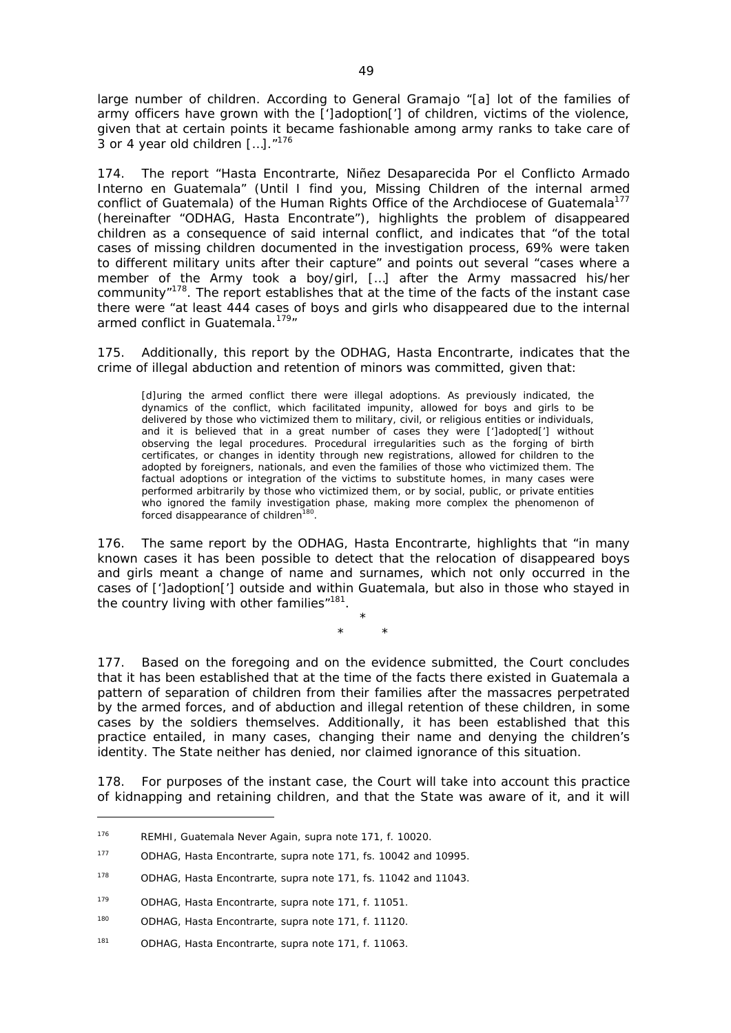large number of children. According to General Gramajo "[a] lot of the families of army officers have grown with the [']adoption['] of children, victims of the violence, given that at certain points it became fashionable among army ranks to take care of 3 or 4 year old children […]."[176]

174. The report "Hasta Encontrarte, Niñez Desaparecida Por el Conflicto Armado Interno en Guatemala" (Until I find you, Missing Children of the internal armed conflict of Guatemala) of the Human Rights Office of the Archdiocese of Guatemala[177] (hereinafter "ODHAG, Hasta Encontrate"), highlights the problem of disappeared children as a consequence of said internal conflict, and indicates that "of the total cases of missing children documented in the investigation process, 69% were taken to different military units after their capture" and points out several "cases where a member of the Army took a boy/girl, […] after the Army massacred his/her community"[178]. The report establishes that at the time of the facts of the instant case there were "at least 444 cases of boys and girls who disappeared due to the internal armed conflict in Guatemala.[179]"

175. Additionally, this report by the ODHAG, Hasta Encontrarte, indicates that the crime of illegal abduction and retention of minors was committed, given that:

> [d]uring the armed conflict there were illegal adoptions. As previously indicated, the dynamics of the conflict, which facilitated impunity, allowed for boys and girls to be delivered by those who victimized them to military, civil, or religious entities or individuals, and it is believed that in a great number of cases they were [']adopted['] without observing the legal procedures. Procedural irregularities such as the forging of birth certificates, or changes in identity through new registrations, allowed for children to the adopted by foreigners, nationals, and even the families of those who victimized them. The factual adoptions or integration of the victims to substitute homes, in many cases were performed arbitrarily by those who victimized them, or by social, public, or private entities who ignored the family investigation phase, making more complex the phenomenon of forced disappearance of children[180].

176. The same report by the ODHAG, Hasta Encontrarte, highlights that "in many known cases it has been possible to detect that the relocation of disappeared boys and girls meant a change of name and surnames, which not only occurred in the cases of [']adoption['] outside and within Guatemala, but also in those who stayed in the country living with other families"[181].

\*

\* \*

177. Based on the foregoing and on the evidence submitted, the Court concludes that it has been established that at the time of the facts there existed in Guatemala a pattern of separation of children from their families after the massacres perpetrated by the armed forces, and of abduction and illegal retention of these children, in some cases by the soldiers themselves. Additionally, it has been established that this practice entailed, in many cases, changing their name and denying the children's identity. The State neither has denied, nor claimed ignorance of this situation.

178. For purposes of the instant case, the Court will take into account this practice of kidnapping and retaining children, and that the State was aware of it, and it will

---

[176] REMHI, Guatemala Never Again, supra note 171, f. 10020.

[177] ODHAG, Hasta Encontrarte, supra note 171, fs. 10042 and 10995.

[178] ODHAG, Hasta Encontrarte, supra note 171, fs. 11042 and 11043.

[179] ODHAG, Hasta Encontrarte, supra note 171, f. 11051.

[180] ODHAG, Hasta Encontrarte, supra note 171, f. 11120.

[181] ODHAG, Hasta Encontrarte, supra note 171, f. 11063.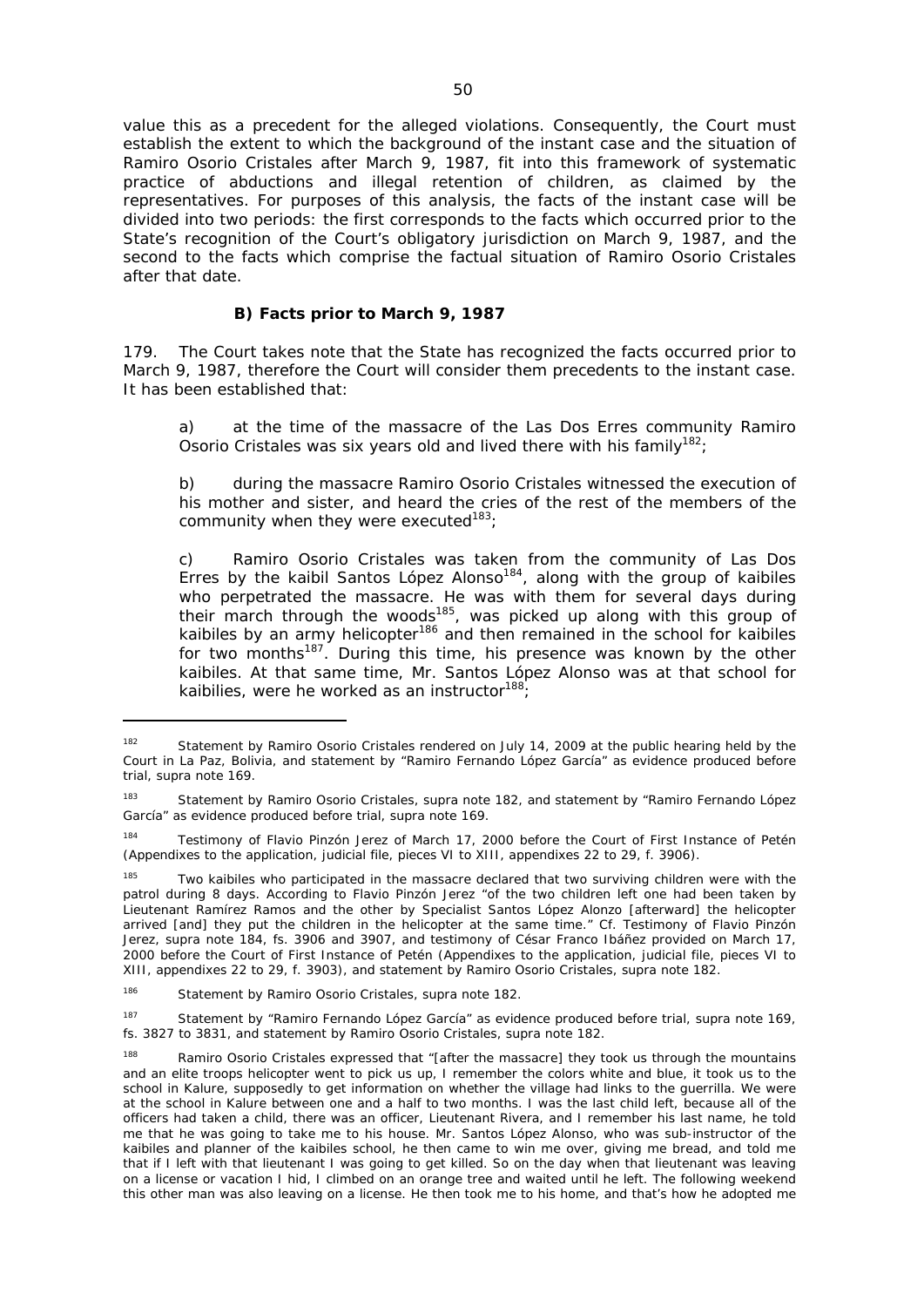value this as a precedent for the alleged violations. Consequently, the Court must establish the extent to which the background of the instant case and the situation of Ramiro Osorio Cristales after March 9, 1987, fit into this framework of systematic practice of abductions and illegal retention of children, as claimed by the representatives. For purposes of this analysis, the facts of the instant case will be divided into two periods: the first corresponds to the facts which occurred prior to the State's recognition of the Court's obligatory jurisdiction on March 9, 1987, and the second to the facts which comprise the factual situation of Ramiro Osorio Cristales after that date.

### B) Facts prior to March 9, 1987

179. The Court takes note that the State has recognized the facts occurred prior to March 9, 1987, therefore the Court will consider them precedents to the instant case. It has been established that:

a) at the time of the massacre of the Las Dos Erres community Ramiro Osorio Cristales was six years old and lived there with his family[182];

b) during the massacre Ramiro Osorio Cristales witnessed the execution of his mother and sister, and heard the cries of the rest of the members of the community when they were executed[183];

c) Ramiro Osorio Cristales was taken from the community of Las Dos Erres by the kaibil Santos López Alonso[184], along with the group of kaibiles who perpetrated the massacre. He was with them for several days during their march through the woods[185], was picked up along with this group of kaibiles by an army helicopter[186] and then remained in the school for kaibiles for two months[187]. During this time, his presence was known by the other kaibiles. At that same time, Mr. Santos López Alonso was at that school for kaibilies, were he worked as an instructor[188];

---

[182] Statement by Ramiro Osorio Cristales rendered on July 14, 2009 at the public hearing held by the Court in La Paz, Bolivia, and statement by "Ramiro Fernando López García" as evidence produced before trial, *supra* note 169.

[183] Statement by Ramiro Osorio Cristales, *supra* note 182, and statement by "Ramiro Fernando López García" as evidence produced before trial, *supra* note 169.

[184] Testimony of Flavio Pinzón Jerez of March 17, 2000 before the Court of First Instance of Petén (Appendixes to the application, judicial file, pieces VI to XIII, appendixes 22 to 29, f. 3906).

[185] Two kaibiles who participated in the massacre declared that two surviving children were with the patrol during 8 days. According to Flavio Pinzón Jerez "of the two children left one had been taken by Lieutenant Ramírez Ramos and the other by Specialist Santos López Alonzo [afterward] the helicopter arrived [and] they put the children in the helicopter at the same time." *Cf.* Testimony of Flavio Pinzón Jerez, *supra* note 184, fs. 3906 and 3907, and testimony of César Franco Ibáñez provided on March 17, 2000 before the Court of First Instance of Petén (Appendixes to the application, judicial file, pieces VI to XIII, appendixes 22 to 29, f. 3903), and statement by Ramiro Osorio Cristales, *supra* note 182.

[186] Statement by Ramiro Osorio Cristales, *supra* note 182.

[187] Statement by "Ramiro Fernando López García" as evidence produced before trial, *supra* note 169, fs. 3827 to 3831, and statement by Ramiro Osorio Cristales, *supra* note 182.

[188] Ramiro Osorio Cristales expressed that "[after the massacre] they took us through the mountains and an elite troops helicopter went to pick us up, I remember the colors white and blue, it took us to the school in Kalure, supposedly to get information on whether the village had links to the guerrilla. We were at the school in Kalure between one and a half to two months. I was the last child left, because all of the officers had taken a child, there was an officer, Lieutenant Rivera, and I remember his last name, he told me that he was going to take me to his house. Mr. Santos López Alonso, who was sub-instructor of the kaibiles and planner of the kaibiles school, he then came to win me over, giving me bread, and told me that if I left with that lieutenant I was going to get killed. So on the day when that lieutenant was leaving on a license or vacation I hid, I climbed on an orange tree and waited until he left. The following weekend this other man was also leaving on a license. He then took me to his home, and that's how he adopted me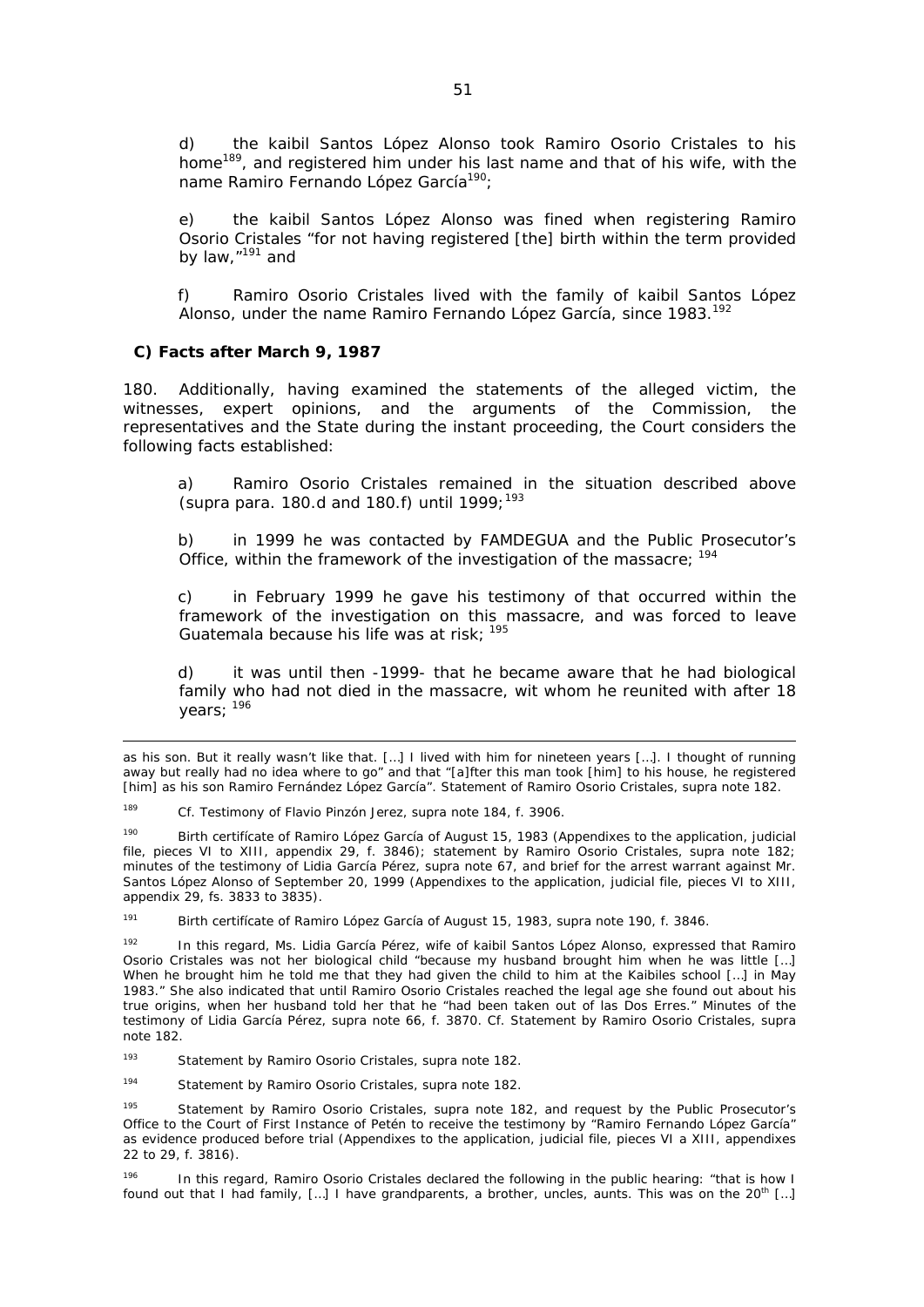d) the kaibil Santos López Alonso took Ramiro Osorio Cristales to his home[189], and registered him under his last name and that of his wife, with the name Ramiro Fernando López García[190];

e) the kaibil Santos López Alonso was fined when registering Ramiro Osorio Cristales "for not having registered [the] birth within the term provided by law,"[191] and

f) Ramiro Osorio Cristales lived with the family of kaibil Santos López Alonso, under the name Ramiro Fernando López García, since 1983.[192]

**C) Facts after March 9, 1987**

180. Additionally, having examined the statements of the alleged victim, the witnesses, expert opinions, and the arguments of the Commission, the representatives and the State during the instant proceeding, the Court considers the following facts established:

a) Ramiro Osorio Cristales remained in the situation described above (supra para. 180.d and 180.f) until 1999;[193]

b) in 1999 he was contacted by FAMDEGUA and the Public Prosecutor's Office, within the framework of the investigation of the massacre; [194]

c) in February 1999 he gave his testimony of that occurred within the framework of the investigation on this massacre, and was forced to leave Guatemala because his life was at risk; [195]

d) it was until then -1999- that he became aware that he had biological family who had not died in the massacre, wit whom he reunited with after 18 years; [196]

---

as his son. But it really wasn't like that. […] I lived with him for nineteen years […]. I thought of running away but really had no idea where to go" and that "[a]fter this man took [him] to his house, he registered [him] as his son Ramiro Fernández López García". Statement of Ramiro Osorio Cristales, supra note 182.

189 Cf. Testimony of Flavio Pinzón Jerez, supra note 184, f. 3906.

190 Birth certifícate of Ramiro López García of August 15, 1983 (Appendixes to the application, judicial file, pieces VI to XIII, appendix 29, f. 3846); statement by Ramiro Osorio Cristales, supra note 182; minutes of the testimony of Lidia García Pérez, supra note 67, and brief for the arrest warrant against Mr. Santos López Alonso of September 20, 1999 (Appendixes to the application, judicial file, pieces VI to XIII, appendix 29, fs. 3833 to 3835).

191 Birth certifícate of Ramiro López García of August 15, 1983, supra note 190, f. 3846.

192 In this regard, Ms. Lidia García Pérez, wife of kaibil Santos López Alonso, expressed that Ramiro Osorio Cristales was not her biological child "because my husband brought him when he was little […] When he brought him he told me that they had given the child to him at the Kaibiles school […] in May 1983." She also indicated that until Ramiro Osorio Cristales reached the legal age she found out about his true origins, when her husband told her that he "had been taken out of las Dos Erres." Minutes of the testimony of Lidia García Pérez, supra note 66, f. 3870. Cf. Statement by Ramiro Osorio Cristales, supra note 182.

193 Statement by Ramiro Osorio Cristales, supra note 182.

194 Statement by Ramiro Osorio Cristales, supra note 182.

195 Statement by Ramiro Osorio Cristales, supra note 182, and request by the Public Prosecutor's Office to the Court of First Instance of Petén to receive the testimony by "Ramiro Fernando López García" as evidence produced before trial (Appendixes to the application, judicial file, pieces VI a XIII, appendixes 22 to 29, f. 3816).

196 In this regard, Ramiro Osorio Cristales declared the following in the public hearing: "that is how I found out that I had family, […] I have grandparents, a brother, uncles, aunts. This was on the 20th […]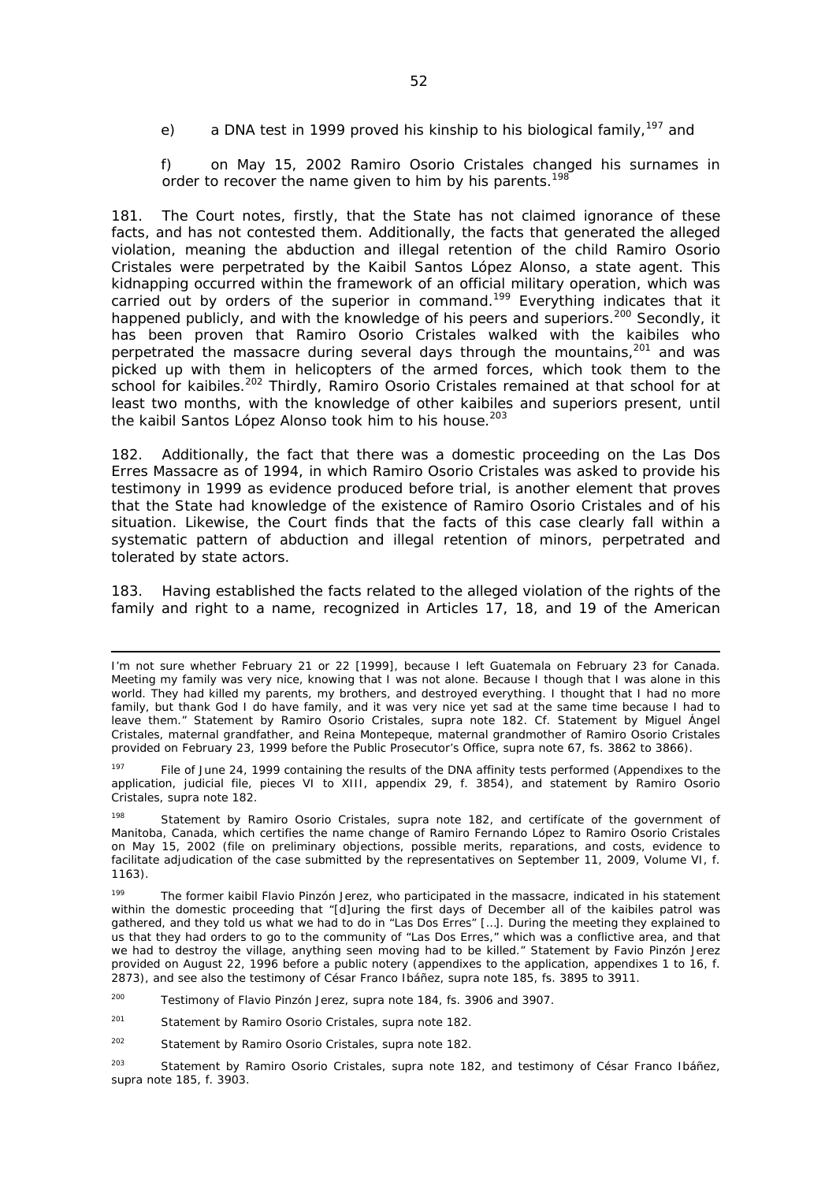e) a DNA test in 1999 proved his kinship to his biological family,[197] and

f) on May 15, 2002 Ramiro Osorio Cristales changed his surnames in order to recover the name given to him by his parents.[198]

181. The Court notes, firstly, that the State has not claimed ignorance of these facts, and has not contested them. Additionally, the facts that generated the alleged violation, meaning the abduction and illegal retention of the child Ramiro Osorio Cristales were perpetrated by the Kaibil Santos López Alonso, a state agent. This kidnapping occurred within the framework of an official military operation, which was carried out by orders of the superior in command.[199] Everything indicates that it happened publicly, and with the knowledge of his peers and superiors.[200] Secondly, it has been proven that Ramiro Osorio Cristales walked with the kaibiles who perpetrated the massacre during several days through the mountains,[201] and was picked up with them in helicopters of the armed forces, which took them to the school for kaibiles.[202] Thirdly, Ramiro Osorio Cristales remained at that school for at least two months, with the knowledge of other kaibiles and superiors present, until the kaibil Santos López Alonso took him to his house.[203]

182. Additionally, the fact that there was a domestic proceeding on the Las Dos Erres Massacre as of 1994, in which Ramiro Osorio Cristales was asked to provide his testimony in 1999 as evidence produced before trial, is another element that proves that the State had knowledge of the existence of Ramiro Osorio Cristales and of his situation. Likewise, the Court finds that the facts of this case clearly fall within a systematic pattern of abduction and illegal retention of minors, perpetrated and tolerated by state actors.

183. Having established the facts related to the alleged violation of the rights of the family and right to a name, recognized in Articles 17, 18, and 19 of the American

---

I'm not sure whether February 21 or 22 [1999], because I left Guatemala on February 23 for Canada. Meeting my family was very nice, knowing that I was not alone. Because I though that I was alone in this world. They had killed my parents, my brothers, and destroyed everything. I thought that I had no more family, but thank God I do have family, and it was very nice yet sad at the same time because I had to leave them." Statement by Ramiro Osorio Cristales, supra note 182. Cf. Statement by Miguel Ángel Cristales, maternal grandfather, and Reina Montepeque, maternal grandmother of Ramiro Osorio Cristales provided on February 23, 1999 before the Public Prosecutor's Office, supra note 67, fs. 3862 to 3866).

[197] File of June 24, 1999 containing the results of the DNA affinity tests performed (Appendixes to the application, judicial file, pieces VI to XIII, appendix 29, f. 3854), and statement by Ramiro Osorio Cristales, supra note 182.

[198] Statement by Ramiro Osorio Cristales, supra note 182, and certifícate of the government of Manitoba, Canada, which certifies the name change of Ramiro Fernando López to Ramiro Osorio Cristales on May 15, 2002 (file on preliminary objections, possible merits, reparations, and costs, evidence to facilitate adjudication of the case submitted by the representatives on September 11, 2009, Volume VI, f. 1163).

[199] The former kaibil Flavio Pinzón Jerez, who participated in the massacre, indicated in his statement within the domestic proceeding that "[d]uring the first days of December all of the kaibiles patrol was gathered, and they told us what we had to do in "Las Dos Erres" [...]. During the meeting they explained to us that they had orders to go to the community of "Las Dos Erres," which was a conflictive area, and that we had to destroy the village, anything seen moving had to be killed." Statement by Favio Pinzón Jerez provided on August 22, 1996 before a public notery (appendixes to the application, appendixes 1 to 16, f. 2873), and see also the testimony of César Franco Ibáñez, supra note 185, fs. 3895 to 3911.

[200] Testimony of Flavio Pinzón Jerez, supra note 184, fs. 3906 and 3907.

[201] Statement by Ramiro Osorio Cristales, supra note 182.

[202] Statement by Ramiro Osorio Cristales, supra note 182.

[203] Statement by Ramiro Osorio Cristales, supra note 182, and testimony of César Franco Ibáñez, supra note 185, f. 3903.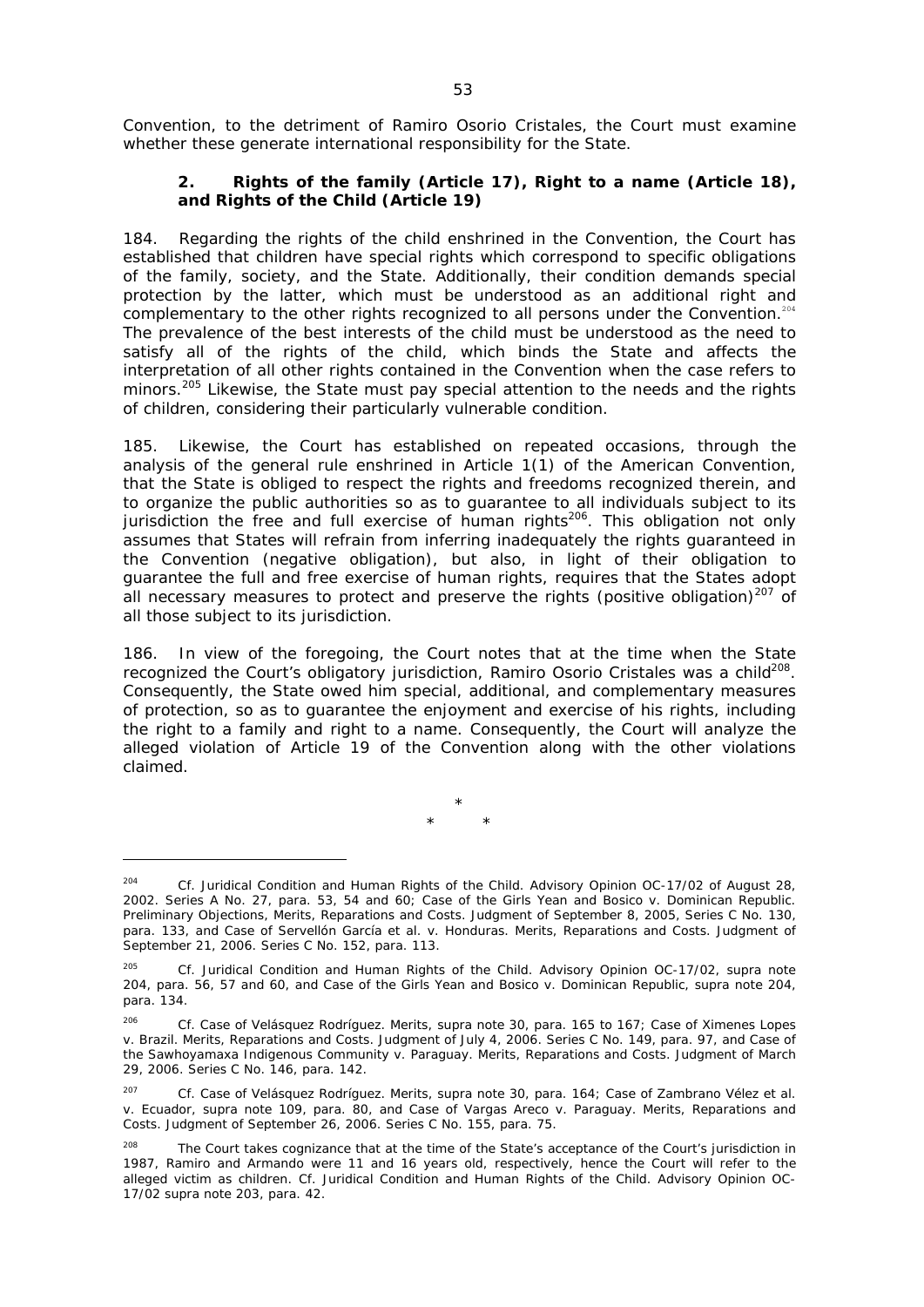Convention, to the detriment of Ramiro Osorio Cristales, the Court must examine whether these generate international responsibility for the State.

### 2. Rights of the family (Article 17), Right to a name (Article 18), and Rights of the Child (Article 19)

184. Regarding the rights of the child enshrined in the Convention, the Court has established that children have special rights which correspond to specific obligations of the family, society, and the State. Additionally, their condition demands special protection by the latter, which must be understood as an additional right and complementary to the other rights recognized to all persons under the Convention.[204] The prevalence of the best interests of the child must be understood as the need to satisfy all of the rights of the child, which binds the State and affects the interpretation of all other rights contained in the Convention when the case refers to minors.[205] Likewise, the State must pay special attention to the needs and the rights of children, considering their particularly vulnerable condition.

185. Likewise, the Court has established on repeated occasions, through the analysis of the general rule enshrined in Article 1(1) of the American Convention, that the State is obliged to respect the rights and freedoms recognized therein, and to organize the public authorities so as to guarantee to all individuals subject to its jurisdiction the free and full exercise of human rights[206]. This obligation not only assumes that States will refrain from inferring inadequately the rights guaranteed in the Convention (negative obligation), but also, in light of their obligation to guarantee the full and free exercise of human rights, requires that the States adopt all necessary measures to protect and preserve the rights (positive obligation)[207] of all those subject to its jurisdiction.

186. In view of the foregoing, the Court notes that at the time when the State recognized the Court's obligatory jurisdiction, Ramiro Osorio Cristales was a child[208]. Consequently, the State owed him special, additional, and complementary measures of protection, so as to guarantee the enjoyment and exercise of his rights, including the right to a family and right to a name. Consequently, the Court will analyze the alleged violation of Article 19 of the Convention along with the other violations claimed.

\*
\* \*

---

[204] Cf. Juridical Condition and Human Rights of the Child. Advisory Opinion OC-17/02 of August 28, 2002. Series A No. 27, para. 53, 54 and 60; Case of the Girls Yean and Bosico v. Dominican Republic. Preliminary Objections, Merits, Reparations and Costs. Judgment of September 8, 2005, Series C No. 130, para. 133, and Case of Servellón García et al. v. Honduras. Merits, Reparations and Costs. Judgment of September 21, 2006. Series C No. 152, para. 113.

[205] Cf. Juridical Condition and Human Rights of the Child. Advisory Opinion OC-17/02, supra note 204, para. 56, 57 and 60, and Case of the Girls Yean and Bosico v. Dominican Republic, supra note 204, para. 134.

[206] Cf. Case of Velásquez Rodríguez. Merits, supra note 30, para. 165 to 167; Case of Ximenes Lopes v. Brazil. Merits, Reparations and Costs. Judgment of July 4, 2006. Series C No. 149, para. 97, and Case of the Sawhoyamaxa Indigenous Community v. Paraguay. Merits, Reparations and Costs. Judgment of March 29, 2006. Series C No. 146, para. 142.

[207] Cf. Case of Velásquez Rodríguez. Merits, supra note 30, para. 164; Case of Zambrano Vélez et al. v. Ecuador, supra note 109, para. 80, and Case of Vargas Areco v. Paraguay. Merits, Reparations and Costs. Judgment of September 26, 2006. Series C No. 155, para. 75.

[208] The Court takes cognizance that at the time of the State's acceptance of the Court's jurisdiction in 1987, Ramiro and Armando were 11 and 16 years old, respectively, hence the Court will refer to the alleged victim as children. Cf. Juridical Condition and Human Rights of the Child. Advisory Opinion OC-17/02 supra note 203, para. 42.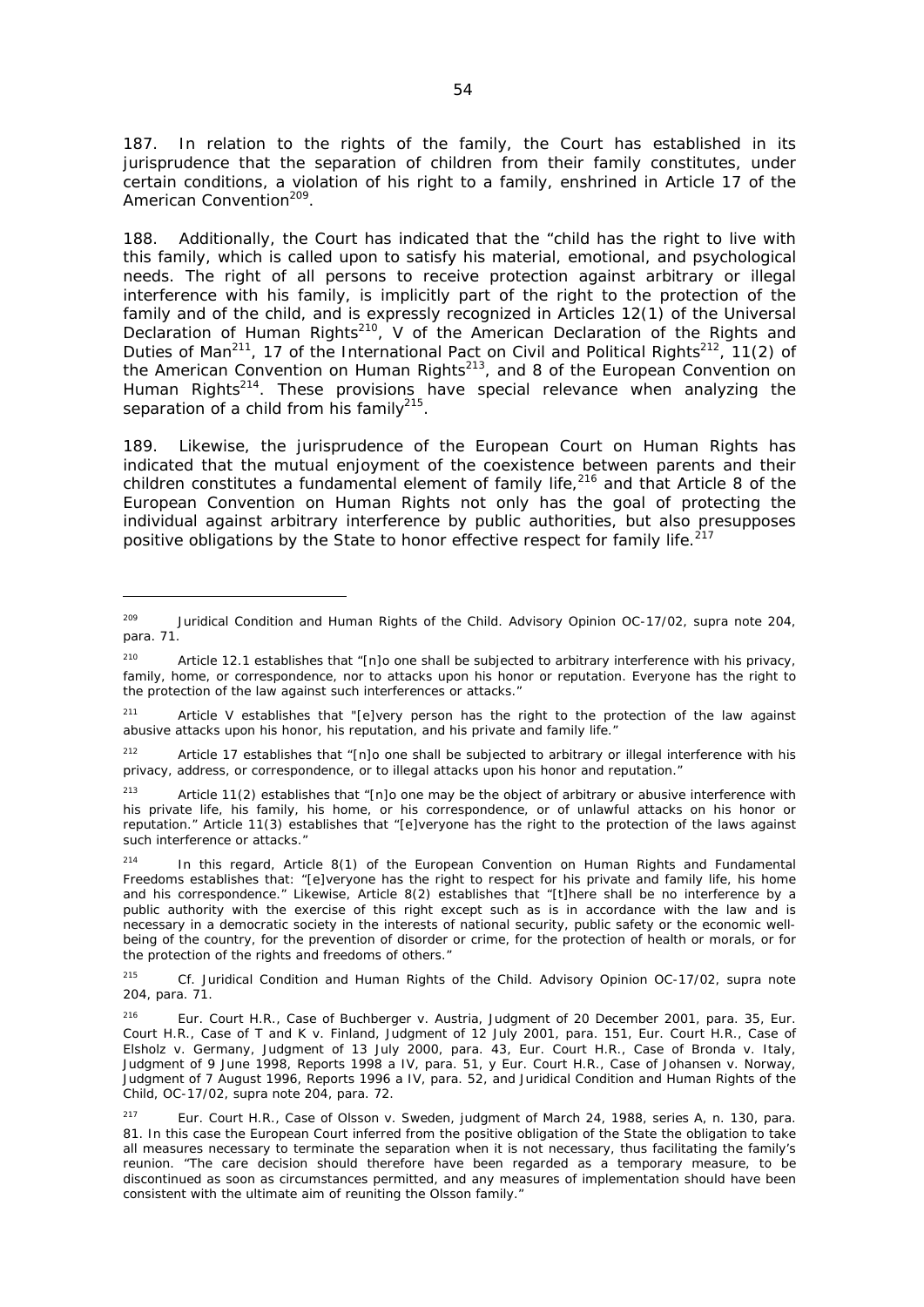187. In relation to the rights of the family, the Court has established in its jurisprudence that the separation of children from their family constitutes, under certain conditions, a violation of his right to a family, enshrined in Article 17 of the American Convention[209].

188. Additionally, the Court has indicated that the "child has the right to live with this family, which is called upon to satisfy his material, emotional, and psychological needs. The right of all persons to receive protection against arbitrary or illegal interference with his family, is implicitly part of the right to the protection of the family and of the child, and is expressly recognized in Articles 12(1) of the Universal Declaration of Human Rights[210], V of the American Declaration of the Rights and Duties of Man[211], 17 of the International Pact on Civil and Political Rights[212], 11(2) of the American Convention on Human Rights[213], and 8 of the European Convention on Human Rights[214]. These provisions have special relevance when analyzing the separation of a child from his family[215].

189. Likewise, the jurisprudence of the European Court on Human Rights has indicated that the mutual enjoyment of the coexistence between parents and their children constitutes a fundamental element of family life,[216] and that Article 8 of the European Convention on Human Rights not only has the goal of protecting the individual against arbitrary interference by public authorities, but also presupposes positive obligations by the State to honor effective respect for family life.[217]

---

[209] *Juridical Condition and Human Rights of the Child. Advisory Opinion OC-17/02, supra* note 204, para. 71.

[210] Article 12.1 establishes that "[n]o one shall be subjected to arbitrary interference with his privacy, family, home, or correspondence, nor to attacks upon his honor or reputation. Everyone has the right to the protection of the law against such interferences or attacks."

[211] Article V establishes that "[e]very person has the right to the protection of the law against abusive attacks upon his honor, his reputation, and his private and family life."

[212] Article 17 establishes that "[n]o one shall be subjected to arbitrary or illegal interference with his privacy, address, or correspondence, or to illegal attacks upon his honor and reputation."

[213] Article 11(2) establishes that "[n]o one may be the object of arbitrary or abusive interference with his private life, his family, his home, or his correspondence, or of unlawful attacks on his honor or reputation." Article 11(3) establishes that "[e]veryone has the right to the protection of the laws against such interference or attacks."

[214] In this regard, Article 8(1) of the European Convention on Human Rights and Fundamental Freedoms establishes that: "[e]veryone has the right to respect for his private and family life, his home and his correspondence." Likewise, Article 8(2) establishes that "[t]here shall be no interference by a public authority with the exercise of this right except such as is in accordance with the law and is necessary in a democratic society in the interests of national security, public safety or the economic well-being of the country, for the prevention of disorder or crime, for the protection of health or morals, or for the protection of the rights and freedoms of others."

[215] *Cf. Juridical Condition and Human Rights of the Child. Advisory Opinion OC-17/02, supra* note 204, para. 71.

[216] Eur. Court H.R., *Case of Buchberger v. Austria*, Judgment of 20 December 2001, para. 35, Eur. Court H.R., *Case of T and K v. Finland*, Judgment of 12 July 2001, para. 151, Eur. Court H.R., *Case of Elsholz v. Germany*, Judgment of 13 July 2000, para. 43, Eur. Court H.R., *Case of Bronda v. Italy*, Judgment of 9 June 1998, Reports 1998 a IV, para. 51, y Eur. Court H.R., *Case of Johansen v. Norway*, Judgment of 7 August 1996, Reports 1996 a IV, para. 52, and *Juridical Condition and Human Rights of the Child, OC-17/02, supra* note 204, para. 72.

[217] Eur. Court H.R., *Case of Olsson v. Sweden*, judgment of March 24, 1988, series A, n. 130, para. 81. In this case the European Court inferred from the positive obligation of the State the obligation to take all measures necessary to terminate the separation when it is not necessary, thus facilitating the family's reunion. "The care decision should therefore have been regarded as a temporary measure, to be discontinued as soon as circumstances permitted, and any measures of implementation should have been consistent with the ultimate aim of reuniting the Olsson family."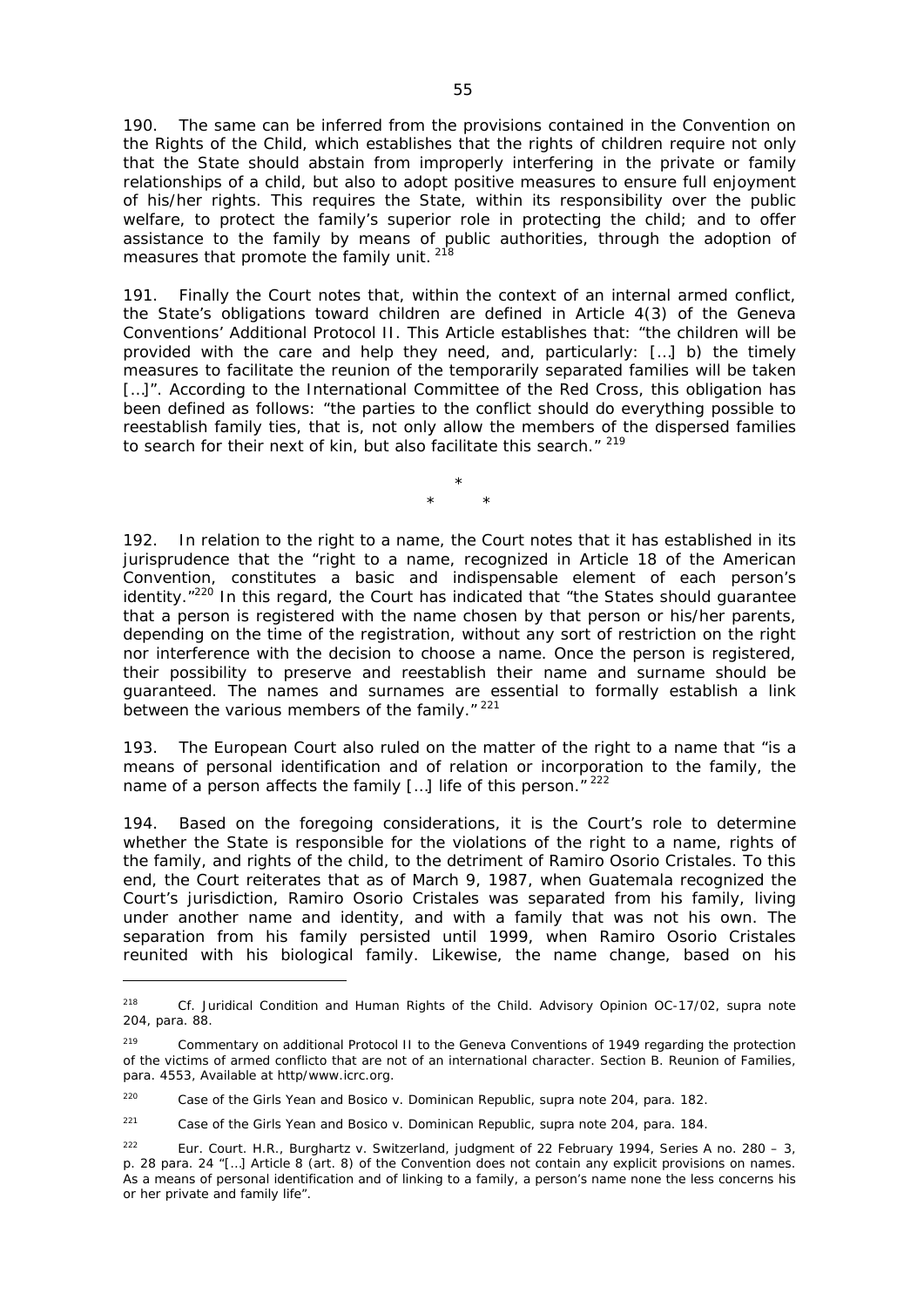190. The same can be inferred from the provisions contained in the Convention on the Rights of the Child, which establishes that the rights of children require not only that the State should abstain from improperly interfering in the private or family relationships of a child, but also to adopt positive measures to ensure full enjoyment of his/her rights. This requires the State, within its responsibility over the public welfare, to protect the family's superior role in protecting the child; and to offer assistance to the family by means of public authorities, through the adoption of measures that promote the family unit. [218]

191. Finally the Court notes that, within the context of an internal armed conflict, the State's obligations toward children are defined in Article 4(3) of the Geneva Conventions' Additional Protocol II. This Article establishes that: "the children will be provided with the care and help they need, and, particularly: […] b) the timely measures to facilitate the reunion of the temporarily separated families will be taken […]". According to the International Committee of the Red Cross, this obligation has been defined as follows: "the parties to the conflict should do everything possible to reestablish family ties, that is, not only allow the members of the dispersed families to search for their next of kin, but also facilitate this search." [219]

*
\* *

192. In relation to the right to a name, the Court notes that it has established in its jurisprudence that the "right to a name, recognized in Article 18 of the American Convention, constitutes a basic and indispensable element of each person's identity."[220] In this regard, the Court has indicated that "the States should guarantee that a person is registered with the name chosen by that person or his/her parents, depending on the time of the registration, without any sort of restriction on the right nor interference with the decision to choose a name. Once the person is registered, their possibility to preserve and reestablish their name and surname should be guaranteed. The names and surnames are essential to formally establish a link between the various members of the family." [221]

193. The European Court also ruled on the matter of the right to a name that "is a means of personal identification and of relation or incorporation to the family, the name of a person affects the family […] life of this person." [222]

194. Based on the foregoing considerations, it is the Court's role to determine whether the State is responsible for the violations of the right to a name, rights of the family, and rights of the child, to the detriment of Ramiro Osorio Cristales. To this end, the Court reiterates that as of March 9, 1987, when Guatemala recognized the Court's jurisdiction, Ramiro Osorio Cristales was separated from his family, living under another name and identity, and with a family that was not his own. The separation from his family persisted until 1999, when Ramiro Osorio Cristales reunited with his biological family. Likewise, the name change, based on his

---

[218] *Cf. Juridical Condition and Human Rights of the Child*. Advisory Opinion OC-17/02, *supra* note 204, para. 88.

[219] Commentary on additional Protocol II to the Geneva Conventions of 1949 regarding the protection of the victims of armed conflicto that are not of an international character. Section B. Reunion of Families, para. 4553, Available at http/www.icrc.org.

[220] *Case of the Girls Yean and Bosico v. Dominican Republic, supra* note 204, para. 182.

[221] *Case of the Girls Yean and Bosico v. Dominican Republic, supra* note 204, para. 184.

[222] Eur. Court. H.R., *Burghartz v. Switzerland*, judgment of 22 February 1994, Series A no. 280 – 3, p. 28 para. 24 "[…] Article 8 (art. 8) of the Convention does not contain any explicit provisions on names. As a means of personal identification and of linking to a family, a person's name none the less concerns his or her private and family life".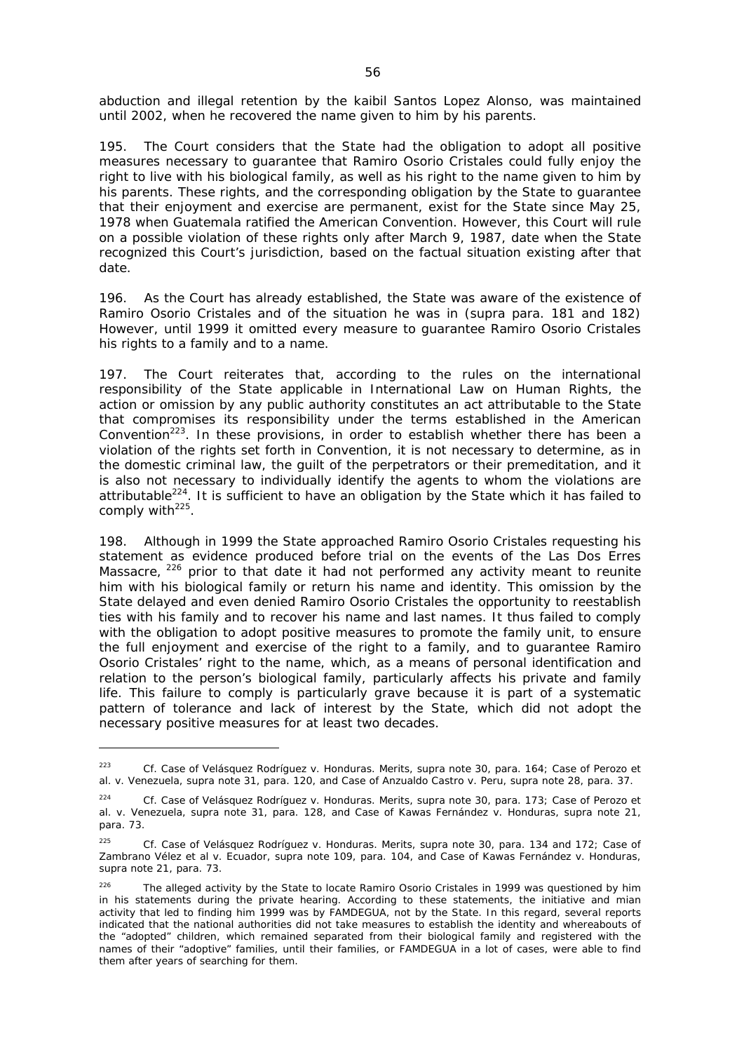abduction and illegal retention by the kaibil Santos Lopez Alonso, was maintained until 2002, when he recovered the name given to him by his parents.

195. The Court considers that the State had the obligation to adopt all positive measures necessary to guarantee that Ramiro Osorio Cristales could fully enjoy the right to live with his biological family, as well as his right to the name given to him by his parents. These rights, and the corresponding obligation by the State to guarantee that their enjoyment and exercise are permanent, exist for the State since May 25, 1978 when Guatemala ratified the American Convention. However, this Court will rule on a possible violation of these rights only after March 9, 1987, date when the State recognized this Court's jurisdiction, based on the factual situation existing after that date.

196. As the Court has already established, the State was aware of the existence of Ramiro Osorio Cristales and of the situation he was in (*supra* para. 181 and 182) However, until 1999 it omitted every measure to guarantee Ramiro Osorio Cristales his rights to a family and to a name.

197. The Court reiterates that, according to the rules on the international responsibility of the State applicable in International Law on Human Rights, the action or omission by any public authority constitutes an act attributable to the State that compromises its responsibility under the terms established in the American Convention[223]. In these provisions, in order to establish whether there has been a violation of the rights set forth in Convention, it is not necessary to determine, as in the domestic criminal law, the guilt of the perpetrators or their premeditation, and it is also not necessary to individually identify the agents to whom the violations are attributable[224]. It is sufficient to have an obligation by the State which it has failed to comply with[225].

198. Although in 1999 the State approached Ramiro Osorio Cristales requesting his statement as evidence produced before trial on the events of the Las Dos Erres Massacre, [226] prior to that date it had not performed any activity meant to reunite him with his biological family or return his name and identity. This omission by the State delayed and even denied Ramiro Osorio Cristales the opportunity to reestablish ties with his family and to recover his name and last names. It thus failed to comply with the obligation to adopt positive measures to promote the family unit, to ensure the full enjoyment and exercise of the right to a family, and to guarantee Ramiro Osorio Cristales' right to the name, which, as a means of personal identification and relation to the person's biological family, particularly affects his private and family life. This failure to comply is particularly grave because it is part of a systematic pattern of tolerance and lack of interest by the State, which did not adopt the necessary positive measures for at least two decades.

---

[223] *Cf. Case of Velásquez Rodríguez v. Honduras. Merits, supra* note 30, para. 164; *Case of Perozo et al. v. Venezuela, supra* note 31, para. 120, and *Case of Anzualdo Castro v. Peru, supra* note 28, para. 37.

[224] *Cf. Case of Velásquez Rodríguez v. Honduras. Merits, supra* note 30, para. 173; *Case of Perozo et al. v. Venezuela, supra* note 31, para. 128, and *Case of Kawas Fernández v. Honduras, supra* note 21, para. 73.

[225] *Cf. Case of Velásquez Rodríguez v. Honduras. Merits, supra* note 30, para. 134 and 172; *Case of Zambrano Vélez et al v. Ecuador, supra* note 109, para. 104, and *Case of Kawas Fernández v. Honduras, supra* note 21, para. 73.

[226] The alleged activity by the State to locate Ramiro Osorio Cristales in 1999 was questioned by him in his statements during the private hearing. According to these statements, the initiative and mian activity that led to finding him 1999 was by FAMDEGUA, not by the State. In this regard, several reports indicated that the national authorities did not take measures to establish the identity and whereabouts of the "adopted" children, which remained separated from their biological family and registered with the names of their "adoptive" families, until their families, or FAMDEGUA in a lot of cases, were able to find them after years of searching for them.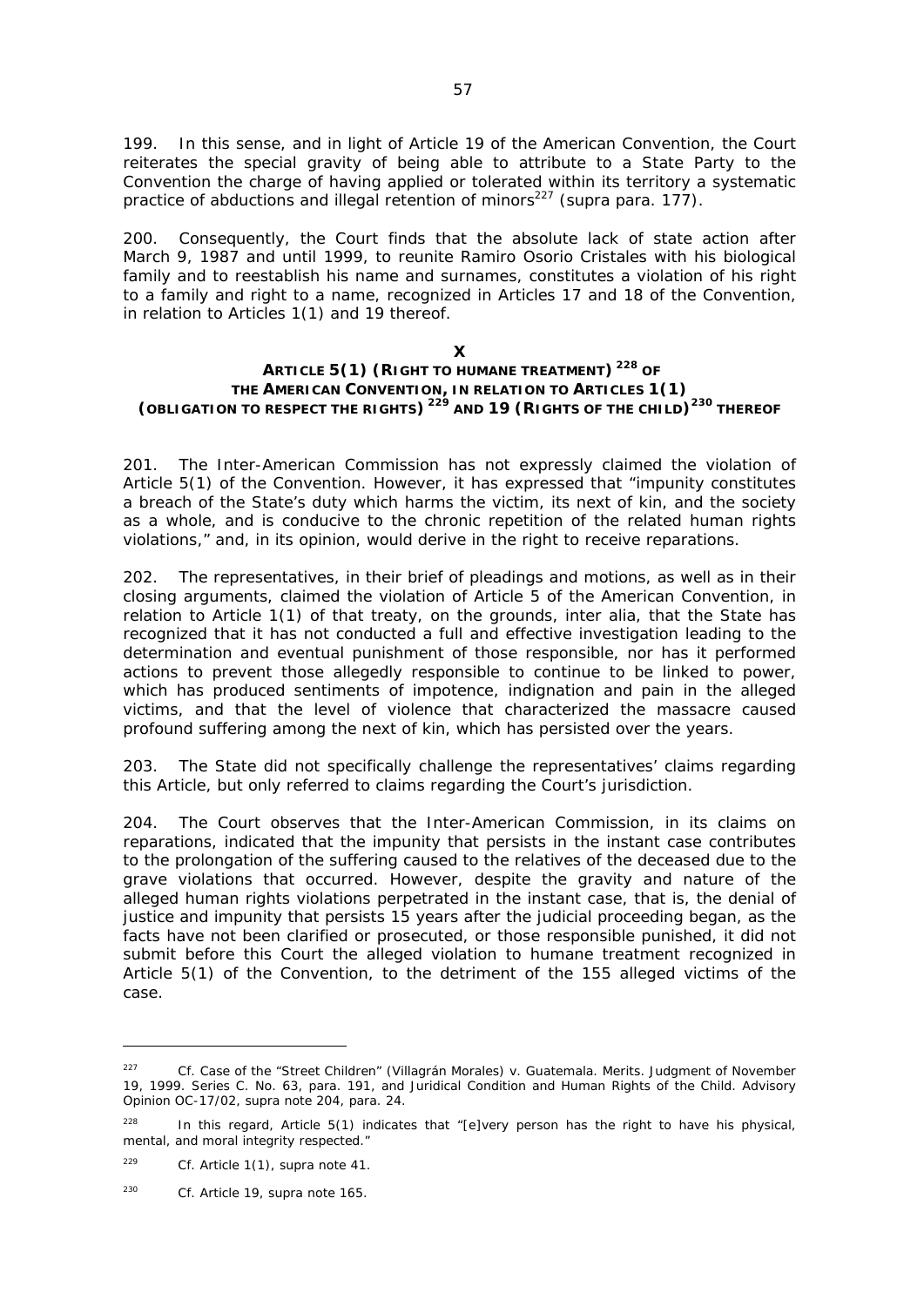199. In this sense, and in light of Article 19 of the American Convention, the Court reiterates the special gravity of being able to attribute to a State Party to the Convention the charge of having applied or tolerated within its territory a systematic practice of abductions and illegal retention of minors[227] (*supra* para. 177).

200. Consequently, the Court finds that the absolute lack of state action after March 9, 1987 and until 1999, to reunite Ramiro Osorio Cristales with his biological family and to reestablish his name and surnames, constitutes a violation of his right to a family and right to a name, recognized in Articles 17 and 18 of the Convention, in relation to Articles 1(1) and 19 thereof.

## X
## ARTICLE 5(1) (RIGHT TO HUMANE TREATMENT) [228] OF THE AMERICAN CONVENTION, IN RELATION TO ARTICLES 1(1) (OBLIGATION TO RESPECT THE RIGHTS) [229] AND 19 (RIGHTS OF THE CHILD) [230] THEREOF

201. The Inter-American Commission has not expressly claimed the violation of Article 5(1) of the Convention. However, it has expressed that "impunity constitutes a breach of the State's duty which harms the victim, its next of kin, and the society as a whole, and is conducive to the chronic repetition of the related human rights violations," and, in its opinion, would derive in the right to receive reparations.

202. The representatives, in their brief of pleadings and motions, as well as in their closing arguments, claimed the violation of Article 5 of the American Convention, in relation to Article 1(1) of that treaty, on the grounds, *inter alia*, that the State has recognized that it has not conducted a full and effective investigation leading to the determination and eventual punishment of those responsible, nor has it performed actions to prevent those allegedly responsible to continue to be linked to power, which has produced sentiments of impotence, indignation and pain in the alleged victims, and that the level of violence that characterized the massacre caused profound suffering among the next of kin, which has persisted over the years.

203. The State did not specifically challenge the representatives' claims regarding this Article, but only referred to claims regarding the Court's jurisdiction.

204. The Court observes that the Inter-American Commission, in its claims on reparations, indicated that the impunity that persists in the instant case contributes to the prolongation of the suffering caused to the relatives of the deceased due to the grave violations that occurred. However, despite the gravity and nature of the alleged human rights violations perpetrated in the instant case, that is, the denial of justice and impunity that persists 15 years after the judicial proceeding began, as the facts have not been clarified or prosecuted, or those responsible punished, it did not submit before this Court the alleged violation to humane treatment recognized in Article 5(1) of the Convention, to the detriment of the 155 alleged victims of the case.

---

[227] *Cf. Case of the "Street Children" (Villagrán Morales) v. Guatemala. Merits.* Judgment of November 19, 1999. Series C. No. 63, para. 191, and *Juridical Condition and Human Rights of the Child.* Advisory Opinion OC-17/02, *supra* note 204, para. 24.

[228] In this regard, Article 5(1) indicates that "[e]very person has the right to have his physical, mental, and moral integrity respected."

[229] *Cf.* Article 1(1), *supra* note 41.

[230] *Cf.* Article 19, *supra* note 165.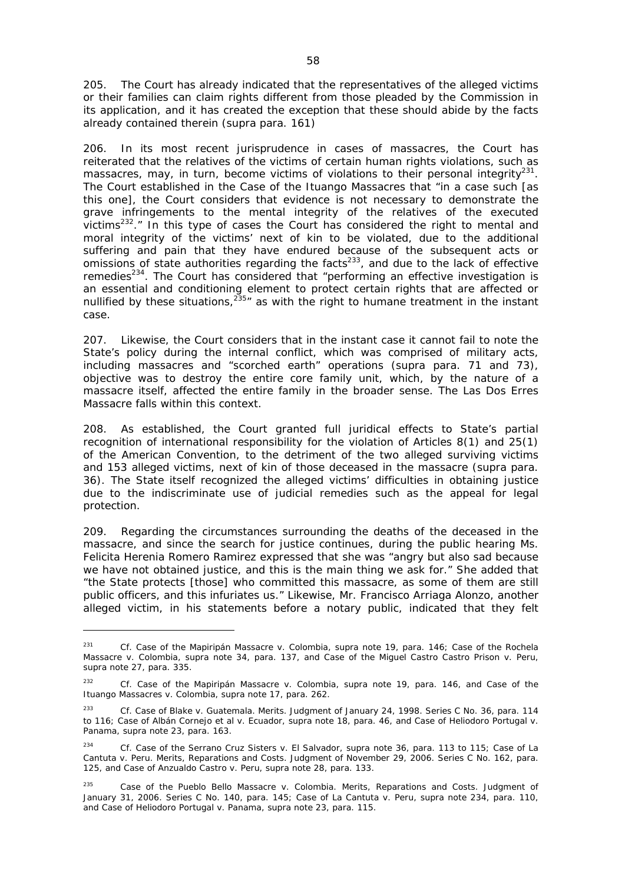205. The Court has already indicated that the representatives of the alleged victims or their families can claim rights different from those pleaded by the Commission in its application, and it has created the exception that these should abide by the facts already contained therein (*supra* para. 161)

206. In its most recent jurisprudence in cases of massacres, the Court has reiterated that the relatives of the victims of certain human rights violations, such as massacres, may, in turn, become victims of violations to their personal integrity[231]. The Court established in the Case of the Ituango Massacres that "in a case such [as this one], the Court considers that evidence is not necessary to demonstrate the grave infringements to the mental integrity of the relatives of the executed victims[232]." In this type of cases the Court has considered the right to mental and moral integrity of the victims' next of kin to be violated, due to the additional suffering and pain that they have endured because of the subsequent acts or omissions of state authorities regarding the facts[233], and due to the lack of effective remedies[234]. The Court has considered that "performing an effective investigation is an essential and conditioning element to protect certain rights that are affected or nullified by these situations,[235]" as with the right to humane treatment in the instant case.

207. Likewise, the Court considers that in the instant case it cannot fail to note the State's policy during the internal conflict, which was comprised of military acts, including massacres and "scorched earth" operations (*supra* para. 71 and 73), objective was to destroy the entire core family unit, which, by the nature of a massacre itself, affected the entire family in the broader sense. The Las Dos Erres Massacre falls within this context.

208. As established, the Court granted full juridical effects to State's partial recognition of international responsibility for the violation of Articles 8(1) and 25(1) of the American Convention, to the detriment of the two alleged surviving victims and 153 alleged victims, next of kin of those deceased in the massacre (*supra* para. 36). The State itself recognized the alleged victims' difficulties in obtaining justice due to the indiscriminate use of judicial remedies such as the appeal for legal protection.

209. Regarding the circumstances surrounding the deaths of the deceased in the massacre, and since the search for justice continues, during the public hearing Ms. Felicita Herenia Romero Ramirez expressed that she was "angry but also sad because we have not obtained justice, and this is the main thing we ask for." She added that "the State protects [those] who committed this massacre, as some of them are still public officers, and this infuriates us." Likewise, Mr. Francisco Arriaga Alonzo, another alleged victim, in his statements before a notary public, indicated that they felt

---

[231] *Cf. Case of the Mapiripán Massacre v. Colombia, supra* note 19, para. 146; *Case of the Rochela Massacre v. Colombia, supra* note 34, para. 137, and *Case of the Miguel Castro Castro Prison v. Peru, supra* note 27, para. 335.

[232] *Cf. Case of the Mapiripán Massacre v. Colombia, supra* note 19, para. 146, and *Case of the Ituango Massacres v. Colombia, supra* note 17, para. 262.

[233] *Cf. Case of Blake v. Guatemala. Merits.* Judgment of January 24, 1998. Series C No. 36, para. 114 to 116; *Case of Albán Cornejo et al v. Ecuador, supra* note 18, para. 46, and *Case of Heliodoro Portugal v. Panama, supra* note 23, para. 163.

[234] *Cf. Case of the Serrano Cruz Sisters v. El Salvador, supra* note 36, para. 113 to 115; *Case of La Cantuta v. Peru. Merits, Reparations and Costs.* Judgment of November 29, 2006. Series C No. 162, para. 125, and *Case of Anzualdo Castro v. Peru, supra* note 28, para. 133.

[235] *Case of the Pueblo Bello Massacre v. Colombia. Merits, Reparations and Costs.* Judgment of January 31, 2006. Series C No. 140, para. 145; *Case of La Cantuta v. Peru, supra* note 234, para. 110, and *Case of Heliodoro Portugal v. Panama, supra* note 23, para. 115.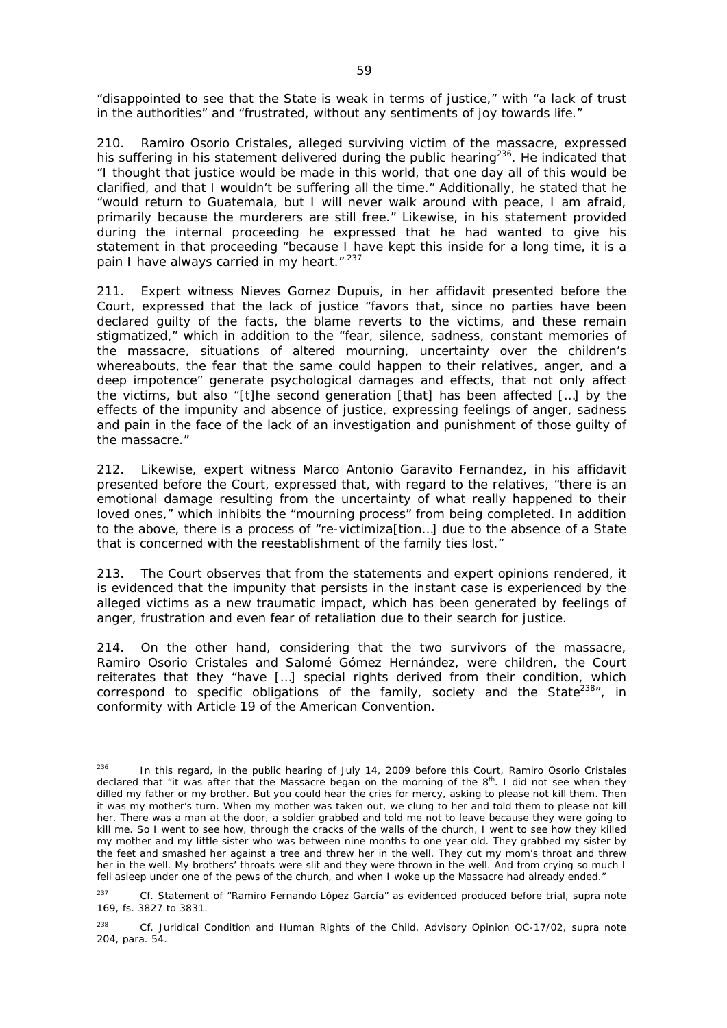"disappointed to see that the State is weak in terms of justice," with "a lack of trust in the authorities" and "frustrated, without any sentiments of joy towards life."

210. Ramiro Osorio Cristales, alleged surviving victim of the massacre, expressed his suffering in his statement delivered during the public hearing[236]. He indicated that "I thought that justice would be made in this world, that one day all of this would be clarified, and that I wouldn't be suffering all the time." Additionally, he stated that he "would return to Guatemala, but I will never walk around with peace, I am afraid, primarily because the murderers are still free." Likewise, in his statement provided during the internal proceeding he expressed that he had wanted to give his statement in that proceeding "because I have kept this inside for a long time, it is a pain I have always carried in my heart."[237]

211. Expert witness Nieves Gomez Dupuis, in her affidavit presented before the Court, expressed that the lack of justice "favors that, since no parties have been declared guilty of the facts, the blame reverts to the victims, and these remain stigmatized," which in addition to the "fear, silence, sadness, constant memories of the massacre, situations of altered mourning, uncertainty over the children's whereabouts, the fear that the same could happen to their relatives, anger, and a deep impotence" generate psychological damages and effects, that not only affect the victims, but also "[t]he second generation [that] has been affected […] by the effects of the impunity and absence of justice, expressing feelings of anger, sadness and pain in the face of the lack of an investigation and punishment of those guilty of the massacre."

212. Likewise, expert witness Marco Antonio Garavito Fernandez, in his affidavit presented before the Court, expressed that, with regard to the relatives, "there is an emotional damage resulting from the uncertainty of what really happened to their loved ones," which inhibits the "mourning process" from being completed. In addition to the above, there is a process of "re-victimiza[tion…] due to the absence of a State that is concerned with the reestablishment of the family ties lost."

213. The Court observes that from the statements and expert opinions rendered, it is evidenced that the impunity that persists in the instant case is experienced by the alleged victims as a new traumatic impact, which has been generated by feelings of anger, frustration and even fear of retaliation due to their search for justice.

214. On the other hand, considering that the two survivors of the massacre, Ramiro Osorio Cristales and Salomé Gómez Hernández, were children, the Court reiterates that they "have […] special rights derived from their condition, which correspond to specific obligations of the family, society and the State[238]", in conformity with Article 19 of the American Convention.

---

[236] In this regard, in the public hearing of July 14, 2009 before this Court, Ramiro Osorio Cristales declared that "it was after that the Massacre began on the morning of the 8th. I did not see when they dilled my father or my brother. But you could hear the cries for mercy, asking to please not kill them. Then it was my mother's turn. When my mother was taken out, we clung to her and told them to please not kill her. There was a man at the door, a soldier grabbed and told me not to leave because they were going to kill me. So I went to see how, through the cracks of the walls of the church, I went to see how they killed my mother and my little sister who was between nine months to one year old. They grabbed my sister by the feet and smashed her against a tree and threw her in the well. They cut my mom's throat and threw her in the well. My brothers' throats were slit and they were thrown in the well. And from crying so much I fell asleep under one of the pews of the church, and when I woke up the Massacre had already ended."

[237] *Cf.* Statement of "Ramiro Fernando López García" as evidenced produced before trial, *supra* note 169, fs. 3827 to 3831.

[238] *Cf. Juridical Condition and Human Rights of the Child.* Advisory Opinion OC-17/02, *supra* note 204, para. 54.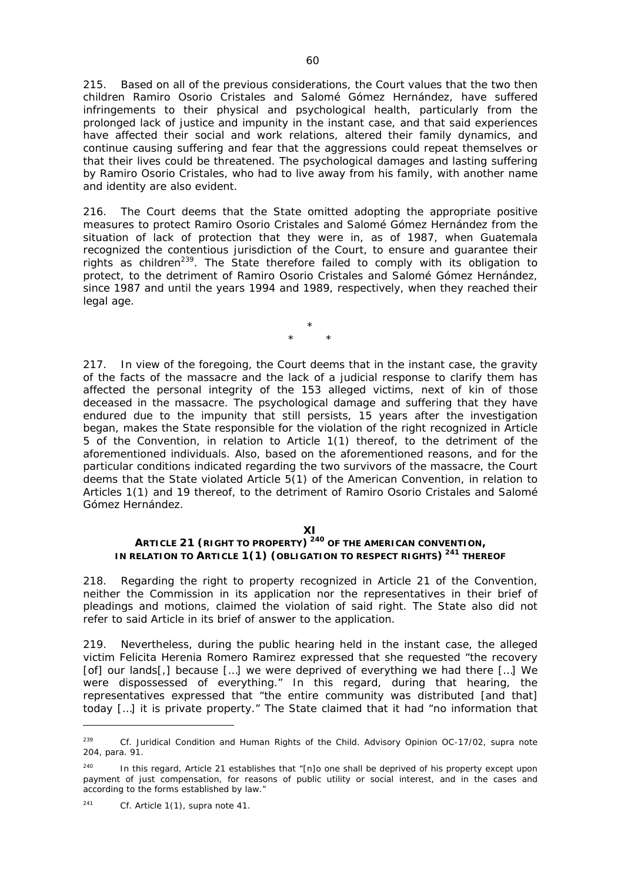215. Based on all of the previous considerations, the Court values that the two then children Ramiro Osorio Cristales and Salomé Gómez Hernández, have suffered infringements to their physical and psychological health, particularly from the prolonged lack of justice and impunity in the instant case, and that said experiences have affected their social and work relations, altered their family dynamics, and continue causing suffering and fear that the aggressions could repeat themselves or that their lives could be threatened. The psychological damages and lasting suffering by Ramiro Osorio Cristales, who had to live away from his family, with another name and identity are also evident.

216. The Court deems that the State omitted adopting the appropriate positive measures to protect Ramiro Osorio Cristales and Salomé Gómez Hernández from the situation of lack of protection that they were in, as of 1987, when Guatemala recognized the contentious jurisdiction of the Court, to ensure and guarantee their rights as children[239]. The State therefore failed to comply with its obligation to protect, to the detriment of Ramiro Osorio Cristales and Salomé Gómez Hernández, since 1987 and until the years 1994 and 1989, respectively, when they reached their legal age.

\*

\* \*

217. In view of the foregoing, the Court deems that in the instant case, the gravity of the facts of the massacre and the lack of a judicial response to clarify them has affected the personal integrity of the 153 alleged victims, next of kin of those deceased in the massacre. The psychological damage and suffering that they have endured due to the impunity that still persists, 15 years after the investigation began, makes the State responsible for the violation of the right recognized in Article 5 of the Convention, in relation to Article 1(1) thereof, to the detriment of the aforementioned individuals. Also, based on the aforementioned reasons, and for the particular conditions indicated regarding the two survivors of the massacre, the Court deems that the State violated Article 5(1) of the American Convention, in relation to Articles 1(1) and 19 thereof, to the detriment of Ramiro Osorio Cristales and Salomé Gómez Hernández.

## XI
## ARTICLE 21 (RIGHT TO PROPERTY)[240] OF THE AMERICAN CONVENTION, IN RELATION TO ARTICLE 1(1) (OBLIGATION TO RESPECT RIGHTS)[241] THEREOF

218. Regarding the right to property recognized in Article 21 of the Convention, neither the Commission in its application nor the representatives in their brief of pleadings and motions, claimed the violation of said right. The State also did not refer to said Article in its brief of answer to the application.

219. Nevertheless, during the public hearing held in the instant case, the alleged victim Felicita Herenia Romero Ramirez expressed that she requested "the recovery [of] our lands[,] because […] we were deprived of everything we had there […] We were dispossessed of everything." In this regard, during that hearing, the representatives expressed that "the entire community was distributed [and that] today […] it is private property." The State claimed that it had "no information that

---

[239] Cf. *Juridical Condition and Human Rights of the Child*. Advisory Opinion OC-17/02, *supra* note 204, para. 91.

[240] In this regard, Article 21 establishes that "[n]o one shall be deprived of his property except upon payment of just compensation, for reasons of public utility or social interest, and in the cases and according to the forms established by law."

[241] Cf. Article 1(1), *supra* note 41.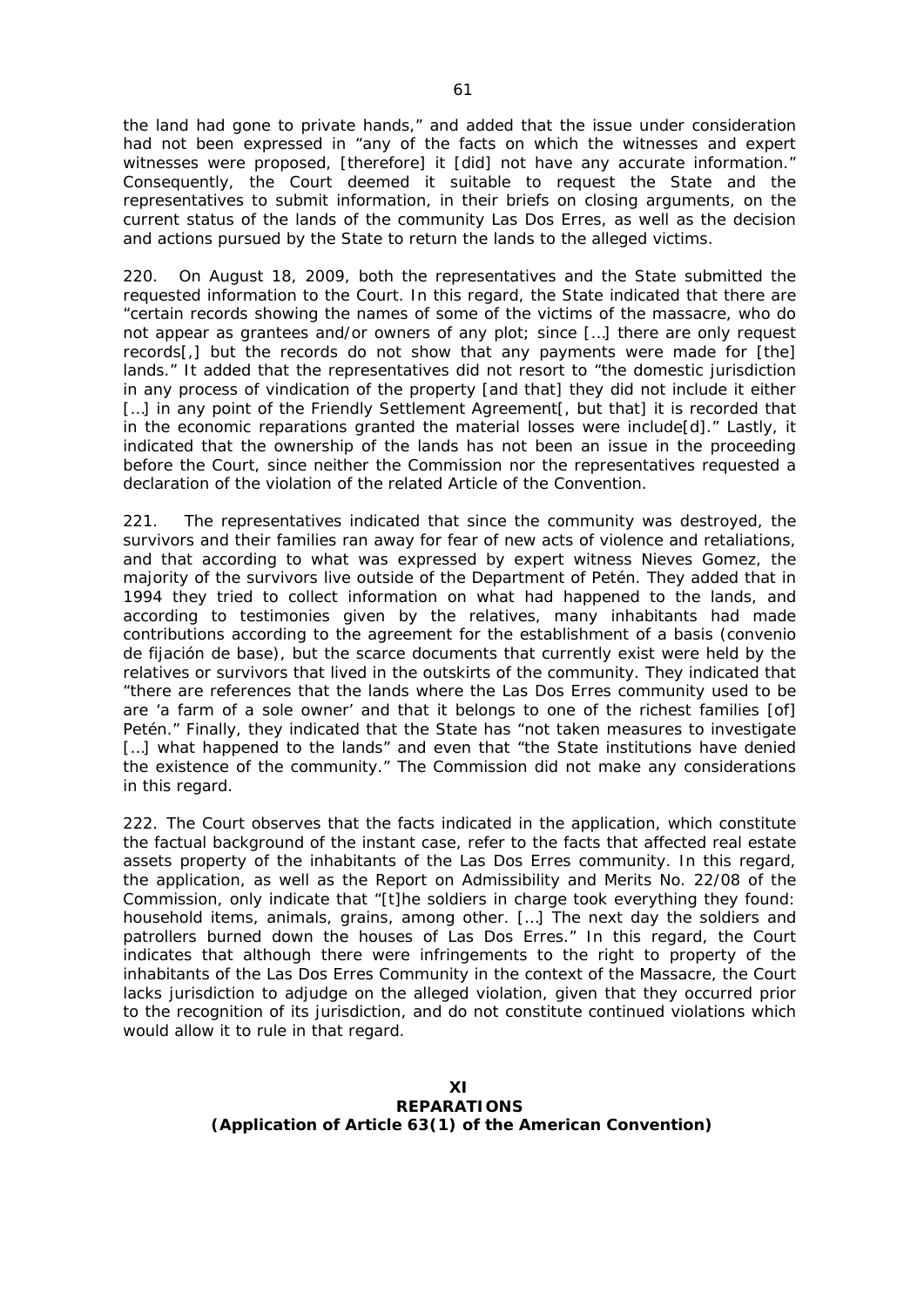the land had gone to private hands," and added that the issue under consideration had not been expressed in "any of the facts on which the witnesses and expert witnesses were proposed, [therefore] it [did] not have any accurate information." Consequently, the Court deemed it suitable to request the State and the representatives to submit information, in their briefs on closing arguments, on the current status of the lands of the community Las Dos Erres, as well as the decision and actions pursued by the State to return the lands to the alleged victims.

220. On August 18, 2009, both the representatives and the State submitted the requested information to the Court. In this regard, the State indicated that there are "certain records showing the names of some of the victims of the massacre, who do not appear as grantees and/or owners of any plot; since […] there are only request records[,] but the records do not show that any payments were made for [the] lands." It added that the representatives did not resort to "the domestic jurisdiction in any process of vindication of the property [and that] they did not include it either […] in any point of the Friendly Settlement Agreement[, but that] it is recorded that in the economic reparations granted the material losses were include[d]." Lastly, it indicated that the ownership of the lands has not been an issue in the proceeding before the Court, since neither the Commission nor the representatives requested a declaration of the violation of the related Article of the Convention.

221. The representatives indicated that since the community was destroyed, the survivors and their families ran away for fear of new acts of violence and retaliations, and that according to what was expressed by expert witness Nieves Gomez, the majority of the survivors live outside of the Department of Petén. They added that in 1994 they tried to collect information on what had happened to the lands, and according to testimonies given by the relatives, many inhabitants had made contributions according to the agreement for the establishment of a basis (convenio de fijación de base), but the scarce documents that currently exist were held by the relatives or survivors that lived in the outskirts of the community. They indicated that "there are references that the lands where the Las Dos Erres community used to be are 'a farm of a sole owner' and that it belongs to one of the richest families [of] Petén." Finally, they indicated that the State has "not taken measures to investigate […] what happened to the lands" and even that "the State institutions have denied the existence of the community." The Commission did not make any considerations in this regard.

222. The Court observes that the facts indicated in the application, which constitute the factual background of the instant case, refer to the facts that affected real estate assets property of the inhabitants of the Las Dos Erres community. In this regard, the application, as well as the Report on Admissibility and Merits No. 22/08 of the Commission, only indicate that "[t]he soldiers in charge took everything they found: household items, animals, grains, among other. […] The next day the soldiers and patrollers burned down the houses of Las Dos Erres." In this regard, the Court indicates that although there were infringements to the right to property of the inhabitants of the Las Dos Erres Community in the context of the Massacre, the Court lacks jurisdiction to adjudge on the alleged violation, given that they occurred prior to the recognition of its jurisdiction, and do not constitute continued violations which would allow it to rule in that regard.

## XI
## REPARATIONS
### (Application of Article 63(1) of the American Convention)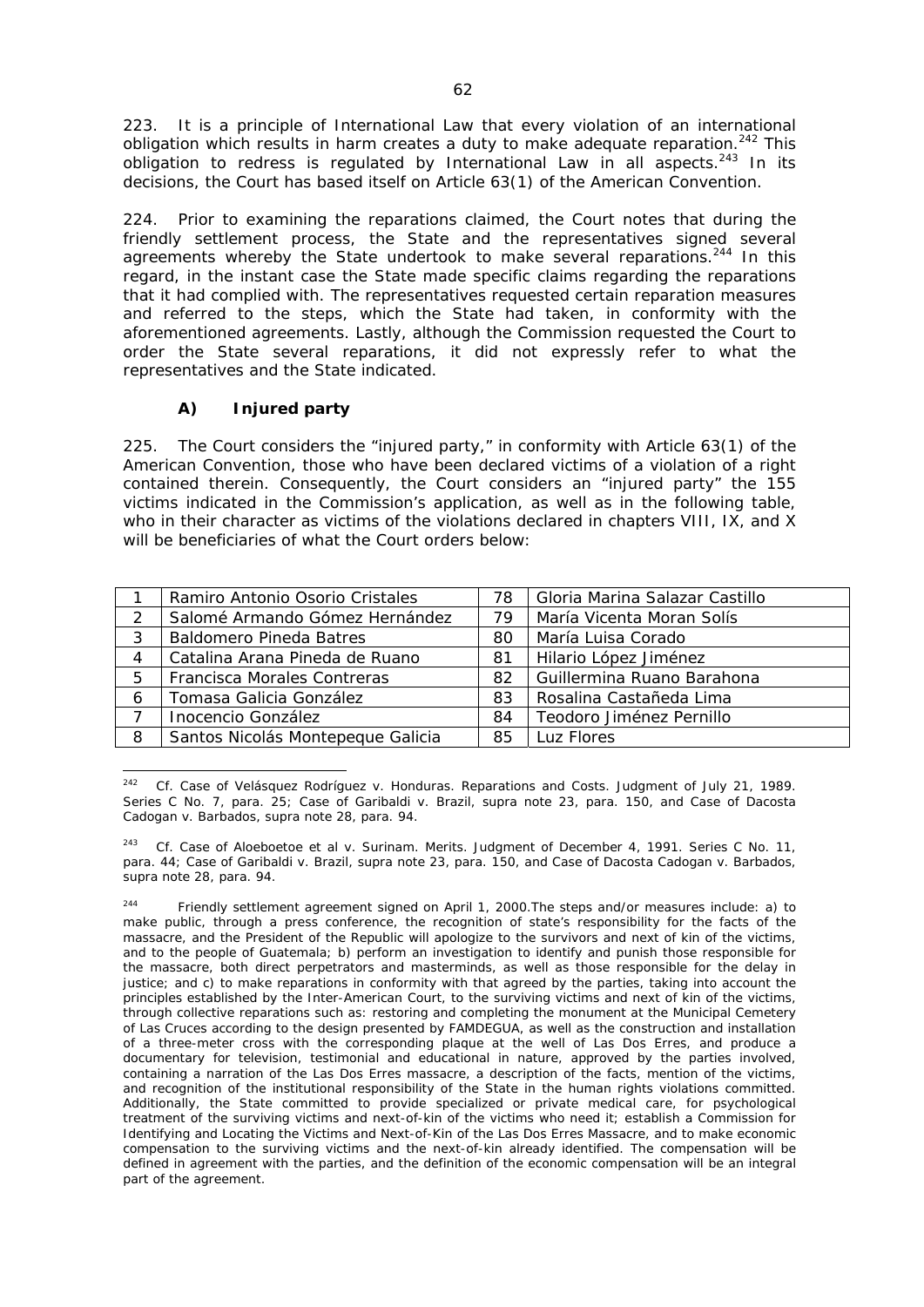223. It is a principle of International Law that every violation of an international obligation which results in harm creates a duty to make adequate reparation.[242] This obligation to redress is regulated by International Law in all aspects.[243] In its decisions, the Court has based itself on Article 63(1) of the American Convention.

224. Prior to examining the reparations claimed, the Court notes that during the friendly settlement process, the State and the representatives signed several agreements whereby the State undertook to make several reparations.[244] In this regard, in the instant case the State made specific claims regarding the reparations that it had complied with. The representatives requested certain reparation measures and referred to the steps, which the State had taken, in conformity with the aforementioned agreements. Lastly, although the Commission requested the Court to order the State several reparations, it did not expressly refer to what the representatives and the State indicated.

### A) Injured party

225. The Court considers the "injured party," in conformity with Article 63(1) of the American Convention, those who have been declared victims of a violation of a right contained therein. Consequently, the Court considers an "injured party" the 155 victims indicated in the Commission's application, as well as in the following table, who in their character as victims of the violations declared in chapters VIII, IX, and X will be beneficiaries of what the Court orders below:

| | | | |
|---|---|---|---|
| 1 | Ramiro Antonio Osorio Cristales | 78 | Gloria Marina Salazar Castillo |
| 2 | Salomé Armando Gómez Hernández | 79 | María Vicenta Moran Solís |
| 3 | Baldomero Pineda Batres | 80 | María Luisa Corado |
| 4 | Catalina Arana Pineda de Ruano | 81 | Hilario López Jiménez |
| 5 | Francisca Morales Contreras | 82 | Guillermina Ruano Barahona |
| 6 | Tomasa Galicia González | 83 | Rosalina Castañeda Lima |
| 7 | Inocencio González | 84 | Teodoro Jiménez Pernillo |
| 8 | Santos Nicolás Montepeque Galicia | 85 | Luz Flores |

[242] Cf. Case of Velásquez Rodríguez v. Honduras. Reparations and Costs. Judgment of July 21, 1989. Series C No. 7, para. 25; Case of Garibaldi v. Brazil, supra note 23, para. 150, and Case of Dacosta Cadogan v. Barbados, supra note 28, para. 94.

[243] Cf. Case of Aloeboetoe et al v. Surinam. Merits. Judgment of December 4, 1991. Series C No. 11, para. 44; Case of Garibaldi v. Brazil, supra note 23, para. 150, and Case of Dacosta Cadogan v. Barbados, supra note 28, para. 94.

[244] Friendly settlement agreement signed on April 1, 2000.The steps and/or measures include: a) to make public, through a press conference, the recognition of state's responsibility for the facts of the massacre, and the President of the Republic will apologize to the survivors and next of kin of the victims, and to the people of Guatemala; b) perform an investigation to identify and punish those responsible for the massacre, both direct perpetrators and masterminds, as well as those responsible for the delay in justice; and c) to make reparations in conformity with that agreed by the parties, taking into account the principles established by the Inter-American Court, to the surviving victims and next of kin of the victims, through collective reparations such as: restoring and completing the monument at the Municipal Cemetery of Las Cruces according to the design presented by FAMDEGUA, as well as the construction and installation of a three-meter cross with the corresponding plaque at the well of Las Dos Erres, and produce a documentary for television, testimonial and educational in nature, approved by the parties involved, containing a narration of the Las Dos Erres massacre, a description of the facts, mention of the victims, and recognition of the institutional responsibility of the State in the human rights violations committed. Additionally, the State committed to provide specialized or private medical care, for psychological treatment of the surviving victims and next-of-kin of the victims who need it; establish a Commission for Identifying and Locating the Victims and Next-of-Kin of the Las Dos Erres Massacre, and to make economic compensation to the surviving victims and the next-of-kin already identified. The compensation will be defined in agreement with the parties, and the definition of the economic compensation will be an integral part of the agreement.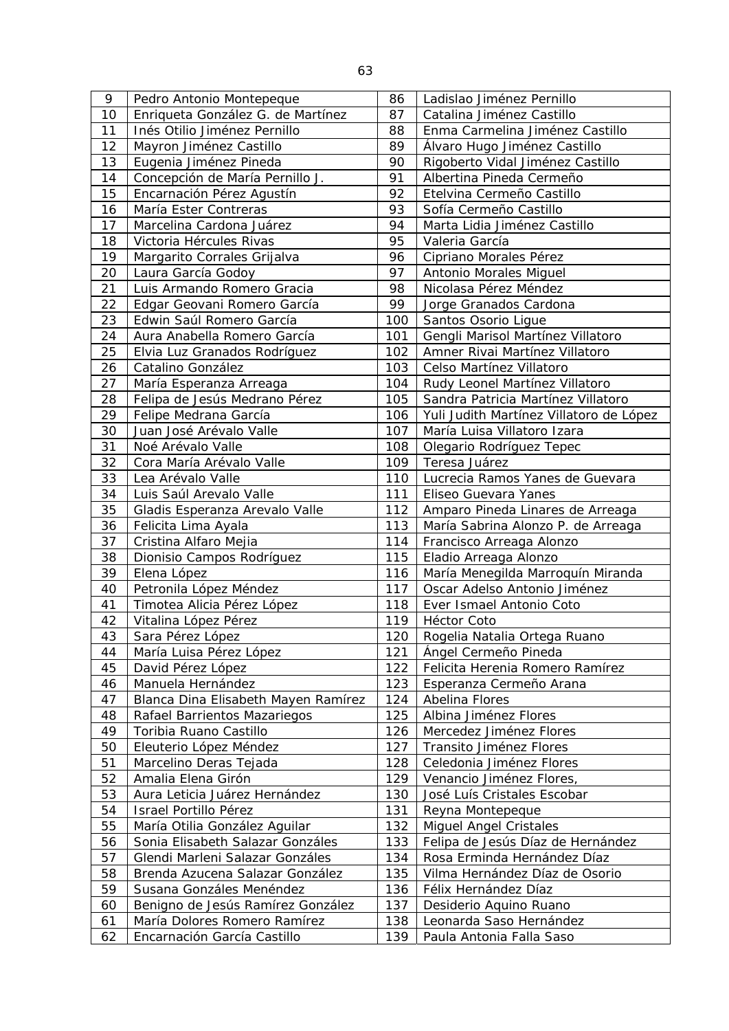| 9 | Pedro Antonio Montepeque | 86 | Ladislao Jiménez Pernillo |
|---|---|---|---|
| 10 | Enriqueta González G. de Martínez | 87 | Catalina Jiménez Castillo |
| 11 | Inés Otilio Jiménez Pernillo | 88 | Enma Carmelina Jiménez Castillo |
| 12 | Mayron Jiménez Castillo | 89 | Álvaro Hugo Jiménez Castillo |
| 13 | Eugenia Jiménez Pineda | 90 | Rigoberto Vidal Jiménez Castillo |
| 14 | Concepción de María Pernillo J. | 91 | Albertina Pineda Cermeño |
| 15 | Encarnación Pérez Agustín | 92 | Etelvina Cermeño Castillo |
| 16 | María Ester Contreras | 93 | Sofía Cermeño Castillo |
| 17 | Marcelina Cardona Juárez | 94 | Marta Lidia Jiménez Castillo |
| 18 | Victoria Hércules Rivas | 95 | Valeria García |
| 19 | Margarito Corrales Grijalva | 96 | Cipriano Morales Pérez |
| 20 | Laura García Godoy | 97 | Antonio Morales Miguel |
| 21 | Luis Armando Romero Gracia | 98 | Nicolasa Pérez Méndez |
| 22 | Edgar Geovani Romero García | 99 | Jorge Granados Cardona |
| 23 | Edwin Saúl Romero García | 100 | Santos Osorio Ligue |
| 24 | Aura Anabella Romero García | 101 | Gengli Marisol Martínez Villatoro |
| 25 | Elvia Luz Granados Rodríguez | 102 | Amner Rivai Martínez Villatoro |
| 26 | Catalino González | 103 | Celso Martínez Villatoro |
| 27 | María Esperanza Arreaga | 104 | Rudy Leonel Martínez Villatoro |
| 28 | Felipa de Jesús Medrano Pérez | 105 | Sandra Patricia Martínez Villatoro |
| 29 | Felipe Medrana García | 106 | Yuli Judith Martínez Villatoro de López |
| 30 | Juan José Arévalo Valle | 107 | María Luisa Villatoro Izara |
| 31 | Noé Arévalo Valle | 108 | Olegario Rodríguez Tepec |
| 32 | Cora María Arévalo Valle | 109 | Teresa Juárez |
| 33 | Lea Arévalo Valle | 110 | Lucrecia Ramos Yanes de Guevara |
| 34 | Luis Saúl Arevalo Valle | 111 | Eliseo Guevara Yanes |
| 35 | Gladis Esperanza Arevalo Valle | 112 | Amparo Pineda Linares de Arreaga |
| 36 | Felicita Lima Ayala | 113 | María Sabrina Alonzo P. de Arreaga |
| 37 | Cristina Alfaro Mejia | 114 | Francisco Arreaga Alonzo |
| 38 | Dionisio Campos Rodríguez | 115 | Eladio Arreaga Alonzo |
| 39 | Elena López | 116 | María Menegilda Marroquín Miranda |
| 40 | Petronila López Méndez | 117 | Oscar Adelso Antonio Jiménez |
| 41 | Timotea Alicia Pérez López | 118 | Ever Ismael Antonio Coto |
| 42 | Vitalina López Pérez | 119 | Héctor Coto |
| 43 | Sara Pérez López | 120 | Rogelia Natalia Ortega Ruano |
| 44 | María Luisa Pérez López | 121 | Ángel Cermeño Pineda |
| 45 | David Pérez López | 122 | Felicita Herenia Romero Ramírez |
| 46 | Manuela Hernández | 123 | Esperanza Cermeño Arana |
| 47 | Blanca Dina Elisabeth Mayen Ramírez | 124 | Abelina Flores |
| 48 | Rafael Barrientos Mazariegos | 125 | Albina Jiménez Flores |
| 49 | Toribia Ruano Castillo | 126 | Mercedez Jiménez Flores |
| 50 | Eleuterio López Méndez | 127 | Transito Jiménez Flores |
| 51 | Marcelino Deras Tejada | 128 | Celedonia Jiménez Flores |
| 52 | Amalia Elena Girón | 129 | Venancio Jiménez Flores, |
| 53 | Aura Leticia Juárez Hernández | 130 | José Luís Cristales Escobar |
| 54 | Israel Portillo Pérez | 131 | Reyna Montepeque |
| 55 | María Otilia González Aguilar | 132 | Miguel Angel Cristales |
| 56 | Sonia Elisabeth Salazar Gonzáles | 133 | Felipa de Jesús Díaz de Hernández |
| 57 | Glendi Marleni Salazar Gonzáles | 134 | Rosa Erminda Hernández Díaz |
| 58 | Brenda Azucena Salazar González | 135 | Vilma Hernández Díaz de Osorio |
| 59 | Susana Gonzáles Menéndez | 136 | Félix Hernández Díaz |
| 60 | Benigno de Jesús Ramírez González | 137 | Desiderio Aquino Ruano |
| 61 | María Dolores Romero Ramírez | 138 | Leonarda Saso Hernández |
| 62 | Encarnación García Castillo | 139 | Paula Antonia Falla Saso |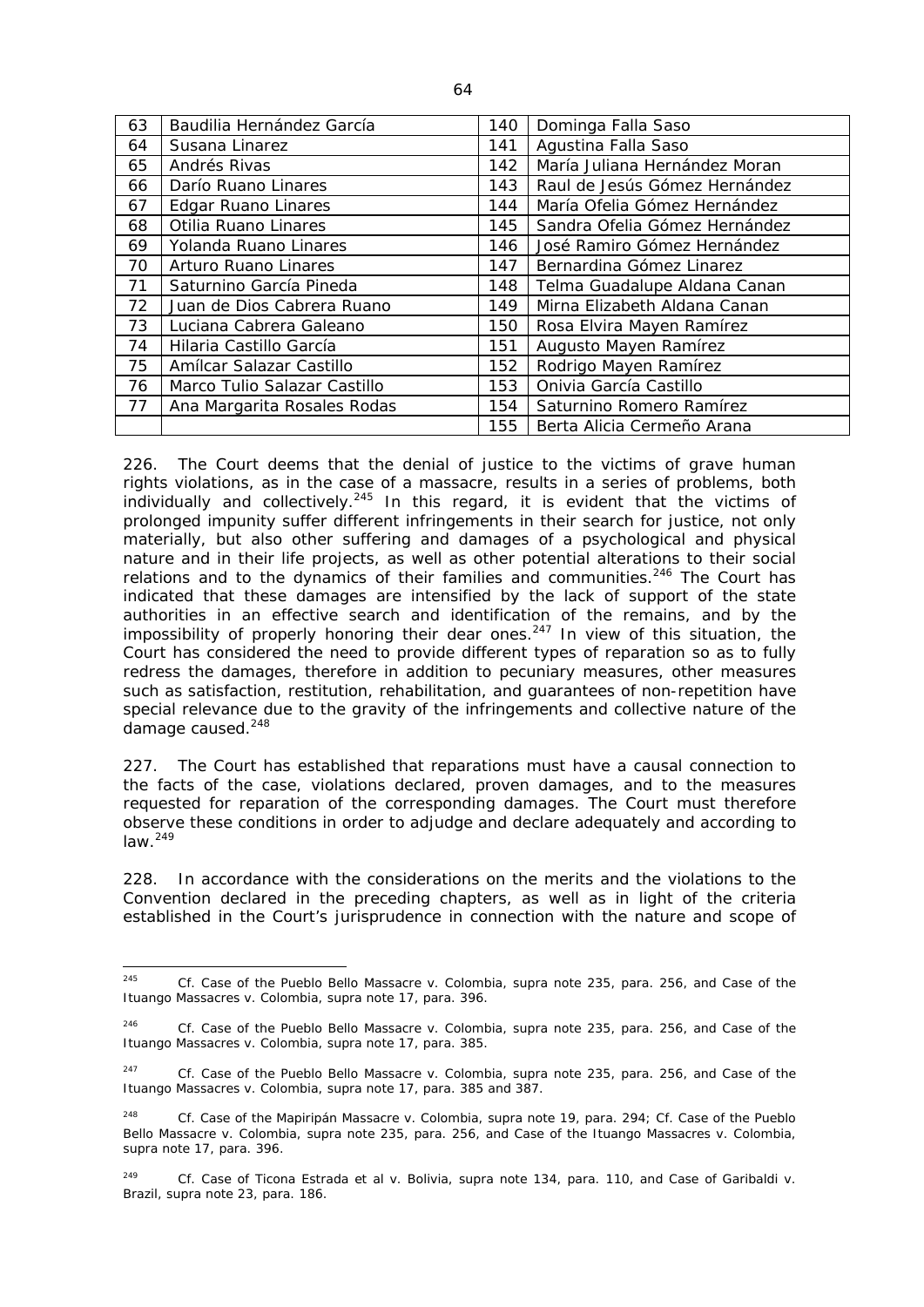| 63 | Baudilia Hernández García | 140 | Dominga Falla Saso |
|---|---|---|---|
| 64 | Susana Linarez | 141 | Agustina Falla Saso |
| 65 | Andrés Rivas | 142 | María Juliana Hernández Moran |
| 66 | Darío Ruano Linares | 143 | Raul de Jesús Gómez Hernández |
| 67 | Edgar Ruano Linares | 144 | María Ofelia Gómez Hernández |
| 68 | Otilia Ruano Linares | 145 | Sandra Ofelia Gómez Hernández |
| 69 | Yolanda Ruano Linares | 146 | José Ramiro Gómez Hernández |
| 70 | Arturo Ruano Linares | 147 | Bernardina Gómez Linarez |
| 71 | Saturnino García Pineda | 148 | Telma Guadalupe Aldana Canan |
| 72 | Juan de Dios Cabrera Ruano | 149 | Mirna Elizabeth Aldana Canan |
| 73 | Luciana Cabrera Galeano | 150 | Rosa Elvira Mayen Ramírez |
| 74 | Hilaria Castillo García | 151 | Augusto Mayen Ramírez |
| 75 | Amílcar Salazar Castillo | 152 | Rodrigo Mayen Ramírez |
| 76 | Marco Tulio Salazar Castillo | 153 | Onivia García Castillo |
| 77 | Ana Margarita Rosales Rodas | 154 | Saturnino Romero Ramírez |
| | | 155 | Berta Alicia Cermeño Arana |

226. The Court deems that the denial of justice to the victims of grave human rights violations, as in the case of a massacre, results in a series of problems, both individually and collectively.[245] In this regard, it is evident that the victims of prolonged impunity suffer different infringements in their search for justice, not only materially, but also other suffering and damages of a psychological and physical nature and in their life projects, as well as other potential alterations to their social relations and to the dynamics of their families and communities.[246] The Court has indicated that these damages are intensified by the lack of support of the state authorities in an effective search and identification of the remains, and by the impossibility of properly honoring their dear ones.[247] In view of this situation, the Court has considered the need to provide different types of reparation so as to fully redress the damages, therefore in addition to pecuniary measures, other measures such as satisfaction, restitution, rehabilitation, and guarantees of non-repetition have special relevance due to the gravity of the infringements and collective nature of the damage caused.[248]

227. The Court has established that reparations must have a causal connection to the facts of the case, violations declared, proven damages, and to the measures requested for reparation of the corresponding damages. The Court must therefore observe these conditions in order to adjudge and declare adequately and according to law.[249]

228. In accordance with the considerations on the merits and the violations to the Convention declared in the preceding chapters, as well as in light of the criteria established in the Court's jurisprudence in connection with the nature and scope of

---

[245] *Cf. Case of the Pueblo Bello Massacre v. Colombia*, *supra* note 235, para. 256, and *Case of the Ituango Massacres v. Colombia*, *supra* note 17, para. 396.

[246] *Cf. Case of the Pueblo Bello Massacre v. Colombia*, *supra* note 235, para. 256, and *Case of the Ituango Massacres v. Colombia*, *supra* note 17, para. 385.

[247] *Cf. Case of the Pueblo Bello Massacre v. Colombia*, *supra* note 235, para. 256, and *Case of the Ituango Massacres v. Colombia*, *supra* note 17, para. 385 and 387.

[248] *Cf. Case of the Mapiripán Massacre v. Colombia*, *supra* note 19, para. 294; *Cf. Case of the Pueblo Bello Massacre v. Colombia*, *supra* note 235, para. 256, and *Case of the Ituango Massacres v. Colombia*, *supra* note 17, para. 396.

[249] *Cf. Case of Ticona Estrada et al v. Bolivia*, *supra* note 134, para. 110, and *Case of Garibaldi v. Brazil*, *supra* note 23, para. 186.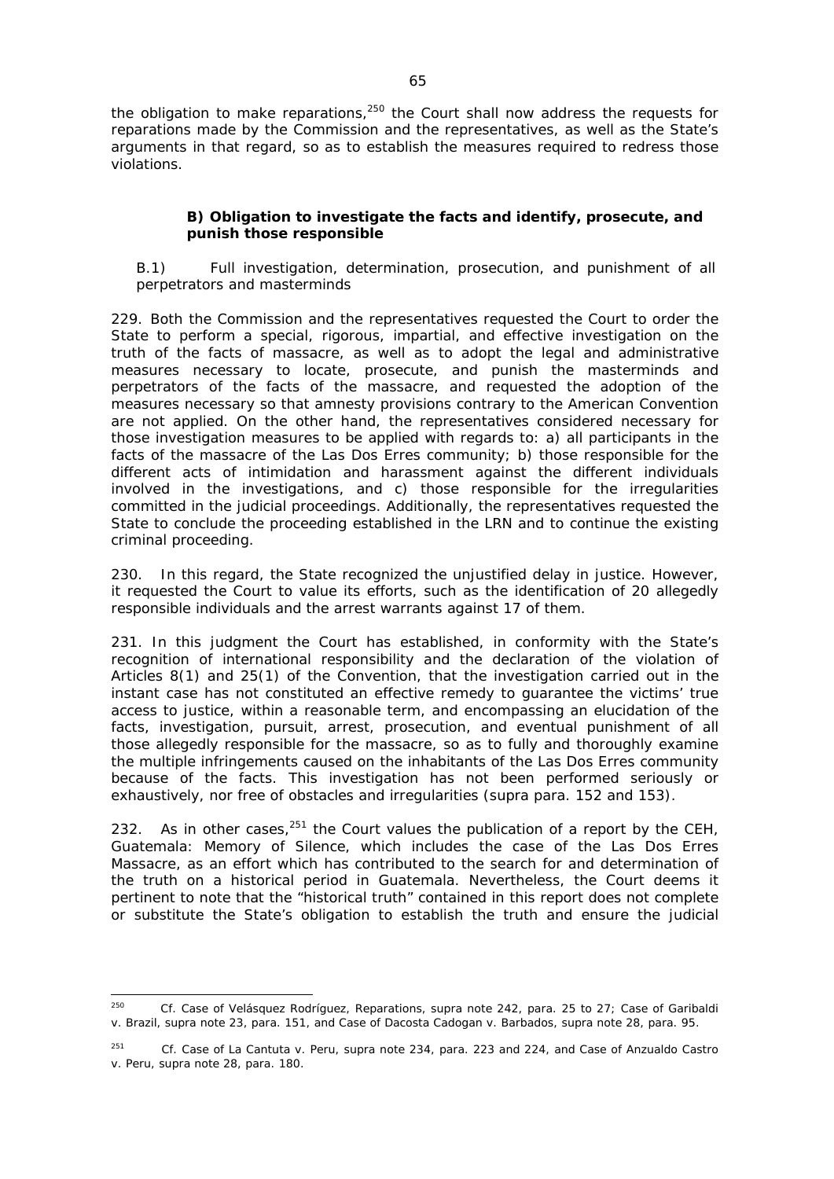the obligation to make reparations,[250] the Court shall now address the requests for reparations made by the Commission and the representatives, as well as the State's arguments in that regard, so as to establish the measures required to redress those violations.

### B) Obligation to investigate the facts and identify, prosecute, and punish those responsible

B.1) Full investigation, determination, prosecution, and punishment of all perpetrators and masterminds

229. Both the Commission and the representatives requested the Court to order the State to perform a special, rigorous, impartial, and effective investigation on the truth of the facts of massacre, as well as to adopt the legal and administrative measures necessary to locate, prosecute, and punish the masterminds and perpetrators of the facts of the massacre, and requested the adoption of the measures necessary so that amnesty provisions contrary to the American Convention are not applied. On the other hand, the representatives considered necessary for those investigation measures to be applied with regards to: a) all participants in the facts of the massacre of the Las Dos Erres community; b) those responsible for the different acts of intimidation and harassment against the different individuals involved in the investigations, and c) those responsible for the irregularities committed in the judicial proceedings. Additionally, the representatives requested the State to conclude the proceeding established in the LRN and to continue the existing criminal proceeding.

230. In this regard, the State recognized the unjustified delay in justice. However, it requested the Court to value its efforts, such as the identification of 20 allegedly responsible individuals and the arrest warrants against 17 of them.

231. In this judgment the Court has established, in conformity with the State's recognition of international responsibility and the declaration of the violation of Articles 8(1) and 25(1) of the Convention, that the investigation carried out in the instant case has not constituted an effective remedy to guarantee the victims' true access to justice, within a reasonable term, and encompassing an elucidation of the facts, investigation, pursuit, arrest, prosecution, and eventual punishment of all those allegedly responsible for the massacre, so as to fully and thoroughly examine the multiple infringements caused on the inhabitants of the Las Dos Erres community because of the facts. This investigation has not been performed seriously or exhaustively, nor free of obstacles and irregularities (*supra* para. 152 and 153).

232. As in other cases,[251] the Court values the publication of a report by the CEH, *Guatemala: Memory of Silence*, which includes the case of the Las Dos Erres Massacre, as an effort which has contributed to the search for and determination of the truth on a historical period in Guatemala. Nevertheless, the Court deems it pertinent to note that the "historical truth" contained in this report does not complete or substitute the State's obligation to establish the truth and ensure the judicial

---

[250] *Cf. Case of Velásquez Rodríguez, Reparations, supra* note 242, para. 25 to 27; *Case of Garibaldi v. Brazil, supra* note 23, para. 151, and *Case of Dacosta Cadogan v. Barbados, supra* note 28, para. 95.

[251] *Cf. Case of La Cantuta v. Peru, supra* note 234, para. 223 and 224, and *Case of Anzualdo Castro v. Peru, supra* note 28, para. 180.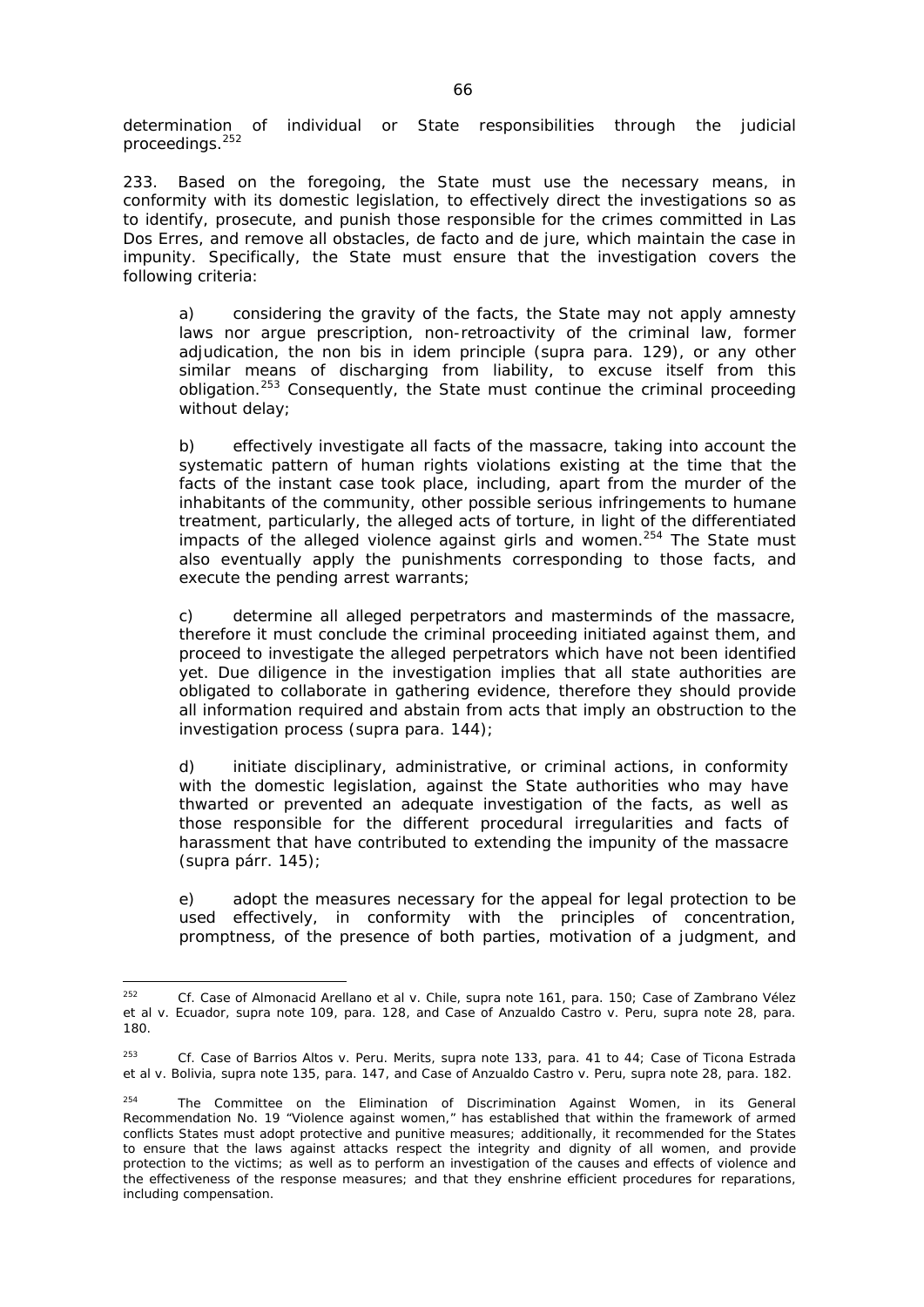determination of individual or State responsibilities through the judicial proceedings.[252]

233. Based on the foregoing, the State must use the necessary means, in conformity with its domestic legislation, to effectively direct the investigations so as to identify, prosecute, and punish those responsible for the crimes committed in Las Dos Erres, and remove all obstacles, de facto and de jure, which maintain the case in impunity. Specifically, the State must ensure that the investigation covers the following criteria:

a) considering the gravity of the facts, the State may not apply amnesty laws nor argue prescription, non-retroactivity of the criminal law, former adjudication, the non bis in idem principle (*supra* para. 129), or any other similar means of discharging from liability, to excuse itself from this obligation.[253] Consequently, the State must continue the criminal proceeding without delay;

b) effectively investigate all facts of the massacre, taking into account the systematic pattern of human rights violations existing at the time that the facts of the instant case took place, including, apart from the murder of the inhabitants of the community, other possible serious infringements to humane treatment, particularly, the alleged acts of torture, in light of the differentiated impacts of the alleged violence against girls and women.[254] The State must also eventually apply the punishments corresponding to those facts, and execute the pending arrest warrants;

c) determine all alleged perpetrators and masterminds of the massacre, therefore it must conclude the criminal proceeding initiated against them, and proceed to investigate the alleged perpetrators which have not been identified yet. Due diligence in the investigation implies that all state authorities are obligated to collaborate in gathering evidence, therefore they should provide all information required and abstain from acts that imply an obstruction to the investigation process (*supra* para. 144);

d) initiate disciplinary, administrative, or criminal actions, in conformity with the domestic legislation, against the State authorities who may have thwarted or prevented an adequate investigation of the facts, as well as those responsible for the different procedural irregularities and facts of harassment that have contributed to extending the impunity of the massacre (*supra* párr. 145);

e) adopt the measures necessary for the appeal for legal protection to be used effectively, in conformity with the principles of concentration, promptness, of the presence of both parties, motivation of a judgment, and

---

[252] *Cf. Case of Almonacid Arellano et al v. Chile, supra* note 161, para. 150; *Case of Zambrano Vélez et al v. Ecuador, supra* note 109, para. 128, and *Case of Anzualdo Castro v. Peru, supra* note 28, para. 180.

[253] *Cf. Case of Barrios Altos v. Peru. Merits, supra* note 133, para. 41 to 44; *Case of Ticona Estrada et al v. Bolivia, supra* note 135, para. 147, and *Case of Anzualdo Castro v. Peru, supra* note 28, para. 182.

[254] The Committee on the Elimination of Discrimination Against Women, in its General Recommendation No. 19 "Violence against women," has established that within the framework of armed conflicts States must adopt protective and punitive measures; additionally, it recommended for the States to ensure that the laws against attacks respect the integrity and dignity of all women, and provide protection to the victims; as well as to perform an investigation of the causes and effects of violence and the effectiveness of the response measures; and that they enshrine efficient procedures for reparations, including compensation.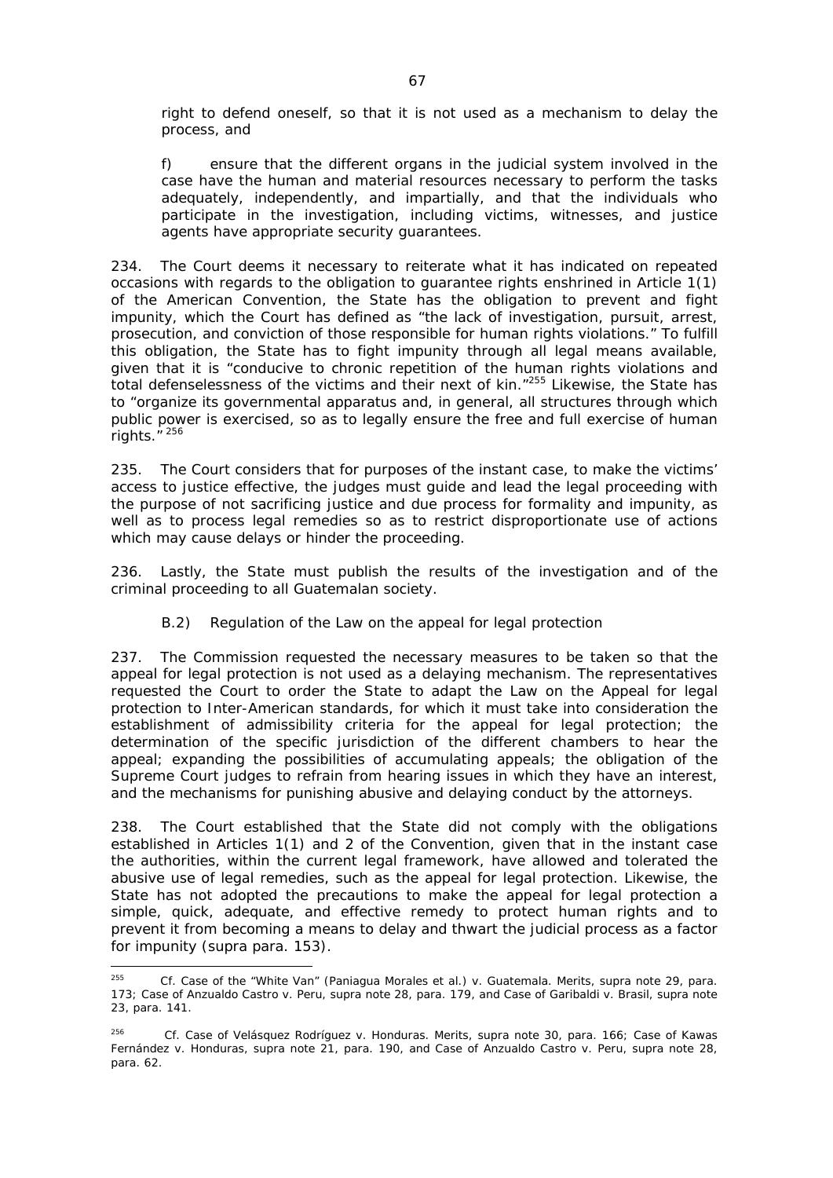right to defend oneself, so that it is not used as a mechanism to delay the process, and

f) ensure that the different organs in the judicial system involved in the case have the human and material resources necessary to perform the tasks adequately, independently, and impartially, and that the individuals who participate in the investigation, including victims, witnesses, and justice agents have appropriate security guarantees.

234. The Court deems it necessary to reiterate what it has indicated on repeated occasions with regards to the obligation to guarantee rights enshrined in Article 1(1) of the American Convention, the State has the obligation to prevent and fight impunity, which the Court has defined as "the lack of investigation, pursuit, arrest, prosecution, and conviction of those responsible for human rights violations." To fulfill this obligation, the State has to fight impunity through all legal means available, given that it is "conducive to chronic repetition of the human rights violations and total defenselessness of the victims and their next of kin."[255] Likewise, the State has to "organize its governmental apparatus and, in general, all structures through which public power is exercised, so as to legally ensure the free and full exercise of human rights."[256]

235. The Court considers that for purposes of the instant case, to make the victims' access to justice effective, the judges must guide and lead the legal proceeding with the purpose of not sacrificing justice and due process for formality and impunity, as well as to process legal remedies so as to restrict disproportionate use of actions which may cause delays or hinder the proceeding.

236. Lastly, the State must publish the results of the investigation and of the criminal proceeding to all Guatemalan society.

*B.2) Regulation of the Law on the appeal for legal protection*

237. The Commission requested the necessary measures to be taken so that the appeal for legal protection is not used as a delaying mechanism. The representatives requested the Court to order the State to adapt the Law on the Appeal for legal protection to Inter-American standards, for which it must take into consideration the establishment of admissibility criteria for the appeal for legal protection; the determination of the specific jurisdiction of the different chambers to hear the appeal; expanding the possibilities of accumulating appeals; the obligation of the Supreme Court judges to refrain from hearing issues in which they have an interest, and the mechanisms for punishing abusive and delaying conduct by the attorneys.

238. The Court established that the State did not comply with the obligations established in Articles 1(1) and 2 of the Convention, given that in the instant case the authorities, within the current legal framework, have allowed and tolerated the abusive use of legal remedies, such as the appeal for legal protection. Likewise, the State has not adopted the precautions to make the appeal for legal protection a simple, quick, adequate, and effective remedy to protect human rights and to prevent it from becoming a means to delay and thwart the judicial process as a factor for impunity (*supra* para. 153).

---

[255] Cf. *Case of the "White Van" (Paniagua Morales et al.) v. Guatemala. Merits, supra* note 29, para. 173; *Case of Anzualdo Castro v. Peru, supra* note 28, para. 179, and *Case of Garibaldi v. Brasil, supra* note 23, para. 141.

[256] Cf. *Case of Velásquez Rodríguez v. Honduras. Merits, supra* note 30, para. 166; *Case of Kawas Fernández v. Honduras, supra* note 21, para. 190, and *Case of Anzualdo Castro v. Peru, supra* note 28, para. 62.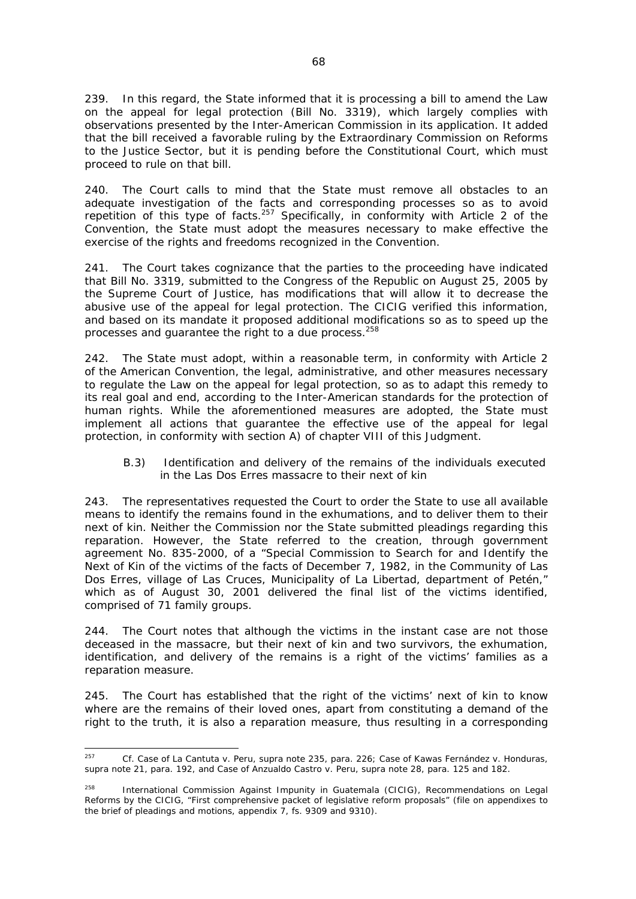239. In this regard, the State informed that it is processing a bill to amend the Law on the appeal for legal protection (Bill No. 3319), which largely complies with observations presented by the Inter-American Commission in its application. It added that the bill received a favorable ruling by the Extraordinary Commission on Reforms to the Justice Sector, but it is pending before the Constitutional Court, which must proceed to rule on that bill.

240. The Court calls to mind that the State must remove all obstacles to an adequate investigation of the facts and corresponding processes so as to avoid repetition of this type of facts.[257] Specifically, in conformity with Article 2 of the Convention, the State must adopt the measures necessary to make effective the exercise of the rights and freedoms recognized in the Convention.

241. The Court takes cognizance that the parties to the proceeding have indicated that Bill No. 3319, submitted to the Congress of the Republic on August 25, 2005 by the Supreme Court of Justice, has modifications that will allow it to decrease the abusive use of the appeal for legal protection. The CICIG verified this information, and based on its mandate it proposed additional modifications so as to speed up the processes and guarantee the right to a due process.[258]

242. The State must adopt, within a reasonable term, in conformity with Article 2 of the American Convention, the legal, administrative, and other measures necessary to regulate the Law on the appeal for legal protection, so as to adapt this remedy to its real goal and end, according to the Inter-American standards for the protection of human rights. While the aforementioned measures are adopted, the State must implement all actions that guarantee the effective use of the appeal for legal protection, in conformity with section A) of chapter VIII of this Judgment.

B.3) Identification and delivery of the remains of the individuals executed in the Las Dos Erres massacre to their next of kin

243. The representatives requested the Court to order the State to use all available means to identify the remains found in the exhumations, and to deliver them to their next of kin. Neither the Commission nor the State submitted pleadings regarding this reparation. However, the State referred to the creation, through government agreement No. 835-2000, of a "Special Commission to Search for and Identify the Next of Kin of the victims of the facts of December 7, 1982, in the Community of Las Dos Erres, village of Las Cruces, Municipality of La Libertad, department of Petén," which as of August 30, 2001 delivered the final list of the victims identified, comprised of 71 family groups.

244. The Court notes that although the victims in the instant case are not those deceased in the massacre, but their next of kin and two survivors, the exhumation, identification, and delivery of the remains is a right of the victims' families as a reparation measure.

245. The Court has established that the right of the victims' next of kin to know where are the remains of their loved ones, apart from constituting a demand of the right to the truth, it is also a reparation measure, thus resulting in a corresponding

---

[257] Cf. *Case of La Cantuta v. Peru, supra* note 235, para. 226; *Case of Kawas Fernández v. Honduras, supra* note 21, para. 192, and *Case of Anzualdo Castro v. Peru, supra* note 28, para. 125 and 182.

[258] International Commission Against Impunity in Guatemala (CICIG), Recommendations on Legal Reforms by the CICIG, "First comprehensive packet of legislative reform proposals" (file on appendixes to the brief of pleadings and motions, appendix 7, fs. 9309 and 9310).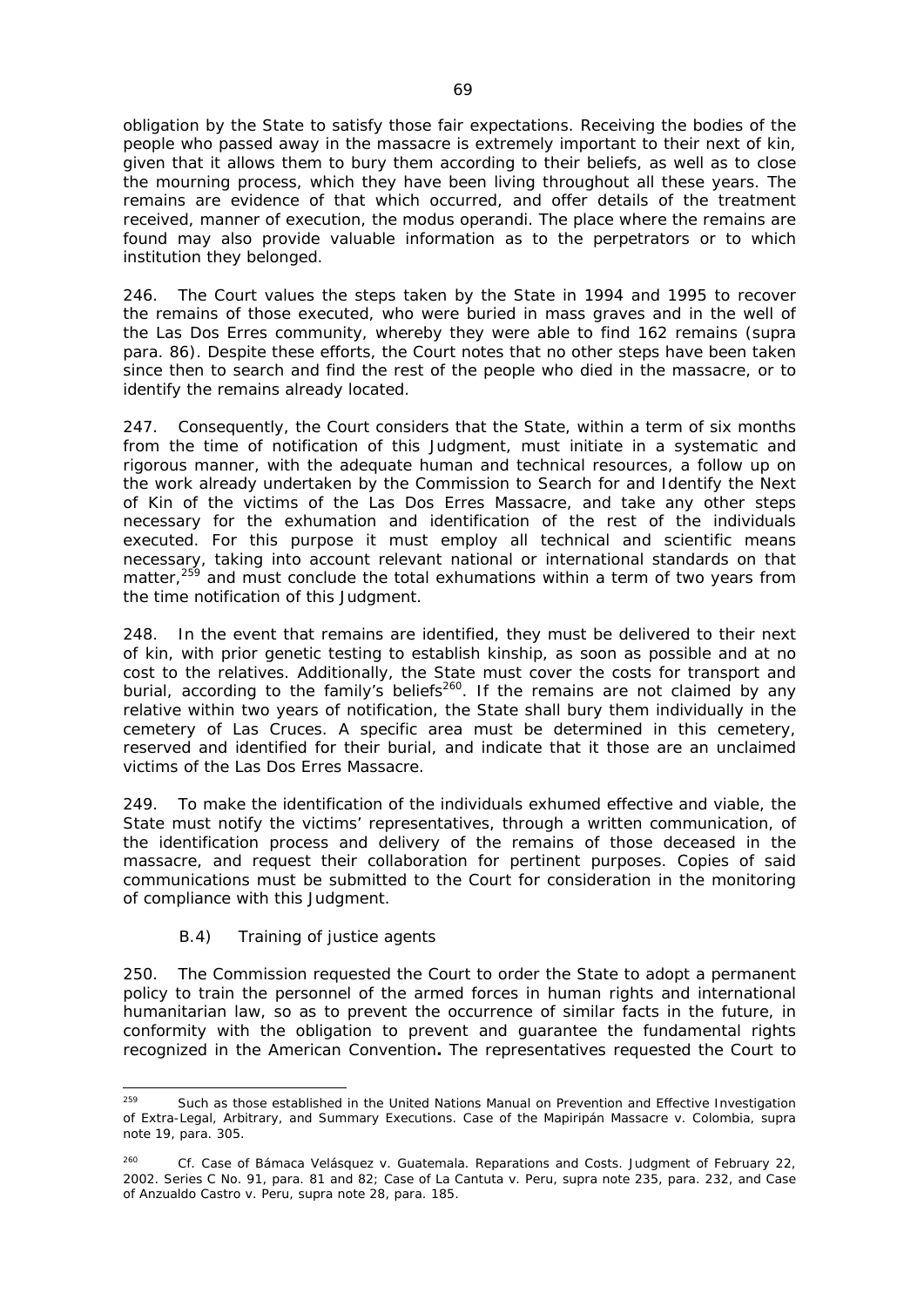obligation by the State to satisfy those fair expectations. Receiving the bodies of the people who passed away in the massacre is extremely important to their next of kin, given that it allows them to bury them according to their beliefs, as well as to close the mourning process, which they have been living throughout all these years. The remains are evidence of that which occurred, and offer details of the treatment received, manner of execution, the modus operandi. The place where the remains are found may also provide valuable information as to the perpetrators or to which institution they belonged.

246. The Court values the steps taken by the State in 1994 and 1995 to recover the remains of those executed, who were buried in mass graves and in the well of the Las Dos Erres community, whereby they were able to find 162 remains (*supra* para. 86). Despite these efforts, the Court notes that no other steps have been taken since then to search and find the rest of the people who died in the massacre, or to identify the remains already located.

247. Consequently, the Court considers that the State, within a term of six months from the time of notification of this Judgment, must initiate in a systematic and rigorous manner, with the adequate human and technical resources, a follow up on the work already undertaken by the Commission to Search for and Identify the Next of Kin of the victims of the Las Dos Erres Massacre, and take any other steps necessary for the exhumation and identification of the rest of the individuals executed. For this purpose it must employ all technical and scientific means necessary, taking into account relevant national or international standards on that matter,[259] and must conclude the total exhumations within a term of two years from the time notification of this Judgment.

248. In the event that remains are identified, they must be delivered to their next of kin, with prior genetic testing to establish kinship, as soon as possible and at no cost to the relatives. Additionally, the State must cover the costs for transport and burial, according to the family's beliefs[260]. If the remains are not claimed by any relative within two years of notification, the State shall bury them individually in the cemetery of Las Cruces. A specific area must be determined in this cemetery, reserved and identified for their burial, and indicate that it those are an unclaimed victims of the Las Dos Erres Massacre.

249. To make the identification of the individuals exhumed effective and viable, the State must notify the victims' representatives, through a written communication, of the identification process and delivery of the remains of those deceased in the massacre, and request their collaboration for pertinent purposes. Copies of said communications must be submitted to the Court for consideration in the monitoring of compliance with this Judgment.

*B.4) Training of justice agents*

250. The Commission requested the Court to order the State to adopt a permanent policy to train the personnel of the armed forces in human rights and international humanitarian law, so as to prevent the occurrence of similar facts in the future, in conformity with the obligation to prevent and guarantee the fundamental rights recognized in the American Convention**.** The representatives requested the Court to

---

[259] Such as those established in the United Nations Manual on Prevention and Effective Investigation of Extra-Legal, Arbitrary, and Summary Executions. *Case of the Mapiripán Massacre v. Colombia*, *supra* note 19, para. 305.

[260] *Cf. Case of Bámaca Velásquez v. Guatemala. Reparations and Costs.* Judgment of February 22, 2002. Series C No. 91, para. 81 and 82; *Case of La Cantuta v. Peru*, *supra* note 235, para. 232, and *Case of Anzualdo Castro v. Peru*, *supra* note 28, para. 185.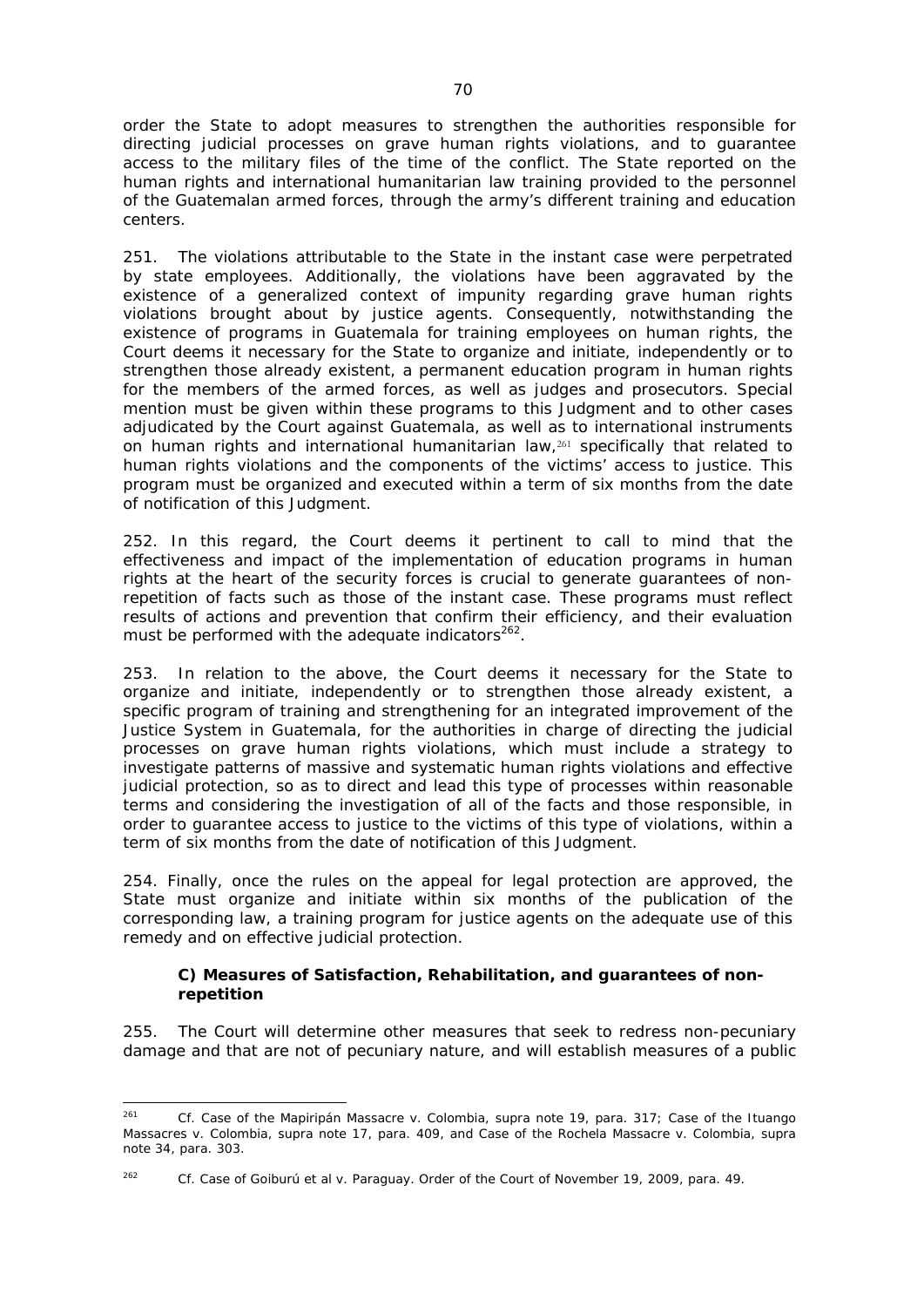order the State to adopt measures to strengthen the authorities responsible for directing judicial processes on grave human rights violations, and to guarantee access to the military files of the time of the conflict. The State reported on the human rights and international humanitarian law training provided to the personnel of the Guatemalan armed forces, through the army's different training and education centers.

251. The violations attributable to the State in the instant case were perpetrated by state employees. Additionally, the violations have been aggravated by the existence of a generalized context of impunity regarding grave human rights violations brought about by justice agents. Consequently, notwithstanding the existence of programs in Guatemala for training employees on human rights, the Court deems it necessary for the State to organize and initiate, independently or to strengthen those already existent, a permanent education program in human rights for the members of the armed forces, as well as judges and prosecutors. Special mention must be given within these programs to this Judgment and to other cases adjudicated by the Court against Guatemala, as well as to international instruments on human rights and international humanitarian law,[261] specifically that related to human rights violations and the components of the victims' access to justice. This program must be organized and executed within a term of six months from the date of notification of this Judgment.

252. In this regard, the Court deems it pertinent to call to mind that the effectiveness and impact of the implementation of education programs in human rights at the heart of the security forces is crucial to generate guarantees of non-repetition of facts such as those of the instant case. These programs must reflect results of actions and prevention that confirm their efficiency, and their evaluation must be performed with the adequate indicators[262].

253. In relation to the above, the Court deems it necessary for the State to organize and initiate, independently or to strengthen those already existent, a specific program of training and strengthening for an integrated improvement of the Justice System in Guatemala, for the authorities in charge of directing the judicial processes on grave human rights violations, which must include a strategy to investigate patterns of massive and systematic human rights violations and effective judicial protection, so as to direct and lead this type of processes within reasonable terms and considering the investigation of all of the facts and those responsible, in order to guarantee access to justice to the victims of this type of violations, within a term of six months from the date of notification of this Judgment.

254. Finally, once the rules on the appeal for legal protection are approved, the State must organize and initiate within six months of the publication of the corresponding law, a training program for justice agents on the adequate use of this remedy and on effective judicial protection.

### C) Measures of Satisfaction, Rehabilitation, and guarantees of non-repetition

255. The Court will determine other measures that seek to redress non-pecuniary damage and that are not of pecuniary nature, and will establish measures of a public

---

[261] *Cf. Case of the Mapiripán Massacre v. Colombia, supra* note 19, para. 317; *Case of the Ituango Massacres v. Colombia, supra* note 17, para. 409, and *Case of the Rochela Massacre v. Colombia, supra* note 34, para. 303.

[262] *Cf. Case of Goiburú et al v. Paraguay*. Order of the Court of November 19, 2009, para. 49.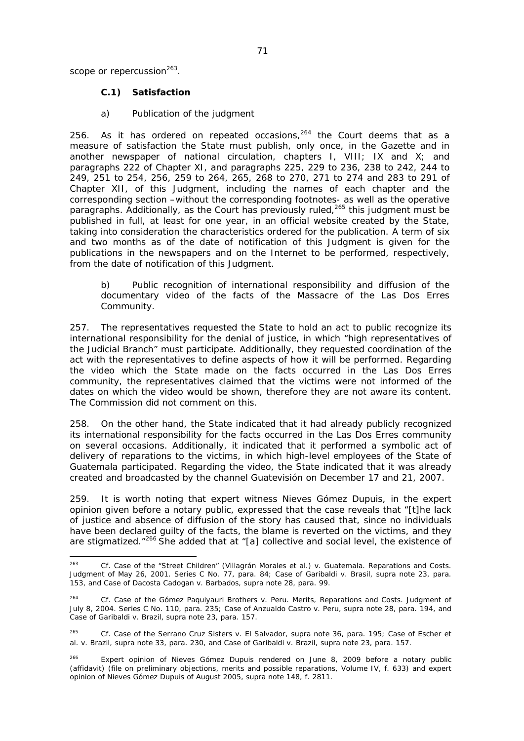scope or repercussion[263].

### C.1) Satisfaction

a) Publication of the judgment

256. As it has ordered on repeated occasions,[264] the Court deems that as a measure of satisfaction the State must publish, only once, in the Gazette and in another newspaper of national circulation, chapters I, VIII; IX and X; and paragraphs 222 of Chapter XI, and paragraphs 225, 229 to 236, 238 to 242, 244 to 249, 251 to 254, 256, 259 to 264, 265, 268 to 270, 271 to 274 and 283 to 291 of Chapter XII, of this Judgment, including the names of each chapter and the corresponding section –without the corresponding footnotes- as well as the operative paragraphs. Additionally, as the Court has previously ruled,[265] this judgment must be published in full, at least for one year, in an official website created by the State, taking into consideration the characteristics ordered for the publication. A term of six and two months as of the date of notification of this Judgment is given for the publications in the newspapers and on the Internet to be performed, respectively, from the date of notification of this Judgment.

b) Public recognition of international responsibility and diffusion of the documentary video of the facts of the Massacre of the Las Dos Erres Community.

257. The representatives requested the State to hold an act to public recognize its international responsibility for the denial of justice, in which "high representatives of the Judicial Branch" must participate. Additionally, they requested coordination of the act with the representatives to define aspects of how it will be performed. Regarding the video which the State made on the facts occurred in the Las Dos Erres community, the representatives claimed that the victims were not informed of the dates on which the video would be shown, therefore they are not aware its content. The Commission did not comment on this.

258. On the other hand, the State indicated that it had already publicly recognized its international responsibility for the facts occurred in the Las Dos Erres community on several occasions. Additionally, it indicated that it performed a symbolic act of delivery of reparations to the victims, in which high-level employees of the State of Guatemala participated. Regarding the video, the State indicated that it was already created and broadcasted by the channel Guatevisión on December 17 and 21, 2007.

259. It is worth noting that expert witness Nieves Gómez Dupuis, in the expert opinion given before a notary public, expressed that the case reveals that "[t]he lack of justice and absence of diffusion of the story has caused that, since no individuals have been declared guilty of the facts, the blame is reverted on the victims, and they are stigmatized."[266] She added that at "[a] collective and social level, the existence of

---

[263] Cf. Case of the "Street Children" (Villagrán Morales et al.) v. Guatemala. Reparations and Costs. Judgment of May 26, 2001. Series C No. 77, para. 84; Case of Garibaldi v. Brasil, supra note 23, para. 153, and Case of Dacosta Cadogan v. Barbados, supra note 28, para. 99.

[264] Cf. Case of the Gómez Paquiyauri Brothers v. Peru. Merits, Reparations and Costs. Judgment of July 8, 2004. Series C No. 110, para. 235; Case of Anzualdo Castro v. Peru, supra note 28, para. 194, and Case of Garibaldi v. Brazil, supra note 23, para. 157.

[265] Cf. Case of the Serrano Cruz Sisters v. El Salvador, supra note 36, para. 195; Case of Escher et al. v. Brazil, supra note 33, para. 230, and Case of Garibaldi v. Brazil, supra note 23, para. 157.

[266] Expert opinion of Nieves Gómez Dupuis rendered on June 8, 2009 before a notary public (affidavit) (file on preliminary objections, merits and possible reparations, Volume IV, f. 633) and expert opinion of Nieves Gómez Dupuis of August 2005, supra note 148, f. 2811.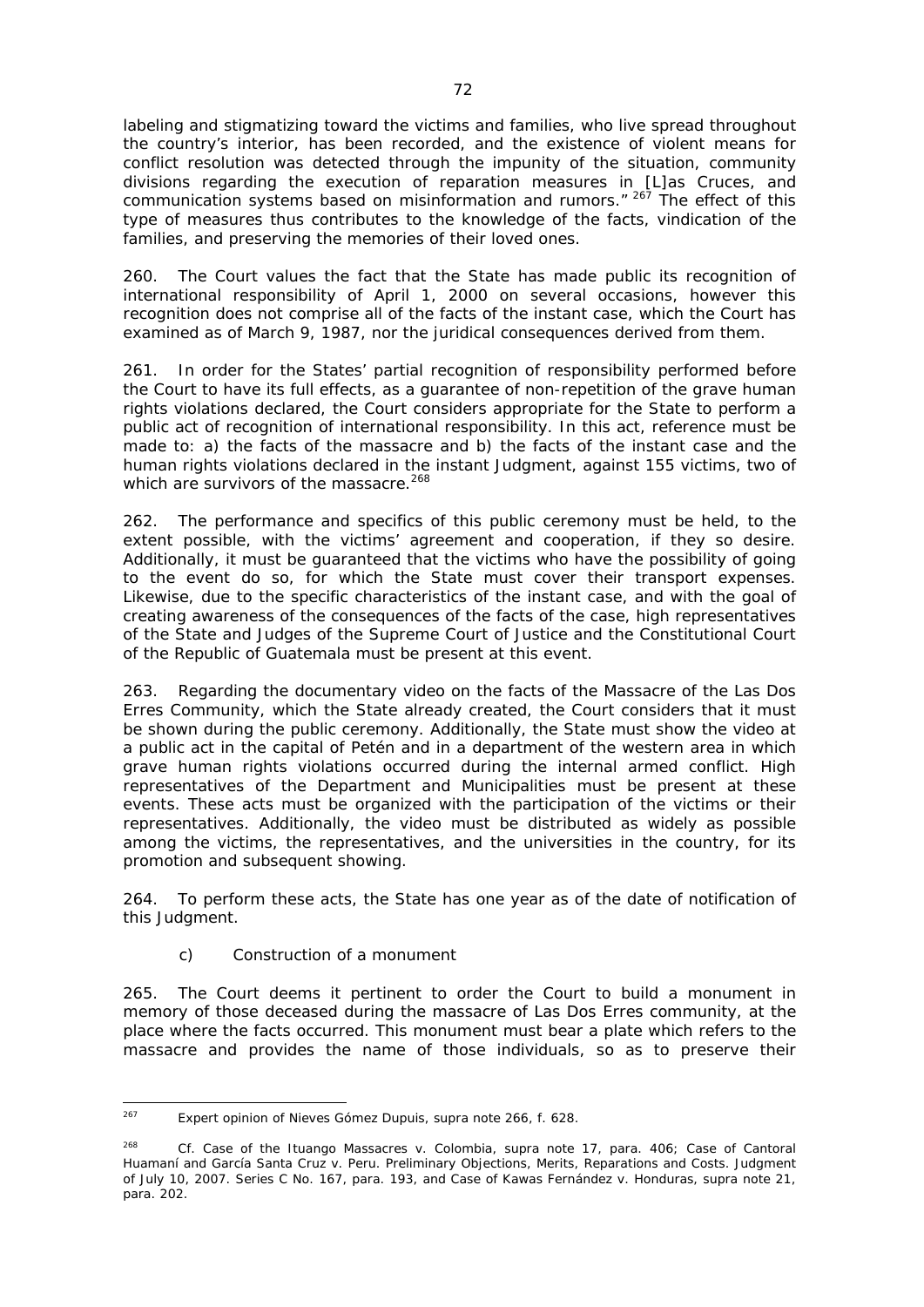labeling and stigmatizing toward the victims and families, who live spread throughout the country's interior, has been recorded, and the existence of violent means for conflict resolution was detected through the impunity of the situation, community divisions regarding the execution of reparation measures in [L]as Cruces, and communication systems based on misinformation and rumors." [267] The effect of this type of measures thus contributes to the knowledge of the facts, vindication of the families, and preserving the memories of their loved ones.

260. The Court values the fact that the State has made public its recognition of international responsibility of April 1, 2000 on several occasions, however this recognition does not comprise all of the facts of the instant case, which the Court has examined as of March 9, 1987, nor the juridical consequences derived from them.

261. In order for the States' partial recognition of responsibility performed before the Court to have its full effects, as a guarantee of non-repetition of the grave human rights violations declared, the Court considers appropriate for the State to perform a public act of recognition of international responsibility. In this act, reference must be made to: a) the facts of the massacre and b) the facts of the instant case and the human rights violations declared in the instant Judgment, against 155 victims, two of which are survivors of the massacre.[268]

262. The performance and specifics of this public ceremony must be held, to the extent possible, with the victims' agreement and cooperation, if they so desire. Additionally, it must be guaranteed that the victims who have the possibility of going to the event do so, for which the State must cover their transport expenses. Likewise, due to the specific characteristics of the instant case, and with the goal of creating awareness of the consequences of the facts of the case, high representatives of the State and Judges of the Supreme Court of Justice and the Constitutional Court of the Republic of Guatemala must be present at this event.

263. Regarding the documentary video on the facts of the Massacre of the Las Dos Erres Community, which the State already created, the Court considers that it must be shown during the public ceremony. Additionally, the State must show the video at a public act in the capital of Petén and in a department of the western area in which grave human rights violations occurred during the internal armed conflict. High representatives of the Department and Municipalities must be present at these events. These acts must be organized with the participation of the victims or their representatives. Additionally, the video must be distributed as widely as possible among the victims, the representatives, and the universities in the country, for its promotion and subsequent showing.

264. To perform these acts, the State has one year as of the date of notification of this Judgment.

c) Construction of a monument

265. The Court deems it pertinent to order the Court to build a monument in memory of those deceased during the massacre of Las Dos Erres community, at the place where the facts occurred. This monument must bear a plate which refers to the massacre and provides the name of those individuals, so as to preserve their

---

[267] Expert opinion of Nieves Gómez Dupuis, *supra* note 266, f. 628.

[268] *Cf. Case of the Ituango Massacres v. Colombia, supra* note 17, para. 406; *Case of Cantoral Huamaní and García Santa Cruz v. Peru. Preliminary Objections, Merits, Reparations and Costs.* Judgment of July 10, 2007. Series C No. 167, para. 193, and *Case of Kawas Fernández v. Honduras, supra* note 21, para. 202.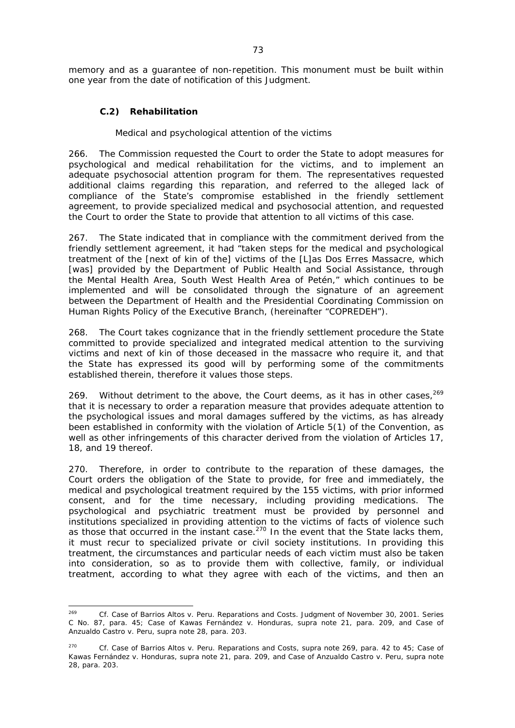memory and as a guarantee of non-repetition. This monument must be built within one year from the date of notification of this Judgment.

### C.2) Rehabilitation

*Medical and psychological attention of the victims*

266. The Commission requested the Court to order the State to adopt measures for psychological and medical rehabilitation for the victims, and to implement an adequate psychosocial attention program for them. The representatives requested additional claims regarding this reparation, and referred to the alleged lack of compliance of the State's compromise established in the friendly settlement agreement, to provide specialized medical and psychosocial attention, and requested the Court to order the State to provide that attention to all victims of this case.

267. The State indicated that in compliance with the commitment derived from the friendly settlement agreement, it had "taken steps for the medical and psychological treatment of the [next of kin of the] victims of the [L]as Dos Erres Massacre, which [was] provided by the Department of Public Health and Social Assistance, through the Mental Health Area, South West Health Area of Petén," which continues to be implemented and will be consolidated through the signature of an agreement between the Department of Health and the Presidential Coordinating Commission on Human Rights Policy of the Executive Branch, (hereinafter "COPREDEH").

268. The Court takes cognizance that in the friendly settlement procedure the State committed to provide specialized and integrated medical attention to the surviving victims and next of kin of those deceased in the massacre who require it, and that the State has expressed its good will by performing some of the commitments established therein, therefore it values those steps.

269. Without detriment to the above, the Court deems, as it has in other cases,[269] that it is necessary to order a reparation measure that provides adequate attention to the psychological issues and moral damages suffered by the victims, as has already been established in conformity with the violation of Article 5(1) of the Convention, as well as other infringements of this character derived from the violation of Articles 17, 18, and 19 thereof.

270. Therefore, in order to contribute to the reparation of these damages, the Court orders the obligation of the State to provide, for free and immediately, the medical and psychological treatment required by the 155 victims, with prior informed consent, and for the time necessary, including providing medications. The psychological and psychiatric treatment must be provided by personnel and institutions specialized in providing attention to the victims of facts of violence such as those that occurred in the instant case.[270] In the event that the State lacks them, it must recur to specialized private or civil society institutions. In providing this treatment, the circumstances and particular needs of each victim must also be taken into consideration, so as to provide them with collective, family, or individual treatment, according to what they agree with each of the victims, and then an

---

[269] *Cf. Case of Barrios Altos v. Peru. Reparations and Costs*. Judgment of November 30, 2001. Series C No. 87, para. 45; *Case of Kawas Fernández v. Honduras*, *supra* note 21, para. 209, and *Case of Anzualdo Castro v. Peru*, *supra* note 28, para. 203.

[270] *Cf. Case of Barrios Altos v. Peru. Reparations and Costs*, *supra* note 269, para. 42 to 45; *Case of Kawas Fernández v. Honduras*, *supra* note 21, para. 209, and *Case of Anzualdo Castro v. Peru*, *supra* note 28, para. 203.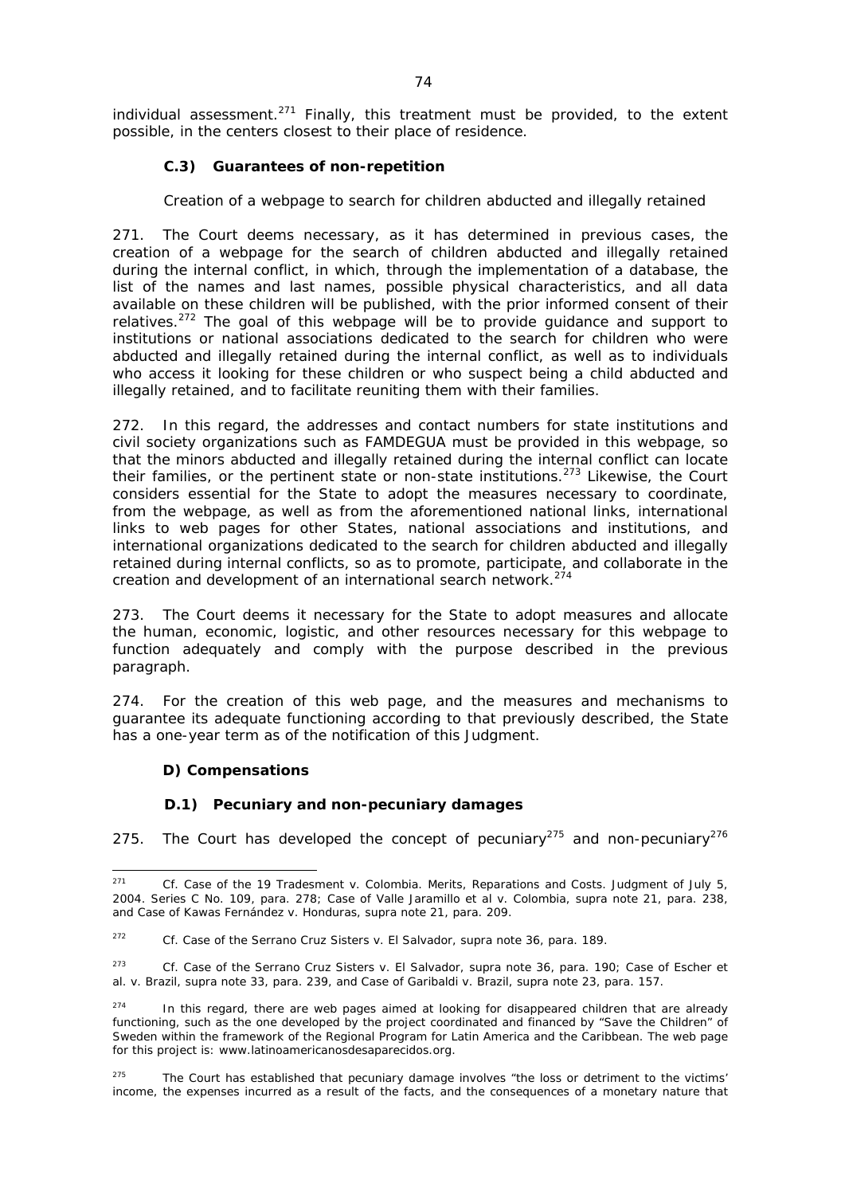individual assessment.[271] Finally, this treatment must be provided, to the extent possible, in the centers closest to their place of residence.

### C.3) Guarantees of non-repetition

*Creation of a webpage to search for children abducted and illegally retained*

271. The Court deems necessary, as it has determined in previous cases, the creation of a webpage for the search of children abducted and illegally retained during the internal conflict, in which, through the implementation of a database, the list of the names and last names, possible physical characteristics, and all data available on these children will be published, with the prior informed consent of their relatives.[272] The goal of this webpage will be to provide guidance and support to institutions or national associations dedicated to the search for children who were abducted and illegally retained during the internal conflict, as well as to individuals who access it looking for these children or who suspect being a child abducted and illegally retained, and to facilitate reuniting them with their families.

272. In this regard, the addresses and contact numbers for state institutions and civil society organizations such as FAMDEGUA must be provided in this webpage, so that the minors abducted and illegally retained during the internal conflict can locate their families, or the pertinent state or non-state institutions.[273] Likewise, the Court considers essential for the State to adopt the measures necessary to coordinate, from the webpage, as well as from the aforementioned national links, international links to web pages for other States, national associations and institutions, and international organizations dedicated to the search for children abducted and illegally retained during internal conflicts, so as to promote, participate, and collaborate in the creation and development of an international search network.[274]

273. The Court deems it necessary for the State to adopt measures and allocate the human, economic, logistic, and other resources necessary for this webpage to function adequately and comply with the purpose described in the previous paragraph.

274. For the creation of this web page, and the measures and mechanisms to guarantee its adequate functioning according to that previously described, the State has a one-year term as of the notification of this Judgment.

### D) Compensations

### D.1) Pecuniary and non-pecuniary damages

275. The Court has developed the concept of pecuniary[275] and non-pecuniary[276]

---

[271] *Cf. Case of the 19 Tradesment v. Colombia. Merits, Reparations and Costs.* Judgment of July 5, 2004. Series C No. 109, para. 278; *Case of Valle Jaramillo et al v. Colombia, supra* note 21, para. 238, and *Case of Kawas Fernández v. Honduras, supra* note 21, para. 209.

[272] *Cf. Case of the Serrano Cruz Sisters v. El Salvador, supra* note 36, para. 189.

[273] *Cf. Case of the Serrano Cruz Sisters v. El Salvador, supra* note 36, para. 190; *Case of Escher et al. v. Brazil, supra* note 33, para. 239, and *Case of Garibaldi v. Brazil, supra* note 23, para. 157.

[274] In this regard, there are web pages aimed at looking for disappeared children that are already functioning, such as the one developed by the project coordinated and financed by "Save the Children" of Sweden within the framework of the Regional Program for Latin America and the Caribbean. The web page for this project is: www.latinoamericanosdesaparecidos.org.

[275] The Court has established that pecuniary damage involves "the loss or detriment to the victims' income, the expenses incurred as a result of the facts, and the consequences of a monetary nature that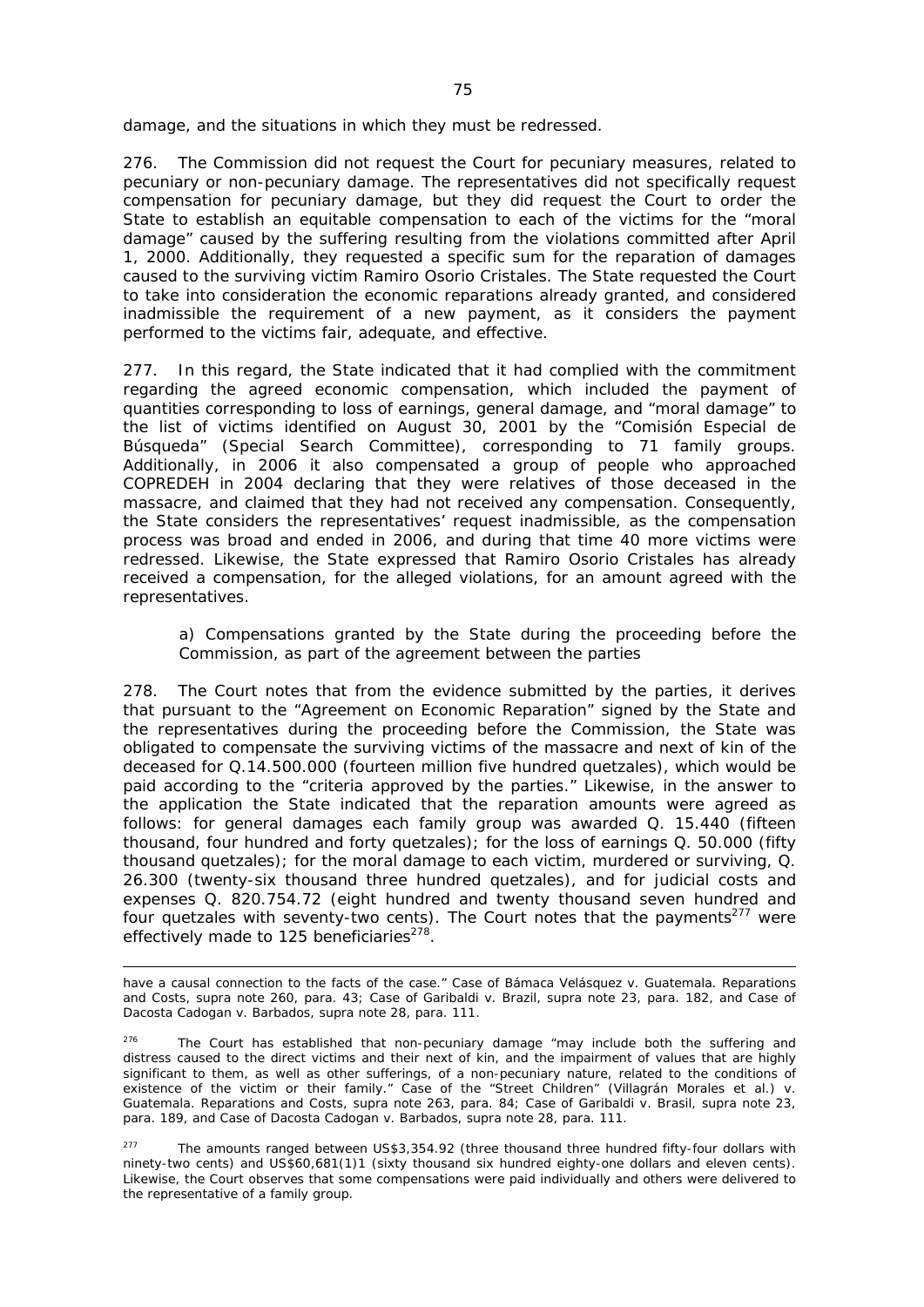damage, and the situations in which they must be redressed.

276. The Commission did not request the Court for pecuniary measures, related to pecuniary or non-pecuniary damage. The representatives did not specifically request compensation for pecuniary damage, but they did request the Court to order the State to establish an equitable compensation to each of the victims for the "moral damage" caused by the suffering resulting from the violations committed after April 1, 2000. Additionally, they requested a specific sum for the reparation of damages caused to the surviving victim Ramiro Osorio Cristales. The State requested the Court to take into consideration the economic reparations already granted, and considered inadmissible the requirement of a new payment, as it considers the payment performed to the victims fair, adequate, and effective.

277. In this regard, the State indicated that it had complied with the commitment regarding the agreed economic compensation, which included the payment of quantities corresponding to loss of earnings, general damage, and "moral damage" to the list of victims identified on August 30, 2001 by the "Comisión Especial de Búsqueda" (Special Search Committee), corresponding to 71 family groups. Additionally, in 2006 it also compensated a group of people who approached COPREDEH in 2004 declaring that they were relatives of those deceased in the massacre, and claimed that they had not received any compensation. Consequently, the State considers the representatives' request inadmissible, as the compensation process was broad and ended in 2006, and during that time 40 more victims were redressed. Likewise, the State expressed that Ramiro Osorio Cristales has already received a compensation, for the alleged violations, for an amount agreed with the representatives.

> *a) Compensations granted by the State during the proceeding before the Commission, as part of the agreement between the parties*

278. The Court notes that from the evidence submitted by the parties, it derives that pursuant to the "Agreement on Economic Reparation" signed by the State and the representatives during the proceeding before the Commission, the State was obligated to compensate the surviving victims of the massacre and next of kin of the deceased for Q.14.500.000 (fourteen million five hundred quetzales), which would be paid according to the "criteria approved by the parties." Likewise, in the answer to the application the State indicated that the reparation amounts were agreed as follows: for general damages each family group was awarded Q. 15.440 (fifteen thousand, four hundred and forty quetzales); for the loss of earnings Q. 50.000 (fifty thousand quetzales); for the moral damage to each victim, murdered or surviving, Q. 26.300 (twenty-six thousand three hundred quetzales), and for judicial costs and expenses Q. 820.754.72 (eight hundred and twenty thousand seven hundred and four quetzales with seventy-two cents). The Court notes that the payments[277] were effectively made to 125 beneficiaries[278].

---

have a causal connection to the facts of the case." Case of Bámaca Velásquez v. Guatemala. Reparations and Costs, supra note 260, para. 43; Case of Garibaldi v. Brazil, supra note 23, para. 182, and Case of Dacosta Cadogan v. Barbados, supra note 28, para. 111.

[276] The Court has established that non-pecuniary damage "may include both the suffering and distress caused to the direct victims and their next of kin, and the impairment of values that are highly significant to them, as well as other sufferings, of a non-pecuniary nature, related to the conditions of existence of the victim or their family." Case of the "Street Children" (Villagrán Morales et al.) v. Guatemala. Reparations and Costs, supra note 263, para. 84; Case of Garibaldi v. Brasil, supra note 23, para. 189, and Case of Dacosta Cadogan v. Barbados, supra note 28, para. 111.

[277] The amounts ranged between US$3,354.92 (three thousand three hundred fifty-four dollars with ninety-two cents) and US$60,681(1)1 (sixty thousand six hundred eighty-one dollars and eleven cents). Likewise, the Court observes that some compensations were paid individually and others were delivered to the representative of a family group.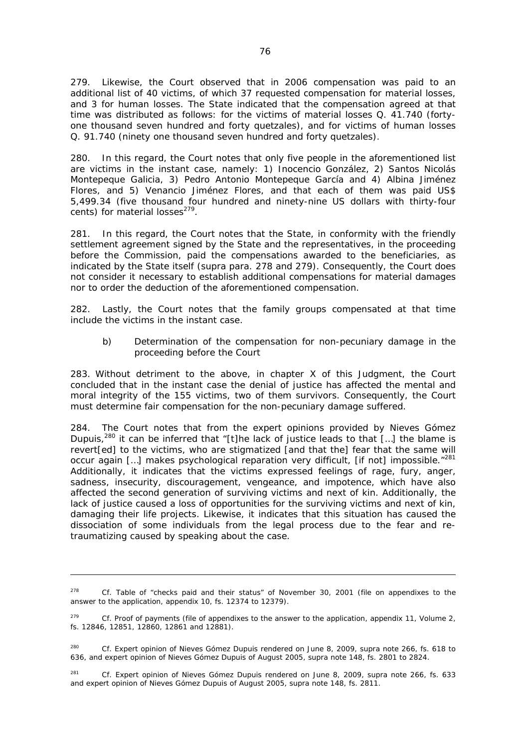279. Likewise, the Court observed that in 2006 compensation was paid to an additional list of 40 victims, of which 37 requested compensation for material losses, and 3 for human losses. The State indicated that the compensation agreed at that time was distributed as follows: for the victims of material losses Q. 41.740 (forty-one thousand seven hundred and forty quetzales), and for victims of human losses Q. 91.740 (ninety one thousand seven hundred and forty quetzales).

280. In this regard, the Court notes that only five people in the aforementioned list are victims in the instant case, namely: 1) Inocencio González, 2) Santos Nicolás Montepeque Galicia, 3) Pedro Antonio Montepeque García and 4) Albina Jiménez Flores, and 5) Venancio Jiménez Flores, and that each of them was paid US$ 5,499.34 (five thousand four hundred and ninety-nine US dollars with thirty-four cents) for material losses[279].

281. In this regard, the Court notes that the State, in conformity with the friendly settlement agreement signed by the State and the representatives, in the proceeding before the Commission, paid the compensations awarded to the beneficiaries, as indicated by the State itself (*supra* para. 278 and 279). Consequently, the Court does not consider it necessary to establish additional compensations for material damages nor to order the deduction of the aforementioned compensation.

282. Lastly, the Court notes that the family groups compensated at that time include the victims in the instant case.

*b) Determination of the compensation for non-pecuniary damage in the proceeding before the Court*

283. Without detriment to the above, in chapter X of this Judgment, the Court concluded that in the instant case the denial of justice has affected the mental and moral integrity of the 155 victims, two of them survivors. Consequently, the Court must determine fair compensation for the non-pecuniary damage suffered.

284. The Court notes that from the expert opinions provided by Nieves Gómez Dupuis,[280] it can be inferred that "[t]he lack of justice leads to that […] the blame is revert[ed] to the victims, who are stigmatized [and that the] fear that the same will occur again […] makes psychological reparation very difficult, [if not] impossible."[281] Additionally, it indicates that the victims expressed feelings of rage, fury, anger, sadness, insecurity, discouragement, vengeance, and impotence, which have also affected the second generation of surviving victims and next of kin. Additionally, the lack of justice caused a loss of opportunities for the surviving victims and next of kin, damaging their life projects. Likewise, it indicates that this situation has caused the dissociation of some individuals from the legal process due to the fear and re-traumatizing caused by speaking about the case.

---

[278] *Cf.* Table of "checks paid and their status" of November 30, 2001 (file on appendixes to the answer to the application, appendix 10, fs. 12374 to 12379).

[279] *Cf.* Proof of payments (file of appendixes to the answer to the application, appendix 11, Volume 2, fs. 12846, 12851, 12860, 12861 and 12881).

[280] *Cf.* Expert opinion of Nieves Gómez Dupuis rendered on June 8, 2009, *supra* note 266, fs. 618 to 636, and expert opinion of Nieves Gómez Dupuis of August 2005, *supra* note 148, fs. 2801 to 2824.

[281] *Cf.* Expert opinion of Nieves Gómez Dupuis rendered on June 8, 2009, *supra* note 266, fs. 633 and expert opinion of Nieves Gómez Dupuis of August 2005, *supra* note 148, fs. 2811.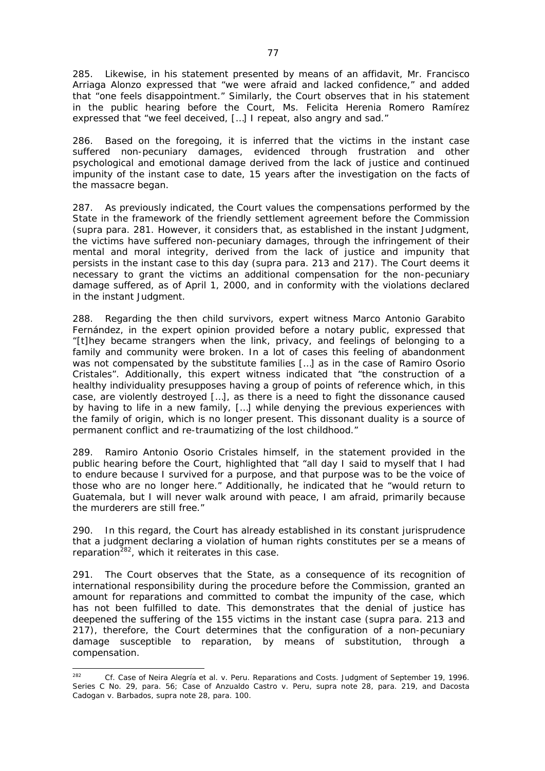285. Likewise, in his statement presented by means of an affidavit, Mr. Francisco Arriaga Alonzo expressed that "we were afraid and lacked confidence," and added that "one feels disappointment." Similarly, the Court observes that in his statement in the public hearing before the Court, Ms. Felicita Herenia Romero Ramírez expressed that "we feel deceived, […] I repeat, also angry and sad."

286. Based on the foregoing, it is inferred that the victims in the instant case suffered non-pecuniary damages, evidenced through frustration and other psychological and emotional damage derived from the lack of justice and continued impunity of the instant case to date, 15 years after the investigation on the facts of the massacre began.

287. As previously indicated, the Court values the compensations performed by the State in the framework of the friendly settlement agreement before the Commission (*supra* para. 281. However, it considers that, as established in the instant Judgment, the victims have suffered non-pecuniary damages, through the infringement of their mental and moral integrity, derived from the lack of justice and impunity that persists in the instant case to this day (*supra* para. 213 and 217). The Court deems it necessary to grant the victims an additional compensation for the non-pecuniary damage suffered, as of April 1, 2000, and in conformity with the violations declared in the instant Judgment.

288. Regarding the then child survivors, expert witness Marco Antonio Garabito Fernández, in the expert opinion provided before a notary public, expressed that "[t]hey became strangers when the link, privacy, and feelings of belonging to a family and community were broken. In a lot of cases this feeling of abandonment was not compensated by the substitute families […] as in the case of Ramiro Osorio Cristales". Additionally, this expert witness indicated that "the construction of a healthy individuality presupposes having a group of points of reference which, in this case, are violently destroyed […], as there is a need to fight the dissonance caused by having to life in a new family, […] while denying the previous experiences with the family of origin, which is no longer present. This dissonant duality is a source of permanent conflict and re-traumatizing of the lost childhood."

289. Ramiro Antonio Osorio Cristales himself, in the statement provided in the public hearing before the Court, highlighted that "all day I said to myself that I had to endure because I survived for a purpose, and that purpose was to be the voice of those who are no longer here." Additionally, he indicated that he "would return to Guatemala, but I will never walk around with peace, I am afraid, primarily because the murderers are still free."

290. In this regard, the Court has already established in its constant jurisprudence that a judgment declaring a violation of human rights constitutes *per se* a means of reparation[282], which it reiterates in this case.

291. The Court observes that the State, as a consequence of its recognition of international responsibility during the procedure before the Commission, granted an amount for reparations and committed to combat the impunity of the case, which has not been fulfilled to date. This demonstrates that the denial of justice has deepened the suffering of the 155 victims in the instant case (*supra* para. 213 and 217), therefore, the Court determines that the configuration of a non-pecuniary damage susceptible to reparation, by means of substitution, through a compensation.

---

[282] *Cf. Case of Neira Alegría et al. v. Peru. Reparations and Costs.* Judgment of September 19, 1996. Series C No. 29, para. 56; *Case of Anzualdo Castro v. Peru*, *supra* note 28, para. 219, and *Dacosta Cadogan v. Barbados*, *supra* note 28, para. 100.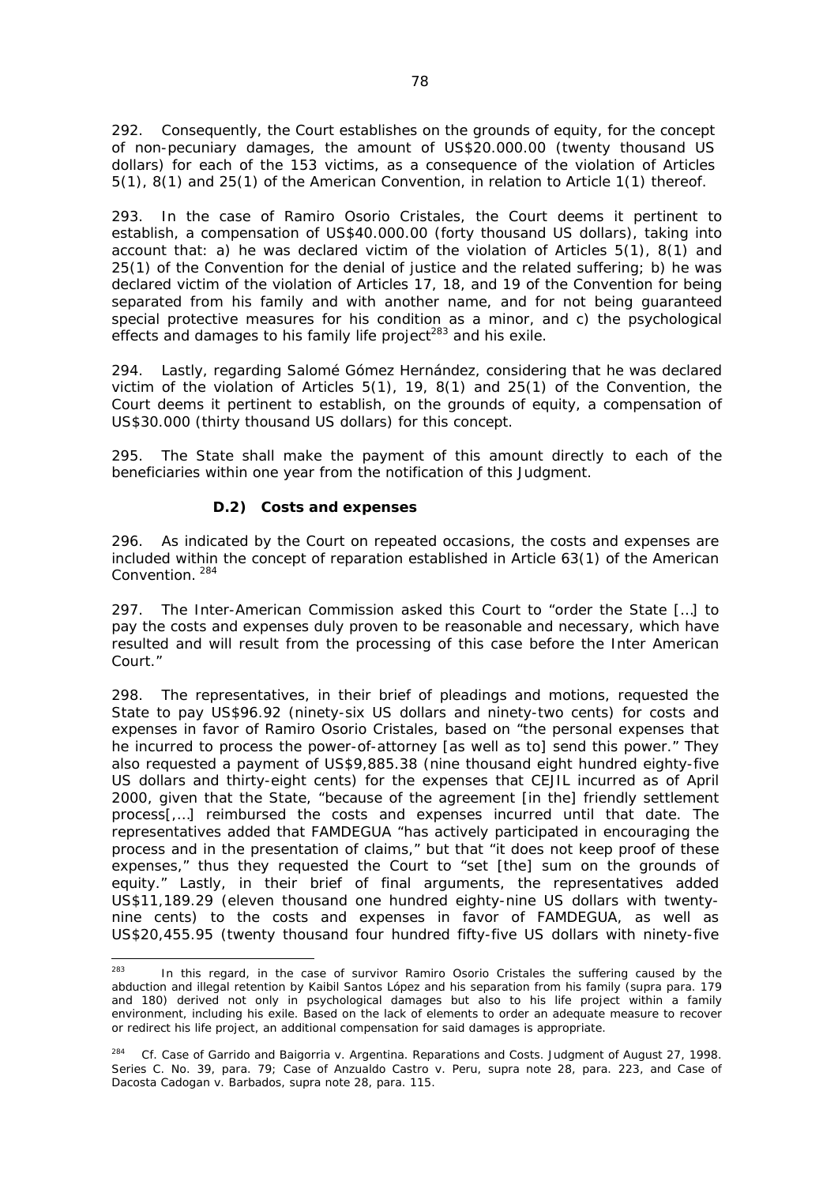292. Consequently, the Court establishes on the grounds of equity, for the concept of non-pecuniary damages, the amount of US$20.000.00 (twenty thousand US dollars) for each of the 153 victims, as a consequence of the violation of Articles 5(1), 8(1) and 25(1) of the American Convention, in relation to Article 1(1) thereof.

293. In the case of Ramiro Osorio Cristales, the Court deems it pertinent to establish, a compensation of US$40.000.00 (forty thousand US dollars), taking into account that: a) he was declared victim of the violation of Articles 5(1), 8(1) and 25(1) of the Convention for the denial of justice and the related suffering; b) he was declared victim of the violation of Articles 17, 18, and 19 of the Convention for being separated from his family and with another name, and for not being guaranteed special protective measures for his condition as a minor, and c) the psychological effects and damages to his family life project[283] and his exile.

294. Lastly, regarding Salomé Gómez Hernández, considering that he was declared victim of the violation of Articles 5(1), 19, 8(1) and 25(1) of the Convention, the Court deems it pertinent to establish, on the grounds of equity, a compensation of US$30.000 (thirty thousand US dollars) for this concept.

295. The State shall make the payment of this amount directly to each of the beneficiaries within one year from the notification of this Judgment.

**D.2) Costs and expenses**

296. As indicated by the Court on repeated occasions, the costs and expenses are included within the concept of reparation established in Article 63(1) of the American Convention. [284]

297. The Inter-American Commission asked this Court to "order the State […] to pay the costs and expenses duly proven to be reasonable and necessary, which have resulted and will result from the processing of this case before the Inter American Court."

298. The representatives, in their brief of pleadings and motions, requested the State to pay US$96.92 (ninety-six US dollars and ninety-two cents) for costs and expenses in favor of Ramiro Osorio Cristales, based on "the personal expenses that he incurred to process the power-of-attorney [as well as to] send this power." They also requested a payment of US$9,885.38 (nine thousand eight hundred eighty-five US dollars and thirty-eight cents) for the expenses that CEJIL incurred as of April 2000, given that the State, "because of the agreement [in the] friendly settlement process[,…] reimbursed the costs and expenses incurred until that date. The representatives added that FAMDEGUA "has actively participated in encouraging the process and in the presentation of claims," but that "it does not keep proof of these expenses," thus they requested the Court to "set [the] sum on the grounds of equity." Lastly, in their brief of final arguments, the representatives added US$11,189.29 (eleven thousand one hundred eighty-nine US dollars with twenty-nine cents) to the costs and expenses in favor of FAMDEGUA, as well as US$20,455.95 (twenty thousand four hundred fifty-five US dollars with ninety-five

---

[283] In this regard, in the case of survivor Ramiro Osorio Cristales the suffering caused by the abduction and illegal retention by Kaibil Santos López and his separation from his family (*supra* para. 179 and 180) derived not only in psychological damages but also to his life project within a family environment, including his exile. Based on the lack of elements to order an adequate measure to recover or redirect his life project, an additional compensation for said damages is appropriate.

[284] *Cf. Case of Garrido and Baigorria v. Argentina. Reparations and Costs.* Judgment of August 27, 1998. Series C. No. 39, para. 79; *Case of Anzualdo Castro v. Peru, supra* note 28, para. 223, and *Case of Dacosta Cadogan v. Barbados, supra* note 28, para. 115.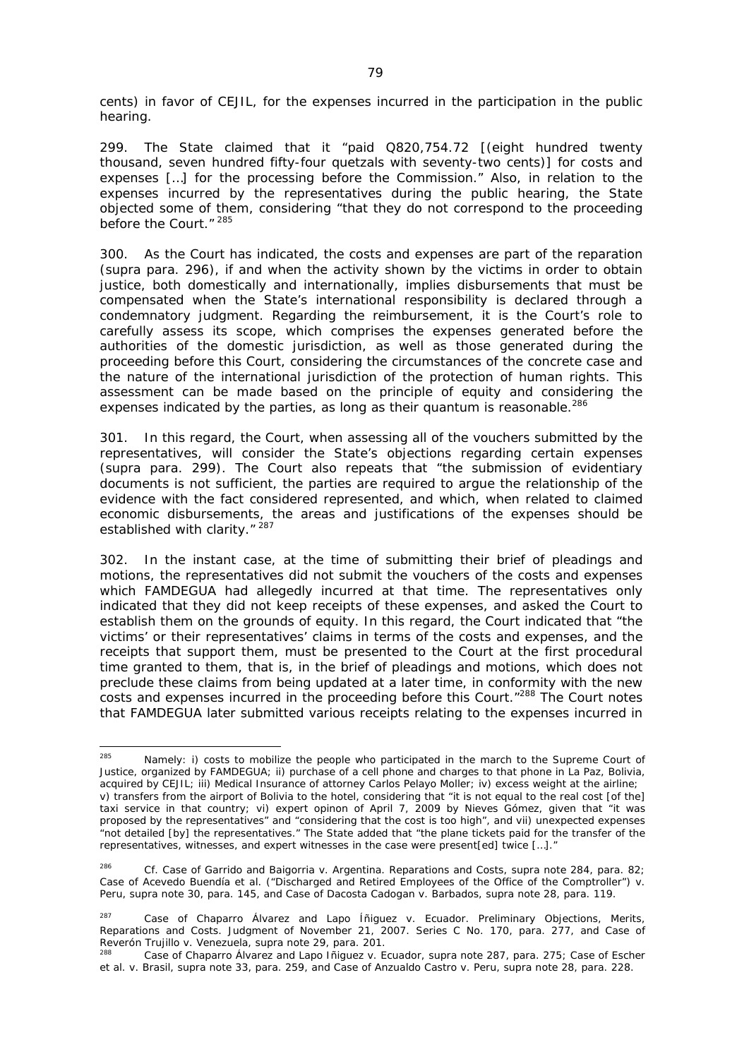cents) in favor of CEJIL, for the expenses incurred in the participation in the public hearing.

299. The State claimed that it "paid Q820,754.72 [(eight hundred twenty thousand, seven hundred fifty-four quetzals with seventy-two cents)] for costs and expenses […] for the processing before the Commission." Also, in relation to the expenses incurred by the representatives during the public hearing, the State objected some of them, considering "that they do not correspond to the proceeding before the Court."[285]

300. As the Court has indicated, the costs and expenses are part of the reparation (*supra* para. 296), if and when the activity shown by the victims in order to obtain justice, both domestically and internationally, implies disbursements that must be compensated when the State's international responsibility is declared through a condemnatory judgment. Regarding the reimbursement, it is the Court's role to carefully assess its scope, which comprises the expenses generated before the authorities of the domestic jurisdiction, as well as those generated during the proceeding before this Court, considering the circumstances of the concrete case and the nature of the international jurisdiction of the protection of human rights. This assessment can be made based on the principle of equity and considering the expenses indicated by the parties, as long as their *quantum* is reasonable.[286]

301. In this regard, the Court, when assessing all of the vouchers submitted by the representatives, will consider the State's objections regarding certain expenses (*supra* para. 299). The Court also repeats that "the submission of evidentiary documents is not sufficient, the parties are required to argue the relationship of the evidence with the fact considered represented, and which, when related to claimed economic disbursements, the areas and justifications of the expenses should be established with clarity."[287]

302. In the instant case, at the time of submitting their brief of pleadings and motions, the representatives did not submit the vouchers of the costs and expenses which FAMDEGUA had allegedly incurred at that time. The representatives only indicated that they did not keep receipts of these expenses, and asked the Court to establish them on the grounds of equity. In this regard, the Court indicated that "the victims' or their representatives' claims in terms of the costs and expenses, and the receipts that support them, must be presented to the Court at the first procedural time granted to them, that is, in the brief of pleadings and motions, which does not preclude these claims from being updated at a later time, in conformity with the new costs and expenses incurred in the proceeding before this Court."[288] The Court notes that FAMDEGUA later submitted various receipts relating to the expenses incurred in

---

[285] Namely: i) costs to mobilize the people who participated in the march to the Supreme Court of Justice, organized by FAMDEGUA; ii) purchase of a cell phone and charges to that phone in La Paz, Bolivia, acquired by CEJIL; iii) Medical Insurance of attorney Carlos Pelayo Moller; iv) excess weight at the airline; v) transfers from the airport of Bolivia to the hotel, considering that "it is not equal to the real cost [of the] taxi service in that country; vi) expert opinon of April 7, 2009 by Nieves Gómez, given that "it was proposed by the representatives" and "considering that the cost is too high", and vii) unexpected expenses "not detailed [by] the representatives." The State added that "the plane tickets paid for the transfer of the representatives, witnesses, and expert witnesses in the case were present[ed] twice […]."

[286] *Cf. Case of Garrido and Baigorria v. Argentina. Reparations and Costs, supra* note 284, para. 82; *Case of Acevedo Buendía et al. ("Discharged and Retired Employees of the Office of the Comptroller") v. Peru, supra* note 30, para. 145, and *Case of Dacosta Cadogan v. Barbados, supra* note 28, para. 119.

[287] *Case of Chaparro Álvarez and Lapo Íñiguez v. Ecuador. Preliminary Objections, Merits, Reparations and Costs.* Judgment of November 21, 2007. Series C No. 170, para. 277, and *Case of Reverón Trujillo v. Venezuela, supra* note 29, para. 201.

[288] *Case of Chaparro Álvarez and Lapo Iñiguez v. Ecuador, supra* note 287, para. 275; *Case of Escher et al. v. Brasil, supra* note 33, para. 259, and *Case of Anzualdo Castro v. Peru, supra* note 28, para. 228.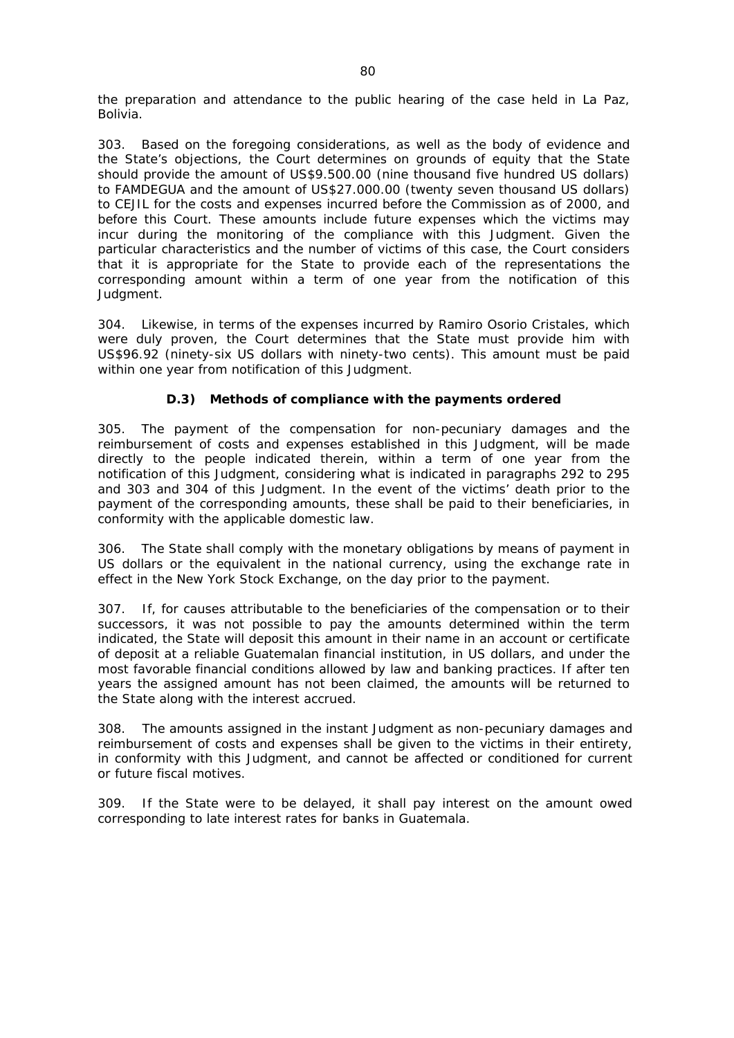the preparation and attendance to the public hearing of the case held in La Paz, Bolivia.

303. Based on the foregoing considerations, as well as the body of evidence and the State's objections, the Court determines on grounds of equity that the State should provide the amount of US$9.500.00 (nine thousand five hundred US dollars) to FAMDEGUA and the amount of US$27.000.00 (twenty seven thousand US dollars) to CEJIL for the costs and expenses incurred before the Commission as of 2000, and before this Court. These amounts include future expenses which the victims may incur during the monitoring of the compliance with this Judgment. Given the particular characteristics and the number of victims of this case, the Court considers that it is appropriate for the State to provide each of the representations the corresponding amount within a term of one year from the notification of this Judgment.

304. Likewise, in terms of the expenses incurred by Ramiro Osorio Cristales, which were duly proven, the Court determines that the State must provide him with US$96.92 (ninety-six US dollars with ninety-two cents). This amount must be paid within one year from notification of this Judgment.

### D.3) Methods of compliance with the payments ordered

305. The payment of the compensation for non-pecuniary damages and the reimbursement of costs and expenses established in this Judgment, will be made directly to the people indicated therein, within a term of one year from the notification of this Judgment, considering what is indicated in paragraphs 292 to 295 and 303 and 304 of this Judgment. In the event of the victims' death prior to the payment of the corresponding amounts, these shall be paid to their beneficiaries, in conformity with the applicable domestic law.

306. The State shall comply with the monetary obligations by means of payment in US dollars or the equivalent in the national currency, using the exchange rate in effect in the New York Stock Exchange, on the day prior to the payment.

307. If, for causes attributable to the beneficiaries of the compensation or to their successors, it was not possible to pay the amounts determined within the term indicated, the State will deposit this amount in their name in an account or certificate of deposit at a reliable Guatemalan financial institution, in US dollars, and under the most favorable financial conditions allowed by law and banking practices. If after ten years the assigned amount has not been claimed, the amounts will be returned to the State along with the interest accrued.

308. The amounts assigned in the instant Judgment as non-pecuniary damages and reimbursement of costs and expenses shall be given to the victims in their entirety, in conformity with this Judgment, and cannot be affected or conditioned for current or future fiscal motives.

309. If the State were to be delayed, it shall pay interest on the amount owed corresponding to late interest rates for banks in Guatemala.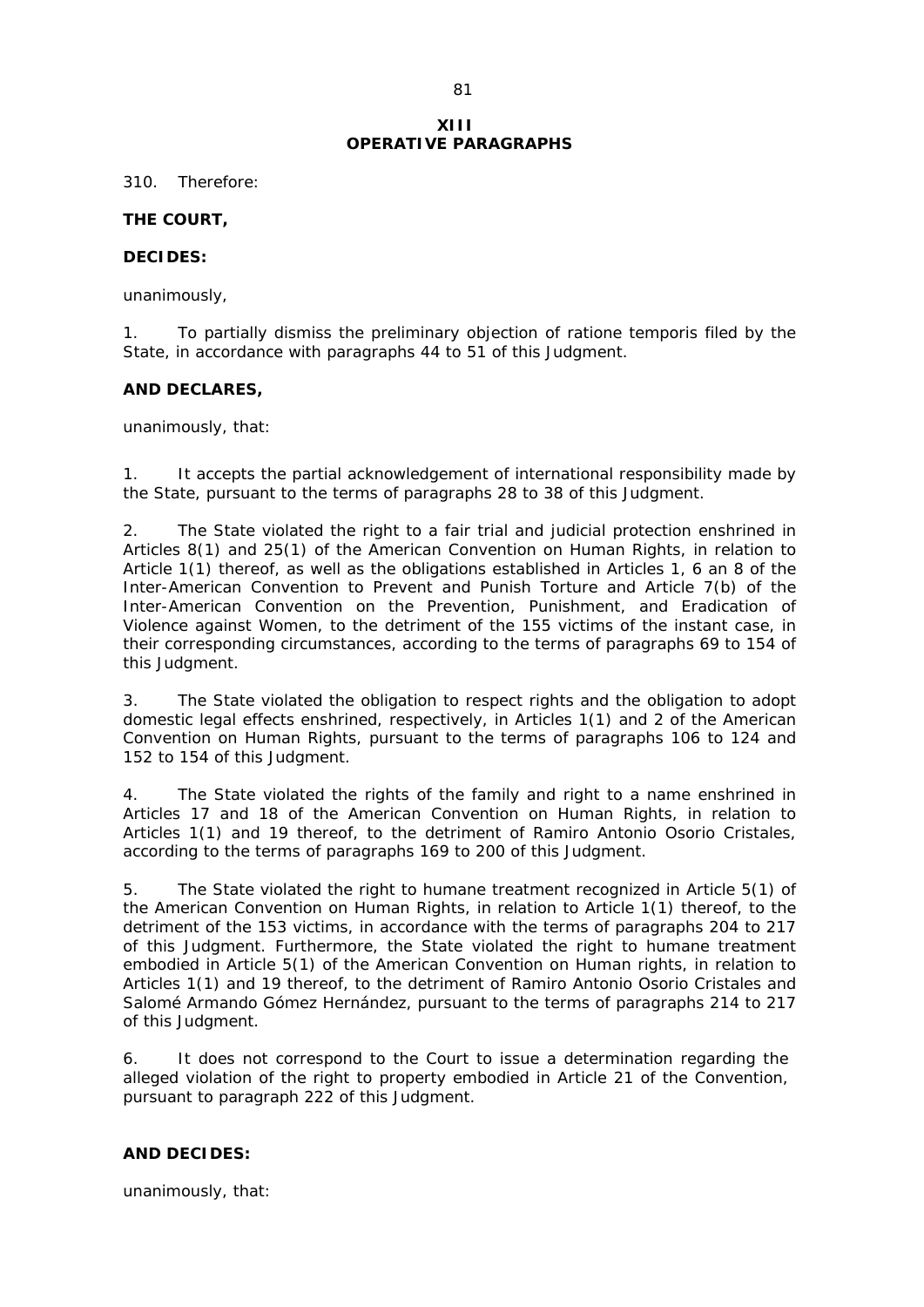## XIII
## OPERATIVE PARAGRAPHS

310. Therefore:

**THE COURT,**

**DECIDES:**

unanimously,

1. To partially dismiss the preliminary objection of ratione temporis filed by the State, in accordance with paragraphs 44 to 51 of this Judgment.

**AND DECLARES,**

unanimously, that:

1. It accepts the partial acknowledgement of international responsibility made by the State, pursuant to the terms of paragraphs 28 to 38 of this Judgment.

2. The State violated the right to a fair trial and judicial protection enshrined in Articles 8(1) and 25(1) of the American Convention on Human Rights, in relation to Article 1(1) thereof, as well as the obligations established in Articles 1, 6 an 8 of the Inter-American Convention to Prevent and Punish Torture and Article 7(b) of the Inter-American Convention on the Prevention, Punishment, and Eradication of Violence against Women, to the detriment of the 155 victims of the instant case, in their corresponding circumstances, according to the terms of paragraphs 69 to 154 of this Judgment.

3. The State violated the obligation to respect rights and the obligation to adopt domestic legal effects enshrined, respectively, in Articles 1(1) and 2 of the American Convention on Human Rights, pursuant to the terms of paragraphs 106 to 124 and 152 to 154 of this Judgment.

4. The State violated the rights of the family and right to a name enshrined in Articles 17 and 18 of the American Convention on Human Rights, in relation to Articles 1(1) and 19 thereof, to the detriment of Ramiro Antonio Osorio Cristales, according to the terms of paragraphs 169 to 200 of this Judgment.

5. The State violated the right to humane treatment recognized in Article 5(1) of the American Convention on Human Rights, in relation to Article 1(1) thereof, to the detriment of the 153 victims, in accordance with the terms of paragraphs 204 to 217 of this Judgment. Furthermore, the State violated the right to humane treatment embodied in Article 5(1) of the American Convention on Human rights, in relation to Articles 1(1) and 19 thereof, to the detriment of Ramiro Antonio Osorio Cristales and Salomé Armando Gómez Hernández, pursuant to the terms of paragraphs 214 to 217 of this Judgment.

6. It does not correspond to the Court to issue a determination regarding the alleged violation of the right to property embodied in Article 21 of the Convention, pursuant to paragraph 222 of this Judgment.

**AND DECIDES:**

unanimously, that: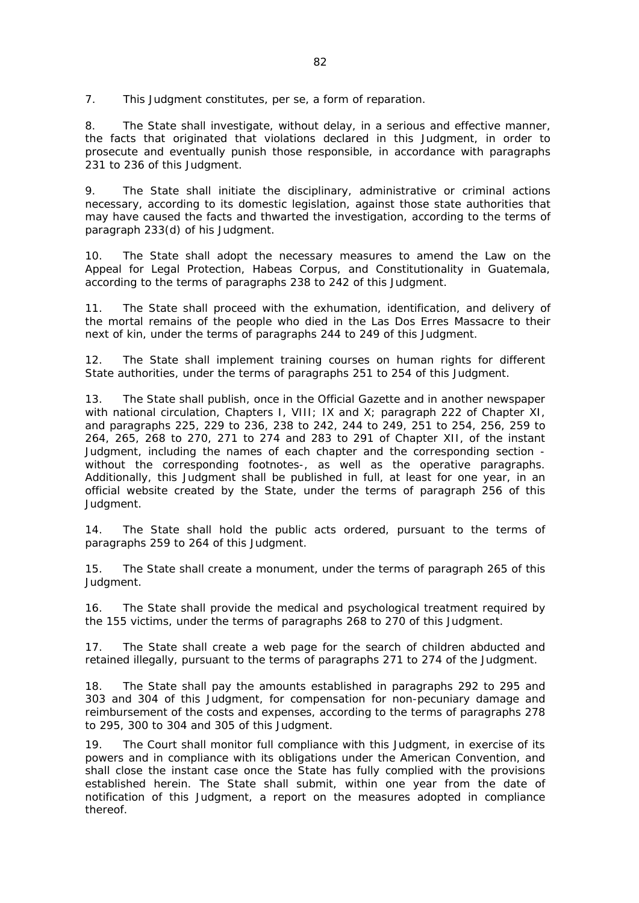7. This Judgment constitutes, per se, a form of reparation.

8. The State shall investigate, without delay, in a serious and effective manner, the facts that originated that violations declared in this Judgment, in order to prosecute and eventually punish those responsible, in accordance with paragraphs 231 to 236 of this Judgment.

9. The State shall initiate the disciplinary, administrative or criminal actions necessary, according to its domestic legislation, against those state authorities that may have caused the facts and thwarted the investigation, according to the terms of paragraph 233(d) of his Judgment.

10. The State shall adopt the necessary measures to amend the Law on the Appeal for Legal Protection, Habeas Corpus, and Constitutionality in Guatemala, according to the terms of paragraphs 238 to 242 of this Judgment.

11. The State shall proceed with the exhumation, identification, and delivery of the mortal remains of the people who died in the Las Dos Erres Massacre to their next of kin, under the terms of paragraphs 244 to 249 of this Judgment.

12. The State shall implement training courses on human rights for different State authorities, under the terms of paragraphs 251 to 254 of this Judgment.

13. The State shall publish, once in the Official Gazette and in another newspaper with national circulation, Chapters I, VIII; IX and X; paragraph 222 of Chapter XI, and paragraphs 225, 229 to 236, 238 to 242, 244 to 249, 251 to 254, 256, 259 to 264, 265, 268 to 270, 271 to 274 and 283 to 291 of Chapter XII, of the instant Judgment, including the names of each chapter and the corresponding section - without the corresponding footnotes-, as well as the operative paragraphs. Additionally, this Judgment shall be published in full, at least for one year, in an official website created by the State, under the terms of paragraph 256 of this Judgment.

14. The State shall hold the public acts ordered, pursuant to the terms of paragraphs 259 to 264 of this Judgment.

15. The State shall create a monument, under the terms of paragraph 265 of this Judgment.

16. The State shall provide the medical and psychological treatment required by the 155 victims, under the terms of paragraphs 268 to 270 of this Judgment.

17. The State shall create a web page for the search of children abducted and retained illegally, pursuant to the terms of paragraphs 271 to 274 of the Judgment.

18. The State shall pay the amounts established in paragraphs 292 to 295 and 303 and 304 of this Judgment, for compensation for non-pecuniary damage and reimbursement of the costs and expenses, according to the terms of paragraphs 278 to 295, 300 to 304 and 305 of this Judgment.

19. The Court shall monitor full compliance with this Judgment, in exercise of its powers and in compliance with its obligations under the American Convention, and shall close the instant case once the State has fully complied with the provisions established herein. The State shall submit, within one year from the date of notification of this Judgment, a report on the measures adopted in compliance thereof.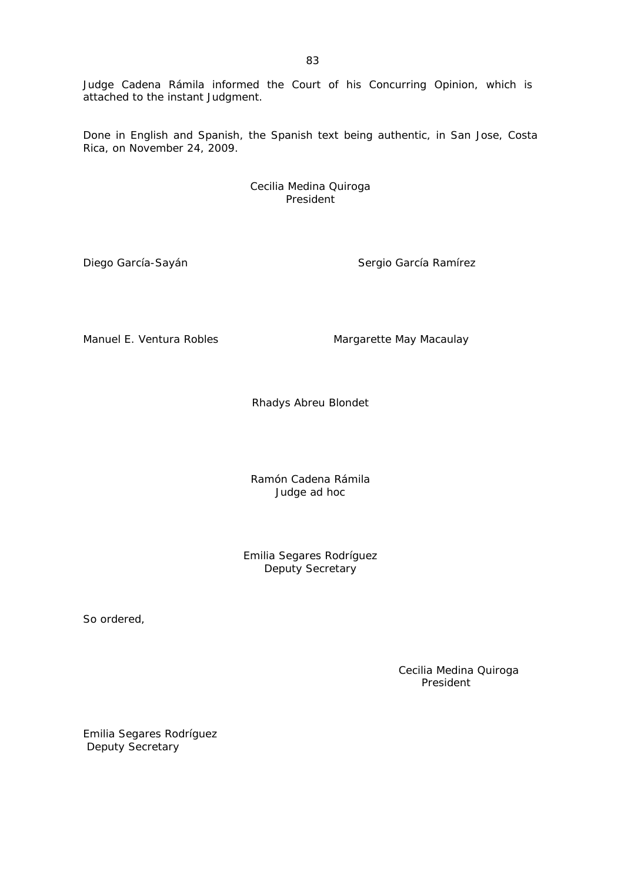Judge Cadena Rámila informed the Court of his Concurring Opinion, which is attached to the instant Judgment.

Done in English and Spanish, the Spanish text being authentic, in San Jose, Costa Rica, on November 24, 2009.

Cecilia Medina Quiroga
President

Diego García-Sayán

Sergio García Ramírez

Manuel E. Ventura Robles

Margarette May Macaulay

Rhadys Abreu Blondet

Ramón Cadena Rámila
Judge ad hoc

Emilia Segares Rodríguez
Deputy Secretary

So ordered,

Cecilia Medina Quiroga
President

Emilia Segares Rodríguez
Deputy Secretary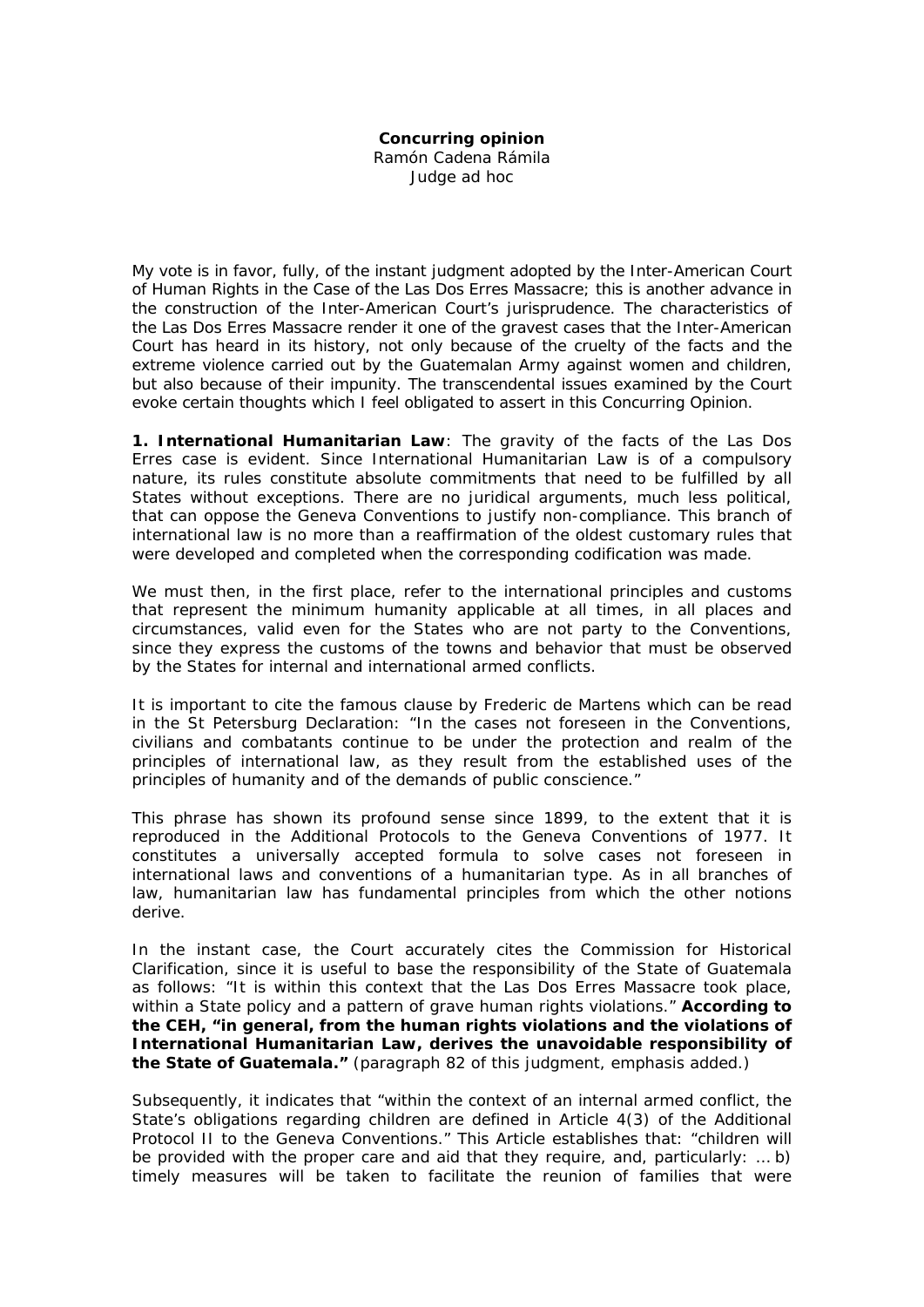**Concurring opinion**
Ramón Cadena Rámila
Judge ad hoc

My vote is in favor, fully, of the instant judgment adopted by the Inter-American Court of Human Rights in the Case of the Las Dos Erres Massacre; this is another advance in the construction of the Inter-American Court's jurisprudence. The characteristics of the Las Dos Erres Massacre render it one of the gravest cases that the Inter-American Court has heard in its history, not only because of the cruelty of the facts and the extreme violence carried out by the Guatemalan Army against women and children, but also because of their impunity. The transcendental issues examined by the Court evoke certain thoughts which I feel obligated to assert in this Concurring Opinion.

**1. International Humanitarian Law**: The gravity of the facts of the Las Dos Erres case is evident. Since International Humanitarian Law is of a compulsory nature, its rules constitute absolute commitments that need to be fulfilled by all States without exceptions. There are no juridical arguments, much less political, that can oppose the Geneva Conventions to justify non-compliance. This branch of international law is no more than a reaffirmation of the oldest customary rules that were developed and completed when the corresponding codification was made.

We must then, in the first place, refer to the international principles and customs that represent the minimum humanity applicable at all times, in all places and circumstances, valid even for the States who are not party to the Conventions, since they express the customs of the towns and behavior that must be observed by the States for internal and international armed conflicts.

It is important to cite the famous clause by Frederic de Martens which can be read in the St Petersburg Declaration: "In the cases not foreseen in the Conventions, civilians and combatants continue to be under the protection and realm of the principles of international law, as they result from the established uses of the principles of humanity and of the demands of public conscience."

This phrase has shown its profound sense since 1899, to the extent that it is reproduced in the Additional Protocols to the Geneva Conventions of 1977. It constitutes a universally accepted formula to solve cases not foreseen in international laws and conventions of a humanitarian type. As in all branches of law, humanitarian law has fundamental principles from which the other notions derive.

In the instant case, the Court accurately cites the Commission for Historical Clarification, since it is useful to base the responsibility of the State of Guatemala as follows: "It is within this context that the Las Dos Erres Massacre took place, within a State policy and a pattern of grave human rights violations." **According to the CEH, "in general, from the human rights violations and the violations of International Humanitarian Law, derives the unavoidable responsibility of the State of Guatemala."** *(paragraph 82 of this judgment, emphasis added.)*

Subsequently, it indicates that "within the context of an internal armed conflict, the State's obligations regarding children are defined in Article 4(3) of the Additional Protocol II to the Geneva Conventions." This Article establishes that: "children will be provided with the proper care and aid that they require, and, particularly: … b) timely measures will be taken to facilitate the reunion of families that were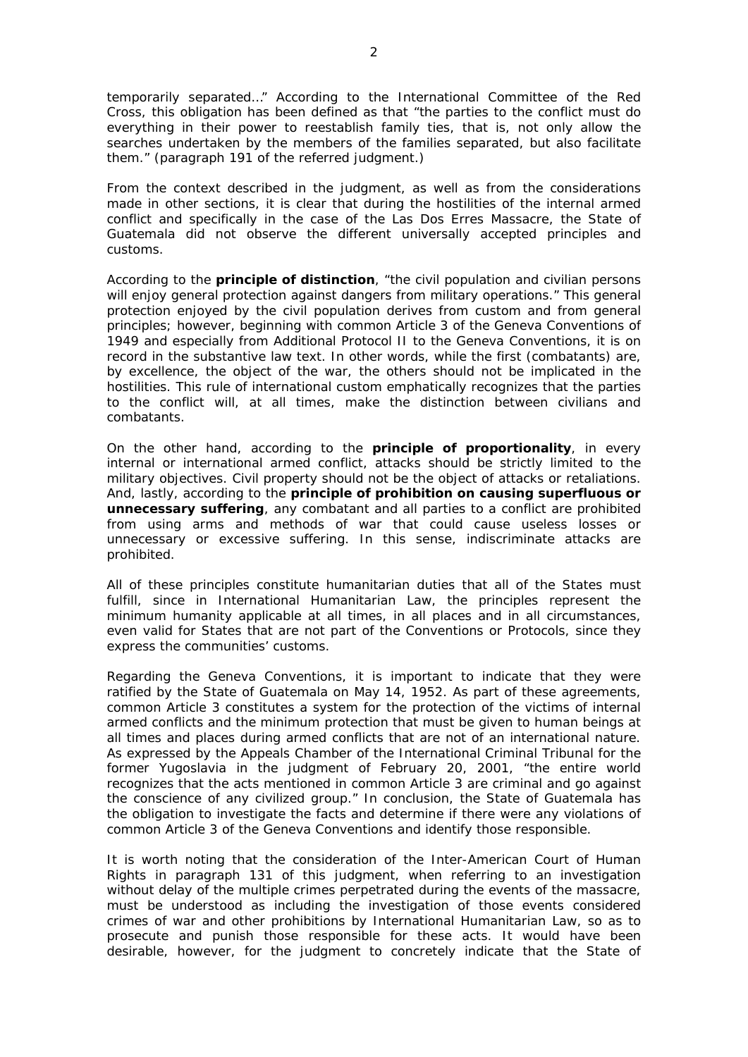temporarily separated…" According to the International Committee of the Red Cross, this obligation has been defined as that "the parties to the conflict must do everything in their power to reestablish family ties, that is, not only allow the searches undertaken by the members of the families separated, but also facilitate them." (paragraph 191 of the referred judgment.)

From the context described in the judgment, as well as from the considerations made in other sections, it is clear that during the hostilities of the internal armed conflict and specifically in the case of the Las Dos Erres Massacre, the State of Guatemala did not observe the different universally accepted principles and customs.

According to the **principle of distinction**, "the civil population and civilian persons will enjoy general protection against dangers from military operations." This general protection enjoyed by the civil population derives from custom and from general principles; however, beginning with common Article 3 of the Geneva Conventions of 1949 and especially from Additional Protocol II to the Geneva Conventions, it is on record in the substantive law text. In other words, while the first (combatants) are, by excellence, the object of the war, the others should not be implicated in the hostilities. This rule of international custom emphatically recognizes that the parties to the conflict will, at all times, make the distinction between civilians and combatants.

On the other hand, according to the **principle of proportionality**, in every internal or international armed conflict, attacks should be strictly limited to the military objectives. Civil property should not be the object of attacks or retaliations. And, lastly, according to the **principle of prohibition on causing superfluous or unnecessary suffering**, any combatant and all parties to a conflict are prohibited from using arms and methods of war that could cause useless losses or unnecessary or excessive suffering. In this sense, indiscriminate attacks are prohibited.

All of these principles constitute humanitarian duties that all of the States must fulfill, since in International Humanitarian Law, the principles represent the minimum humanity applicable at all times, in all places and in all circumstances, even valid for States that are not part of the Conventions or Protocols, since they express the communities' customs.

Regarding the Geneva Conventions, it is important to indicate that they were ratified by the State of Guatemala on May 14, 1952. As part of these agreements, common Article 3 constitutes a system for the protection of the victims of internal armed conflicts and the minimum protection that must be given to human beings at all times and places during armed conflicts that are not of an international nature. As expressed by the Appeals Chamber of the International Criminal Tribunal for the former Yugoslavia in the judgment of February 20, 2001, "the entire world recognizes that the acts mentioned in common Article 3 are criminal and go against the conscience of any civilized group." In conclusion, the State of Guatemala has the obligation to investigate the facts and determine if there were any violations of common Article 3 of the Geneva Conventions and identify those responsible.

It is worth noting that the consideration of the Inter-American Court of Human Rights in paragraph 131 of this judgment, when referring to an investigation without delay of the multiple crimes perpetrated during the events of the massacre, must be understood as including the investigation of those events considered crimes of war and other prohibitions by International Humanitarian Law, so as to prosecute and punish those responsible for these acts. It would have been desirable, however, for the judgment to concretely indicate that the State of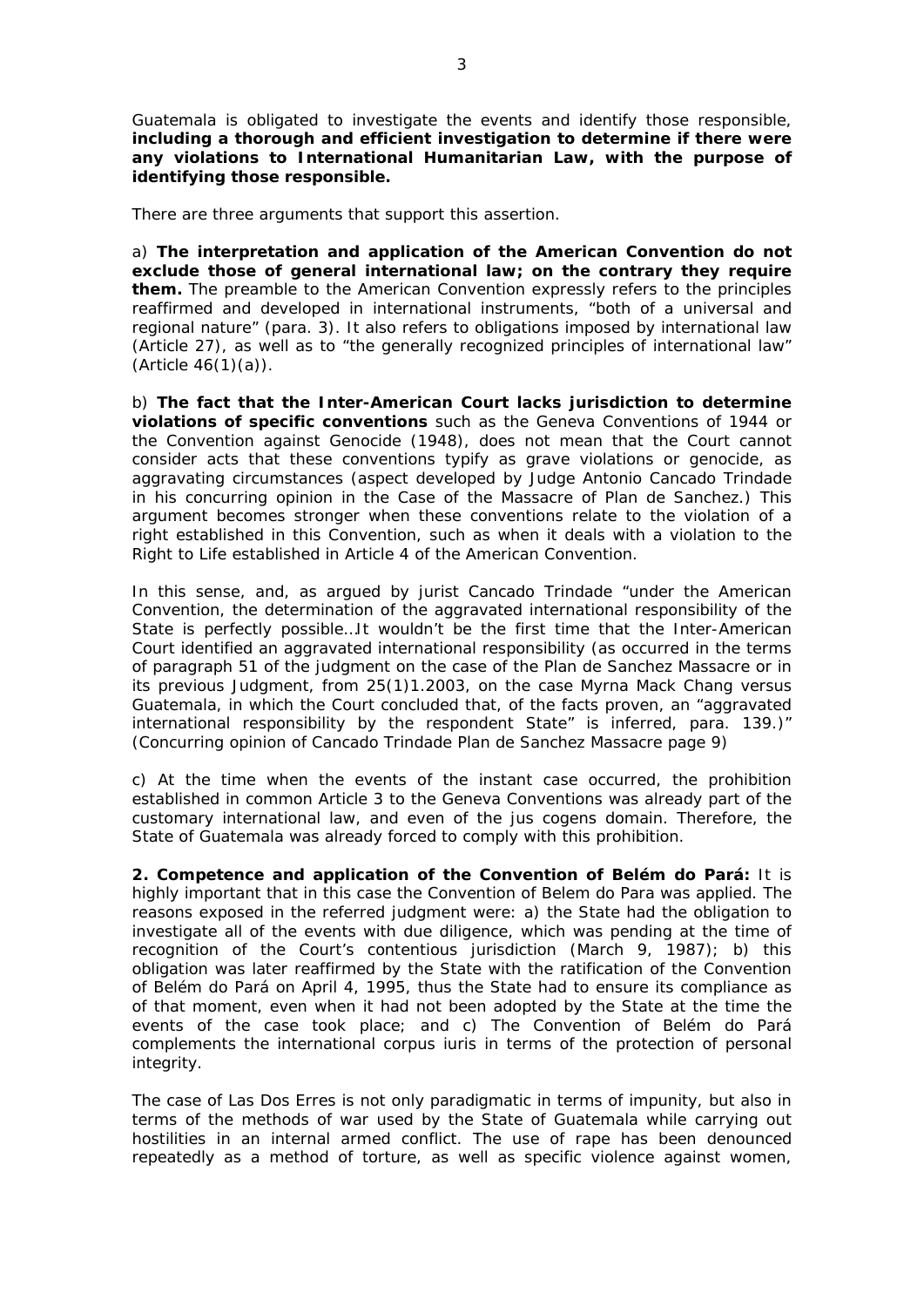Guatemala is obligated to investigate the events and identify those responsible, **including a thorough and efficient investigation to determine if there were any violations to International Humanitarian Law, with the purpose of identifying those responsible.**

There are three arguments that support this assertion.

a) **The interpretation and application of the American Convention do not exclude those of general international law; on the contrary they require them.** The preamble to the American Convention expressly refers to the principles reaffirmed and developed in international instruments, "both of a universal and regional nature" (para. 3). It also refers to obligations imposed by international law (Article 27), as well as to "the generally recognized principles of international law" (Article 46(1)(a)).

b) **The fact that the Inter-American Court lacks jurisdiction to determine violations of specific conventions** such as the Geneva Conventions of 1944 or the Convention against Genocide (1948), does not mean that the Court cannot consider acts that these conventions typify as grave violations or genocide, as aggravating circumstances (aspect developed by Judge Antonio Cancado Trindade in his concurring opinion in the Case of the Massacre of Plan de Sanchez.) This argument becomes stronger when these conventions relate to the violation of a right established in this Convention, such as when it deals with a violation to the Right to Life established in Article 4 of the American Convention.

In this sense, and, as argued by jurist Cancado Trindade "under the American Convention, the determination of the aggravated international responsibility of the State is perfectly possible…It wouldn't be the first time that the Inter-American Court identified an aggravated international responsibility (as occurred in the terms of paragraph 51 of the judgment on the case of the Plan de Sanchez Massacre or in its previous Judgment, from 25(1)1.2003, on the case Myrna Mack Chang versus Guatemala, in which the Court concluded that, of the facts proven, an "aggravated international responsibility by the respondent State" is inferred, para. 139.)" (Concurring opinion of Cancado Trindade Plan de Sanchez Massacre page 9)

c) At the time when the events of the instant case occurred, the prohibition established in common Article 3 to the Geneva Conventions was already part of the customary international law, and even of the jus cogens domain. Therefore, the State of Guatemala was already forced to comply with this prohibition.

**2. Competence and application of the Convention of Belém do Pará:** It is highly important that in this case the Convention of Belem do Para was applied. The reasons exposed in the referred judgment were: a) the State had the obligation to investigate all of the events with due diligence, which was pending at the time of recognition of the Court's contentious jurisdiction (March 9, 1987); b) this obligation was later reaffirmed by the State with the ratification of the Convention of Belém do Pará on April 4, 1995, thus the State had to ensure its compliance as of that moment, even when it had not been adopted by the State at the time the events of the case took place; and c) The Convention of Belém do Pará complements the international corpus iuris in terms of the protection of personal integrity.

The case of Las Dos Erres is not only paradigmatic in terms of impunity, but also in terms of the methods of war used by the State of Guatemala while carrying out hostilities in an internal armed conflict. The use of rape has been denounced repeatedly as a method of torture, as well as specific violence against women,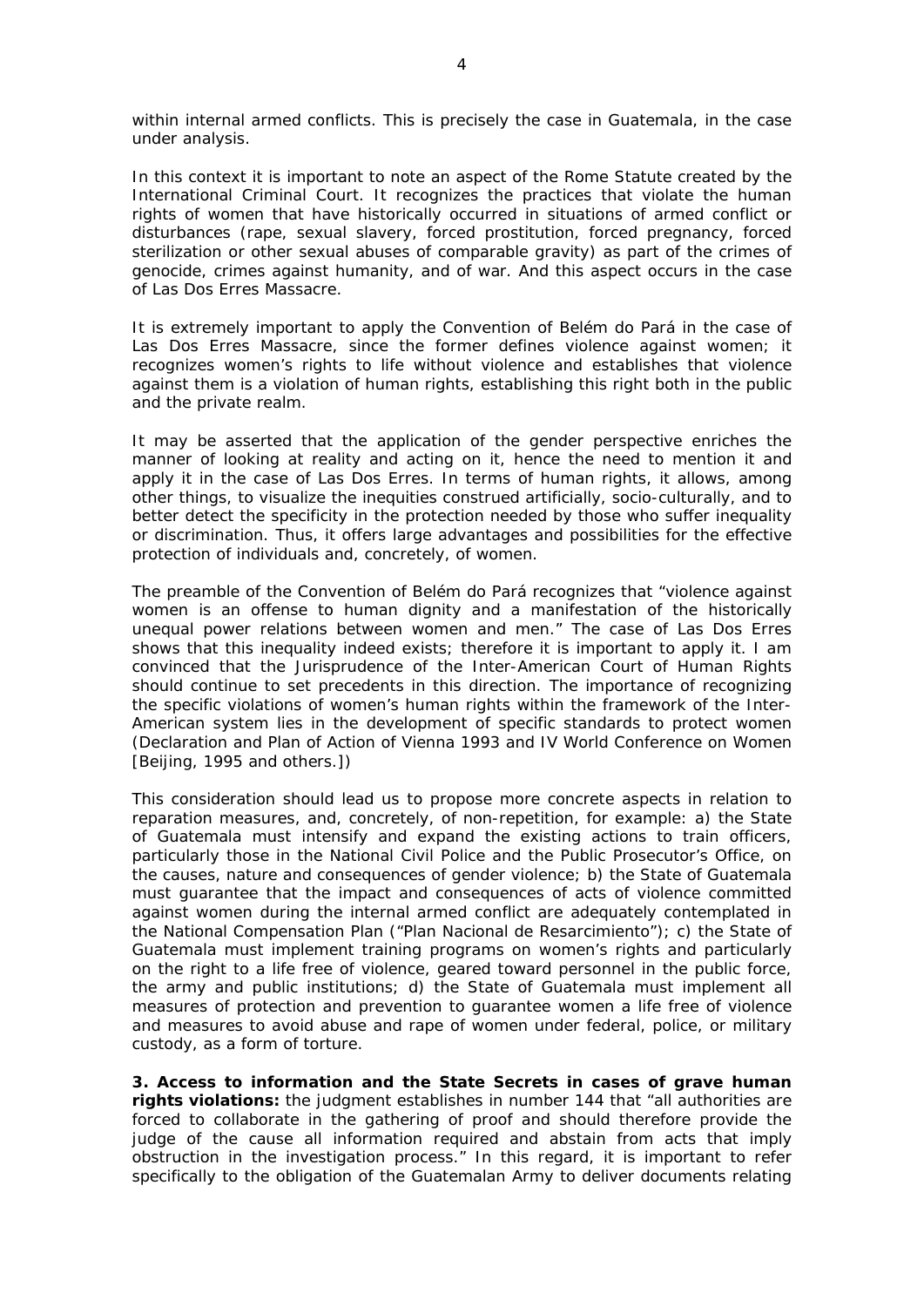within internal armed conflicts. This is precisely the case in Guatemala, in the case under analysis.

In this context it is important to note an aspect of the Rome Statute created by the International Criminal Court. It recognizes the practices that violate the human rights of women that have historically occurred in situations of armed conflict or disturbances (rape, sexual slavery, forced prostitution, forced pregnancy, forced sterilization or other sexual abuses of comparable gravity) as part of the crimes of genocide, crimes against humanity, and of war. And this aspect occurs in the case of Las Dos Erres Massacre.

It is extremely important to apply the Convention of Belém do Pará in the case of Las Dos Erres Massacre, since the former defines violence against women; it recognizes women's rights to life without violence and establishes that violence against them is a violation of human rights, establishing this right both in the public and the private realm.

It may be asserted that the application of the gender perspective enriches the manner of looking at reality and acting on it, hence the need to mention it and apply it in the case of Las Dos Erres. In terms of human rights, it allows, among other things, to visualize the inequities construed artificially, socio-culturally, and to better detect the specificity in the protection needed by those who suffer inequality or discrimination. Thus, it offers large advantages and possibilities for the effective protection of individuals and, concretely, of women.

The preamble of the Convention of Belém do Pará recognizes that "violence against women is an offense to human dignity and a manifestation of the historically unequal power relations between women and men." The case of Las Dos Erres shows that this inequality indeed exists; therefore it is important to apply it. I am convinced that the Jurisprudence of the Inter-American Court of Human Rights should continue to set precedents in this direction. The importance of recognizing the specific violations of women's human rights within the framework of the Inter-American system lies in the development of specific standards to protect women (Declaration and Plan of Action of Vienna 1993 and IV World Conference on Women [Beijing, 1995 and others.])

This consideration should lead us to propose more concrete aspects in relation to reparation measures, and, concretely, of non-repetition, for example: a) the State of Guatemala must intensify and expand the existing actions to train officers, particularly those in the National Civil Police and the Public Prosecutor's Office, on the causes, nature and consequences of gender violence; b) the State of Guatemala must guarantee that the impact and consequences of acts of violence committed against women during the internal armed conflict are adequately contemplated in the National Compensation Plan ("Plan Nacional de Resarcimiento"); c) the State of Guatemala must implement training programs on women's rights and particularly on the right to a life free of violence, geared toward personnel in the public force, the army and public institutions; d) the State of Guatemala must implement all measures of protection and prevention to guarantee women a life free of violence and measures to avoid abuse and rape of women under federal, police, or military custody, as a form of torture.

**3. Access to information and the State Secrets in cases of grave human rights violations:** the judgment establishes in number 144 that "all authorities are forced to collaborate in the gathering of proof and should therefore provide the judge of the cause all information required and abstain from acts that imply obstruction in the investigation process." In this regard, it is important to refer specifically to the obligation of the Guatemalan Army to deliver documents relating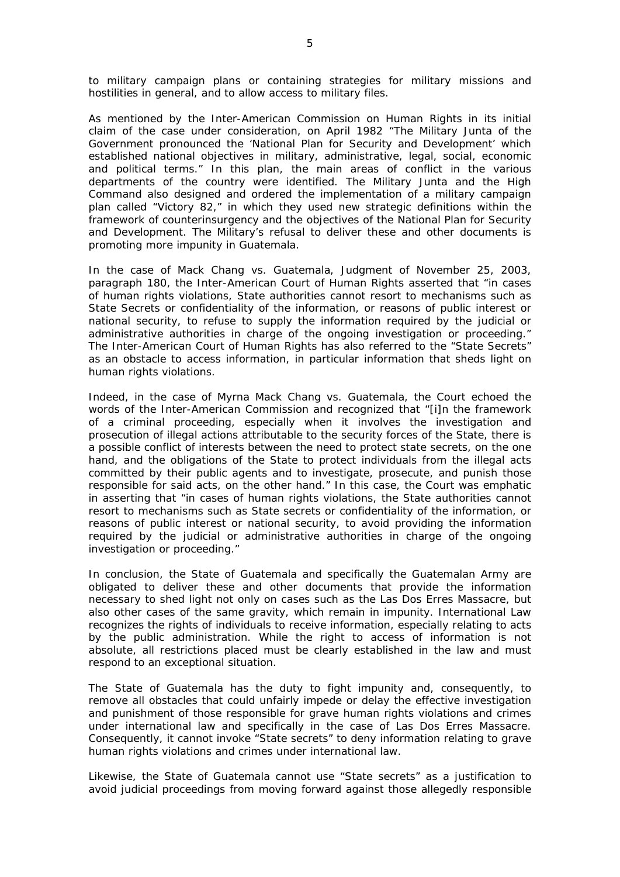to military campaign plans or containing strategies for military missions and hostilities in general, and to allow access to military files.

As mentioned by the Inter-American Commission on Human Rights in its initial claim of the case under consideration, on April 1982 "The Military Junta of the Government pronounced the 'National Plan for Security and Development' which established national objectives in military, administrative, legal, social, economic and political terms." In this plan, the main areas of conflict in the various departments of the country were identified. The Military Junta and the High Command also designed and ordered the implementation of a military campaign plan called "Victory 82," in which they used new strategic definitions within the framework of counterinsurgency and the objectives of the National Plan for Security and Development. The Military's refusal to deliver these and other documents is promoting more impunity in Guatemala.

In the case of Mack Chang vs. Guatemala, Judgment of November 25, 2003, paragraph 180, the Inter-American Court of Human Rights asserted that "in cases of human rights violations, State authorities cannot resort to mechanisms such as State Secrets or confidentiality of the information, or reasons of public interest or national security, to refuse to supply the information required by the judicial or administrative authorities in charge of the ongoing investigation or proceeding." The Inter-American Court of Human Rights has also referred to the "State Secrets" as an obstacle to access information, in particular information that sheds light on human rights violations.

Indeed, in the case of Myrna Mack Chang vs. Guatemala, the Court echoed the words of the Inter-American Commission and recognized that "[i]n the framework of a criminal proceeding, especially when it involves the investigation and prosecution of illegal actions attributable to the security forces of the State, there is a possible conflict of interests between the need to protect state secrets, on the one hand, and the obligations of the State to protect individuals from the illegal acts committed by their public agents and to investigate, prosecute, and punish those responsible for said acts, on the other hand." In this case, the Court was emphatic in asserting that "in cases of human rights violations, the State authorities cannot resort to mechanisms such as State secrets or confidentiality of the information, or reasons of public interest or national security, to avoid providing the information required by the judicial or administrative authorities in charge of the ongoing investigation or proceeding."

In conclusion, the State of Guatemala and specifically the Guatemalan Army are obligated to deliver these and other documents that provide the information necessary to shed light not only on cases such as the Las Dos Erres Massacre, but also other cases of the same gravity, which remain in impunity. International Law recognizes the rights of individuals to receive information, especially relating to acts by the public administration. While the right to access of information is not absolute, all restrictions placed must be clearly established in the law and must respond to an exceptional situation.

The State of Guatemala has the duty to fight impunity and, consequently, to remove all obstacles that could unfairly impede or delay the effective investigation and punishment of those responsible for grave human rights violations and crimes under international law and specifically in the case of Las Dos Erres Massacre. Consequently, it cannot invoke "State secrets" to deny information relating to grave human rights violations and crimes under international law.

Likewise, the State of Guatemala cannot use "State secrets" as a justification to avoid judicial proceedings from moving forward against those allegedly responsible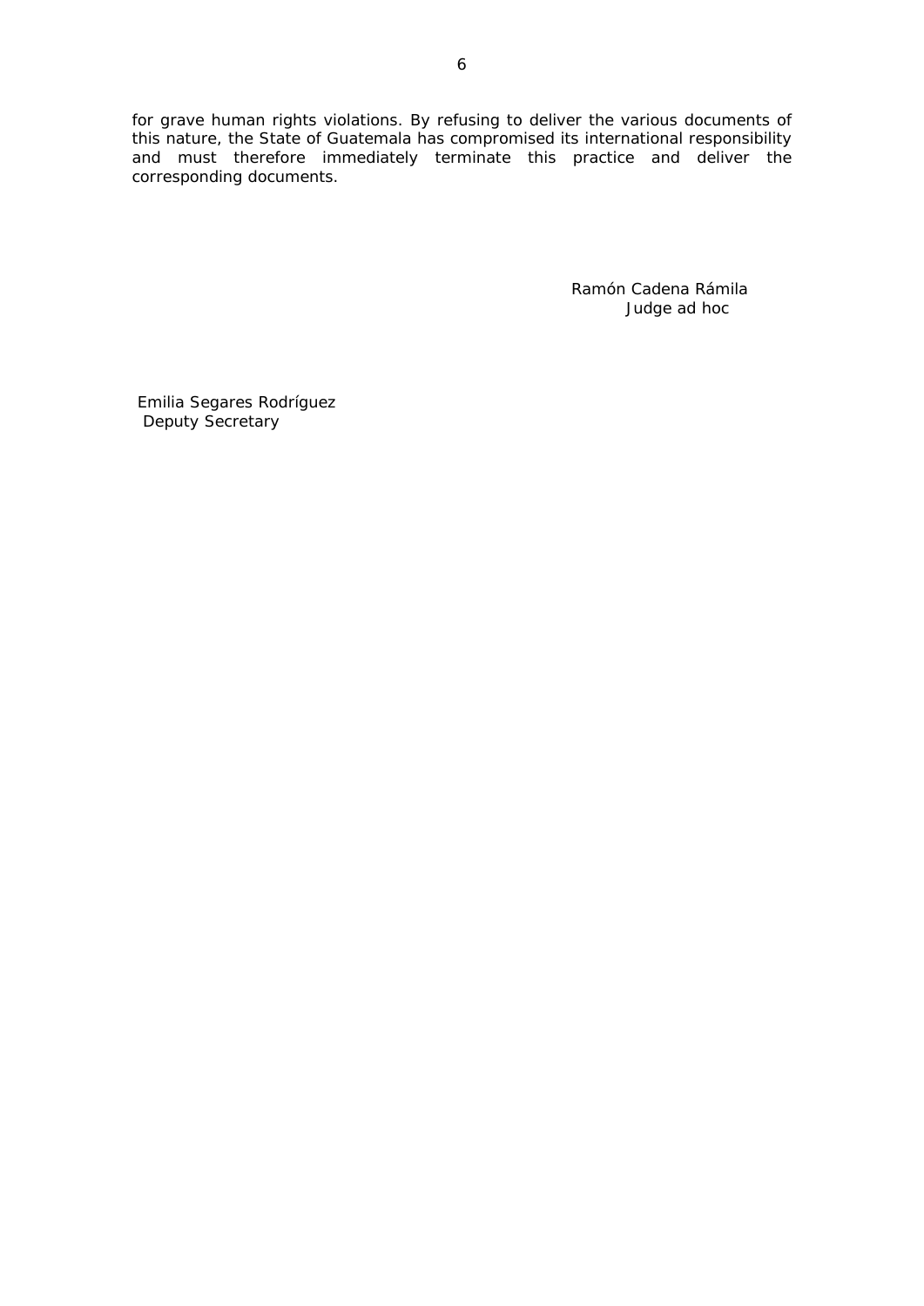for grave human rights violations. By refusing to deliver the various documents of this nature, the State of Guatemala has compromised its international responsibility and must therefore immediately terminate this practice and deliver the corresponding documents.

Ramón Cadena Rámila
Judge ad hoc

Emilia Segares Rodríguez
Deputy Secretary